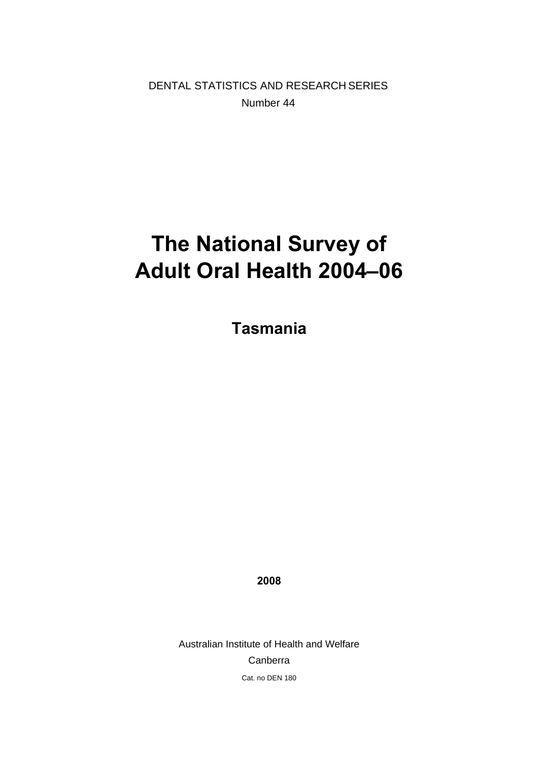DENTAL STATISTICS AND RESEARCH SERIES

Number 44

# The National Survey of Adult Oral Health 2004–06

## Tasmania

**2008**

Australian Institute of Health and Welfare

Canberra

Cat. no DEN 180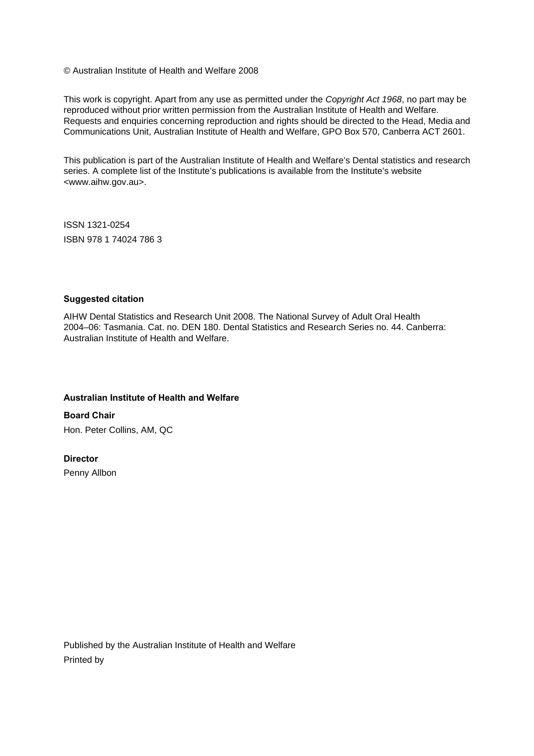© Australian Institute of Health and Welfare 2008

This work is copyright. Apart from any use as permitted under the *Copyright Act 1968*, no part may be reproduced without prior written permission from the Australian Institute of Health and Welfare. Requests and enquiries concerning reproduction and rights should be directed to the Head, Media and Communications Unit, Australian Institute of Health and Welfare, GPO Box 570, Canberra ACT 2601.

This publication is part of the Australian Institute of Health and Welfare's Dental statistics and research series. A complete list of the Institute's publications is available from the Institute's website <www.aihw.gov.au>.

ISSN 1321-0254
ISBN 978 1 74024 786 3

**Suggested citation**

AIHW Dental Statistics and Research Unit 2008. The National Survey of Adult Oral Health 2004–06: Tasmania. Cat. no. DEN 180. Dental Statistics and Research Series no. 44. Canberra: Australian Institute of Health and Welfare.

**Australian Institute of Health and Welfare**

**Board Chair**
Hon. Peter Collins, AM, QC

**Director**
Penny Allbon

Published by the Australian Institute of Health and Welfare
Printed by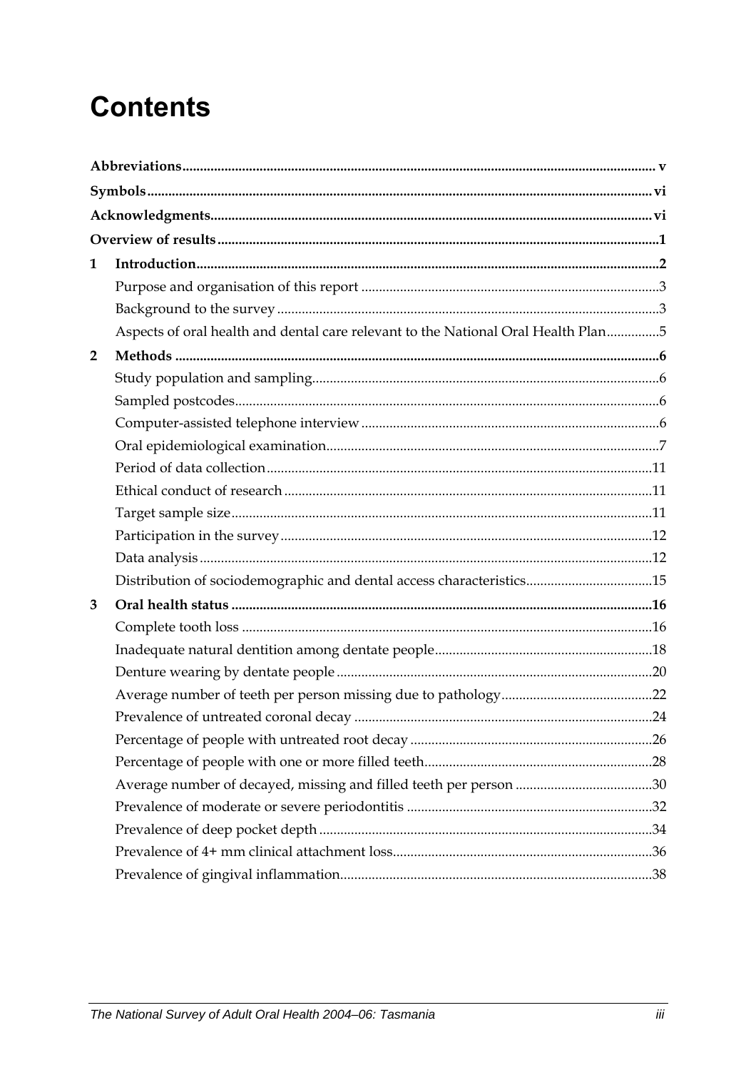# Contents

**Abbreviations** ........................................................ v

**Symbols** ........................................................ vi

**Acknowledgments** ........................................................ vi

**Overview of results** ........................................................ 1

**1 Introduction** ........................................................ 2

- Purpose and organisation of this report ........................................................ 3
- Background to the survey ........................................................ 3
- Aspects of oral health and dental care relevant to the National Oral Health Plan ............... 5

**2 Methods** ........................................................ 6

- Study population and sampling ........................................................ 6
- Sampled postcodes ........................................................ 6
- Computer-assisted telephone interview ........................................................ 6
- Oral epidemiological examination ........................................................ 7
- Period of data collection ........................................................ 11
- Ethical conduct of research ........................................................ 11
- Target sample size ........................................................ 11
- Participation in the survey ........................................................ 12
- Data analysis ........................................................ 12
- Distribution of sociodemographic and dental access characteristics ........................................................ 15

**3 Oral health status** ........................................................ 16

- Complete tooth loss ........................................................ 16
- Inadequate natural dentition among dentate people ........................................................ 18
- Denture wearing by dentate people ........................................................ 20
- Average number of teeth per person missing due to pathology ........................................................ 22
- Prevalence of untreated coronal decay ........................................................ 24
- Percentage of people with untreated root decay ........................................................ 26
- Percentage of people with one or more filled teeth ........................................................ 28
- Average number of decayed, missing and filled teeth per person ........................................................ 30
- Prevalence of moderate or severe periodontitis ........................................................ 32
- Prevalence of deep pocket depth ........................................................ 34
- Prevalence of 4+ mm clinical attachment loss ........................................................ 36
- Prevalence of gingival inflammation ........................................................ 38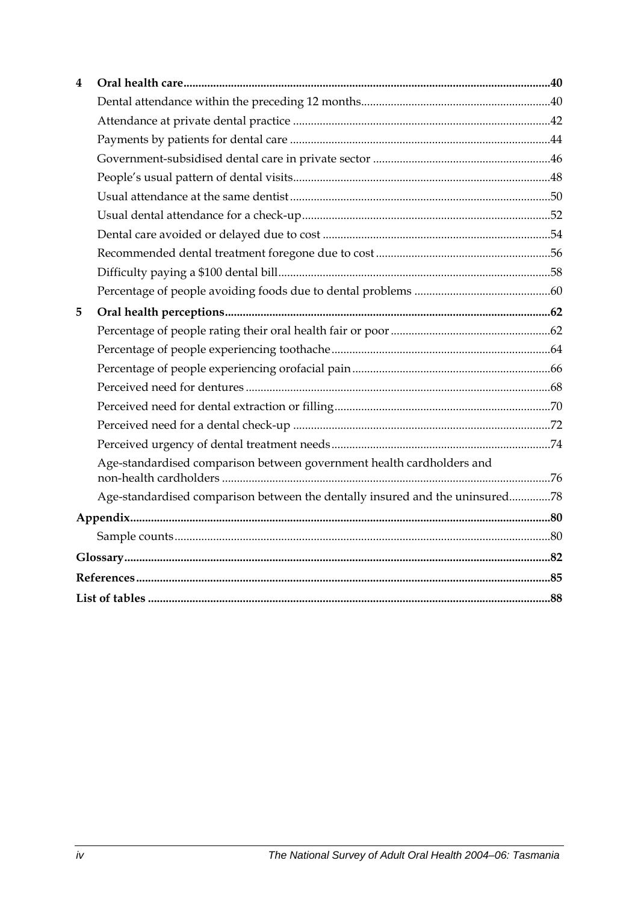**4 Oral health care** .......... **40**

Dental attendance within the preceding 12 months .......... 40

Attendance at private dental practice .......... 42

Payments by patients for dental care .......... 44

Government-subsidised dental care in private sector .......... 46

People's usual pattern of dental visits .......... 48

Usual attendance at the same dentist .......... 50

Usual dental attendance for a check-up .......... 52

Dental care avoided or delayed due to cost .......... 54

Recommended dental treatment foregone due to cost .......... 56

Difficulty paying a $100 dental bill .......... 58

Percentage of people avoiding foods due to dental problems .......... 60

**5 Oral health perceptions** .......... **62**

Percentage of people rating their oral health fair or poor .......... 62

Percentage of people experiencing toothache .......... 64

Percentage of people experiencing orofacial pain .......... 66

Perceived need for dentures .......... 68

Perceived need for dental extraction or filling .......... 70

Perceived need for a dental check-up .......... 72

Perceived urgency of dental treatment needs .......... 74

Age-standardised comparison between government health cardholders and non-health cardholders .......... 76

Age-standardised comparison between the dentally insured and the uninsured .......... 78

**Appendix** .......... **80**

Sample counts .......... 80

**Glossary** .......... **82**

**References** .......... **85**

**List of tables** .......... **88**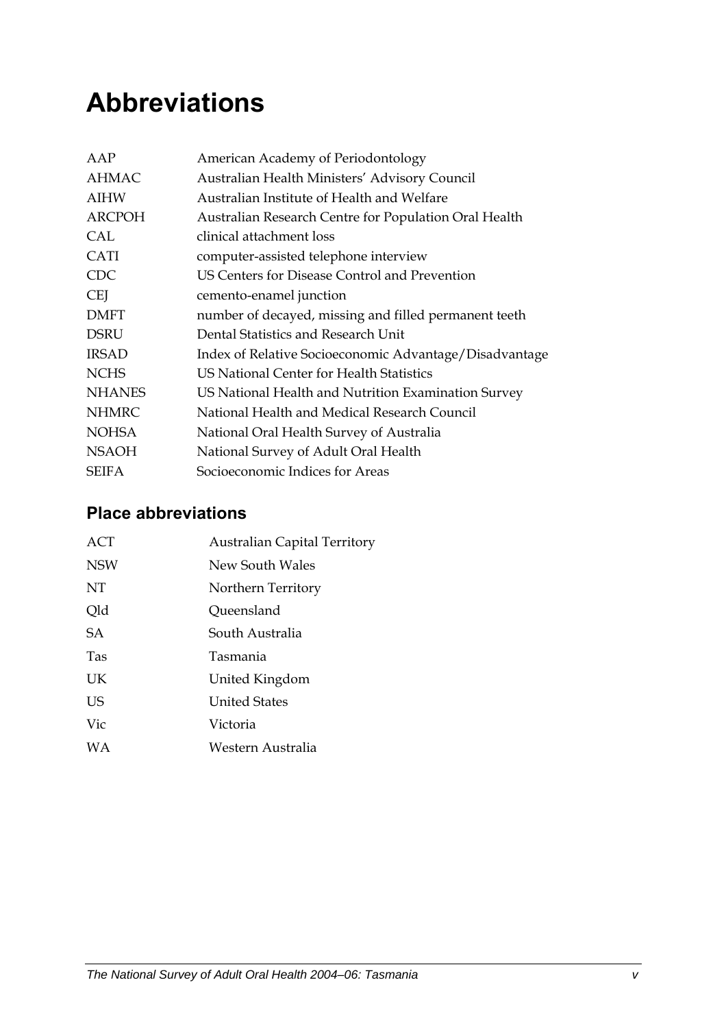# Abbreviations

| | |
|---|---|
| AAP | American Academy of Periodontology |
| AHMAC | Australian Health Ministers' Advisory Council |
| AIHW | Australian Institute of Health and Welfare |
| ARCPOH | Australian Research Centre for Population Oral Health |
| CAL | clinical attachment loss |
| CATI | computer-assisted telephone interview |
| CDC | US Centers for Disease Control and Prevention |
| CEJ | cemento-enamel junction |
| DMFT | number of decayed, missing and filled permanent teeth |
| DSRU | Dental Statistics and Research Unit |
| IRSAD | Index of Relative Socioeconomic Advantage/Disadvantage |
| NCHS | US National Center for Health Statistics |
| NHANES | US National Health and Nutrition Examination Survey |
| NHMRC | National Health and Medical Research Council |
| NOHSA | National Oral Health Survey of Australia |
| NSAOH | National Survey of Adult Oral Health |
| SEIFA | Socioeconomic Indices for Areas |

## Place abbreviations

| | |
|---|---|
| ACT | Australian Capital Territory |
| NSW | New South Wales |
| NT | Northern Territory |
| Qld | Queensland |
| SA | South Australia |
| Tas | Tasmania |
| UK | United Kingdom |
| US | United States |
| Vic | Victoria |
| WA | Western Australia |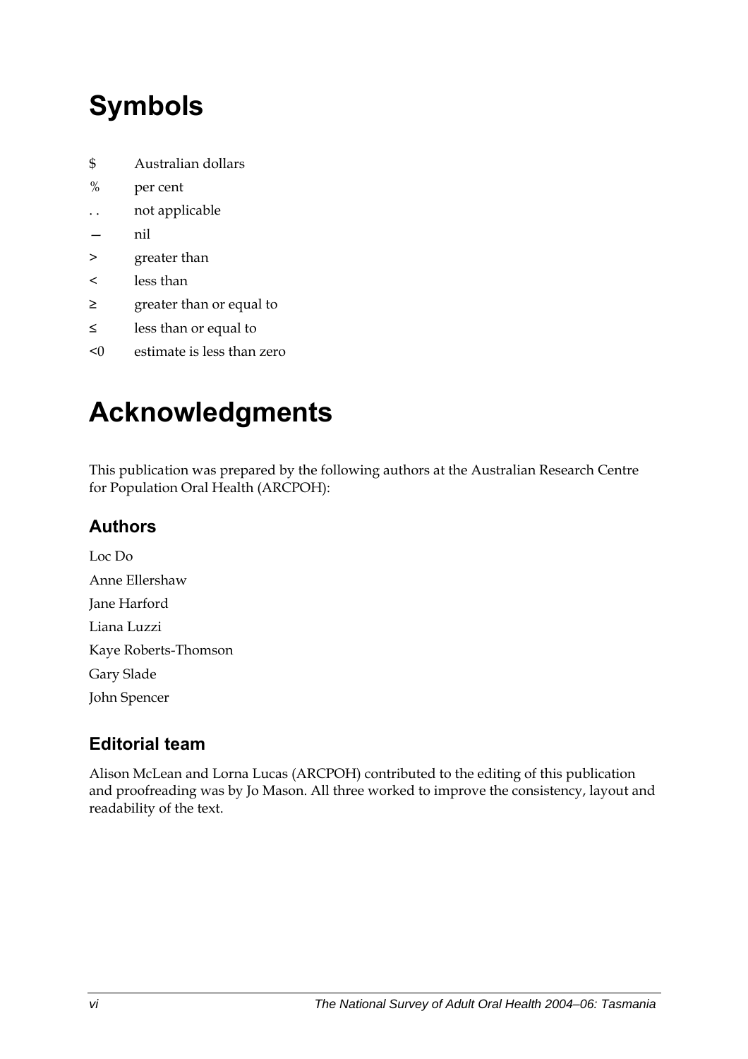# Symbols

| | |
|---|---|
| $ | Australian dollars |
| % | per cent |
| . . | not applicable |
| — | nil |
| > | greater than |
| < | less than |
| ≥ | greater than or equal to |
| ≤ | less than or equal to |
| <0 | estimate is less than zero |

# Acknowledgments

This publication was prepared by the following authors at the Australian Research Centre for Population Oral Health (ARCPOH):

## Authors

Loc Do

Anne Ellershaw

Jane Harford

Liana Luzzi

Kaye Roberts-Thomson

Gary Slade

John Spencer

## Editorial team

Alison McLean and Lorna Lucas (ARCPOH) contributed to the editing of this publication and proofreading was by Jo Mason. All three worked to improve the consistency, layout and readability of the text.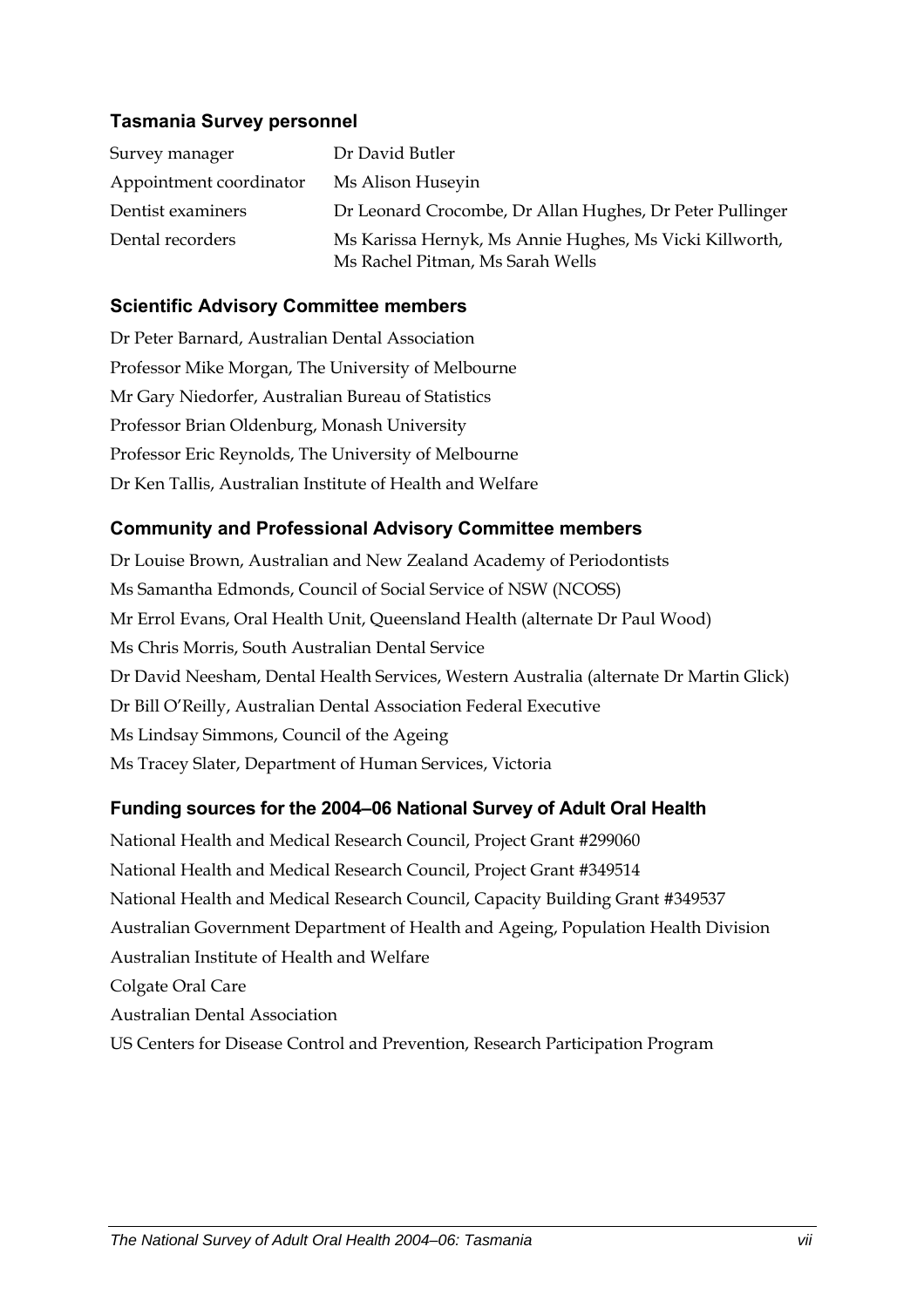### Tasmania Survey personnel

| | |
|---|---|
| Survey manager | Dr David Butler |
| Appointment coordinator | Ms Alison Huseyin |
| Dentist examiners | Dr Leonard Crocombe, Dr Allan Hughes, Dr Peter Pullinger |
| Dental recorders | Ms Karissa Hernyk, Ms Annie Hughes, Ms Vicki Killworth, Ms Rachel Pitman, Ms Sarah Wells |

### Scientific Advisory Committee members

Dr Peter Barnard, Australian Dental Association

Professor Mike Morgan, The University of Melbourne

Mr Gary Niedorfer, Australian Bureau of Statistics

Professor Brian Oldenburg, Monash University

Professor Eric Reynolds, The University of Melbourne

Dr Ken Tallis, Australian Institute of Health and Welfare

### Community and Professional Advisory Committee members

Dr Louise Brown, Australian and New Zealand Academy of Periodontists

Ms Samantha Edmonds, Council of Social Service of NSW (NCOSS)

Mr Errol Evans, Oral Health Unit, Queensland Health (alternate Dr Paul Wood)

Ms Chris Morris, South Australian Dental Service

Dr David Neesham, Dental Health Services, Western Australia (alternate Dr Martin Glick)

Dr Bill O'Reilly, Australian Dental Association Federal Executive

Ms Lindsay Simmons, Council of the Ageing

Ms Tracey Slater, Department of Human Services, Victoria

### Funding sources for the 2004–06 National Survey of Adult Oral Health

National Health and Medical Research Council, Project Grant #299060

National Health and Medical Research Council, Project Grant #349514

National Health and Medical Research Council, Capacity Building Grant #349537

Australian Government Department of Health and Ageing, Population Health Division

Australian Institute of Health and Welfare

Colgate Oral Care

Australian Dental Association

US Centers for Disease Control and Prevention, Research Participation Program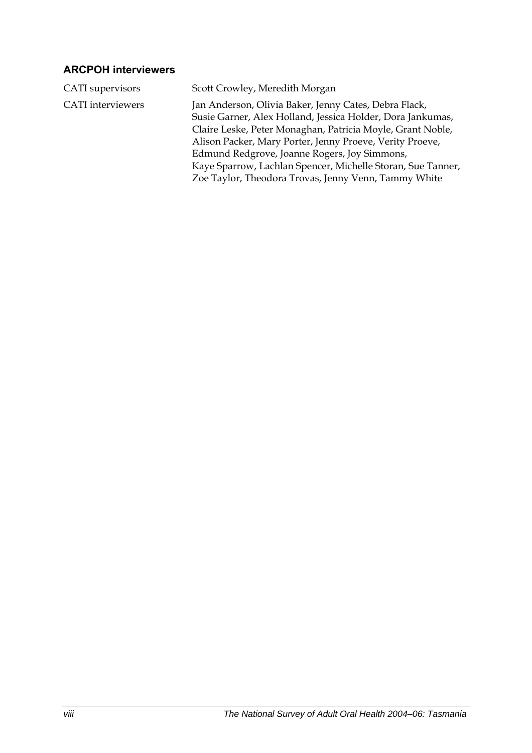### ARCPOH interviewers

| | |
|---|---|
| CATI supervisors | Scott Crowley, Meredith Morgan |
| CATI interviewers | Jan Anderson, Olivia Baker, Jenny Cates, Debra Flack, Susie Garner, Alex Holland, Jessica Holder, Dora Jankumas, Claire Leske, Peter Monaghan, Patricia Moyle, Grant Noble, Alison Packer, Mary Porter, Jenny Proeve, Verity Proeve, Edmund Redgrove, Joanne Rogers, Joy Simmons, Kaye Sparrow, Lachlan Spencer, Michelle Storan, Sue Tanner, Zoe Taylor, Theodora Trovas, Jenny Venn, Tammy White |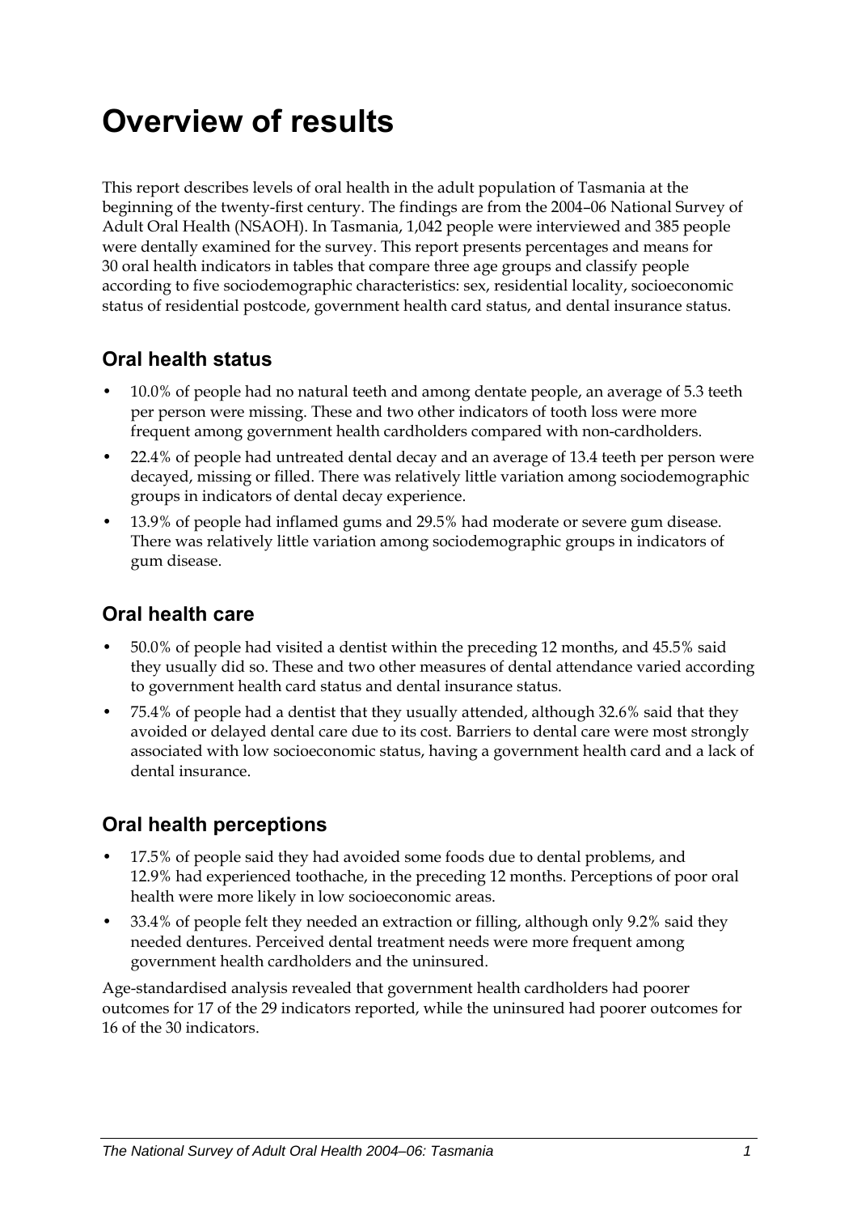# Overview of results

This report describes levels of oral health in the adult population of Tasmania at the beginning of the twenty-first century. The findings are from the 2004–06 National Survey of Adult Oral Health (NSAOH). In Tasmania, 1,042 people were interviewed and 385 people were dentally examined for the survey. This report presents percentages and means for 30 oral health indicators in tables that compare three age groups and classify people according to five sociodemographic characteristics: sex, residential locality, socioeconomic status of residential postcode, government health card status, and dental insurance status.

## Oral health status

- 10.0% of people had no natural teeth and among dentate people, an average of 5.3 teeth per person were missing. These and two other indicators of tooth loss were more frequent among government health cardholders compared with non-cardholders.
- 22.4% of people had untreated dental decay and an average of 13.4 teeth per person were decayed, missing or filled. There was relatively little variation among sociodemographic groups in indicators of dental decay experience.
- 13.9% of people had inflamed gums and 29.5% had moderate or severe gum disease. There was relatively little variation among sociodemographic groups in indicators of gum disease.

## Oral health care

- 50.0% of people had visited a dentist within the preceding 12 months, and 45.5% said they usually did so. These and two other measures of dental attendance varied according to government health card status and dental insurance status.
- 75.4% of people had a dentist that they usually attended, although 32.6% said that they avoided or delayed dental care due to its cost. Barriers to dental care were most strongly associated with low socioeconomic status, having a government health card and a lack of dental insurance.

## Oral health perceptions

- 17.5% of people said they had avoided some foods due to dental problems, and 12.9% had experienced toothache, in the preceding 12 months. Perceptions of poor oral health were more likely in low socioeconomic areas.
- 33.4% of people felt they needed an extraction or filling, although only 9.2% said they needed dentures. Perceived dental treatment needs were more frequent among government health cardholders and the uninsured.

Age-standardised analysis revealed that government health cardholders had poorer outcomes for 17 of the 29 indicators reported, while the uninsured had poorer outcomes for 16 of the 30 indicators.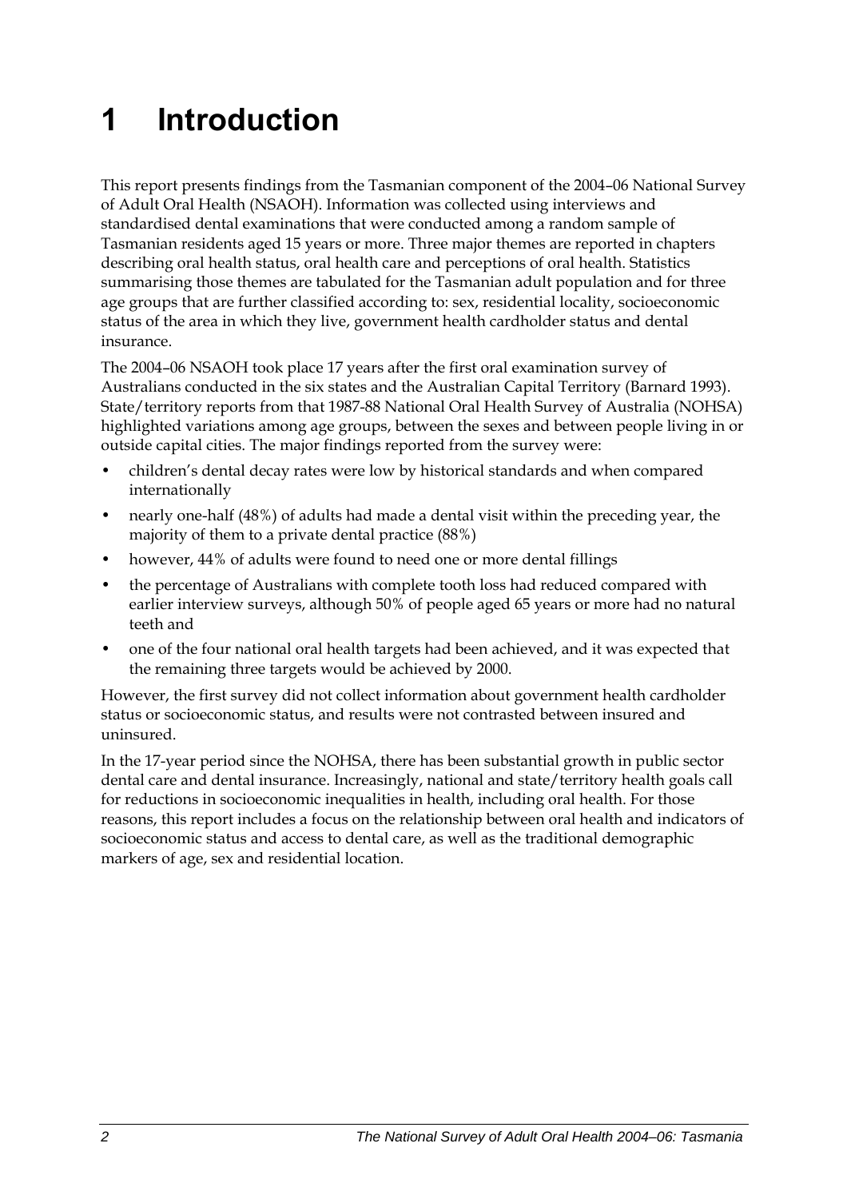# 1 Introduction

This report presents findings from the Tasmanian component of the 2004–06 National Survey of Adult Oral Health (NSAOH). Information was collected using interviews and standardised dental examinations that were conducted among a random sample of Tasmanian residents aged 15 years or more. Three major themes are reported in chapters describing oral health status, oral health care and perceptions of oral health. Statistics summarising those themes are tabulated for the Tasmanian adult population and for three age groups that are further classified according to: sex, residential locality, socioeconomic status of the area in which they live, government health cardholder status and dental insurance.

The 2004–06 NSAOH took place 17 years after the first oral examination survey of Australians conducted in the six states and the Australian Capital Territory (Barnard 1993). State/territory reports from that 1987-88 National Oral Health Survey of Australia (NOHSA) highlighted variations among age groups, between the sexes and between people living in or outside capital cities. The major findings reported from the survey were:

- children's dental decay rates were low by historical standards and when compared internationally
- nearly one-half (48%) of adults had made a dental visit within the preceding year, the majority of them to a private dental practice (88%)
- however, 44% of adults were found to need one or more dental fillings
- the percentage of Australians with complete tooth loss had reduced compared with earlier interview surveys, although 50% of people aged 65 years or more had no natural teeth and
- one of the four national oral health targets had been achieved, and it was expected that the remaining three targets would be achieved by 2000.

However, the first survey did not collect information about government health cardholder status or socioeconomic status, and results were not contrasted between insured and uninsured.

In the 17-year period since the NOHSA, there has been substantial growth in public sector dental care and dental insurance. Increasingly, national and state/territory health goals call for reductions in socioeconomic inequalities in health, including oral health. For those reasons, this report includes a focus on the relationship between oral health and indicators of socioeconomic status and access to dental care, as well as the traditional demographic markers of age, sex and residential location.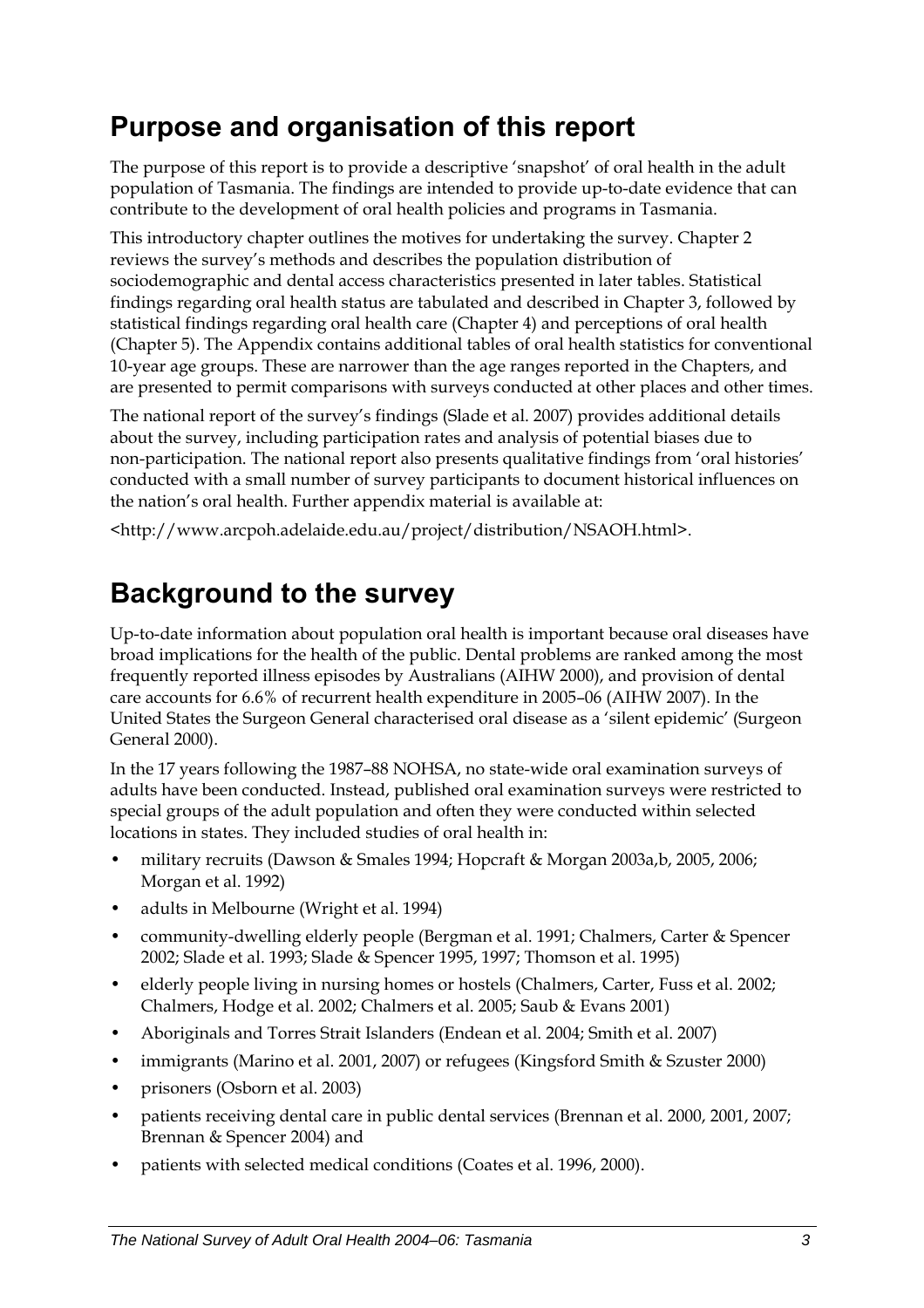## Purpose and organisation of this report

The purpose of this report is to provide a descriptive 'snapshot' of oral health in the adult population of Tasmania. The findings are intended to provide up-to-date evidence that can contribute to the development of oral health policies and programs in Tasmania.

This introductory chapter outlines the motives for undertaking the survey. Chapter 2 reviews the survey's methods and describes the population distribution of sociodemographic and dental access characteristics presented in later tables. Statistical findings regarding oral health status are tabulated and described in Chapter 3, followed by statistical findings regarding oral health care (Chapter 4) and perceptions of oral health (Chapter 5). The Appendix contains additional tables of oral health statistics for conventional 10-year age groups. These are narrower than the age ranges reported in the Chapters, and are presented to permit comparisons with surveys conducted at other places and other times.

The national report of the survey's findings (Slade et al. 2007) provides additional details about the survey, including participation rates and analysis of potential biases due to non-participation. The national report also presents qualitative findings from 'oral histories' conducted with a small number of survey participants to document historical influences on the nation's oral health. Further appendix material is available at:

<http://www.arcpoh.adelaide.edu.au/project/distribution/NSAOH.html>.

## Background to the survey

Up-to-date information about population oral health is important because oral diseases have broad implications for the health of the public. Dental problems are ranked among the most frequently reported illness episodes by Australians (AIHW 2000), and provision of dental care accounts for 6.6% of recurrent health expenditure in 2005–06 (AIHW 2007). In the United States the Surgeon General characterised oral disease as a 'silent epidemic' (Surgeon General 2000).

In the 17 years following the 1987–88 NOHSA, no state-wide oral examination surveys of adults have been conducted. Instead, published oral examination surveys were restricted to special groups of the adult population and often they were conducted within selected locations in states. They included studies of oral health in:

- military recruits (Dawson & Smales 1994; Hopcraft & Morgan 2003a,b, 2005, 2006; Morgan et al. 1992)
- adults in Melbourne (Wright et al. 1994)
- community-dwelling elderly people (Bergman et al. 1991; Chalmers, Carter & Spencer 2002; Slade et al. 1993; Slade & Spencer 1995, 1997; Thomson et al. 1995)
- elderly people living in nursing homes or hostels (Chalmers, Carter, Fuss et al. 2002; Chalmers, Hodge et al. 2002; Chalmers et al. 2005; Saub & Evans 2001)
- Aboriginals and Torres Strait Islanders (Endean et al. 2004; Smith et al. 2007)
- immigrants (Marino et al. 2001, 2007) or refugees (Kingsford Smith & Szuster 2000)
- prisoners (Osborn et al. 2003)
- patients receiving dental care in public dental services (Brennan et al. 2000, 2001, 2007; Brennan & Spencer 2004) and
- patients with selected medical conditions (Coates et al. 1996, 2000).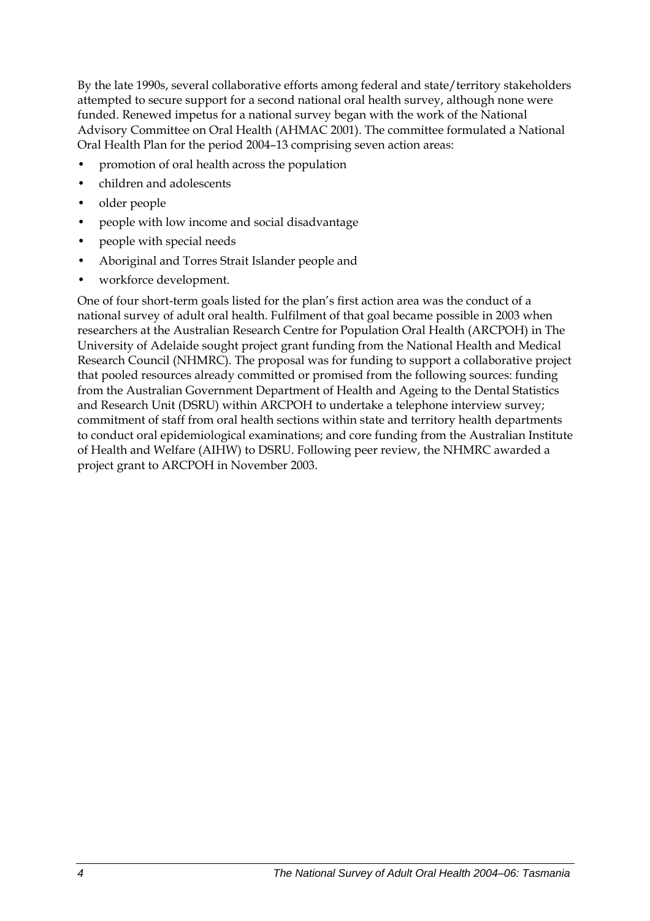By the late 1990s, several collaborative efforts among federal and state/territory stakeholders attempted to secure support for a second national oral health survey, although none were funded. Renewed impetus for a national survey began with the work of the National Advisory Committee on Oral Health (AHMAC 2001). The committee formulated a National Oral Health Plan for the period 2004–13 comprising seven action areas:

- promotion of oral health across the population
- children and adolescents
- older people
- people with low income and social disadvantage
- people with special needs
- Aboriginal and Torres Strait Islander people and
- workforce development.

One of four short-term goals listed for the plan's first action area was the conduct of a national survey of adult oral health. Fulfilment of that goal became possible in 2003 when researchers at the Australian Research Centre for Population Oral Health (ARCPOH) in The University of Adelaide sought project grant funding from the National Health and Medical Research Council (NHMRC). The proposal was for funding to support a collaborative project that pooled resources already committed or promised from the following sources: funding from the Australian Government Department of Health and Ageing to the Dental Statistics and Research Unit (DSRU) within ARCPOH to undertake a telephone interview survey; commitment of staff from oral health sections within state and territory health departments to conduct oral epidemiological examinations; and core funding from the Australian Institute of Health and Welfare (AIHW) to DSRU. Following peer review, the NHMRC awarded a project grant to ARCPOH in November 2003.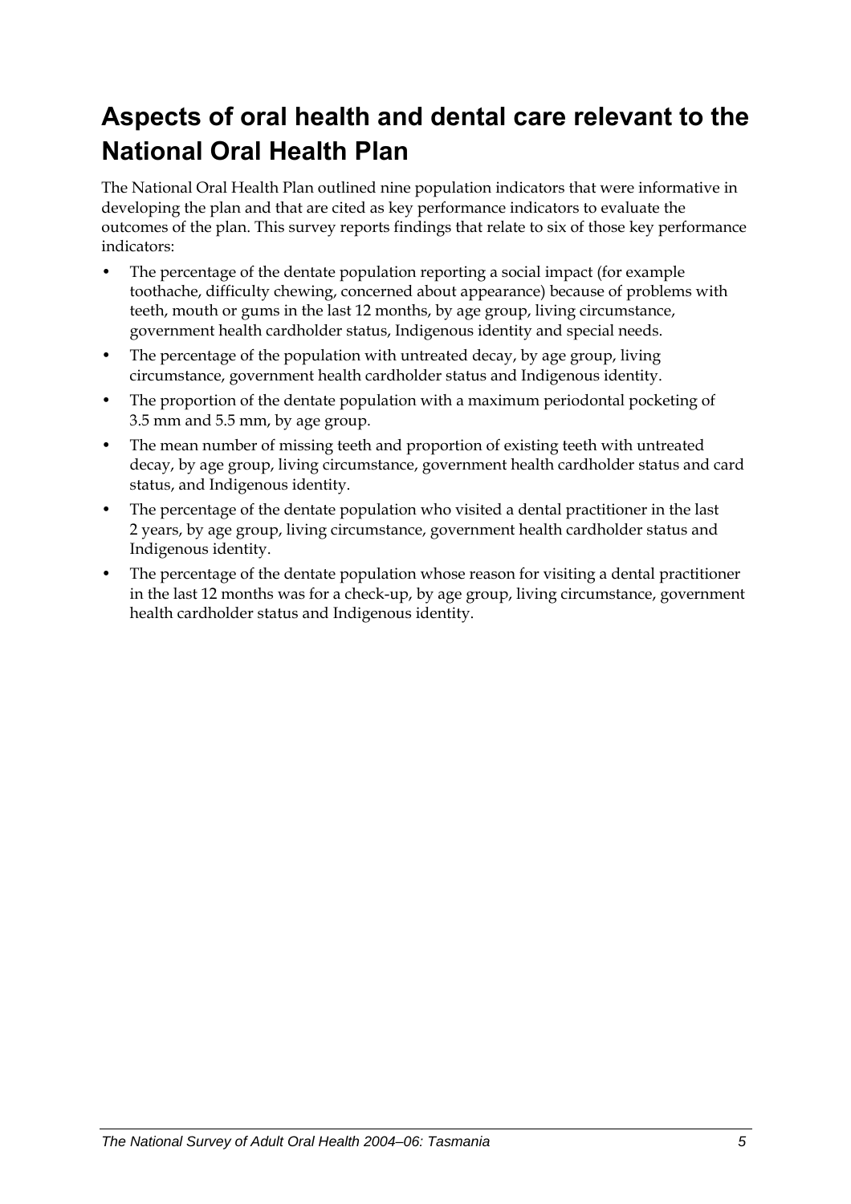# Aspects of oral health and dental care relevant to the National Oral Health Plan

The National Oral Health Plan outlined nine population indicators that were informative in developing the plan and that are cited as key performance indicators to evaluate the outcomes of the plan. This survey reports findings that relate to six of those key performance indicators:

- The percentage of the dentate population reporting a social impact (for example toothache, difficulty chewing, concerned about appearance) because of problems with teeth, mouth or gums in the last 12 months, by age group, living circumstance, government health cardholder status, Indigenous identity and special needs.
- The percentage of the population with untreated decay, by age group, living circumstance, government health cardholder status and Indigenous identity.
- The proportion of the dentate population with a maximum periodontal pocketing of 3.5 mm and 5.5 mm, by age group.
- The mean number of missing teeth and proportion of existing teeth with untreated decay, by age group, living circumstance, government health cardholder status and card status, and Indigenous identity.
- The percentage of the dentate population who visited a dental practitioner in the last 2 years, by age group, living circumstance, government health cardholder status and Indigenous identity.
- The percentage of the dentate population whose reason for visiting a dental practitioner in the last 12 months was for a check-up, by age group, living circumstance, government health cardholder status and Indigenous identity.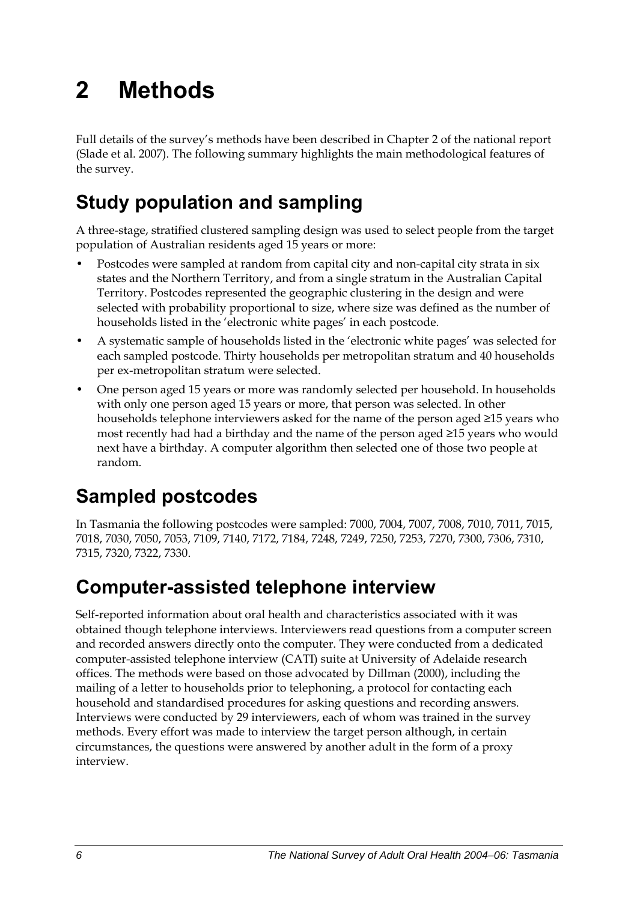# 2 Methods

Full details of the survey's methods have been described in Chapter 2 of the national report (Slade et al. 2007). The following summary highlights the main methodological features of the survey.

## Study population and sampling

A three-stage, stratified clustered sampling design was used to select people from the target population of Australian residents aged 15 years or more:

- Postcodes were sampled at random from capital city and non-capital city strata in six states and the Northern Territory, and from a single stratum in the Australian Capital Territory. Postcodes represented the geographic clustering in the design and were selected with probability proportional to size, where size was defined as the number of households listed in the 'electronic white pages' in each postcode.
- A systematic sample of households listed in the 'electronic white pages' was selected for each sampled postcode. Thirty households per metropolitan stratum and 40 households per ex-metropolitan stratum were selected.
- One person aged 15 years or more was randomly selected per household. In households with only one person aged 15 years or more, that person was selected. In other households telephone interviewers asked for the name of the person aged ≥15 years who most recently had had a birthday and the name of the person aged ≥15 years who would next have a birthday. A computer algorithm then selected one of those two people at random.

## Sampled postcodes

In Tasmania the following postcodes were sampled: 7000, 7004, 7007, 7008, 7010, 7011, 7015, 7018, 7030, 7050, 7053, 7109, 7140, 7172, 7184, 7248, 7249, 7250, 7253, 7270, 7300, 7306, 7310, 7315, 7320, 7322, 7330.

## Computer-assisted telephone interview

Self-reported information about oral health and characteristics associated with it was obtained though telephone interviews. Interviewers read questions from a computer screen and recorded answers directly onto the computer. They were conducted from a dedicated computer-assisted telephone interview (CATI) suite at University of Adelaide research offices. The methods were based on those advocated by Dillman (2000), including the mailing of a letter to households prior to telephoning, a protocol for contacting each household and standardised procedures for asking questions and recording answers. Interviews were conducted by 29 interviewers, each of whom was trained in the survey methods. Every effort was made to interview the target person although, in certain circumstances, the questions were answered by another adult in the form of a proxy interview.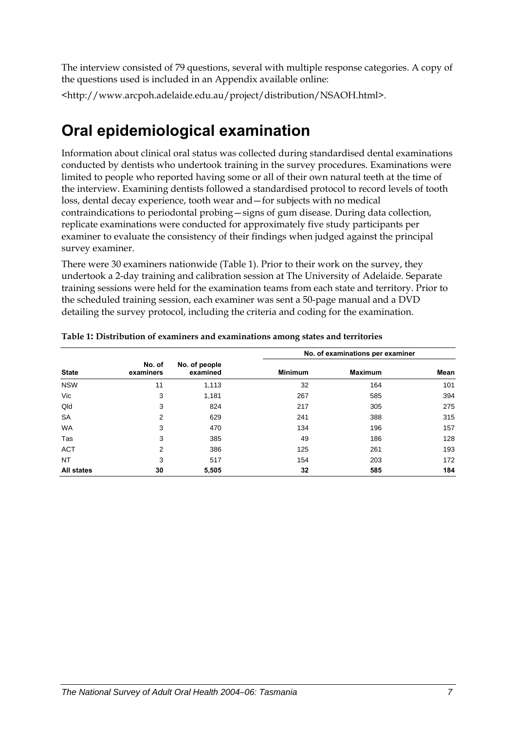The interview consisted of 79 questions, several with multiple response categories. A copy of the questions used is included in an Appendix available online:

<http://www.arcpoh.adelaide.edu.au/project/distribution/NSAOH.html>.

# Oral epidemiological examination

Information about clinical oral status was collected during standardised dental examinations conducted by dentists who undertook training in the survey procedures. Examinations were limited to people who reported having some or all of their own natural teeth at the time of the interview. Examining dentists followed a standardised protocol to record levels of tooth loss, dental decay experience, tooth wear and—for subjects with no medical contraindications to periodontal probing—signs of gum disease. During data collection, replicate examinations were conducted for approximately five study participants per examiner to evaluate the consistency of their findings when judged against the principal survey examiner.

There were 30 examiners nationwide (Table 1). Prior to their work on the survey, they undertook a 2-day training and calibration session at The University of Adelaide. Separate training sessions were held for the examination teams from each state and territory. Prior to the scheduled training session, each examiner was sent a 50-page manual and a DVD detailing the survey protocol, including the criteria and coding for the examination.

**Table 1: Distribution of examiners and examinations among states and territories**

| | | | No. of examinations per examiner | | |
|---|---|---|---|---|---|
| **State** | **No. of examiners** | **No. of people examined** | **Minimum** | **Maximum** | **Mean** |
| NSW | 11 | 1,113 | 32 | 164 | 101 |
| Vic | 3 | 1,181 | 267 | 585 | 394 |
| Qld | 3 | 824 | 217 | 305 | 275 |
| SA | 2 | 629 | 241 | 388 | 315 |
| WA | 3 | 470 | 134 | 196 | 157 |
| Tas | 3 | 385 | 49 | 186 | 128 |
| ACT | 2 | 386 | 125 | 261 | 193 |
| NT | 3 | 517 | 154 | 203 | 172 |
| **All states** | **30** | **5,505** | **32** | **585** | **184** |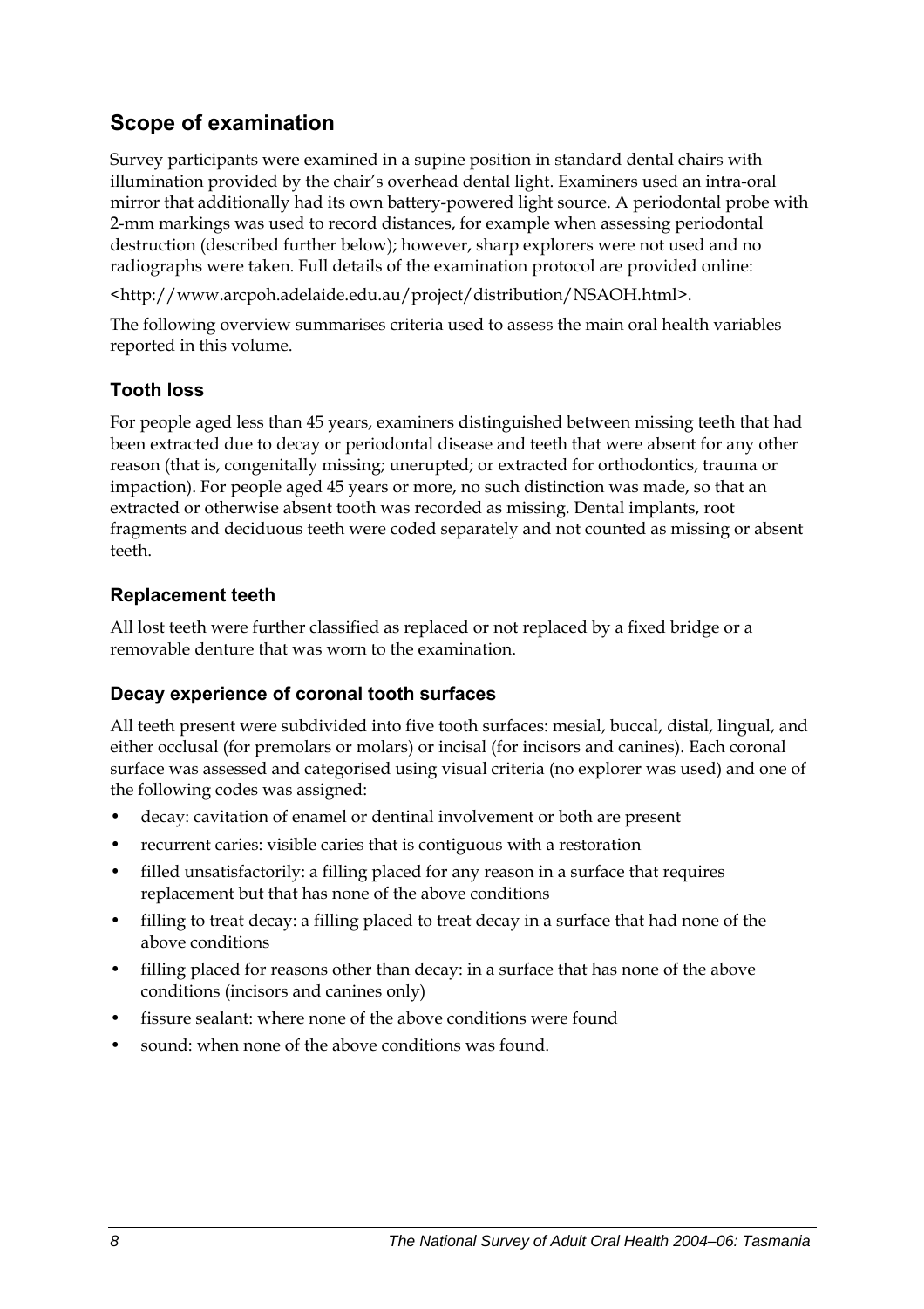## Scope of examination

Survey participants were examined in a supine position in standard dental chairs with illumination provided by the chair's overhead dental light. Examiners used an intra-oral mirror that additionally had its own battery-powered light source. A periodontal probe with 2-mm markings was used to record distances, for example when assessing periodontal destruction (described further below); however, sharp explorers were not used and no radiographs were taken. Full details of the examination protocol are provided online:

<http://www.arcpoh.adelaide.edu.au/project/distribution/NSAOH.html>.

The following overview summarises criteria used to assess the main oral health variables reported in this volume.

### Tooth loss

For people aged less than 45 years, examiners distinguished between missing teeth that had been extracted due to decay or periodontal disease and teeth that were absent for any other reason (that is, congenitally missing; unerupted; or extracted for orthodontics, trauma or impaction). For people aged 45 years or more, no such distinction was made, so that an extracted or otherwise absent tooth was recorded as missing. Dental implants, root fragments and deciduous teeth were coded separately and not counted as missing or absent teeth.

### Replacement teeth

All lost teeth were further classified as replaced or not replaced by a fixed bridge or a removable denture that was worn to the examination.

### Decay experience of coronal tooth surfaces

All teeth present were subdivided into five tooth surfaces: mesial, buccal, distal, lingual, and either occlusal (for premolars or molars) or incisal (for incisors and canines). Each coronal surface was assessed and categorised using visual criteria (no explorer was used) and one of the following codes was assigned:

- decay: cavitation of enamel or dentinal involvement or both are present
- recurrent caries: visible caries that is contiguous with a restoration
- filled unsatisfactorily: a filling placed for any reason in a surface that requires replacement but that has none of the above conditions
- filling to treat decay: a filling placed to treat decay in a surface that had none of the above conditions
- filling placed for reasons other than decay: in a surface that has none of the above conditions (incisors and canines only)
- fissure sealant: where none of the above conditions were found
- sound: when none of the above conditions was found.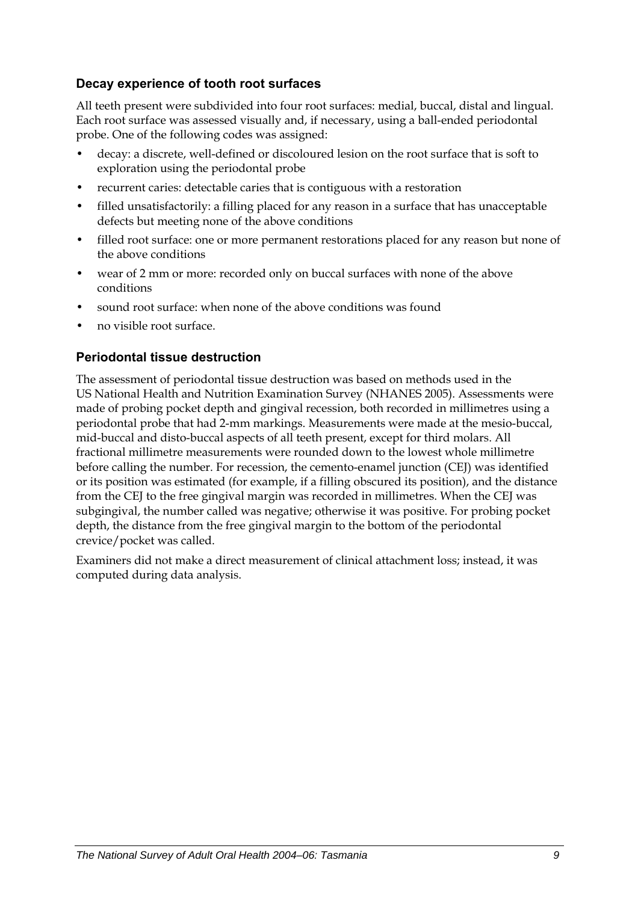## Decay experience of tooth root surfaces

All teeth present were subdivided into four root surfaces: medial, buccal, distal and lingual. Each root surface was assessed visually and, if necessary, using a ball-ended periodontal probe. One of the following codes was assigned:

- decay: a discrete, well-defined or discoloured lesion on the root surface that is soft to exploration using the periodontal probe
- recurrent caries: detectable caries that is contiguous with a restoration
- filled unsatisfactorily: a filling placed for any reason in a surface that has unacceptable defects but meeting none of the above conditions
- filled root surface: one or more permanent restorations placed for any reason but none of the above conditions
- wear of 2 mm or more: recorded only on buccal surfaces with none of the above conditions
- sound root surface: when none of the above conditions was found
- no visible root surface.

## Periodontal tissue destruction

The assessment of periodontal tissue destruction was based on methods used in the US National Health and Nutrition Examination Survey (NHANES 2005). Assessments were made of probing pocket depth and gingival recession, both recorded in millimetres using a periodontal probe that had 2-mm markings. Measurements were made at the mesio-buccal, mid-buccal and disto-buccal aspects of all teeth present, except for third molars. All fractional millimetre measurements were rounded down to the lowest whole millimetre before calling the number. For recession, the cemento-enamel junction (CEJ) was identified or its position was estimated (for example, if a filling obscured its position), and the distance from the CEJ to the free gingival margin was recorded in millimetres. When the CEJ was subgingival, the number called was negative; otherwise it was positive. For probing pocket depth, the distance from the free gingival margin to the bottom of the periodontal crevice/pocket was called.

Examiners did not make a direct measurement of clinical attachment loss; instead, it was computed during data analysis.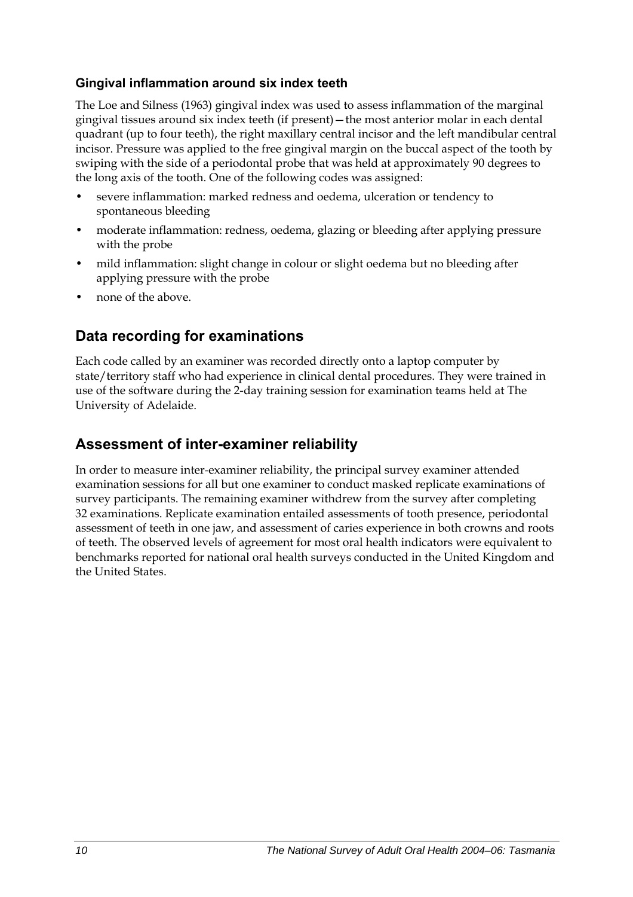### Gingival inflammation around six index teeth

The Loe and Silness (1963) gingival index was used to assess inflammation of the marginal gingival tissues around six index teeth (if present)—the most anterior molar in each dental quadrant (up to four teeth), the right maxillary central incisor and the left mandibular central incisor. Pressure was applied to the free gingival margin on the buccal aspect of the tooth by swiping with the side of a periodontal probe that was held at approximately 90 degrees to the long axis of the tooth. One of the following codes was assigned:

- severe inflammation: marked redness and oedema, ulceration or tendency to spontaneous bleeding
- moderate inflammation: redness, oedema, glazing or bleeding after applying pressure with the probe
- mild inflammation: slight change in colour or slight oedema but no bleeding after applying pressure with the probe
- none of the above.

## Data recording for examinations

Each code called by an examiner was recorded directly onto a laptop computer by state/territory staff who had experience in clinical dental procedures. They were trained in use of the software during the 2-day training session for examination teams held at The University of Adelaide.

## Assessment of inter-examiner reliability

In order to measure inter-examiner reliability, the principal survey examiner attended examination sessions for all but one examiner to conduct masked replicate examinations of survey participants. The remaining examiner withdrew from the survey after completing 32 examinations. Replicate examination entailed assessments of tooth presence, periodontal assessment of teeth in one jaw, and assessment of caries experience in both crowns and roots of teeth. The observed levels of agreement for most oral health indicators were equivalent to benchmarks reported for national oral health surveys conducted in the United Kingdom and the United States.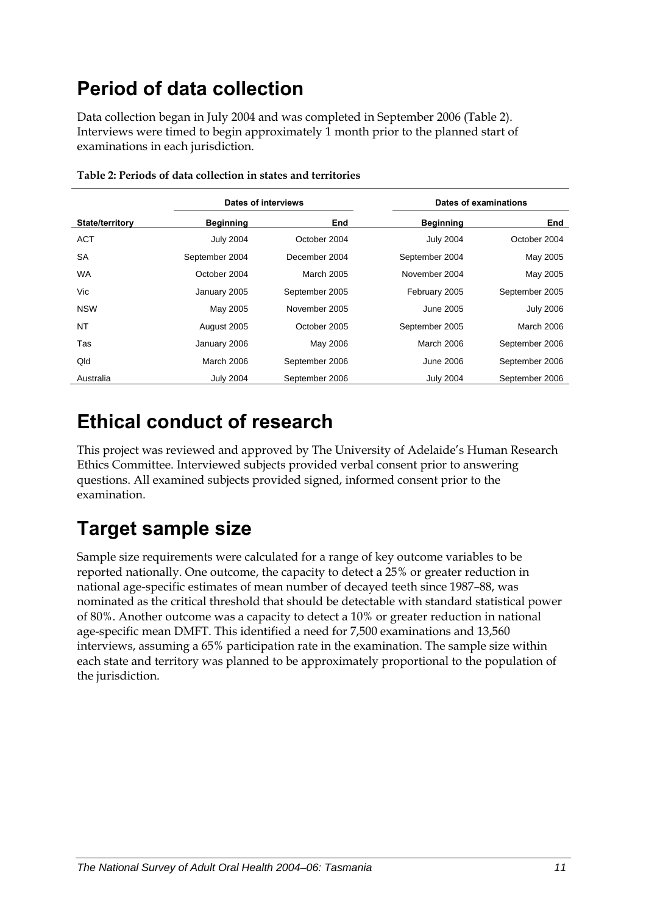# Period of data collection

Data collection began in July 2004 and was completed in September 2006 (Table 2). Interviews were timed to begin approximately 1 month prior to the planned start of examinations in each jurisdiction.

**Table 2: Periods of data collection in states and territories**

| | Dates of interviews | | Dates of examinations | |
|---|---|---|---|---|
| **State/territory** | **Beginning** | **End** | **Beginning** | **End** |
| ACT | July 2004 | October 2004 | July 2004 | October 2004 |
| SA | September 2004 | December 2004 | September 2004 | May 2005 |
| WA | October 2004 | March 2005 | November 2004 | May 2005 |
| Vic | January 2005 | September 2005 | February 2005 | September 2005 |
| NSW | May 2005 | November 2005 | June 2005 | July 2006 |
| NT | August 2005 | October 2005 | September 2005 | March 2006 |
| Tas | January 2006 | May 2006 | March 2006 | September 2006 |
| Qld | March 2006 | September 2006 | June 2006 | September 2006 |
| Australia | July 2004 | September 2006 | July 2004 | September 2006 |

# Ethical conduct of research

This project was reviewed and approved by The University of Adelaide's Human Research Ethics Committee. Interviewed subjects provided verbal consent prior to answering questions. All examined subjects provided signed, informed consent prior to the examination.

# Target sample size

Sample size requirements were calculated for a range of key outcome variables to be reported nationally. One outcome, the capacity to detect a 25% or greater reduction in national age-specific estimates of mean number of decayed teeth since 1987–88, was nominated as the critical threshold that should be detectable with standard statistical power of 80%. Another outcome was a capacity to detect a 10% or greater reduction in national age-specific mean DMFT. This identified a need for 7,500 examinations and 13,560 interviews, assuming a 65% participation rate in the examination. The sample size within each state and territory was planned to be approximately proportional to the population of the jurisdiction.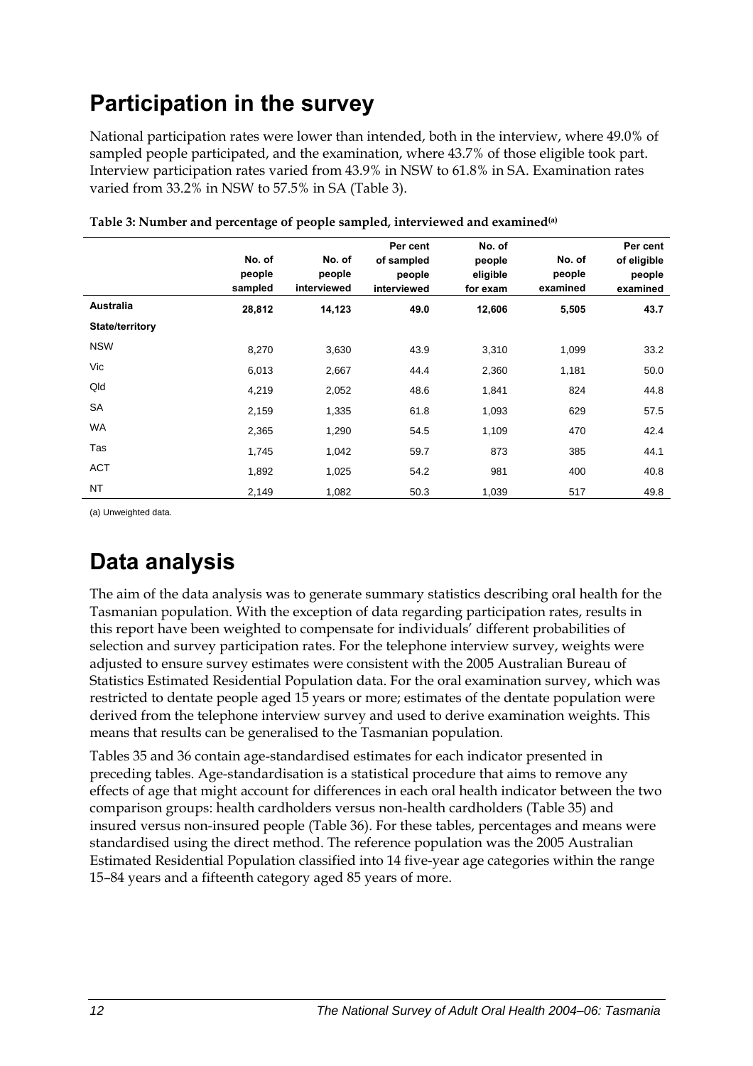# Participation in the survey

National participation rates were lower than intended, both in the interview, where 49.0% of sampled people participated, and the examination, where 43.7% of those eligible took part. Interview participation rates varied from 43.9% in NSW to 61.8% in SA. Examination rates varied from 33.2% in NSW to 57.5% in SA (Table 3).

**Table 3: Number and percentage of people sampled, interviewed and examined[(a)]**

| | No. of people sampled | No. of people interviewed | Per cent of sampled people interviewed | No. of people eligible for exam | No. of people examined | Per cent of eligible people examined |
|---|---|---|---|---|---|---|
| **Australia** | **28,812** | **14,123** | **49.0** | **12,606** | **5,505** | **43.7** |
| **State/territory** | | | | | | |
| NSW | 8,270 | 3,630 | 43.9 | 3,310 | 1,099 | 33.2 |
| Vic | 6,013 | 2,667 | 44.4 | 2,360 | 1,181 | 50.0 |
| Qld | 4,219 | 2,052 | 48.6 | 1,841 | 824 | 44.8 |
| SA | 2,159 | 1,335 | 61.8 | 1,093 | 629 | 57.5 |
| WA | 2,365 | 1,290 | 54.5 | 1,109 | 470 | 42.4 |
| Tas | 1,745 | 1,042 | 59.7 | 873 | 385 | 44.1 |
| ACT | 1,892 | 1,025 | 54.2 | 981 | 400 | 40.8 |
| NT | 2,149 | 1,082 | 50.3 | 1,039 | 517 | 49.8 |

(a) Unweighted data.

# Data analysis

The aim of the data analysis was to generate summary statistics describing oral health for the Tasmanian population. With the exception of data regarding participation rates, results in this report have been weighted to compensate for individuals' different probabilities of selection and survey participation rates. For the telephone interview survey, weights were adjusted to ensure survey estimates were consistent with the 2005 Australian Bureau of Statistics Estimated Residential Population data. For the oral examination survey, which was restricted to dentate people aged 15 years or more; estimates of the dentate population were derived from the telephone interview survey and used to derive examination weights. This means that results can be generalised to the Tasmanian population.

Tables 35 and 36 contain age-standardised estimates for each indicator presented in preceding tables. Age-standardisation is a statistical procedure that aims to remove any effects of age that might account for differences in each oral health indicator between the two comparison groups: health cardholders versus non-health cardholders (Table 35) and insured versus non-insured people (Table 36). For these tables, percentages and means were standardised using the direct method. The reference population was the 2005 Australian Estimated Residential Population classified into 14 five-year age categories within the range 15–84 years and a fifteenth category aged 85 years of more.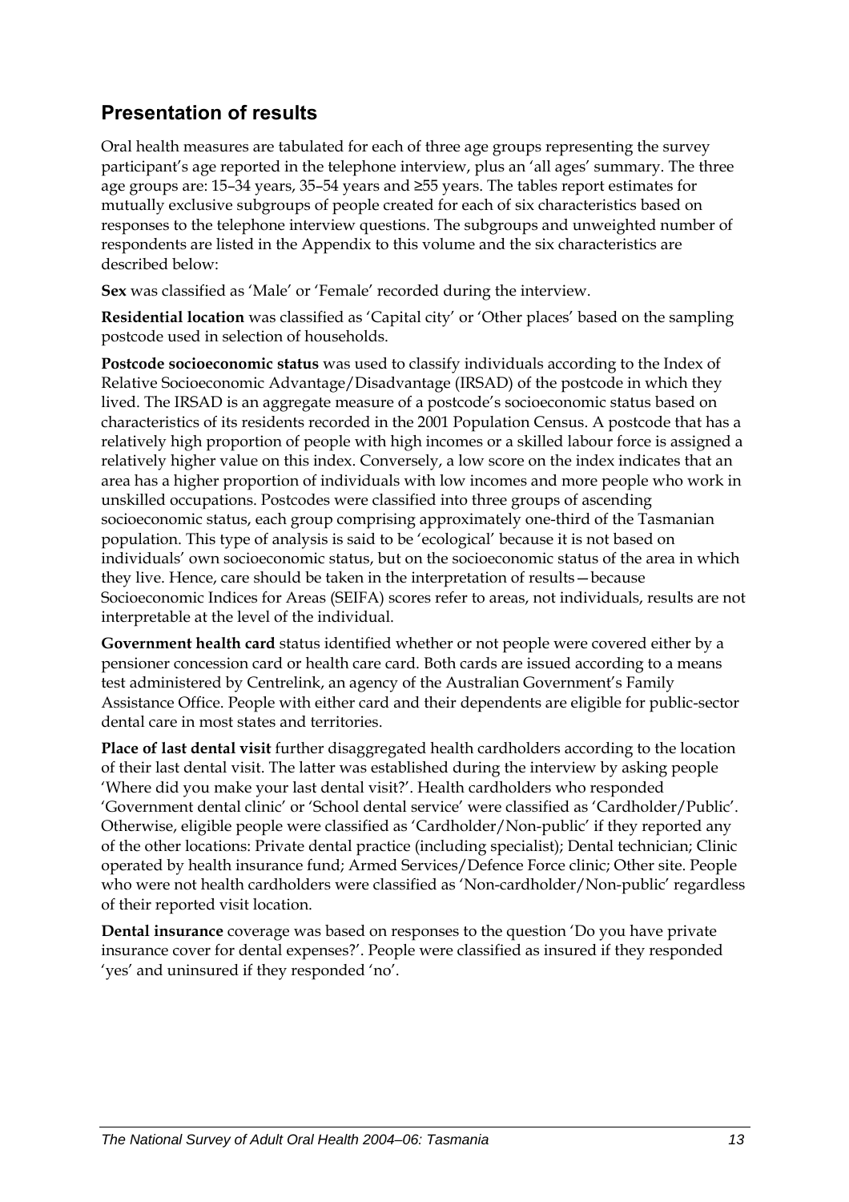## Presentation of results

Oral health measures are tabulated for each of three age groups representing the survey participant's age reported in the telephone interview, plus an 'all ages' summary. The three age groups are: 15–34 years, 35–54 years and ≥55 years. The tables report estimates for mutually exclusive subgroups of people created for each of six characteristics based on responses to the telephone interview questions. The subgroups and unweighted number of respondents are listed in the Appendix to this volume and the six characteristics are described below:

**Sex** was classified as 'Male' or 'Female' recorded during the interview.

**Residential location** was classified as 'Capital city' or 'Other places' based on the sampling postcode used in selection of households.

**Postcode socioeconomic status** was used to classify individuals according to the Index of Relative Socioeconomic Advantage/Disadvantage (IRSAD) of the postcode in which they lived. The IRSAD is an aggregate measure of a postcode's socioeconomic status based on characteristics of its residents recorded in the 2001 Population Census. A postcode that has a relatively high proportion of people with high incomes or a skilled labour force is assigned a relatively higher value on this index. Conversely, a low score on the index indicates that an area has a higher proportion of individuals with low incomes and more people who work in unskilled occupations. Postcodes were classified into three groups of ascending socioeconomic status, each group comprising approximately one-third of the Tasmanian population. This type of analysis is said to be 'ecological' because it is not based on individuals' own socioeconomic status, but on the socioeconomic status of the area in which they live. Hence, care should be taken in the interpretation of results—because Socioeconomic Indices for Areas (SEIFA) scores refer to areas, not individuals, results are not interpretable at the level of the individual.

**Government health card** status identified whether or not people were covered either by a pensioner concession card or health care card. Both cards are issued according to a means test administered by Centrelink, an agency of the Australian Government's Family Assistance Office. People with either card and their dependents are eligible for public-sector dental care in most states and territories.

**Place of last dental visit** further disaggregated health cardholders according to the location of their last dental visit. The latter was established during the interview by asking people 'Where did you make your last dental visit?'. Health cardholders who responded 'Government dental clinic' or 'School dental service' were classified as 'Cardholder/Public'. Otherwise, eligible people were classified as 'Cardholder/Non-public' if they reported any of the other locations: Private dental practice (including specialist); Dental technician; Clinic operated by health insurance fund; Armed Services/Defence Force clinic; Other site. People who were not health cardholders were classified as 'Non-cardholder/Non-public' regardless of their reported visit location.

**Dental insurance** coverage was based on responses to the question 'Do you have private insurance cover for dental expenses?'. People were classified as insured if they responded 'yes' and uninsured if they responded 'no'.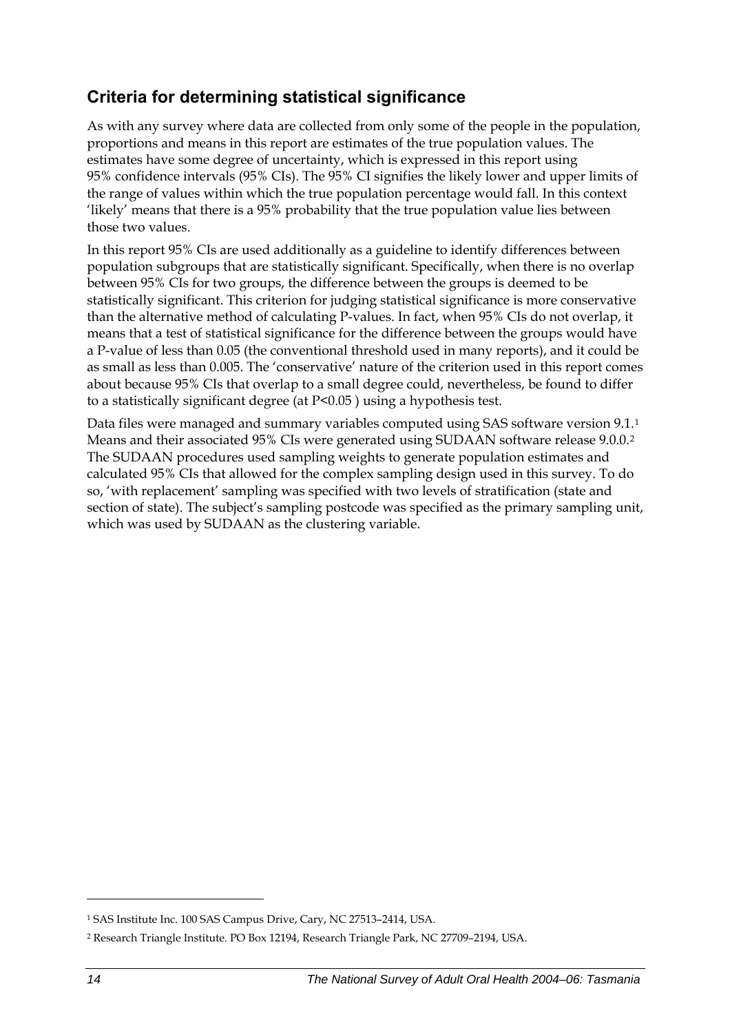## Criteria for determining statistical significance

As with any survey where data are collected from only some of the people in the population, proportions and means in this report are estimates of the true population values. The estimates have some degree of uncertainty, which is expressed in this report using 95% confidence intervals (95% CIs). The 95% CI signifies the likely lower and upper limits of the range of values within which the true population percentage would fall. In this context 'likely' means that there is a 95% probability that the true population value lies between those two values.

In this report 95% CIs are used additionally as a guideline to identify differences between population subgroups that are statistically significant. Specifically, when there is no overlap between 95% CIs for two groups, the difference between the groups is deemed to be statistically significant. This criterion for judging statistical significance is more conservative than the alternative method of calculating P-values. In fact, when 95% CIs do not overlap, it means that a test of statistical significance for the difference between the groups would have a P-value of less than 0.05 (the conventional threshold used in many reports), and it could be as small as less than 0.005. The 'conservative' nature of the criterion used in this report comes about because 95% CIs that overlap to a small degree could, nevertheless, be found to differ to a statistically significant degree (at $P<0.05$ ) using a hypothesis test.

Data files were managed and summary variables computed using SAS software version 9.1.[1] Means and their associated 95% CIs were generated using SUDAAN software release 9.0.0.[2] The SUDAAN procedures used sampling weights to generate population estimates and calculated 95% CIs that allowed for the complex sampling design used in this survey. To do so, 'with replacement' sampling was specified with two levels of stratification (state and section of state). The subject's sampling postcode was specified as the primary sampling unit, which was used by SUDAAN as the clustering variable.

---

[1] SAS Institute Inc. 100 SAS Campus Drive, Cary, NC 27513–2414, USA.

[2] Research Triangle Institute. PO Box 12194, Research Triangle Park, NC 27709–2194, USA.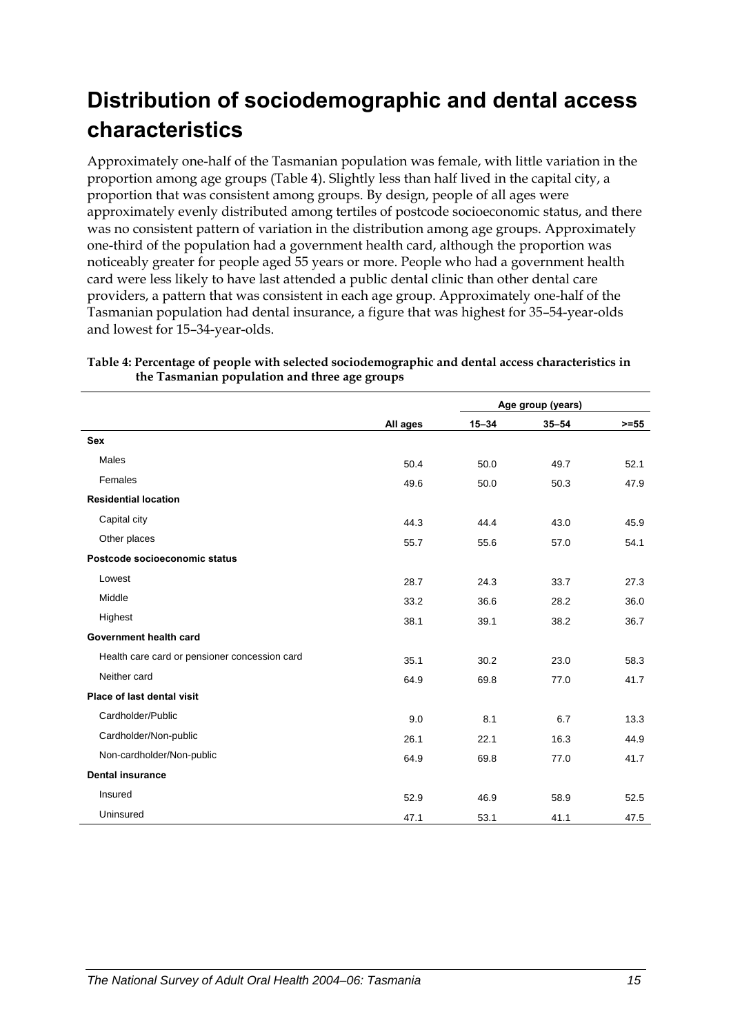# Distribution of sociodemographic and dental access characteristics

Approximately one-half of the Tasmanian population was female, with little variation in the proportion among age groups (Table 4). Slightly less than half lived in the capital city, a proportion that was consistent among groups. By design, people of all ages were approximately evenly distributed among tertiles of postcode socioeconomic status, and there was no consistent pattern of variation in the distribution among age groups. Approximately one-third of the population had a government health card, although the proportion was noticeably greater for people aged 55 years or more. People who had a government health card were less likely to have last attended a public dental clinic than other dental care providers, a pattern that was consistent in each age group. Approximately one-half of the Tasmanian population had dental insurance, a figure that was highest for 35–54-year-olds and lowest for 15–34-year-olds.

**Table 4: Percentage of people with selected sociodemographic and dental access characteristics in the Tasmanian population and three age groups**

| | | Age group (years) | | |
|---|---|---|---|---|
| | All ages | 15–34 | 35–54 | >=55 |
| **Sex** | | | | |
| Males | 50.4 | 50.0 | 49.7 | 52.1 |
| Females | 49.6 | 50.0 | 50.3 | 47.9 |
| **Residential location** | | | | |
| Capital city | 44.3 | 44.4 | 43.0 | 45.9 |
| Other places | 55.7 | 55.6 | 57.0 | 54.1 |
| **Postcode socioeconomic status** | | | | |
| Lowest | 28.7 | 24.3 | 33.7 | 27.3 |
| Middle | 33.2 | 36.6 | 28.2 | 36.0 |
| Highest | 38.1 | 39.1 | 38.2 | 36.7 |
| **Government health card** | | | | |
| Health care card or pensioner concession card | 35.1 | 30.2 | 23.0 | 58.3 |
| Neither card | 64.9 | 69.8 | 77.0 | 41.7 |
| **Place of last dental visit** | | | | |
| Cardholder/Public | 9.0 | 8.1 | 6.7 | 13.3 |
| Cardholder/Non-public | 26.1 | 22.1 | 16.3 | 44.9 |
| Non-cardholder/Non-public | 64.9 | 69.8 | 77.0 | 41.7 |
| **Dental insurance** | | | | |
| Insured | 52.9 | 46.9 | 58.9 | 52.5 |
| Uninsured | 47.1 | 53.1 | 41.1 | 47.5 |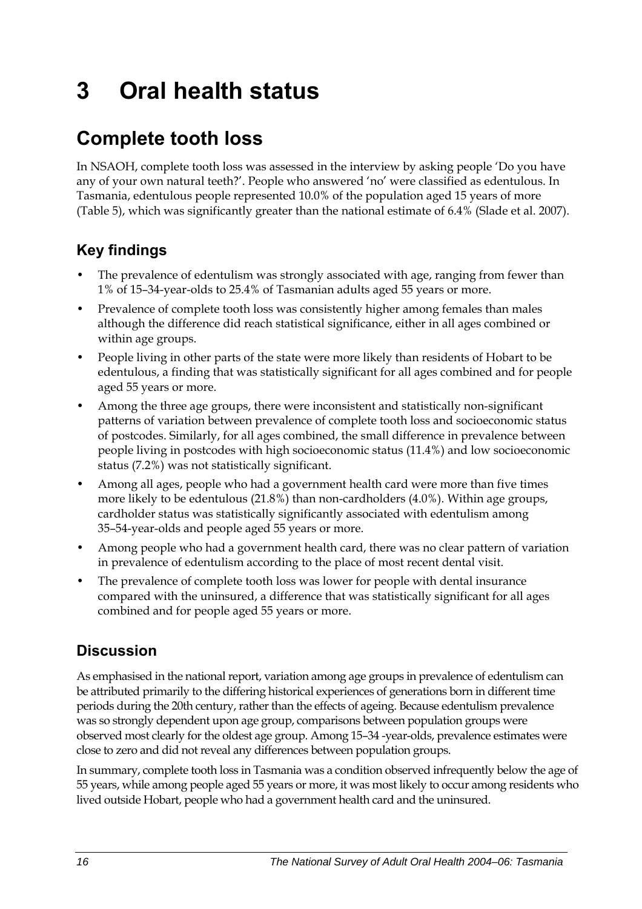# 3 Oral health status

## Complete tooth loss

In NSAOH, complete tooth loss was assessed in the interview by asking people 'Do you have any of your own natural teeth?'. People who answered 'no' were classified as edentulous. In Tasmania, edentulous people represented 10.0% of the population aged 15 years of more (Table 5), which was significantly greater than the national estimate of 6.4% (Slade et al. 2007).

### Key findings

- The prevalence of edentulism was strongly associated with age, ranging from fewer than 1% of 15–34-year-olds to 25.4% of Tasmanian adults aged 55 years or more.
- Prevalence of complete tooth loss was consistently higher among females than males although the difference did reach statistical significance, either in all ages combined or within age groups.
- People living in other parts of the state were more likely than residents of Hobart to be edentulous, a finding that was statistically significant for all ages combined and for people aged 55 years or more.
- Among the three age groups, there were inconsistent and statistically non-significant patterns of variation between prevalence of complete tooth loss and socioeconomic status of postcodes. Similarly, for all ages combined, the small difference in prevalence between people living in postcodes with high socioeconomic status (11.4%) and low socioeconomic status (7.2%) was not statistically significant.
- Among all ages, people who had a government health card were more than five times more likely to be edentulous (21.8%) than non-cardholders (4.0%). Within age groups, cardholder status was statistically significantly associated with edentulism among 35–54-year-olds and people aged 55 years or more.
- Among people who had a government health card, there was no clear pattern of variation in prevalence of edentulism according to the place of most recent dental visit.
- The prevalence of complete tooth loss was lower for people with dental insurance compared with the uninsured, a difference that was statistically significant for all ages combined and for people aged 55 years or more.

### Discussion

As emphasised in the national report, variation among age groups in prevalence of edentulism can be attributed primarily to the differing historical experiences of generations born in different time periods during the 20th century, rather than the effects of ageing. Because edentulism prevalence was so strongly dependent upon age group, comparisons between population groups were observed most clearly for the oldest age group. Among 15–34 -year-olds, prevalence estimates were close to zero and did not reveal any differences between population groups.

In summary, complete tooth loss in Tasmania was a condition observed infrequently below the age of 55 years, while among people aged 55 years or more, it was most likely to occur among residents who lived outside Hobart, people who had a government health card and the uninsured.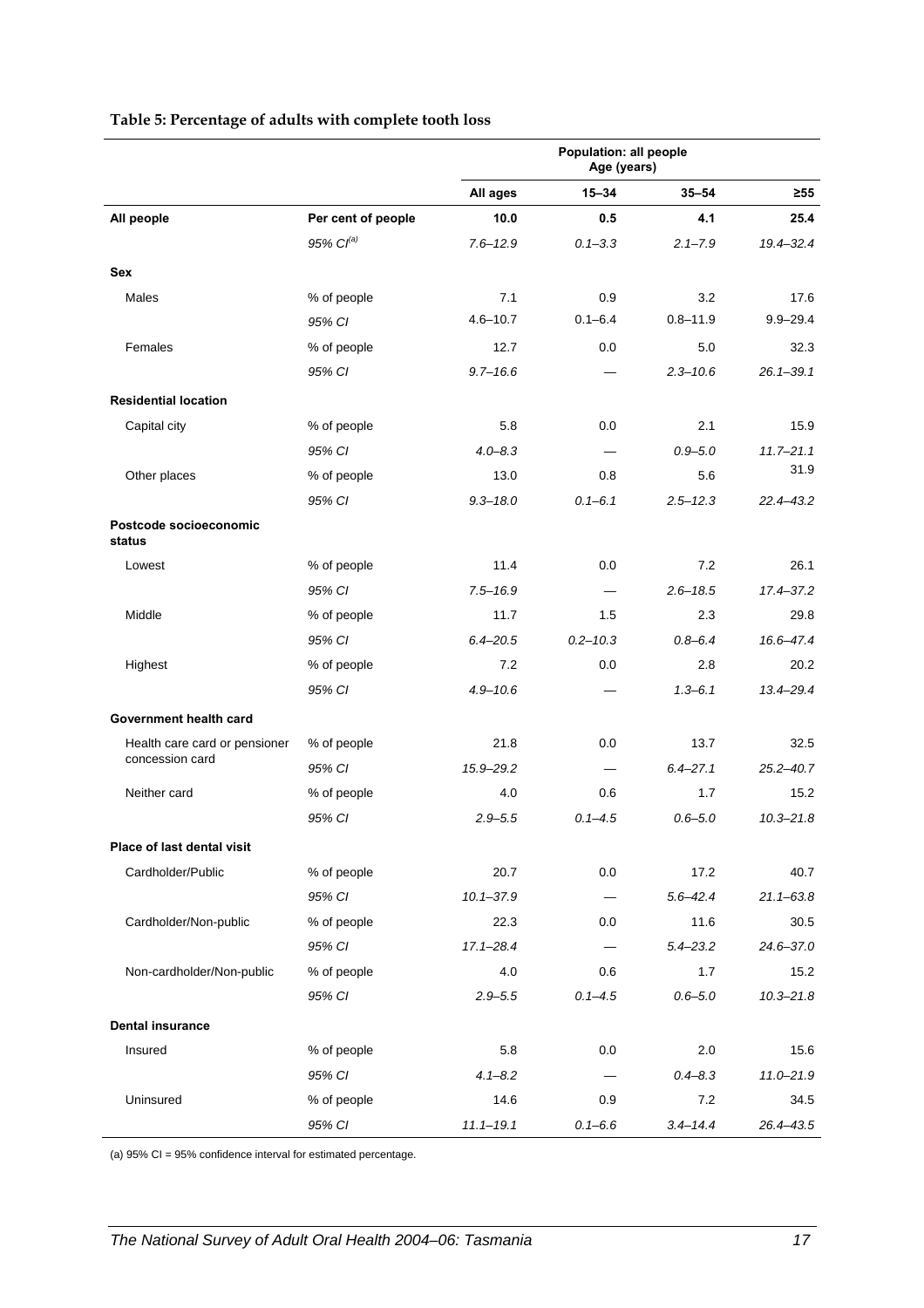**Table 5: Percentage of adults with complete tooth loss**

| | | Population: all people Age (years) | | | |
|---|---|---|---|---|---|
| | | **All ages** | **15–34** | **35–54** | **≥55** |
| **All people** | **Per cent of people** | **10.0** | **0.5** | **4.1** | **25.4** |
| | *95% CI[(a)]* | *7.6–12.9* | *0.1–3.3* | *2.1–7.9* | *19.4–32.4* |
| **Sex** | | | | | |
| Males | % of people | 7.1 | 0.9 | 3.2 | 17.6 |
| | *95% CI* | 4.6–10.7 | 0.1–6.4 | 0.8–11.9 | 9.9–29.4 |
| Females | % of people | 12.7 | 0.0 | 5.0 | 32.3 |
| | *95% CI* | *9.7–16.6* | — | *2.3–10.6* | *26.1–39.1* |
| **Residential location** | | | | | |
| Capital city | % of people | 5.8 | 0.0 | 2.1 | 15.9 |
| | *95% CI* | *4.0–8.3* | — | *0.9–5.0* | *11.7–21.1* |
| Other places | % of people | 13.0 | 0.8 | 5.6 | 31.9 |
| | *95% CI* | *9.3–18.0* | *0.1–6.1* | *2.5–12.3* | *22.4–43.2* |
| **Postcode socioeconomic status** | | | | | |
| Lowest | % of people | 11.4 | 0.0 | 7.2 | 26.1 |
| | *95% CI* | *7.5–16.9* | — | *2.6–18.5* | *17.4–37.2* |
| Middle | % of people | 11.7 | 1.5 | 2.3 | 29.8 |
| | *95% CI* | *6.4–20.5* | *0.2–10.3* | *0.8–6.4* | *16.6–47.4* |
| Highest | % of people | 7.2 | 0.0 | 2.8 | 20.2 |
| | *95% CI* | *4.9–10.6* | — | *1.3–6.1* | *13.4–29.4* |
| **Government health card** | | | | | |
| Health care card or pensioner concession card | % of people | 21.8 | 0.0 | 13.7 | 32.5 |
| | *95% CI* | *15.9–29.2* | — | *6.4–27.1* | *25.2–40.7* |
| Neither card | % of people | 4.0 | 0.6 | 1.7 | 15.2 |
| | *95% CI* | *2.9–5.5* | *0.1–4.5* | *0.6–5.0* | *10.3–21.8* |
| **Place of last dental visit** | | | | | |
| Cardholder/Public | % of people | 20.7 | 0.0 | 17.2 | 40.7 |
| | *95% CI* | *10.1–37.9* | — | *5.6–42.4* | *21.1–63.8* |
| Cardholder/Non-public | % of people | 22.3 | 0.0 | 11.6 | 30.5 |
| | *95% CI* | *17.1–28.4* | — | *5.4–23.2* | *24.6–37.0* |
| Non-cardholder/Non-public | % of people | 4.0 | 0.6 | 1.7 | 15.2 |
| | *95% CI* | *2.9–5.5* | *0.1–4.5* | *0.6–5.0* | *10.3–21.8* |
| **Dental insurance** | | | | | |
| Insured | % of people | 5.8 | 0.0 | 2.0 | 15.6 |
| | *95% CI* | *4.1–8.2* | — | *0.4–8.3* | *11.0–21.9* |
| Uninsured | % of people | 14.6 | 0.9 | 7.2 | 34.5 |
| | *95% CI* | *11.1–19.1* | *0.1–6.6* | *3.4–14.4* | *26.4–43.5* |

(a) 95% CI = 95% confidence interval for estimated percentage.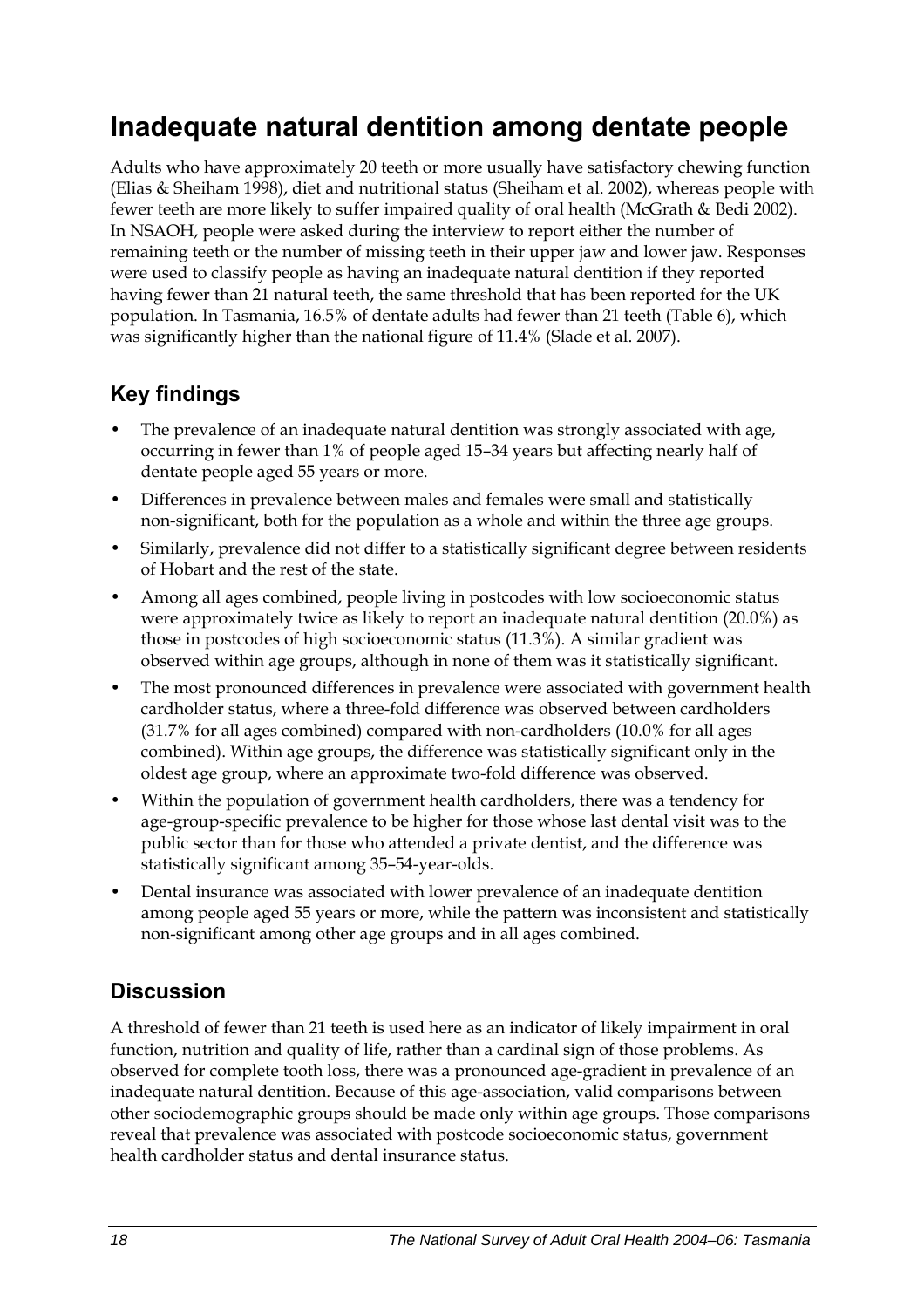# Inadequate natural dentition among dentate people

Adults who have approximately 20 teeth or more usually have satisfactory chewing function (Elias & Sheiham 1998), diet and nutritional status (Sheiham et al. 2002), whereas people with fewer teeth are more likely to suffer impaired quality of oral health (McGrath & Bedi 2002). In NSAOH, people were asked during the interview to report either the number of remaining teeth or the number of missing teeth in their upper jaw and lower jaw. Responses were used to classify people as having an inadequate natural dentition if they reported having fewer than 21 natural teeth, the same threshold that has been reported for the UK population. In Tasmania, 16.5% of dentate adults had fewer than 21 teeth (Table 6), which was significantly higher than the national figure of 11.4% (Slade et al. 2007).

## Key findings

- The prevalence of an inadequate natural dentition was strongly associated with age, occurring in fewer than 1% of people aged 15–34 years but affecting nearly half of dentate people aged 55 years or more.
- Differences in prevalence between males and females were small and statistically non-significant, both for the population as a whole and within the three age groups.
- Similarly, prevalence did not differ to a statistically significant degree between residents of Hobart and the rest of the state.
- Among all ages combined, people living in postcodes with low socioeconomic status were approximately twice as likely to report an inadequate natural dentition (20.0%) as those in postcodes of high socioeconomic status (11.3%). A similar gradient was observed within age groups, although in none of them was it statistically significant.
- The most pronounced differences in prevalence were associated with government health cardholder status, where a three-fold difference was observed between cardholders (31.7% for all ages combined) compared with non-cardholders (10.0% for all ages combined). Within age groups, the difference was statistically significant only in the oldest age group, where an approximate two-fold difference was observed.
- Within the population of government health cardholders, there was a tendency for age-group-specific prevalence to be higher for those whose last dental visit was to the public sector than for those who attended a private dentist, and the difference was statistically significant among 35–54-year-olds.
- Dental insurance was associated with lower prevalence of an inadequate dentition among people aged 55 years or more, while the pattern was inconsistent and statistically non-significant among other age groups and in all ages combined.

## Discussion

A threshold of fewer than 21 teeth is used here as an indicator of likely impairment in oral function, nutrition and quality of life, rather than a cardinal sign of those problems. As observed for complete tooth loss, there was a pronounced age-gradient in prevalence of an inadequate natural dentition. Because of this age-association, valid comparisons between other sociodemographic groups should be made only within age groups. Those comparisons reveal that prevalence was associated with postcode socioeconomic status, government health cardholder status and dental insurance status.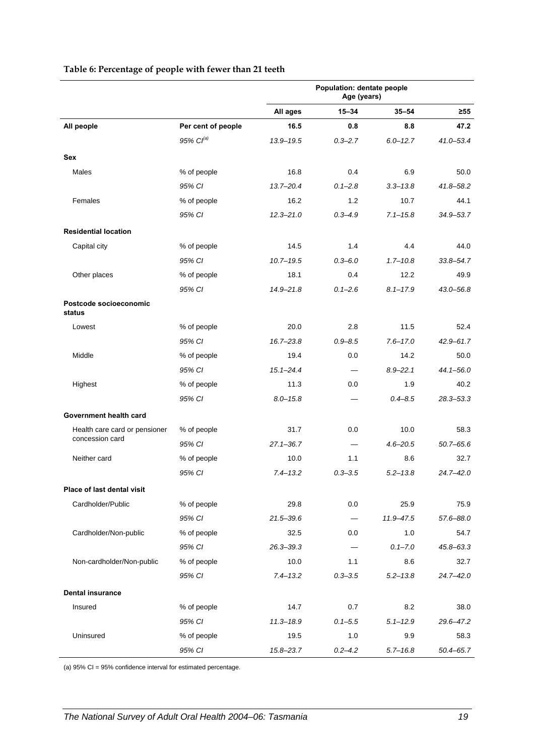**Table 6: Percentage of people with fewer than 21 teeth**

| | | Population: dentate people Age (years) | | | |
|---|---|---|---|---|---|
| | | All ages | 15–34 | 35–54 | ≥55 |
| **All people** | **Per cent of people** | **16.5** | **0.8** | **8.8** | **47.2** |
| | *95% CI[(a)]* | *13.9–19.5* | *0.3–2.7* | *6.0–12.7* | *41.0–53.4* |
| **Sex** | | | | | |
| Males | % of people | 16.8 | 0.4 | 6.9 | 50.0 |
| | *95% CI* | *13.7–20.4* | *0.1–2.8* | *3.3–13.8* | *41.8–58.2* |
| Females | % of people | 16.2 | 1.2 | 10.7 | 44.1 |
| | *95% CI* | *12.3–21.0* | *0.3–4.9* | *7.1–15.8* | *34.9–53.7* |
| **Residential location** | | | | | |
| Capital city | % of people | 14.5 | 1.4 | 4.4 | 44.0 |
| | *95% CI* | *10.7–19.5* | *0.3–6.0* | *1.7–10.8* | *33.8–54.7* |
| Other places | % of people | 18.1 | 0.4 | 12.2 | 49.9 |
| | *95% CI* | *14.9–21.8* | *0.1–2.6* | *8.1–17.9* | *43.0–56.8* |
| **Postcode socioeconomic status** | | | | | |
| Lowest | % of people | 20.0 | 2.8 | 11.5 | 52.4 |
| | *95% CI* | *16.7–23.8* | *0.9–8.5* | *7.6–17.0* | *42.9–61.7* |
| Middle | % of people | 19.4 | 0.0 | 14.2 | 50.0 |
| | *95% CI* | *15.1–24.4* | — | *8.9–22.1* | *44.1–56.0* |
| Highest | % of people | 11.3 | 0.0 | 1.9 | 40.2 |
| | *95% CI* | *8.0–15.8* | — | *0.4–8.5* | *28.3–53.3* |
| **Government health card** | | | | | |
| Health care card or pensioner concession card | % of people | 31.7 | 0.0 | 10.0 | 58.3 |
| | *95% CI* | *27.1–36.7* | — | *4.6–20.5* | *50.7–65.6* |
| Neither card | % of people | 10.0 | 1.1 | 8.6 | 32.7 |
| | *95% CI* | *7.4–13.2* | *0.3–3.5* | *5.2–13.8* | *24.7–42.0* |
| **Place of last dental visit** | | | | | |
| Cardholder/Public | % of people | 29.8 | 0.0 | 25.9 | 75.9 |
| | *95% CI* | *21.5–39.6* | — | *11.9–47.5* | *57.6–88.0* |
| Cardholder/Non-public | % of people | 32.5 | 0.0 | 1.0 | 54.7 |
| | *95% CI* | *26.3–39.3* | — | *0.1–7.0* | *45.8–63.3* |
| Non-cardholder/Non-public | % of people | 10.0 | 1.1 | 8.6 | 32.7 |
| | *95% CI* | *7.4–13.2* | *0.3–3.5* | *5.2–13.8* | *24.7–42.0* |
| **Dental insurance** | | | | | |
| Insured | % of people | 14.7 | 0.7 | 8.2 | 38.0 |
| | *95% CI* | *11.3–18.9* | *0.1–5.5* | *5.1–12.9* | *29.6–47.2* |
| Uninsured | % of people | 19.5 | 1.0 | 9.9 | 58.3 |
| | *95% CI* | *15.8–23.7* | *0.2–4.2* | *5.7–16.8* | *50.4–65.7* |

(a) 95% CI = 95% confidence interval for estimated percentage.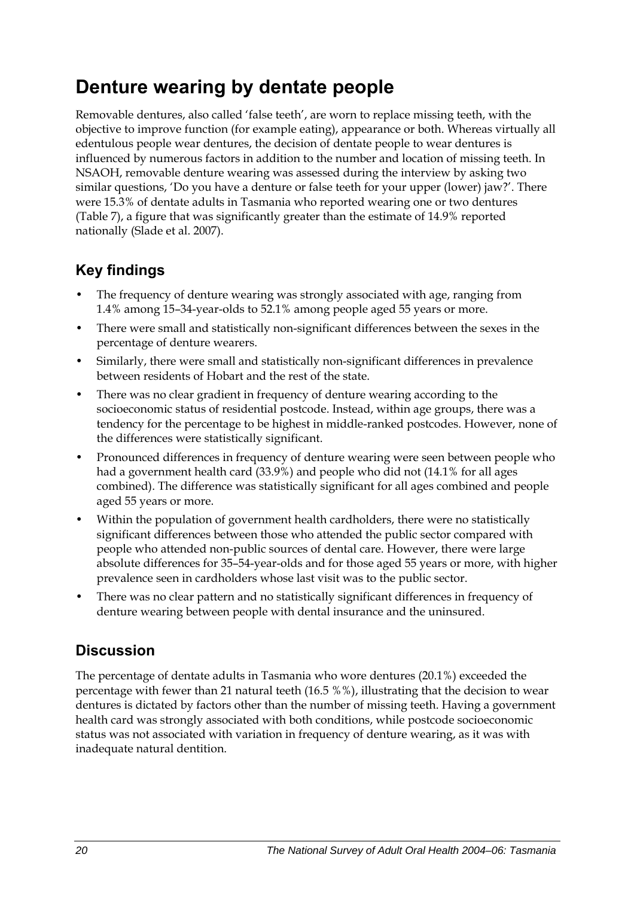# Denture wearing by dentate people

Removable dentures, also called 'false teeth', are worn to replace missing teeth, with the objective to improve function (for example eating), appearance or both. Whereas virtually all edentulous people wear dentures, the decision of dentate people to wear dentures is influenced by numerous factors in addition to the number and location of missing teeth. In NSAOH, removable denture wearing was assessed during the interview by asking two similar questions, 'Do you have a denture or false teeth for your upper (lower) jaw?'. There were 15.3% of dentate adults in Tasmania who reported wearing one or two dentures (Table 7), a figure that was significantly greater than the estimate of 14.9% reported nationally (Slade et al. 2007).

## Key findings

- The frequency of denture wearing was strongly associated with age, ranging from 1.4% among 15–34-year-olds to 52.1% among people aged 55 years or more.
- There were small and statistically non-significant differences between the sexes in the percentage of denture wearers.
- Similarly, there were small and statistically non-significant differences in prevalence between residents of Hobart and the rest of the state.
- There was no clear gradient in frequency of denture wearing according to the socioeconomic status of residential postcode. Instead, within age groups, there was a tendency for the percentage to be highest in middle-ranked postcodes. However, none of the differences were statistically significant.
- Pronounced differences in frequency of denture wearing were seen between people who had a government health card (33.9%) and people who did not (14.1% for all ages combined). The difference was statistically significant for all ages combined and people aged 55 years or more.
- Within the population of government health cardholders, there were no statistically significant differences between those who attended the public sector compared with people who attended non-public sources of dental care. However, there were large absolute differences for 35–54-year-olds and for those aged 55 years or more, with higher prevalence seen in cardholders whose last visit was to the public sector.
- There was no clear pattern and no statistically significant differences in frequency of denture wearing between people with dental insurance and the uninsured.

## Discussion

The percentage of dentate adults in Tasmania who wore dentures (20.1%) exceeded the percentage with fewer than 21 natural teeth (16.5 %%), illustrating that the decision to wear dentures is dictated by factors other than the number of missing teeth. Having a government health card was strongly associated with both conditions, while postcode socioeconomic status was not associated with variation in frequency of denture wearing, as it was with inadequate natural dentition.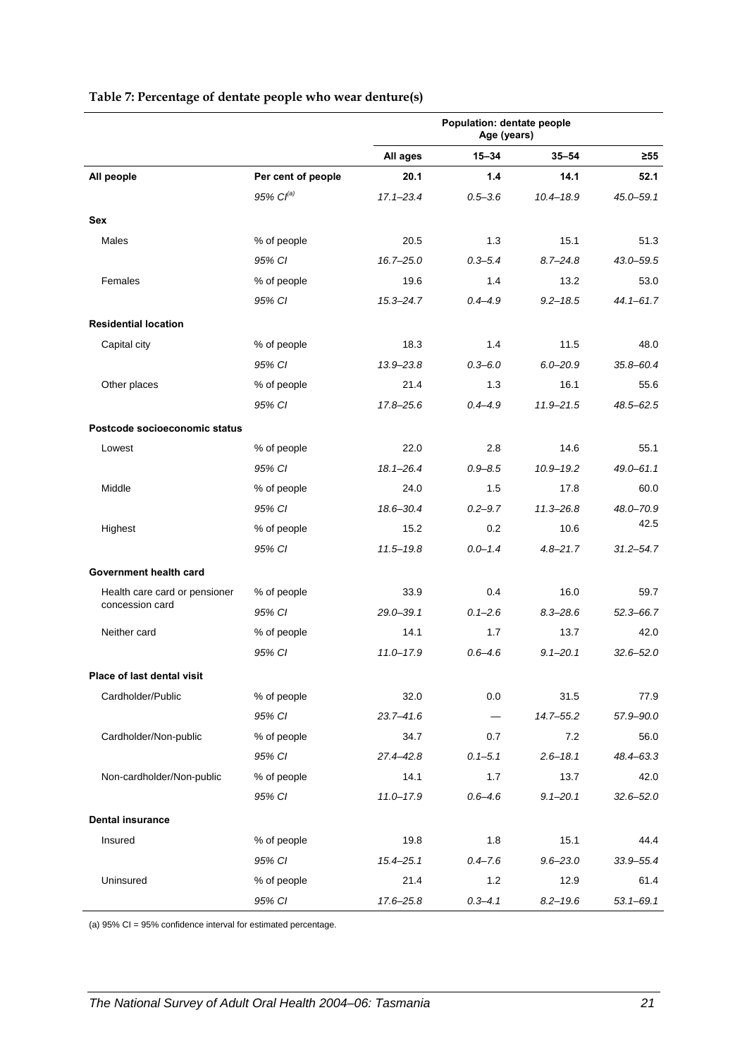**Table 7: Percentage of dentate people who wear denture(s)**

| | | Population: dentate people Age (years) | | | |
|---|---|---|---|---|---|
| | | **All ages** | **15–34** | **35–54** | **≥55** |
| **All people** | **Per cent of people** | **20.1** | **1.4** | **14.1** | **52.1** |
| | *95% CI[(a)]* | *17.1–23.4* | *0.5–3.6* | *10.4–18.9* | *45.0–59.1* |
| **Sex** | | | | | |
| Males | % of people | 20.5 | 1.3 | 15.1 | 51.3 |
| | *95% CI* | *16.7–25.0* | *0.3–5.4* | *8.7–24.8* | *43.0–59.5* |
| Females | % of people | 19.6 | 1.4 | 13.2 | 53.0 |
| | *95% CI* | *15.3–24.7* | *0.4–4.9* | *9.2–18.5* | *44.1–61.7* |
| **Residential location** | | | | | |
| Capital city | % of people | 18.3 | 1.4 | 11.5 | 48.0 |
| | *95% CI* | *13.9–23.8* | *0.3–6.0* | *6.0–20.9* | *35.8–60.4* |
| Other places | % of people | 21.4 | 1.3 | 16.1 | 55.6 |
| | *95% CI* | *17.8–25.6* | *0.4–4.9* | *11.9–21.5* | *48.5–62.5* |
| **Postcode socioeconomic status** | | | | | |
| Lowest | % of people | 22.0 | 2.8 | 14.6 | 55.1 |
| | *95% CI* | *18.1–26.4* | *0.9–8.5* | *10.9–19.2* | *49.0–61.1* |
| Middle | % of people | 24.0 | 1.5 | 17.8 | 60.0 |
| | *95% CI* | *18.6–30.4* | *0.2–9.7* | *11.3–26.8* | *48.0–70.9* |
| Highest | % of people | 15.2 | 0.2 | 10.6 | 42.5 |
| | *95% CI* | *11.5–19.8* | *0.0–1.4* | *4.8–21.7* | *31.2–54.7* |
| **Government health card** | | | | | |
| Health care card or pensioner concession card | % of people | 33.9 | 0.4 | 16.0 | 59.7 |
| | *95% CI* | *29.0–39.1* | *0.1–2.6* | *8.3–28.6* | *52.3–66.7* |
| Neither card | % of people | 14.1 | 1.7 | 13.7 | 42.0 |
| | *95% CI* | *11.0–17.9* | *0.6–4.6* | *9.1–20.1* | *32.6–52.0* |
| **Place of last dental visit** | | | | | |
| Cardholder/Public | % of people | 32.0 | 0.0 | 31.5 | 77.9 |
| | *95% CI* | *23.7–41.6* | — | *14.7–55.2* | *57.9–90.0* |
| Cardholder/Non-public | % of people | 34.7 | 0.7 | 7.2 | 56.0 |
| | *95% CI* | *27.4–42.8* | *0.1–5.1* | *2.6–18.1* | *48.4–63.3* |
| Non-cardholder/Non-public | % of people | 14.1 | 1.7 | 13.7 | 42.0 |
| | *95% CI* | *11.0–17.9* | *0.6–4.6* | *9.1–20.1* | *32.6–52.0* |
| **Dental insurance** | | | | | |
| Insured | % of people | 19.8 | 1.8 | 15.1 | 44.4 |
| | *95% CI* | *15.4–25.1* | *0.4–7.6* | *9.6–23.0* | *33.9–55.4* |
| Uninsured | % of people | 21.4 | 1.2 | 12.9 | 61.4 |
| | *95% CI* | *17.6–25.8* | *0.3–4.1* | *8.2–19.6* | *53.1–69.1* |

(a) 95% CI = 95% confidence interval for estimated percentage.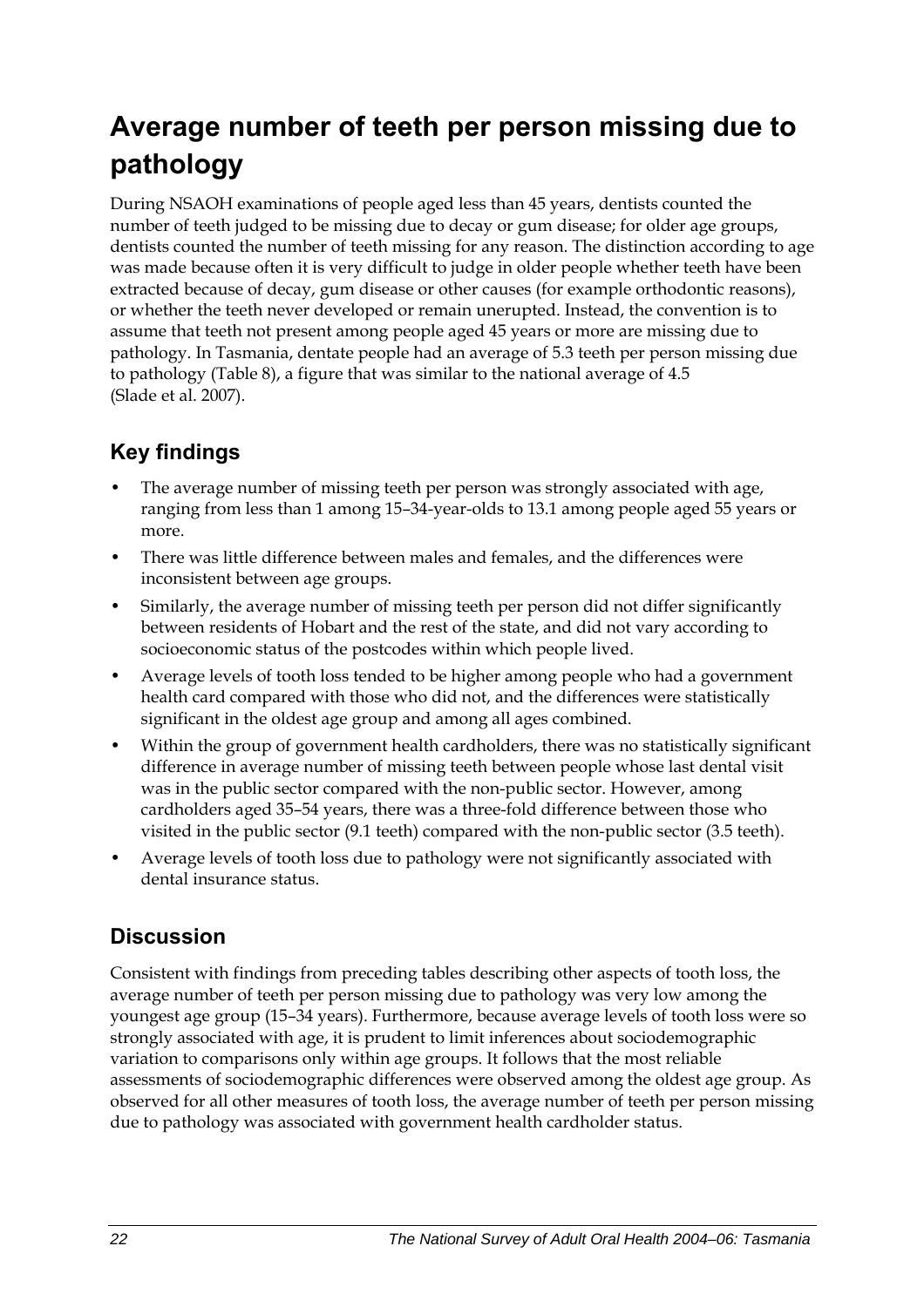# Average number of teeth per person missing due to pathology

During NSAOH examinations of people aged less than 45 years, dentists counted the number of teeth judged to be missing due to decay or gum disease; for older age groups, dentists counted the number of teeth missing for any reason. The distinction according to age was made because often it is very difficult to judge in older people whether teeth have been extracted because of decay, gum disease or other causes (for example orthodontic reasons), or whether the teeth never developed or remain unerupted. Instead, the convention is to assume that teeth not present among people aged 45 years or more are missing due to pathology. In Tasmania, dentate people had an average of 5.3 teeth per person missing due to pathology (Table 8), a figure that was similar to the national average of 4.5 (Slade et al. 2007).

## Key findings

- The average number of missing teeth per person was strongly associated with age, ranging from less than 1 among 15–34-year-olds to 13.1 among people aged 55 years or more.
- There was little difference between males and females, and the differences were inconsistent between age groups.
- Similarly, the average number of missing teeth per person did not differ significantly between residents of Hobart and the rest of the state, and did not vary according to socioeconomic status of the postcodes within which people lived.
- Average levels of tooth loss tended to be higher among people who had a government health card compared with those who did not, and the differences were statistically significant in the oldest age group and among all ages combined.
- Within the group of government health cardholders, there was no statistically significant difference in average number of missing teeth between people whose last dental visit was in the public sector compared with the non-public sector. However, among cardholders aged 35–54 years, there was a three-fold difference between those who visited in the public sector (9.1 teeth) compared with the non-public sector (3.5 teeth).
- Average levels of tooth loss due to pathology were not significantly associated with dental insurance status.

## Discussion

Consistent with findings from preceding tables describing other aspects of tooth loss, the average number of teeth per person missing due to pathology was very low among the youngest age group (15–34 years). Furthermore, because average levels of tooth loss were so strongly associated with age, it is prudent to limit inferences about sociodemographic variation to comparisons only within age groups. It follows that the most reliable assessments of sociodemographic differences were observed among the oldest age group. As observed for all other measures of tooth loss, the average number of teeth per person missing due to pathology was associated with government health cardholder status.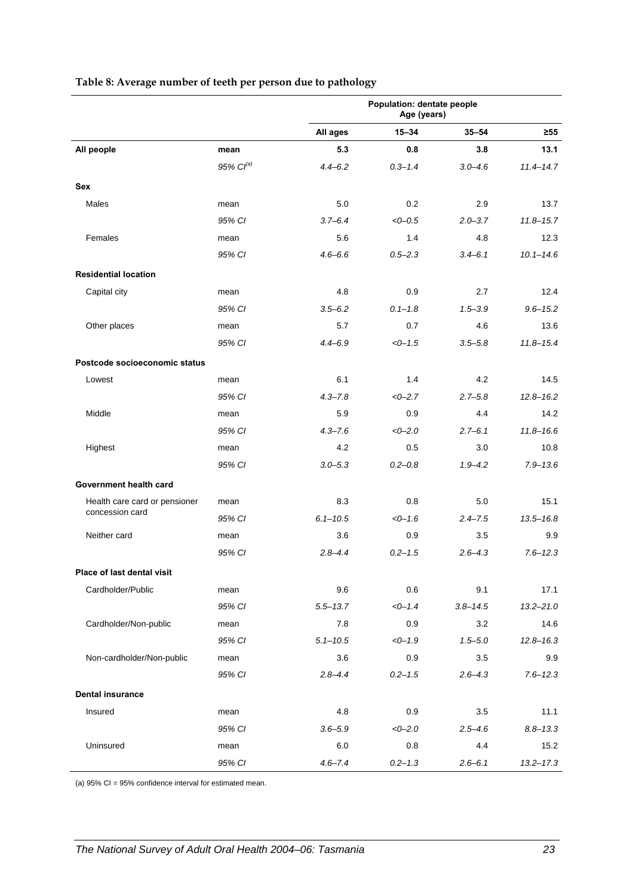**Table 8: Average number of teeth per person due to pathology**

| | | Population: dentate people Age (years) | | | |
|---|---|---|---|---|---|
| | | **All ages** | **15–34** | **35–54** | **≥55** |
| **All people** | **mean** | **5.3** | **0.8** | **3.8** | **13.1** |
| | *95% CI[(a)]* | *4.4–6.2* | *0.3–1.4* | *3.0–4.6* | *11.4–14.7* |
| **Sex** | | | | | |
| Males | mean | 5.0 | 0.2 | 2.9 | 13.7 |
| | *95% CI* | *3.7–6.4* | *<0–0.5* | *2.0–3.7* | *11.8–15.7* |
| Females | mean | 5.6 | 1.4 | 4.8 | 12.3 |
| | *95% CI* | *4.6–6.6* | *0.5–2.3* | *3.4–6.1* | *10.1–14.6* |
| **Residential location** | | | | | |
| Capital city | mean | 4.8 | 0.9 | 2.7 | 12.4 |
| | *95% CI* | *3.5–6.2* | *0.1–1.8* | *1.5–3.9* | *9.6–15.2* |
| Other places | mean | 5.7 | 0.7 | 4.6 | 13.6 |
| | *95% CI* | *4.4–6.9* | *<0–1.5* | *3.5–5.8* | *11.8–15.4* |
| **Postcode socioeconomic status** | | | | | |
| Lowest | mean | 6.1 | 1.4 | 4.2 | 14.5 |
| | *95% CI* | *4.3–7.8* | *<0–2.7* | *2.7–5.8* | *12.8–16.2* |
| Middle | mean | 5.9 | 0.9 | 4.4 | 14.2 |
| | *95% CI* | *4.3–7.6* | *<0–2.0* | *2.7–6.1* | *11.8–16.6* |
| Highest | mean | 4.2 | 0.5 | 3.0 | 10.8 |
| | *95% CI* | *3.0–5.3* | *0.2–0.8* | *1.9–4.2* | *7.9–13.6* |
| **Government health card** | | | | | |
| Health care card or pensioner concession card | mean | 8.3 | 0.8 | 5.0 | 15.1 |
| | *95% CI* | *6.1–10.5* | *<0–1.6* | *2.4–7.5* | *13.5–16.8* |
| Neither card | mean | 3.6 | 0.9 | 3.5 | 9.9 |
| | *95% CI* | *2.8–4.4* | *0.2–1.5* | *2.6–4.3* | *7.6–12.3* |
| **Place of last dental visit** | | | | | |
| Cardholder/Public | mean | 9.6 | 0.6 | 9.1 | 17.1 |
| | *95% CI* | *5.5–13.7* | *<0–1.4* | *3.8–14.5* | *13.2–21.0* |
| Cardholder/Non-public | mean | 7.8 | 0.9 | 3.2 | 14.6 |
| | *95% CI* | *5.1–10.5* | *<0–1.9* | *1.5–5.0* | *12.8–16.3* |
| Non-cardholder/Non-public | mean | 3.6 | 0.9 | 3.5 | 9.9 |
| | *95% CI* | *2.8–4.4* | *0.2–1.5* | *2.6–4.3* | *7.6–12.3* |
| **Dental insurance** | | | | | |
| Insured | mean | 4.8 | 0.9 | 3.5 | 11.1 |
| | *95% CI* | *3.6–5.9* | *<0–2.0* | *2.5–4.6* | *8.8–13.3* |
| Uninsured | mean | 6.0 | 0.8 | 4.4 | 15.2 |
| | *95% CI* | *4.6–7.4* | *0.2–1.3* | *2.6–6.1* | *13.2–17.3* |

(a) 95% CI = 95% confidence interval for estimated mean.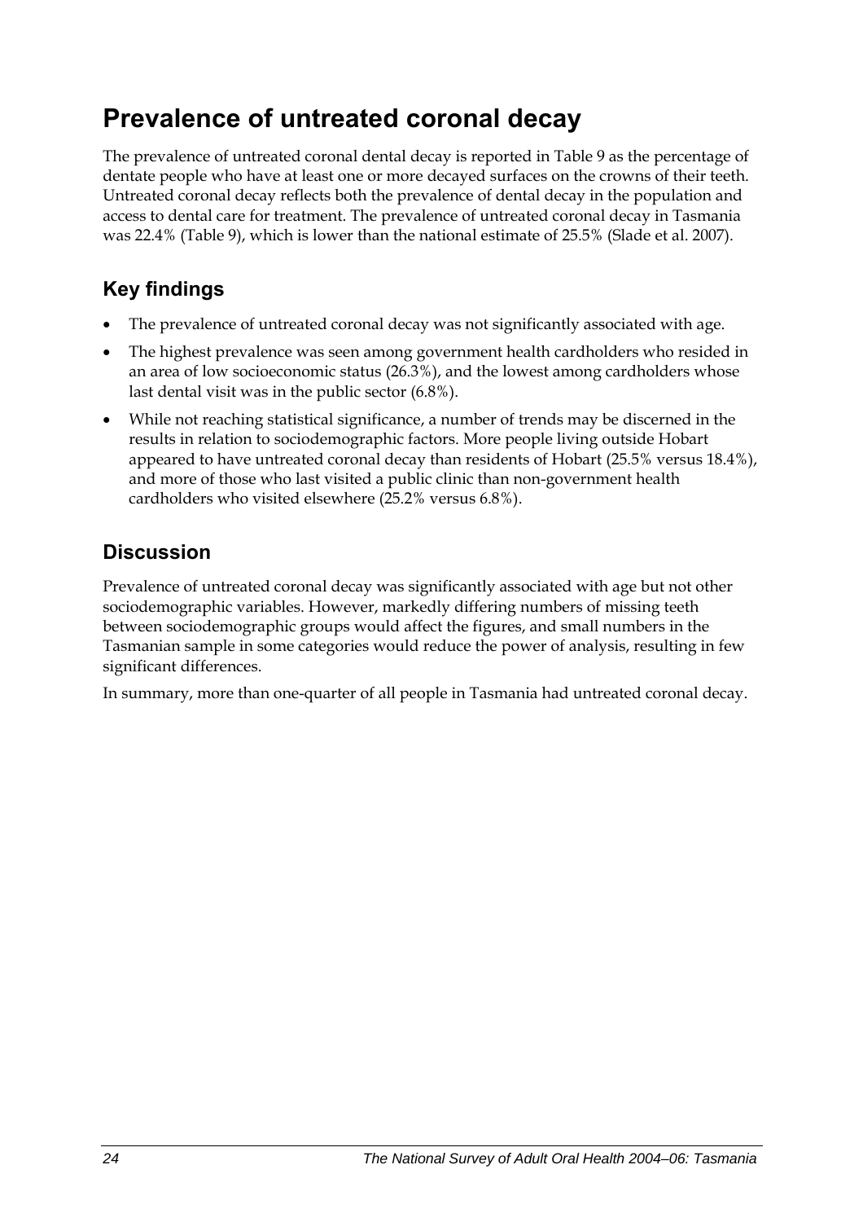# Prevalence of untreated coronal decay

The prevalence of untreated coronal dental decay is reported in Table 9 as the percentage of dentate people who have at least one or more decayed surfaces on the crowns of their teeth. Untreated coronal decay reflects both the prevalence of dental decay in the population and access to dental care for treatment. The prevalence of untreated coronal decay in Tasmania was 22.4% (Table 9), which is lower than the national estimate of 25.5% (Slade et al. 2007).

## Key findings

- The prevalence of untreated coronal decay was not significantly associated with age.
- The highest prevalence was seen among government health cardholders who resided in an area of low socioeconomic status (26.3%), and the lowest among cardholders whose last dental visit was in the public sector (6.8%).
- While not reaching statistical significance, a number of trends may be discerned in the results in relation to sociodemographic factors. More people living outside Hobart appeared to have untreated coronal decay than residents of Hobart (25.5% versus 18.4%), and more of those who last visited a public clinic than non-government health cardholders who visited elsewhere (25.2% versus 6.8%).

## Discussion

Prevalence of untreated coronal decay was significantly associated with age but not other sociodemographic variables. However, markedly differing numbers of missing teeth between sociodemographic groups would affect the figures, and small numbers in the Tasmanian sample in some categories would reduce the power of analysis, resulting in few significant differences.

In summary, more than one-quarter of all people in Tasmania had untreated coronal decay.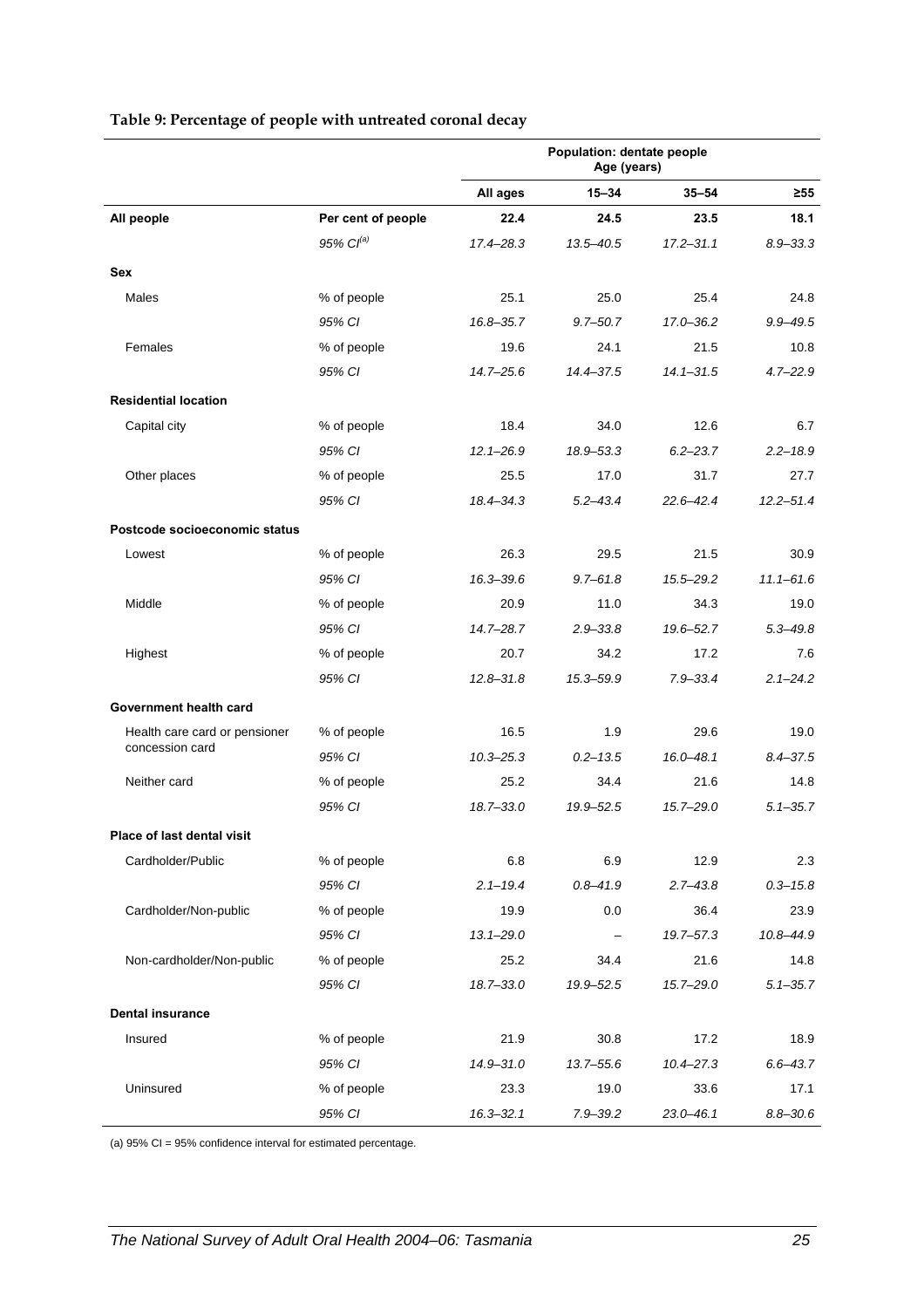**Table 9: Percentage of people with untreated coronal decay**

| | | Population: dentate people Age (years) | | | |
|---|---|---|---|---|---|
| | | **All ages** | **15–34** | **35–54** | **≥55** |
| **All people** | Per cent of people | **22.4** | **24.5** | **23.5** | **18.1** |
| | *95% CI[(a)]* | *17.4–28.3* | *13.5–40.5* | *17.2–31.1* | *8.9–33.3* |
| **Sex** | | | | | |
| Males | % of people | 25.1 | 25.0 | 25.4 | 24.8 |
| | *95% CI* | *16.8–35.7* | *9.7–50.7* | *17.0–36.2* | *9.9–49.5* |
| Females | % of people | 19.6 | 24.1 | 21.5 | 10.8 |
| | *95% CI* | *14.7–25.6* | *14.4–37.5* | *14.1–31.5* | *4.7–22.9* |
| **Residential location** | | | | | |
| Capital city | % of people | 18.4 | 34.0 | 12.6 | 6.7 |
| | *95% CI* | *12.1–26.9* | *18.9–53.3* | *6.2–23.7* | *2.2–18.9* |
| Other places | % of people | 25.5 | 17.0 | 31.7 | 27.7 |
| | *95% CI* | *18.4–34.3* | *5.2–43.4* | *22.6–42.4* | *12.2–51.4* |
| **Postcode socioeconomic status** | | | | | |
| Lowest | % of people | 26.3 | 29.5 | 21.5 | 30.9 |
| | *95% CI* | *16.3–39.6* | *9.7–61.8* | *15.5–29.2* | *11.1–61.6* |
| Middle | % of people | 20.9 | 11.0 | 34.3 | 19.0 |
| | *95% CI* | *14.7–28.7* | *2.9–33.8* | *19.6–52.7* | *5.3–49.8* |
| Highest | % of people | 20.7 | 34.2 | 17.2 | 7.6 |
| | *95% CI* | *12.8–31.8* | *15.3–59.9* | *7.9–33.4* | *2.1–24.2* |
| **Government health card** | | | | | |
| Health care card or pensioner concession card | % of people | 16.5 | 1.9 | 29.6 | 19.0 |
| | *95% CI* | *10.3–25.3* | *0.2–13.5* | *16.0–48.1* | *8.4–37.5* |
| Neither card | % of people | 25.2 | 34.4 | 21.6 | 14.8 |
| | *95% CI* | *18.7–33.0* | *19.9–52.5* | *15.7–29.0* | *5.1–35.7* |
| **Place of last dental visit** | | | | | |
| Cardholder/Public | % of people | 6.8 | 6.9 | 12.9 | 2.3 |
| | *95% CI* | *2.1–19.4* | *0.8–41.9* | *2.7–43.8* | *0.3–15.8* |
| Cardholder/Non-public | % of people | 19.9 | 0.0 | 36.4 | 23.9 |
| | *95% CI* | *13.1–29.0* | – | *19.7–57.3* | *10.8–44.9* |
| Non-cardholder/Non-public | % of people | 25.2 | 34.4 | 21.6 | 14.8 |
| | *95% CI* | *18.7–33.0* | *19.9–52.5* | *15.7–29.0* | *5.1–35.7* |
| **Dental insurance** | | | | | |
| Insured | % of people | 21.9 | 30.8 | 17.2 | 18.9 |
| | *95% CI* | *14.9–31.0* | *13.7–55.6* | *10.4–27.3* | *6.6–43.7* |
| Uninsured | % of people | 23.3 | 19.0 | 33.6 | 17.1 |
| | *95% CI* | *16.3–32.1* | *7.9–39.2* | *23.0–46.1* | *8.8–30.6* |

(a) 95% CI = 95% confidence interval for estimated percentage.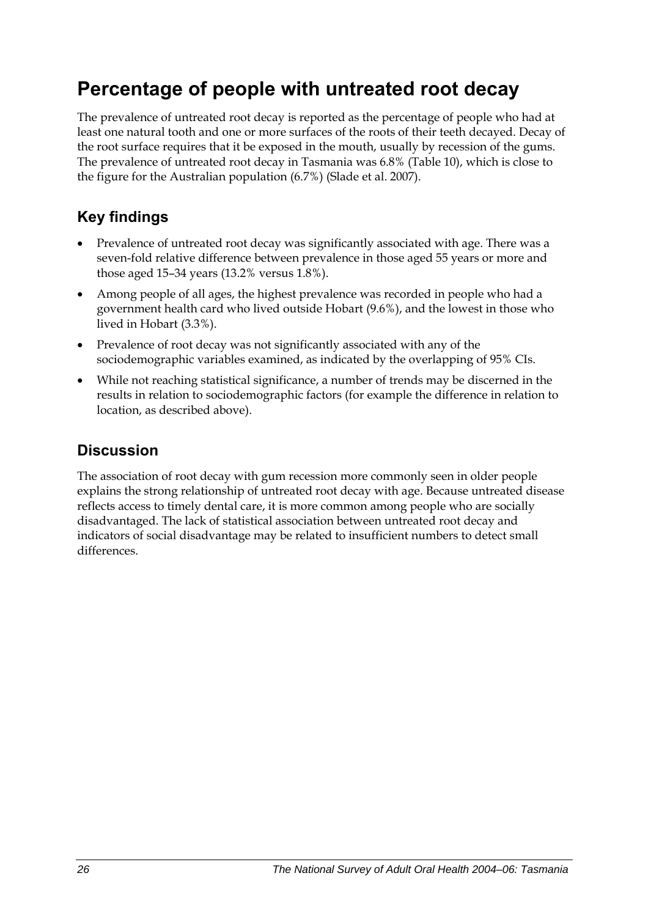# Percentage of people with untreated root decay

The prevalence of untreated root decay is reported as the percentage of people who had at least one natural tooth and one or more surfaces of the roots of their teeth decayed. Decay of the root surface requires that it be exposed in the mouth, usually by recession of the gums. The prevalence of untreated root decay in Tasmania was 6.8% (Table 10), which is close to the figure for the Australian population (6.7%) (Slade et al. 2007).

## Key findings

- Prevalence of untreated root decay was significantly associated with age. There was a seven-fold relative difference between prevalence in those aged 55 years or more and those aged 15–34 years (13.2% versus 1.8%).
- Among people of all ages, the highest prevalence was recorded in people who had a government health card who lived outside Hobart (9.6%), and the lowest in those who lived in Hobart (3.3%).
- Prevalence of root decay was not significantly associated with any of the sociodemographic variables examined, as indicated by the overlapping of 95% CIs.
- While not reaching statistical significance, a number of trends may be discerned in the results in relation to sociodemographic factors (for example the difference in relation to location, as described above).

## Discussion

The association of root decay with gum recession more commonly seen in older people explains the strong relationship of untreated root decay with age. Because untreated disease reflects access to timely dental care, it is more common among people who are socially disadvantaged. The lack of statistical association between untreated root decay and indicators of social disadvantage may be related to insufficient numbers to detect small differences.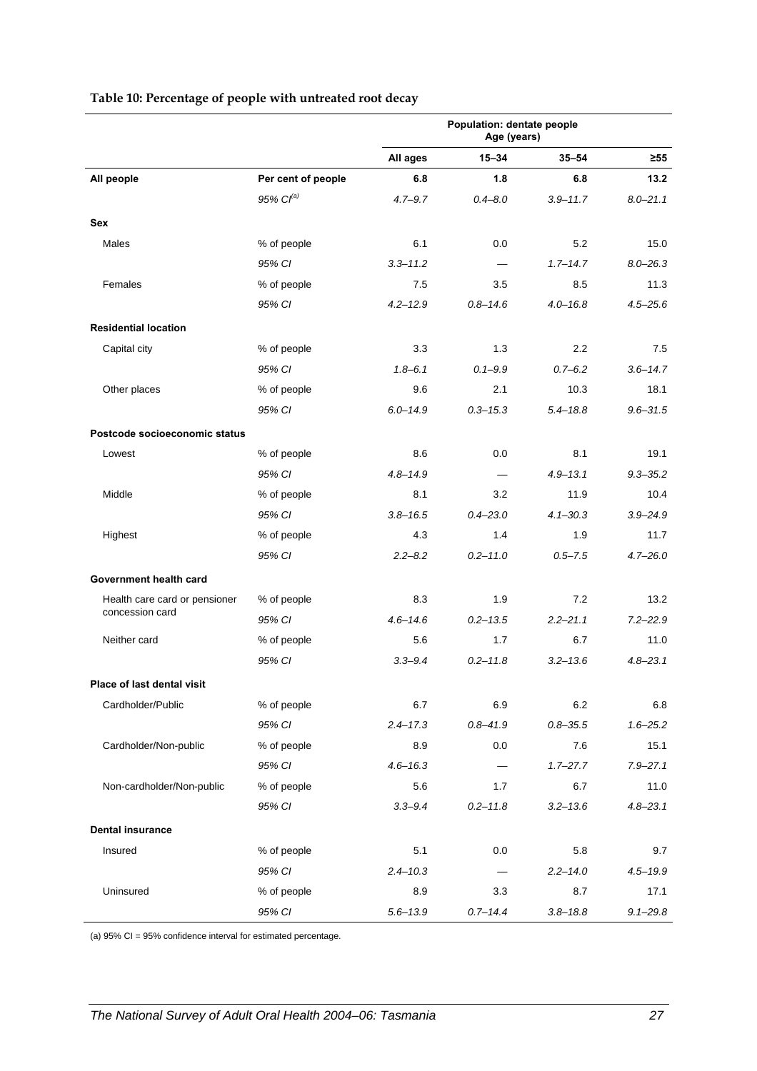**Table 10: Percentage of people with untreated root decay**

| | | Population: dentate people Age (years) | | | |
|---|---|---|---|---|---|
| | | **All ages** | **15–34** | **35–54** | **≥55** |
| **All people** | **Per cent of people** | **6.8** | **1.8** | **6.8** | **13.2** |
| | *95% CI[(a)]* | *4.7–9.7* | *0.4–8.0* | *3.9–11.7* | *8.0–21.1* |
| **Sex** | | | | | |
| Males | % of people | 6.1 | 0.0 | 5.2 | 15.0 |
| | *95% CI* | *3.3–11.2* | — | *1.7–14.7* | *8.0–26.3* |
| Females | % of people | 7.5 | 3.5 | 8.5 | 11.3 |
| | *95% CI* | *4.2–12.9* | *0.8–14.6* | *4.0–16.8* | *4.5–25.6* |
| **Residential location** | | | | | |
| Capital city | % of people | 3.3 | 1.3 | 2.2 | 7.5 |
| | *95% CI* | *1.8–6.1* | *0.1–9.9* | *0.7–6.2* | *3.6–14.7* |
| Other places | % of people | 9.6 | 2.1 | 10.3 | 18.1 |
| | *95% CI* | *6.0–14.9* | *0.3–15.3* | *5.4–18.8* | *9.6–31.5* |
| **Postcode socioeconomic status** | | | | | |
| Lowest | % of people | 8.6 | 0.0 | 8.1 | 19.1 |
| | *95% CI* | *4.8–14.9* | — | *4.9–13.1* | *9.3–35.2* |
| Middle | % of people | 8.1 | 3.2 | 11.9 | 10.4 |
| | *95% CI* | *3.8–16.5* | *0.4–23.0* | *4.1–30.3* | *3.9–24.9* |
| Highest | % of people | 4.3 | 1.4 | 1.9 | 11.7 |
| | *95% CI* | *2.2–8.2* | *0.2–11.0* | *0.5–7.5* | *4.7–26.0* |
| **Government health card** | | | | | |
| Health care card or pensioner concession card | % of people | 8.3 | 1.9 | 7.2 | 13.2 |
| | *95% CI* | *4.6–14.6* | *0.2–13.5* | *2.2–21.1* | *7.2–22.9* |
| Neither card | % of people | 5.6 | 1.7 | 6.7 | 11.0 |
| | *95% CI* | *3.3–9.4* | *0.2–11.8* | *3.2–13.6* | *4.8–23.1* |
| **Place of last dental visit** | | | | | |
| Cardholder/Public | % of people | 6.7 | 6.9 | 6.2 | 6.8 |
| | *95% CI* | *2.4–17.3* | *0.8–41.9* | *0.8–35.5* | *1.6–25.2* |
| Cardholder/Non-public | % of people | 8.9 | 0.0 | 7.6 | 15.1 |
| | *95% CI* | *4.6–16.3* | — | *1.7–27.7* | *7.9–27.1* |
| Non-cardholder/Non-public | % of people | 5.6 | 1.7 | 6.7 | 11.0 |
| | *95% CI* | *3.3–9.4* | *0.2–11.8* | *3.2–13.6* | *4.8–23.1* |
| **Dental insurance** | | | | | |
| Insured | % of people | 5.1 | 0.0 | 5.8 | 9.7 |
| | *95% CI* | *2.4–10.3* | — | *2.2–14.0* | *4.5–19.9* |
| Uninsured | % of people | 8.9 | 3.3 | 8.7 | 17.1 |
| | *95% CI* | *5.6–13.9* | *0.7–14.4* | *3.8–18.8* | *9.1–29.8* |

(a) 95% CI = 95% confidence interval for estimated percentage.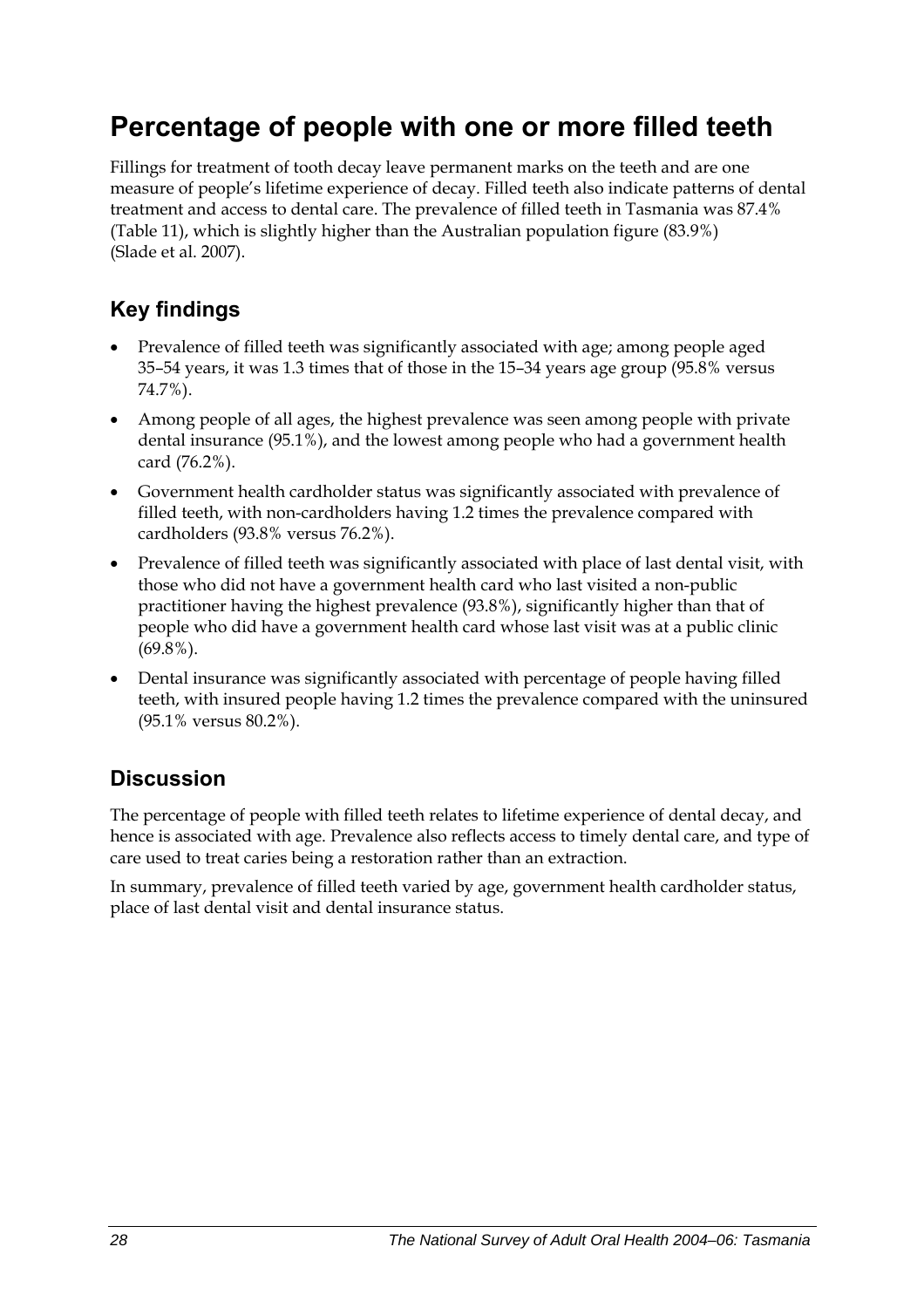# Percentage of people with one or more filled teeth

Fillings for treatment of tooth decay leave permanent marks on the teeth and are one measure of people's lifetime experience of decay. Filled teeth also indicate patterns of dental treatment and access to dental care. The prevalence of filled teeth in Tasmania was 87.4% (Table 11), which is slightly higher than the Australian population figure (83.9%) (Slade et al. 2007).

## Key findings

- Prevalence of filled teeth was significantly associated with age; among people aged 35–54 years, it was 1.3 times that of those in the 15–34 years age group (95.8% versus 74.7%).
- Among people of all ages, the highest prevalence was seen among people with private dental insurance (95.1%), and the lowest among people who had a government health card (76.2%).
- Government health cardholder status was significantly associated with prevalence of filled teeth, with non-cardholders having 1.2 times the prevalence compared with cardholders (93.8% versus 76.2%).
- Prevalence of filled teeth was significantly associated with place of last dental visit, with those who did not have a government health card who last visited a non-public practitioner having the highest prevalence (93.8%), significantly higher than that of people who did have a government health card whose last visit was at a public clinic (69.8%).
- Dental insurance was significantly associated with percentage of people having filled teeth, with insured people having 1.2 times the prevalence compared with the uninsured (95.1% versus 80.2%).

## Discussion

The percentage of people with filled teeth relates to lifetime experience of dental decay, and hence is associated with age. Prevalence also reflects access to timely dental care, and type of care used to treat caries being a restoration rather than an extraction.

In summary, prevalence of filled teeth varied by age, government health cardholder status, place of last dental visit and dental insurance status.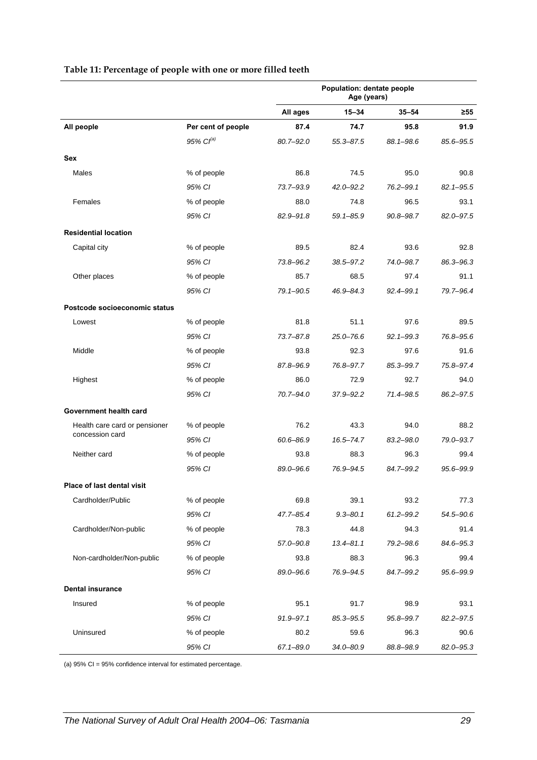**Table 11: Percentage of people with one or more filled teeth**

| | | Population: dentate people Age (years) | | | |
|---|---|---|---|---|---|
| | | All ages | 15–34 | 35–54 | ≥55 |
| **All people** | **Per cent of people** | **87.4** | **74.7** | **95.8** | **91.9** |
| | *95% CI[(a)]* | *80.7–92.0* | *55.3–87.5* | *88.1–98.6* | *85.6–95.5* |
| **Sex** | | | | | |
| Males | % of people | 86.8 | 74.5 | 95.0 | 90.8 |
| | *95% CI* | *73.7–93.9* | *42.0–92.2* | *76.2–99.1* | *82.1–95.5* |
| Females | % of people | 88.0 | 74.8 | 96.5 | 93.1 |
| | *95% CI* | *82.9–91.8* | *59.1–85.9* | *90.8–98.7* | *82.0–97.5* |
| **Residential location** | | | | | |
| Capital city | % of people | 89.5 | 82.4 | 93.6 | 92.8 |
| | *95% CI* | *73.8–96.2* | *38.5–97.2* | *74.0–98.7* | *86.3–96.3* |
| Other places | % of people | 85.7 | 68.5 | 97.4 | 91.1 |
| | *95% CI* | *79.1–90.5* | *46.9–84.3* | *92.4–99.1* | *79.7–96.4* |
| **Postcode socioeconomic status** | | | | | |
| Lowest | % of people | 81.8 | 51.1 | 97.6 | 89.5 |
| | *95% CI* | *73.7–87.8* | *25.0–76.6* | *92.1–99.3* | *76.8–95.6* |
| Middle | % of people | 93.8 | 92.3 | 97.6 | 91.6 |
| | *95% CI* | *87.8–96.9* | *76.8–97.7* | *85.3–99.7* | *75.8–97.4* |
| Highest | % of people | 86.0 | 72.9 | 92.7 | 94.0 |
| | *95% CI* | *70.7–94.0* | *37.9–92.2* | *71.4–98.5* | *86.2–97.5* |
| **Government health card** | | | | | |
| Health care card or pensioner concession card | % of people | 76.2 | 43.3 | 94.0 | 88.2 |
| | *95% CI* | *60.6–86.9* | *16.5–74.7* | *83.2–98.0* | *79.0–93.7* |
| Neither card | % of people | 93.8 | 88.3 | 96.3 | 99.4 |
| | *95% CI* | *89.0–96.6* | *76.9–94.5* | *84.7–99.2* | *95.6–99.9* |
| **Place of last dental visit** | | | | | |
| Cardholder/Public | % of people | 69.8 | 39.1 | 93.2 | 77.3 |
| | *95% CI* | *47.7–85.4* | *9.3–80.1* | *61.2–99.2* | *54.5–90.6* |
| Cardholder/Non-public | % of people | 78.3 | 44.8 | 94.3 | 91.4 |
| | *95% CI* | *57.0–90.8* | *13.4–81.1* | *79.2–98.6* | *84.6–95.3* |
| Non-cardholder/Non-public | % of people | 93.8 | 88.3 | 96.3 | 99.4 |
| | *95% CI* | *89.0–96.6* | *76.9–94.5* | *84.7–99.2* | *95.6–99.9* |
| **Dental insurance** | | | | | |
| Insured | % of people | 95.1 | 91.7 | 98.9 | 93.1 |
| | *95% CI* | *91.9–97.1* | *85.3–95.5* | *95.8–99.7* | *82.2–97.5* |
| Uninsured | % of people | 80.2 | 59.6 | 96.3 | 90.6 |
| | *95% CI* | *67.1–89.0* | *34.0–80.9* | *88.8–98.9* | *82.0–95.3* |

(a) 95% CI = 95% confidence interval for estimated percentage.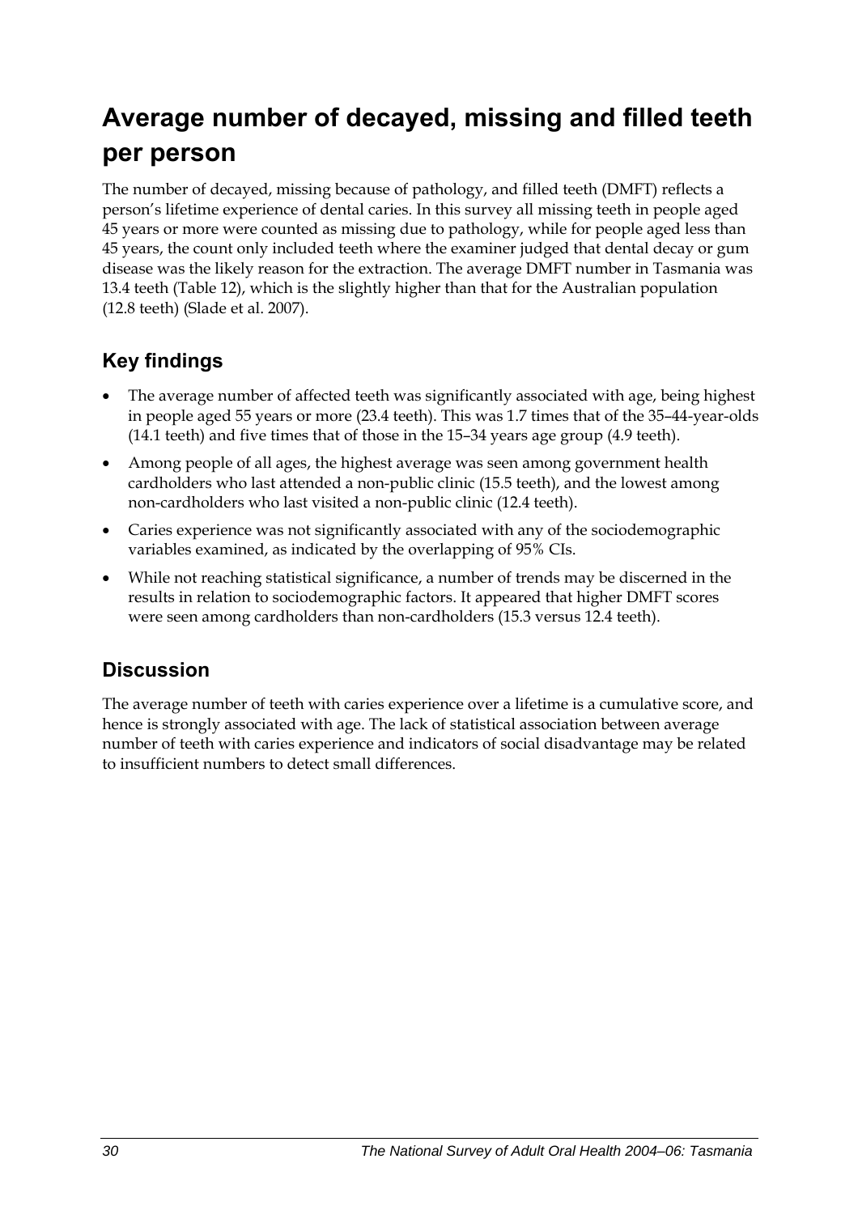# Average number of decayed, missing and filled teeth per person

The number of decayed, missing because of pathology, and filled teeth (DMFT) reflects a person's lifetime experience of dental caries. In this survey all missing teeth in people aged 45 years or more were counted as missing due to pathology, while for people aged less than 45 years, the count only included teeth where the examiner judged that dental decay or gum disease was the likely reason for the extraction. The average DMFT number in Tasmania was 13.4 teeth (Table 12), which is the slightly higher than that for the Australian population (12.8 teeth) (Slade et al. 2007).

## Key findings

- The average number of affected teeth was significantly associated with age, being highest in people aged 55 years or more (23.4 teeth). This was 1.7 times that of the 35–44-year-olds (14.1 teeth) and five times that of those in the 15–34 years age group (4.9 teeth).
- Among people of all ages, the highest average was seen among government health cardholders who last attended a non-public clinic (15.5 teeth), and the lowest among non-cardholders who last visited a non-public clinic (12.4 teeth).
- Caries experience was not significantly associated with any of the sociodemographic variables examined, as indicated by the overlapping of 95% CIs.
- While not reaching statistical significance, a number of trends may be discerned in the results in relation to sociodemographic factors. It appeared that higher DMFT scores were seen among cardholders than non-cardholders (15.3 versus 12.4 teeth).

## Discussion

The average number of teeth with caries experience over a lifetime is a cumulative score, and hence is strongly associated with age. The lack of statistical association between average number of teeth with caries experience and indicators of social disadvantage may be related to insufficient numbers to detect small differences.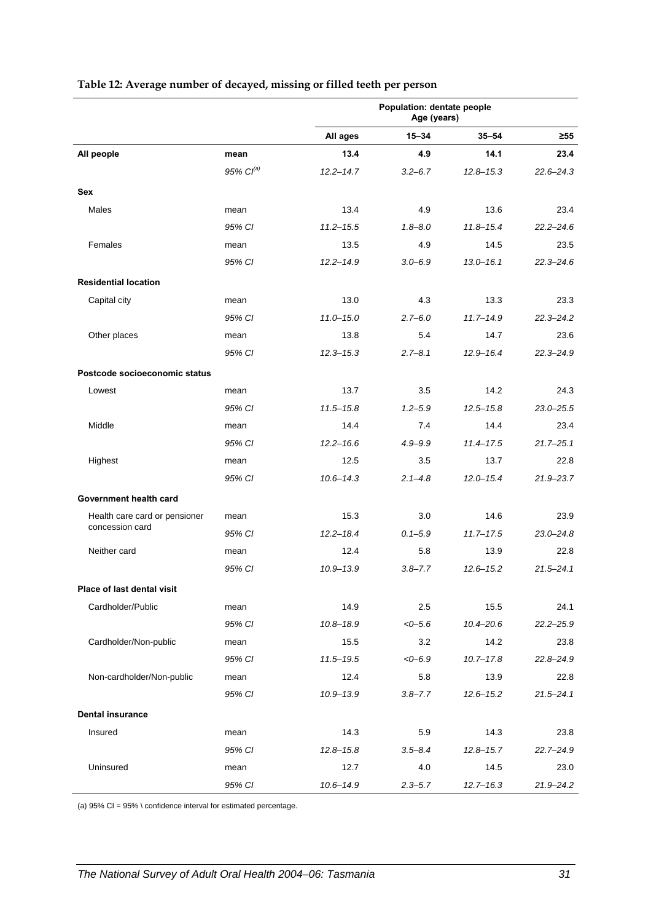**Table 12: Average number of decayed, missing or filled teeth per person**

| | | Population: dentate people Age (years) | | | |
|---|---|---|---|---|---|
| | | All ages | 15–34 | 35–54 | ≥55 |
| **All people** | **mean** | **13.4** | **4.9** | **14.1** | **23.4** |
| | *95% CI[(a)]* | *12.2–14.7* | *3.2–6.7* | *12.8–15.3* | *22.6–24.3* |
| **Sex** | | | | | |
| Males | mean | 13.4 | 4.9 | 13.6 | 23.4 |
| | *95% CI* | *11.2–15.5* | *1.8–8.0* | *11.8–15.4* | *22.2–24.6* |
| Females | mean | 13.5 | 4.9 | 14.5 | 23.5 |
| | *95% CI* | *12.2–14.9* | *3.0–6.9* | *13.0–16.1* | *22.3–24.6* |
| **Residential location** | | | | | |
| Capital city | mean | 13.0 | 4.3 | 13.3 | 23.3 |
| | *95% CI* | *11.0–15.0* | *2.7–6.0* | *11.7–14.9* | *22.3–24.2* |
| Other places | mean | 13.8 | 5.4 | 14.7 | 23.6 |
| | *95% CI* | *12.3–15.3* | *2.7–8.1* | *12.9–16.4* | *22.3–24.9* |
| **Postcode socioeconomic status** | | | | | |
| Lowest | mean | 13.7 | 3.5 | 14.2 | 24.3 |
| | *95% CI* | *11.5–15.8* | *1.2–5.9* | *12.5–15.8* | *23.0–25.5* |
| Middle | mean | 14.4 | 7.4 | 14.4 | 23.4 |
| | *95% CI* | *12.2–16.6* | *4.9–9.9* | *11.4–17.5* | *21.7–25.1* |
| Highest | mean | 12.5 | 3.5 | 13.7 | 22.8 |
| | *95% CI* | *10.6–14.3* | *2.1–4.8* | *12.0–15.4* | *21.9–23.7* |
| **Government health card** | | | | | |
| Health care card or pensioner concession card | mean | 15.3 | 3.0 | 14.6 | 23.9 |
| | *95% CI* | *12.2–18.4* | *0.1–5.9* | *11.7–17.5* | *23.0–24.8* |
| Neither card | mean | 12.4 | 5.8 | 13.9 | 22.8 |
| | *95% CI* | *10.9–13.9* | *3.8–7.7* | *12.6–15.2* | *21.5–24.1* |
| **Place of last dental visit** | | | | | |
| Cardholder/Public | mean | 14.9 | 2.5 | 15.5 | 24.1 |
| | *95% CI* | *10.8–18.9* | *<0–5.6* | *10.4–20.6* | *22.2–25.9* |
| Cardholder/Non-public | mean | 15.5 | 3.2 | 14.2 | 23.8 |
| | *95% CI* | *11.5–19.5* | *<0–6.9* | *10.7–17.8* | *22.8–24.9* |
| Non-cardholder/Non-public | mean | 12.4 | 5.8 | 13.9 | 22.8 |
| | *95% CI* | *10.9–13.9* | *3.8–7.7* | *12.6–15.2* | *21.5–24.1* |
| **Dental insurance** | | | | | |
| Insured | mean | 14.3 | 5.9 | 14.3 | 23.8 |
| | *95% CI* | *12.8–15.8* | *3.5–8.4* | *12.8–15.7* | *22.7–24.9* |
| Uninsured | mean | 12.7 | 4.0 | 14.5 | 23.0 |
| | *95% CI* | *10.6–14.9* | *2.3–5.7* | *12.7–16.3* | *21.9–24.2* |

(a) 95% CI = 95% \ confidence interval for estimated percentage.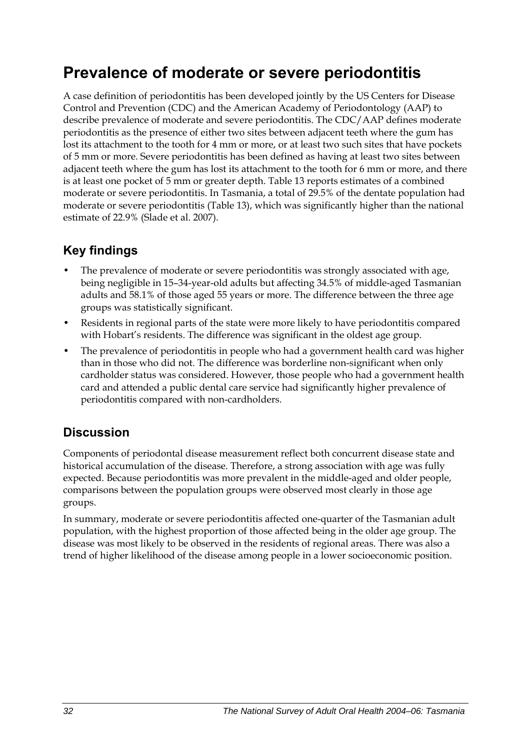# Prevalence of moderate or severe periodontitis

A case definition of periodontitis has been developed jointly by the US Centers for Disease Control and Prevention (CDC) and the American Academy of Periodontology (AAP) to describe prevalence of moderate and severe periodontitis. The CDC/AAP defines moderate periodontitis as the presence of either two sites between adjacent teeth where the gum has lost its attachment to the tooth for 4 mm or more, or at least two such sites that have pockets of 5 mm or more. Severe periodontitis has been defined as having at least two sites between adjacent teeth where the gum has lost its attachment to the tooth for 6 mm or more, and there is at least one pocket of 5 mm or greater depth. Table 13 reports estimates of a combined moderate or severe periodontitis. In Tasmania, a total of 29.5% of the dentate population had moderate or severe periodontitis (Table 13), which was significantly higher than the national estimate of 22.9% (Slade et al. 2007).

## Key findings

- The prevalence of moderate or severe periodontitis was strongly associated with age, being negligible in 15–34-year-old adults but affecting 34.5% of middle-aged Tasmanian adults and 58.1% of those aged 55 years or more. The difference between the three age groups was statistically significant.
- Residents in regional parts of the state were more likely to have periodontitis compared with Hobart's residents. The difference was significant in the oldest age group.
- The prevalence of periodontitis in people who had a government health card was higher than in those who did not. The difference was borderline non-significant when only cardholder status was considered. However, those people who had a government health card and attended a public dental care service had significantly higher prevalence of periodontitis compared with non-cardholders.

## Discussion

Components of periodontal disease measurement reflect both concurrent disease state and historical accumulation of the disease. Therefore, a strong association with age was fully expected. Because periodontitis was more prevalent in the middle-aged and older people, comparisons between the population groups were observed most clearly in those age groups.

In summary, moderate or severe periodontitis affected one-quarter of the Tasmanian adult population, with the highest proportion of those affected being in the older age group. The disease was most likely to be observed in the residents of regional areas. There was also a trend of higher likelihood of the disease among people in a lower socioeconomic position.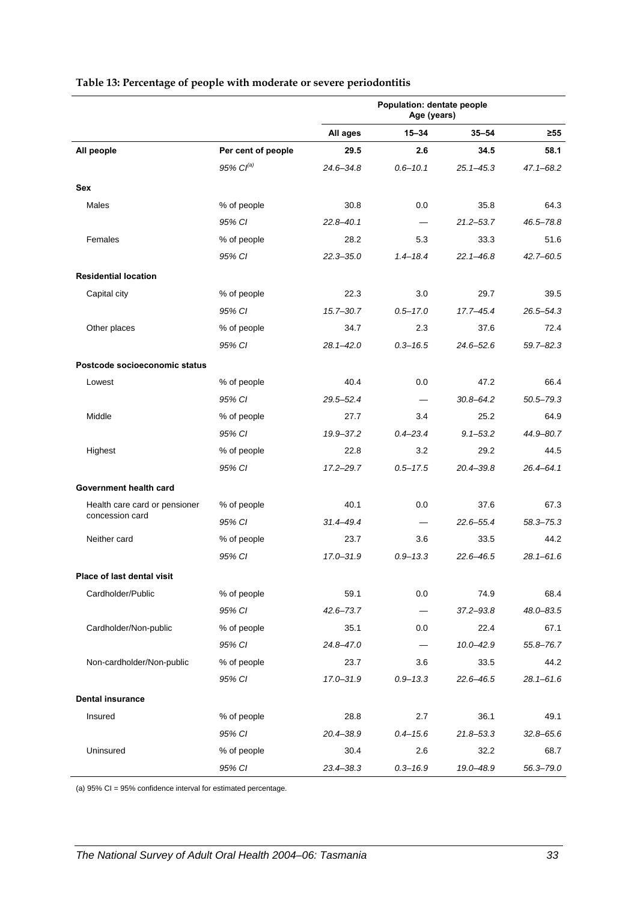**Table 13: Percentage of people with moderate or severe periodontitis**

| | | Population: dentate people Age (years) | | | |
|---|---|---|---|---|---|
| | | All ages | 15–34 | 35–54 | ≥55 |
| **All people** | **Per cent of people** | **29.5** | **2.6** | **34.5** | **58.1** |
| | *95% CI[(a)]* | *24.6–34.8* | *0.6–10.1* | *25.1–45.3* | *47.1–68.2* |
| **Sex** | | | | | |
| Males | % of people | 30.8 | 0.0 | 35.8 | 64.3 |
| | *95% CI* | *22.8–40.1* | — | *21.2–53.7* | *46.5–78.8* |
| Females | % of people | 28.2 | 5.3 | 33.3 | 51.6 |
| | *95% CI* | *22.3–35.0* | *1.4–18.4* | *22.1–46.8* | *42.7–60.5* |
| **Residential location** | | | | | |
| Capital city | % of people | 22.3 | 3.0 | 29.7 | 39.5 |
| | *95% CI* | *15.7–30.7* | *0.5–17.0* | *17.7–45.4* | *26.5–54.3* |
| Other places | % of people | 34.7 | 2.3 | 37.6 | 72.4 |
| | *95% CI* | *28.1–42.0* | *0.3–16.5* | *24.6–52.6* | *59.7–82.3* |
| **Postcode socioeconomic status** | | | | | |
| Lowest | % of people | 40.4 | 0.0 | 47.2 | 66.4 |
| | *95% CI* | *29.5–52.4* | — | *30.8–64.2* | *50.5–79.3* |
| Middle | % of people | 27.7 | 3.4 | 25.2 | 64.9 |
| | *95% CI* | *19.9–37.2* | *0.4–23.4* | *9.1–53.2* | *44.9–80.7* |
| Highest | % of people | 22.8 | 3.2 | 29.2 | 44.5 |
| | *95% CI* | *17.2–29.7* | *0.5–17.5* | *20.4–39.8* | *26.4–64.1* |
| **Government health card** | | | | | |
| Health care card or pensioner concession card | % of people | 40.1 | 0.0 | 37.6 | 67.3 |
| | *95% CI* | *31.4–49.4* | — | *22.6–55.4* | *58.3–75.3* |
| Neither card | % of people | 23.7 | 3.6 | 33.5 | 44.2 |
| | *95% CI* | *17.0–31.9* | *0.9–13.3* | *22.6–46.5* | *28.1–61.6* |
| **Place of last dental visit** | | | | | |
| Cardholder/Public | % of people | 59.1 | 0.0 | 74.9 | 68.4 |
| | *95% CI* | *42.6–73.7* | — | *37.2–93.8* | *48.0–83.5* |
| Cardholder/Non-public | % of people | 35.1 | 0.0 | 22.4 | 67.1 |
| | *95% CI* | *24.8–47.0* | — | *10.0–42.9* | *55.8–76.7* |
| Non-cardholder/Non-public | % of people | 23.7 | 3.6 | 33.5 | 44.2 |
| | *95% CI* | *17.0–31.9* | *0.9–13.3* | *22.6–46.5* | *28.1–61.6* |
| **Dental insurance** | | | | | |
| Insured | % of people | 28.8 | 2.7 | 36.1 | 49.1 |
| | *95% CI* | *20.4–38.9* | *0.4–15.6* | *21.8–53.3* | *32.8–65.6* |
| Uninsured | % of people | 30.4 | 2.6 | 32.2 | 68.7 |
| | *95% CI* | *23.4–38.3* | *0.3–16.9* | *19.0–48.9* | *56.3–79.0* |

(a) 95% CI = 95% confidence interval for estimated percentage.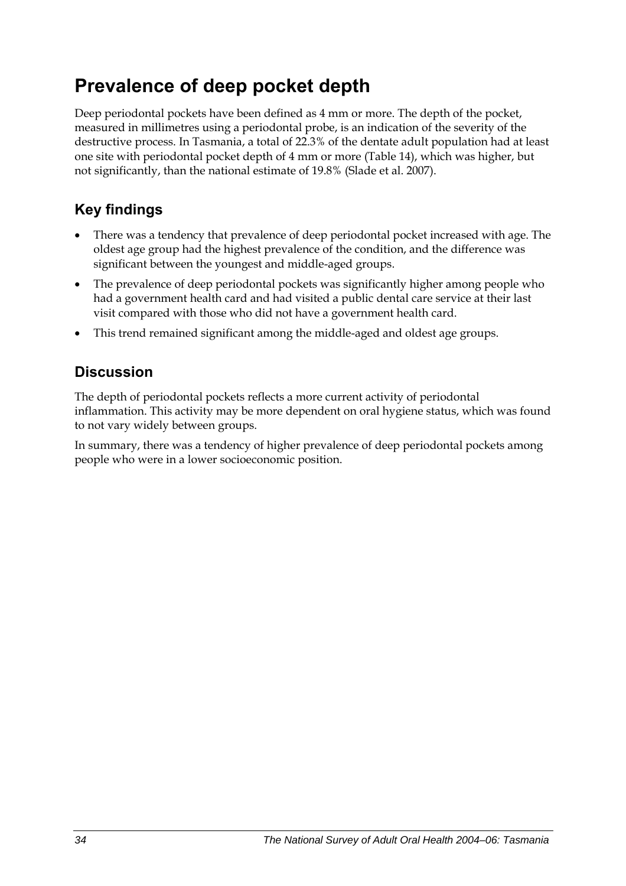# Prevalence of deep pocket depth

Deep periodontal pockets have been defined as 4 mm or more. The depth of the pocket, measured in millimetres using a periodontal probe, is an indication of the severity of the destructive process. In Tasmania, a total of 22.3% of the dentate adult population had at least one site with periodontal pocket depth of 4 mm or more (Table 14), which was higher, but not significantly, than the national estimate of 19.8% (Slade et al. 2007).

## Key findings

- There was a tendency that prevalence of deep periodontal pocket increased with age. The oldest age group had the highest prevalence of the condition, and the difference was significant between the youngest and middle-aged groups.
- The prevalence of deep periodontal pockets was significantly higher among people who had a government health card and had visited a public dental care service at their last visit compared with those who did not have a government health card.
- This trend remained significant among the middle-aged and oldest age groups.

## Discussion

The depth of periodontal pockets reflects a more current activity of periodontal inflammation. This activity may be more dependent on oral hygiene status, which was found to not vary widely between groups.

In summary, there was a tendency of higher prevalence of deep periodontal pockets among people who were in a lower socioeconomic position.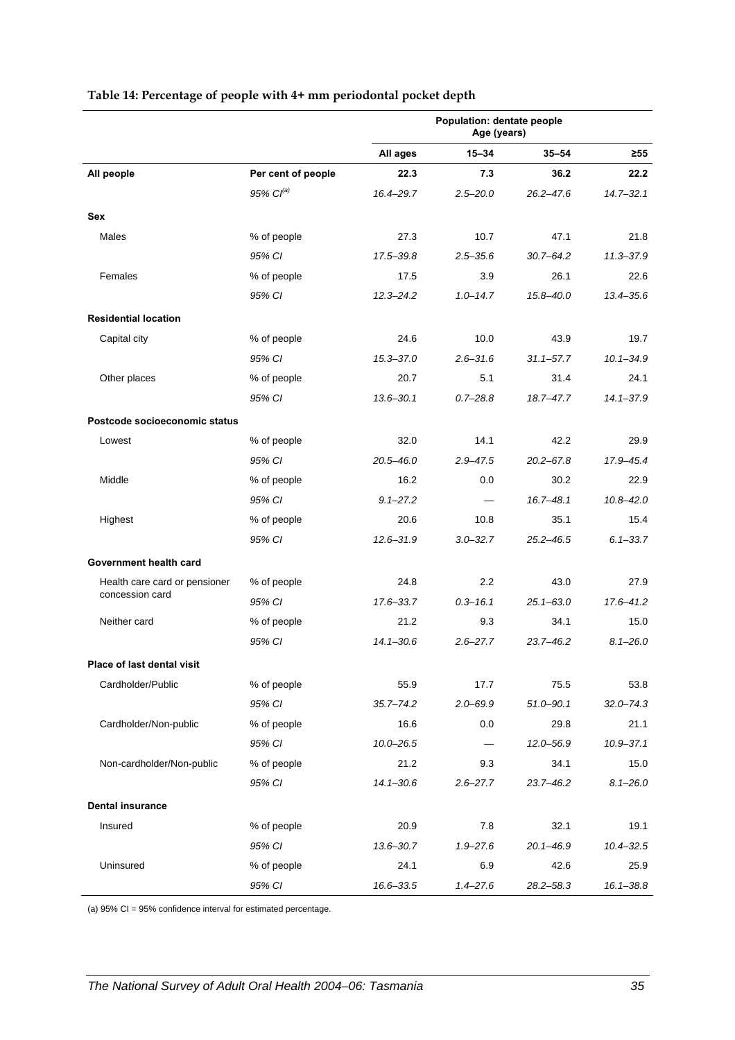**Table 14: Percentage of people with 4+ mm periodontal pocket depth**

| | | Population: dentate people Age (years) | | | |
|---|---|---|---|---|---|
| | | All ages | 15–34 | 35–54 | ≥55 |
| **All people** | **Per cent of people** | **22.3** | **7.3** | **36.2** | **22.2** |
| | *95% CI[(a)]* | *16.4–29.7* | *2.5–20.0* | *26.2–47.6* | *14.7–32.1* |
| **Sex** | | | | | |
| Males | % of people | 27.3 | 10.7 | 47.1 | 21.8 |
| | *95% CI* | *17.5–39.8* | *2.5–35.6* | *30.7–64.2* | *11.3–37.9* |
| Females | % of people | 17.5 | 3.9 | 26.1 | 22.6 |
| | *95% CI* | *12.3–24.2* | *1.0–14.7* | *15.8–40.0* | *13.4–35.6* |
| **Residential location** | | | | | |
| Capital city | % of people | 24.6 | 10.0 | 43.9 | 19.7 |
| | *95% CI* | *15.3–37.0* | *2.6–31.6* | *31.1–57.7* | *10.1–34.9* |
| Other places | % of people | 20.7 | 5.1 | 31.4 | 24.1 |
| | *95% CI* | *13.6–30.1* | *0.7–28.8* | *18.7–47.7* | *14.1–37.9* |
| **Postcode socioeconomic status** | | | | | |
| Lowest | % of people | 32.0 | 14.1 | 42.2 | 29.9 |
| | *95% CI* | *20.5–46.0* | *2.9–47.5* | *20.2–67.8* | *17.9–45.4* |
| Middle | % of people | 16.2 | 0.0 | 30.2 | 22.9 |
| | *95% CI* | *9.1–27.2* | — | *16.7–48.1* | *10.8–42.0* |
| Highest | % of people | 20.6 | 10.8 | 35.1 | 15.4 |
| | *95% CI* | *12.6–31.9* | *3.0–32.7* | *25.2–46.5* | *6.1–33.7* |
| **Government health card** | | | | | |
| Health care card or pensioner concession card | % of people | 24.8 | 2.2 | 43.0 | 27.9 |
| | *95% CI* | *17.6–33.7* | *0.3–16.1* | *25.1–63.0* | *17.6–41.2* |
| Neither card | % of people | 21.2 | 9.3 | 34.1 | 15.0 |
| | *95% CI* | *14.1–30.6* | *2.6–27.7* | *23.7–46.2* | *8.1–26.0* |
| **Place of last dental visit** | | | | | |
| Cardholder/Public | % of people | 55.9 | 17.7 | 75.5 | 53.8 |
| | *95% CI* | *35.7–74.2* | *2.0–69.9* | *51.0–90.1* | *32.0–74.3* |
| Cardholder/Non-public | % of people | 16.6 | 0.0 | 29.8 | 21.1 |
| | *95% CI* | *10.0–26.5* | — | *12.0–56.9* | *10.9–37.1* |
| Non-cardholder/Non-public | % of people | 21.2 | 9.3 | 34.1 | 15.0 |
| | *95% CI* | *14.1–30.6* | *2.6–27.7* | *23.7–46.2* | *8.1–26.0* |
| **Dental insurance** | | | | | |
| Insured | % of people | 20.9 | 7.8 | 32.1 | 19.1 |
| | *95% CI* | *13.6–30.7* | *1.9–27.6* | *20.1–46.9* | *10.4–32.5* |
| Uninsured | % of people | 24.1 | 6.9 | 42.6 | 25.9 |
| | *95% CI* | *16.6–33.5* | *1.4–27.6* | *28.2–58.3* | *16.1–38.8* |

(a) 95% CI = 95% confidence interval for estimated percentage.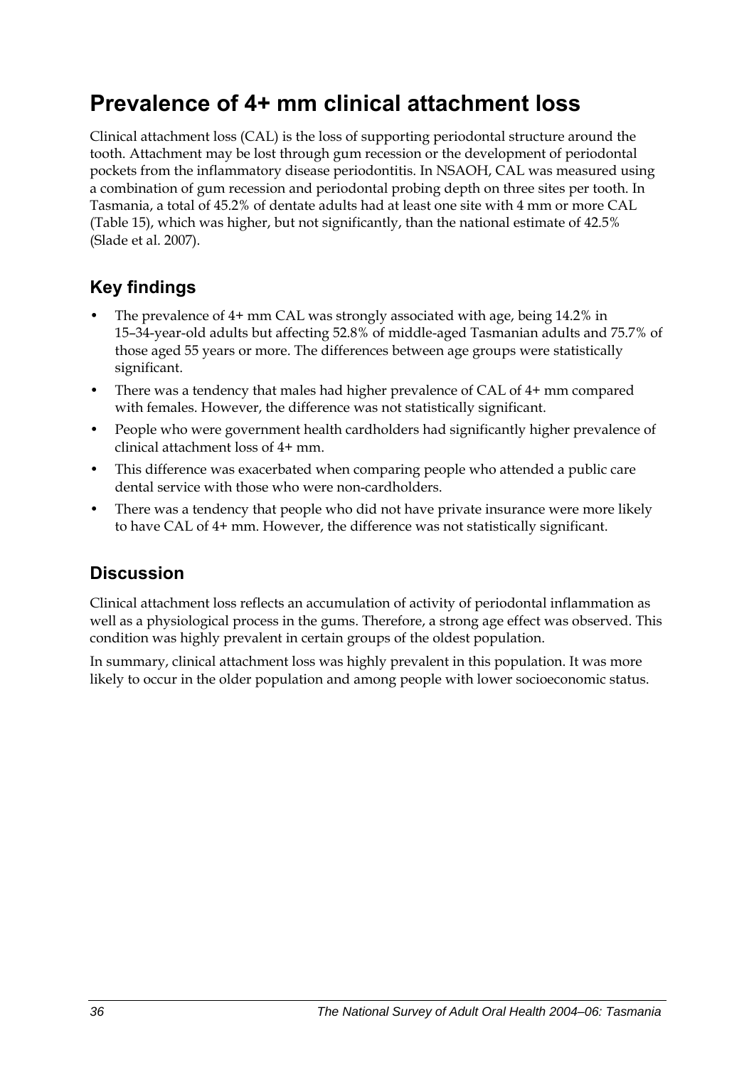# Prevalence of 4+ mm clinical attachment loss

Clinical attachment loss (CAL) is the loss of supporting periodontal structure around the tooth. Attachment may be lost through gum recession or the development of periodontal pockets from the inflammatory disease periodontitis. In NSAOH, CAL was measured using a combination of gum recession and periodontal probing depth on three sites per tooth. In Tasmania, a total of 45.2% of dentate adults had at least one site with 4 mm or more CAL (Table 15), which was higher, but not significantly, than the national estimate of 42.5% (Slade et al. 2007).

## Key findings

- The prevalence of 4+ mm CAL was strongly associated with age, being 14.2% in 15–34-year-old adults but affecting 52.8% of middle-aged Tasmanian adults and 75.7% of those aged 55 years or more. The differences between age groups were statistically significant.
- There was a tendency that males had higher prevalence of CAL of 4+ mm compared with females. However, the difference was not statistically significant.
- People who were government health cardholders had significantly higher prevalence of clinical attachment loss of 4+ mm.
- This difference was exacerbated when comparing people who attended a public care dental service with those who were non-cardholders.
- There was a tendency that people who did not have private insurance were more likely to have CAL of 4+ mm. However, the difference was not statistically significant.

## Discussion

Clinical attachment loss reflects an accumulation of activity of periodontal inflammation as well as a physiological process in the gums. Therefore, a strong age effect was observed. This condition was highly prevalent in certain groups of the oldest population.

In summary, clinical attachment loss was highly prevalent in this population. It was more likely to occur in the older population and among people with lower socioeconomic status.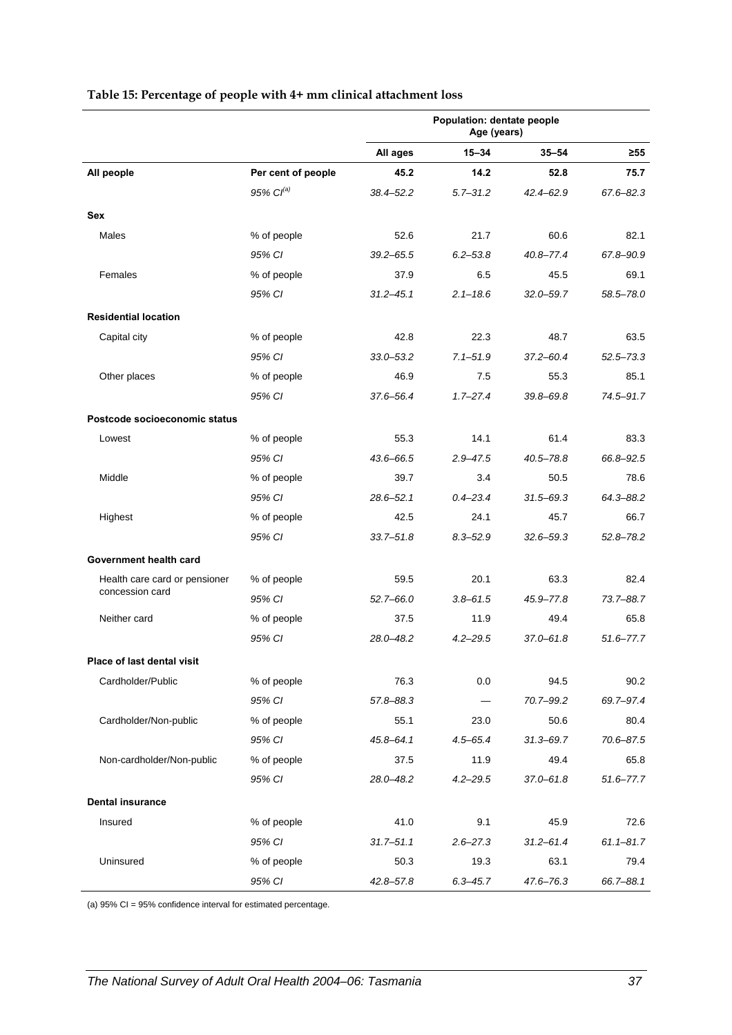**Table 15: Percentage of people with 4+ mm clinical attachment loss**

| | | Population: dentate people Age (years) | | | |
|---|---|---|---|---|---|
| | | **All ages** | **15–34** | **35–54** | **≥55** |
| **All people** | **Per cent of people** | **45.2** | **14.2** | **52.8** | **75.7** |
| | *95% CI[(a)]* | *38.4–52.2* | *5.7–31.2* | *42.4–62.9* | *67.6–82.3* |
| **Sex** | | | | | |
| Males | % of people | 52.6 | 21.7 | 60.6 | 82.1 |
| | *95% CI* | *39.2–65.5* | *6.2–53.8* | *40.8–77.4* | *67.8–90.9* |
| Females | % of people | 37.9 | 6.5 | 45.5 | 69.1 |
| | *95% CI* | *31.2–45.1* | *2.1–18.6* | *32.0–59.7* | *58.5–78.0* |
| **Residential location** | | | | | |
| Capital city | % of people | 42.8 | 22.3 | 48.7 | 63.5 |
| | *95% CI* | *33.0–53.2* | *7.1–51.9* | *37.2–60.4* | *52.5–73.3* |
| Other places | % of people | 46.9 | 7.5 | 55.3 | 85.1 |
| | *95% CI* | *37.6–56.4* | *1.7–27.4* | *39.8–69.8* | *74.5–91.7* |
| **Postcode socioeconomic status** | | | | | |
| Lowest | % of people | 55.3 | 14.1 | 61.4 | 83.3 |
| | *95% CI* | *43.6–66.5* | *2.9–47.5* | *40.5–78.8* | *66.8–92.5* |
| Middle | % of people | 39.7 | 3.4 | 50.5 | 78.6 |
| | *95% CI* | *28.6–52.1* | *0.4–23.4* | *31.5–69.3* | *64.3–88.2* |
| Highest | % of people | 42.5 | 24.1 | 45.7 | 66.7 |
| | *95% CI* | *33.7–51.8* | *8.3–52.9* | *32.6–59.3* | *52.8–78.2* |
| **Government health card** | | | | | |
| Health care card or pensioner concession card | % of people | 59.5 | 20.1 | 63.3 | 82.4 |
| | *95% CI* | *52.7–66.0* | *3.8–61.5* | *45.9–77.8* | *73.7–88.7* |
| Neither card | % of people | 37.5 | 11.9 | 49.4 | 65.8 |
| | *95% CI* | *28.0–48.2* | *4.2–29.5* | *37.0–61.8* | *51.6–77.7* |
| **Place of last dental visit** | | | | | |
| Cardholder/Public | % of people | 76.3 | 0.0 | 94.5 | 90.2 |
| | *95% CI* | *57.8–88.3* | — | *70.7–99.2* | *69.7–97.4* |
| Cardholder/Non-public | % of people | 55.1 | 23.0 | 50.6 | 80.4 |
| | *95% CI* | *45.8–64.1* | *4.5–65.4* | *31.3–69.7* | *70.6–87.5* |
| Non-cardholder/Non-public | % of people | 37.5 | 11.9 | 49.4 | 65.8 |
| | *95% CI* | *28.0–48.2* | *4.2–29.5* | *37.0–61.8* | *51.6–77.7* |
| **Dental insurance** | | | | | |
| Insured | % of people | 41.0 | 9.1 | 45.9 | 72.6 |
| | *95% CI* | *31.7–51.1* | *2.6–27.3* | *31.2–61.4* | *61.1–81.7* |
| Uninsured | % of people | 50.3 | 19.3 | 63.1 | 79.4 |
| | *95% CI* | *42.8–57.8* | *6.3–45.7* | *47.6–76.3* | *66.7–88.1* |

(a) 95% CI = 95% confidence interval for estimated percentage.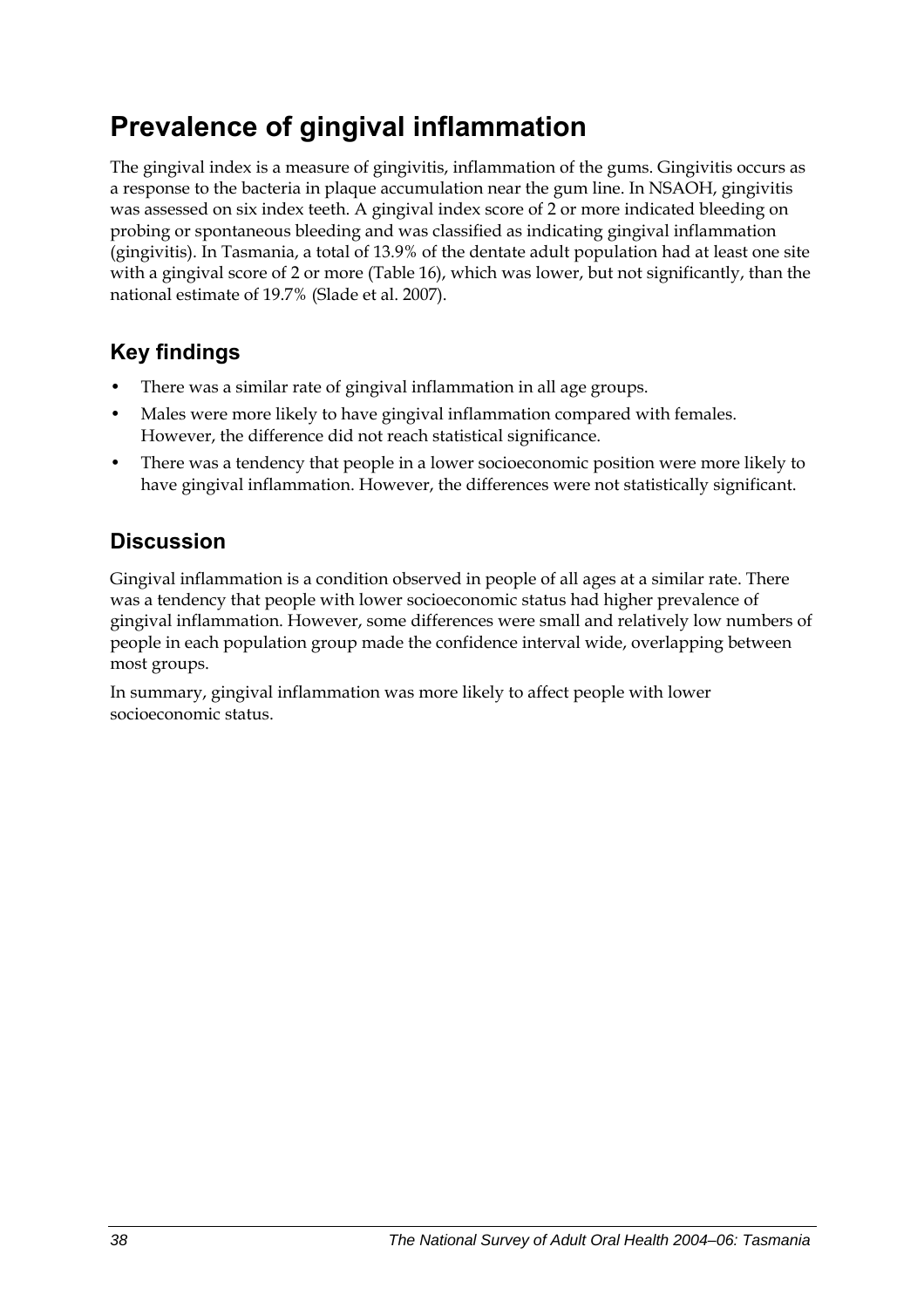# Prevalence of gingival inflammation

The gingival index is a measure of gingivitis, inflammation of the gums. Gingivitis occurs as a response to the bacteria in plaque accumulation near the gum line. In NSAOH, gingivitis was assessed on six index teeth. A gingival index score of 2 or more indicated bleeding on probing or spontaneous bleeding and was classified as indicating gingival inflammation (gingivitis). In Tasmania, a total of 13.9% of the dentate adult population had at least one site with a gingival score of 2 or more (Table 16), which was lower, but not significantly, than the national estimate of 19.7% (Slade et al. 2007).

## Key findings

- There was a similar rate of gingival inflammation in all age groups.
- Males were more likely to have gingival inflammation compared with females. However, the difference did not reach statistical significance.
- There was a tendency that people in a lower socioeconomic position were more likely to have gingival inflammation. However, the differences were not statistically significant.

## Discussion

Gingival inflammation is a condition observed in people of all ages at a similar rate. There was a tendency that people with lower socioeconomic status had higher prevalence of gingival inflammation. However, some differences were small and relatively low numbers of people in each population group made the confidence interval wide, overlapping between most groups.

In summary, gingival inflammation was more likely to affect people with lower socioeconomic status.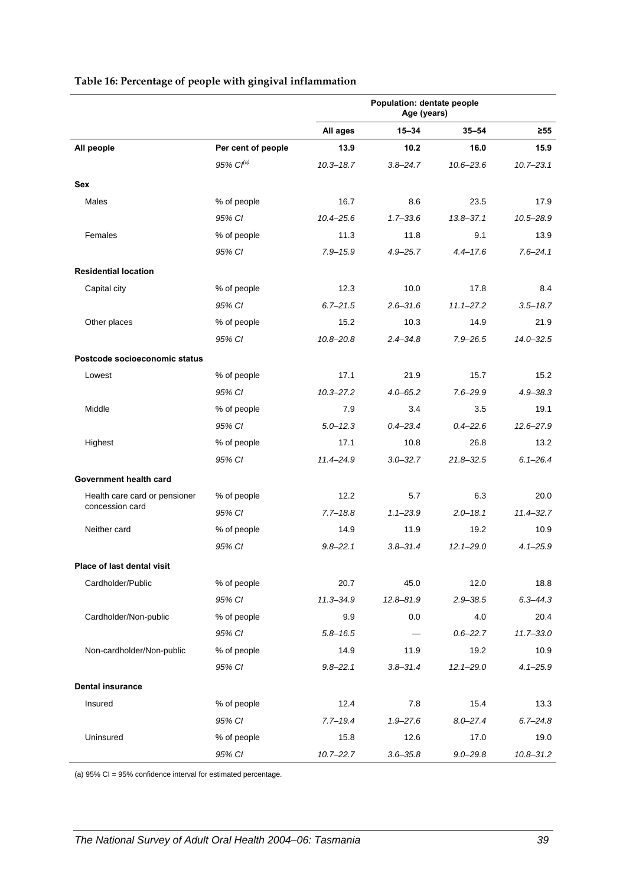**Table 16: Percentage of people with gingival inflammation**

| | | Population: dentate people Age (years) | | | |
|---|---|---|---|---|---|
| | | **All ages** | **15–34** | **35–54** | **≥55** |
| **All people** | **Per cent of people** | **13.9** | **10.2** | **16.0** | **15.9** |
| | *95% CI*[(a)] | *10.3–18.7* | *3.8–24.7* | *10.6–23.6* | *10.7–23.1* |
| **Sex** | | | | | |
| Males | % of people | 16.7 | 8.6 | 23.5 | 17.9 |
| | *95% CI* | *10.4–25.6* | *1.7–33.6* | *13.8–37.1* | *10.5–28.9* |
| Females | % of people | 11.3 | 11.8 | 9.1 | 13.9 |
| | *95% CI* | *7.9–15.9* | *4.9–25.7* | *4.4–17.6* | *7.6–24.1* |
| **Residential location** | | | | | |
| Capital city | % of people | 12.3 | 10.0 | 17.8 | 8.4 |
| | *95% CI* | *6.7–21.5* | *2.6–31.6* | *11.1–27.2* | *3.5–18.7* |
| Other places | % of people | 15.2 | 10.3 | 14.9 | 21.9 |
| | *95% CI* | *10.8–20.8* | *2.4–34.8* | *7.9–26.5* | *14.0–32.5* |
| **Postcode socioeconomic status** | | | | | |
| Lowest | % of people | 17.1 | 21.9 | 15.7 | 15.2 |
| | *95% CI* | *10.3–27.2* | *4.0–65.2* | *7.6–29.9* | *4.9–38.3* |
| Middle | % of people | 7.9 | 3.4 | 3.5 | 19.1 |
| | *95% CI* | *5.0–12.3* | *0.4–23.4* | *0.4–22.6* | *12.6–27.9* |
| Highest | % of people | 17.1 | 10.8 | 26.8 | 13.2 |
| | *95% CI* | *11.4–24.9* | *3.0–32.7* | *21.8–32.5* | *6.1–26.4* |
| **Government health card** | | | | | |
| Health care card or pensioner concession card | % of people | 12.2 | 5.7 | 6.3 | 20.0 |
| | *95% CI* | *7.7–18.8* | *1.1–23.9* | *2.0–18.1* | *11.4–32.7* |
| Neither card | % of people | 14.9 | 11.9 | 19.2 | 10.9 |
| | *95% CI* | *9.8–22.1* | *3.8–31.4* | *12.1–29.0* | *4.1–25.9* |
| **Place of last dental visit** | | | | | |
| Cardholder/Public | % of people | 20.7 | 45.0 | 12.0 | 18.8 |
| | *95% CI* | *11.3–34.9* | *12.8–81.9* | *2.9–38.5* | *6.3–44.3* |
| Cardholder/Non-public | % of people | 9.9 | 0.0 | 4.0 | 20.4 |
| | *95% CI* | *5.8–16.5* | — | *0.6–22.7* | *11.7–33.0* |
| Non-cardholder/Non-public | % of people | 14.9 | 11.9 | 19.2 | 10.9 |
| | *95% CI* | *9.8–22.1* | *3.8–31.4* | *12.1–29.0* | *4.1–25.9* |
| **Dental insurance** | | | | | |
| Insured | % of people | 12.4 | 7.8 | 15.4 | 13.3 |
| | *95% CI* | *7.7–19.4* | *1.9–27.6* | *8.0–27.4* | *6.7–24.8* |
| Uninsured | % of people | 15.8 | 12.6 | 17.0 | 19.0 |
| | *95% CI* | *10.7–22.7* | *3.6–35.8* | *9.0–29.8* | *10.8–31.2* |

(a) 95% CI = 95% confidence interval for estimated percentage.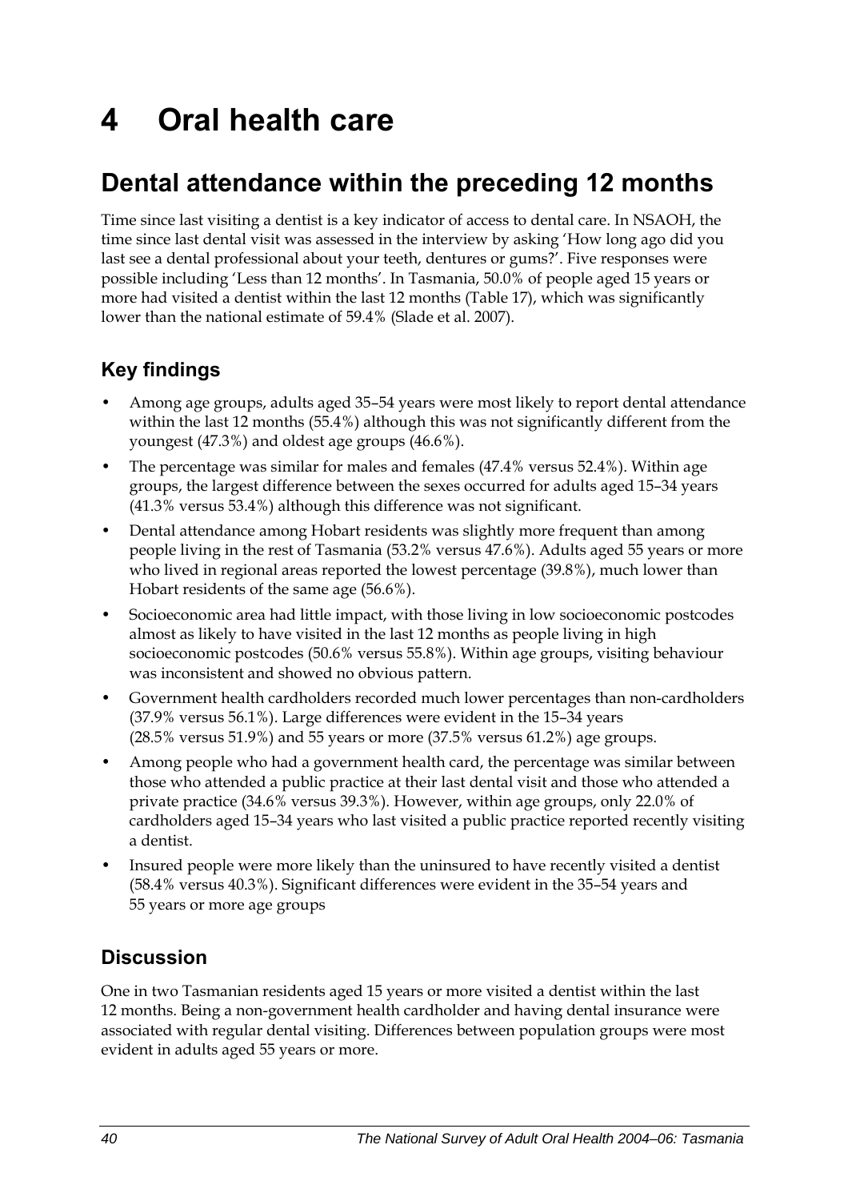# 4 Oral health care

## Dental attendance within the preceding 12 months

Time since last visiting a dentist is a key indicator of access to dental care. In NSAOH, the time since last dental visit was assessed in the interview by asking 'How long ago did you last see a dental professional about your teeth, dentures or gums?'. Five responses were possible including 'Less than 12 months'. In Tasmania, 50.0% of people aged 15 years or more had visited a dentist within the last 12 months (Table 17), which was significantly lower than the national estimate of 59.4% (Slade et al. 2007).

### Key findings

- Among age groups, adults aged 35–54 years were most likely to report dental attendance within the last 12 months (55.4%) although this was not significantly different from the youngest (47.3%) and oldest age groups (46.6%).
- The percentage was similar for males and females (47.4% versus 52.4%). Within age groups, the largest difference between the sexes occurred for adults aged 15–34 years (41.3% versus 53.4%) although this difference was not significant.
- Dental attendance among Hobart residents was slightly more frequent than among people living in the rest of Tasmania (53.2% versus 47.6%). Adults aged 55 years or more who lived in regional areas reported the lowest percentage (39.8%), much lower than Hobart residents of the same age (56.6%).
- Socioeconomic area had little impact, with those living in low socioeconomic postcodes almost as likely to have visited in the last 12 months as people living in high socioeconomic postcodes (50.6% versus 55.8%). Within age groups, visiting behaviour was inconsistent and showed no obvious pattern.
- Government health cardholders recorded much lower percentages than non-cardholders (37.9% versus 56.1%). Large differences were evident in the 15–34 years (28.5% versus 51.9%) and 55 years or more (37.5% versus 61.2%) age groups.
- Among people who had a government health card, the percentage was similar between those who attended a public practice at their last dental visit and those who attended a private practice (34.6% versus 39.3%). However, within age groups, only 22.0% of cardholders aged 15–34 years who last visited a public practice reported recently visiting a dentist.
- Insured people were more likely than the uninsured to have recently visited a dentist (58.4% versus 40.3%). Significant differences were evident in the 35–54 years and 55 years or more age groups

### Discussion

One in two Tasmanian residents aged 15 years or more visited a dentist within the last 12 months. Being a non-government health cardholder and having dental insurance were associated with regular dental visiting. Differences between population groups were most evident in adults aged 55 years or more.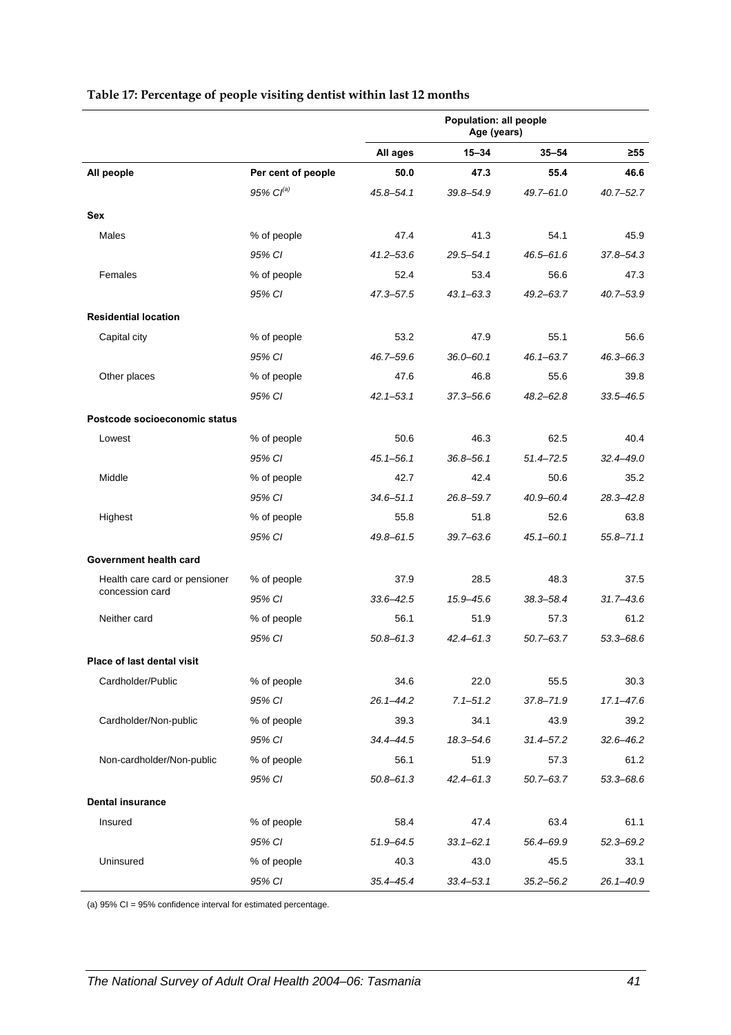**Table 17: Percentage of people visiting dentist within last 12 months**

| | | Population: all people Age (years) | | | |
|---|---|---|---|---|---|
| | | All ages | 15–34 | 35–54 | ≥55 |
| **All people** | **Per cent of people** | **50.0** | **47.3** | **55.4** | **46.6** |
| | *95% CI[(a)]* | *45.8–54.1* | *39.8–54.9* | *49.7–61.0* | *40.7–52.7* |
| **Sex** | | | | | |
| Males | % of people | 47.4 | 41.3 | 54.1 | 45.9 |
| | *95% CI* | *41.2–53.6* | *29.5–54.1* | *46.5–61.6* | *37.8–54.3* |
| Females | % of people | 52.4 | 53.4 | 56.6 | 47.3 |
| | *95% CI* | *47.3–57.5* | *43.1–63.3* | *49.2–63.7* | *40.7–53.9* |
| **Residential location** | | | | | |
| Capital city | % of people | 53.2 | 47.9 | 55.1 | 56.6 |
| | *95% CI* | *46.7–59.6* | *36.0–60.1* | *46.1–63.7* | *46.3–66.3* |
| Other places | % of people | 47.6 | 46.8 | 55.6 | 39.8 |
| | *95% CI* | *42.1–53.1* | *37.3–56.6* | *48.2–62.8* | *33.5–46.5* |
| **Postcode socioeconomic status** | | | | | |
| Lowest | % of people | 50.6 | 46.3 | 62.5 | 40.4 |
| | *95% CI* | *45.1–56.1* | *36.8–56.1* | *51.4–72.5* | *32.4–49.0* |
| Middle | % of people | 42.7 | 42.4 | 50.6 | 35.2 |
| | *95% CI* | *34.6–51.1* | *26.8–59.7* | *40.9–60.4* | *28.3–42.8* |
| Highest | % of people | 55.8 | 51.8 | 52.6 | 63.8 |
| | *95% CI* | *49.8–61.5* | *39.7–63.6* | *45.1–60.1* | *55.8–71.1* |
| **Government health card** | | | | | |
| Health care card or pensioner concession card | % of people | 37.9 | 28.5 | 48.3 | 37.5 |
| | *95% CI* | *33.6–42.5* | *15.9–45.6* | *38.3–58.4* | *31.7–43.6* |
| Neither card | % of people | 56.1 | 51.9 | 57.3 | 61.2 |
| | *95% CI* | *50.8–61.3* | *42.4–61.3* | *50.7–63.7* | *53.3–68.6* |
| **Place of last dental visit** | | | | | |
| Cardholder/Public | % of people | 34.6 | 22.0 | 55.5 | 30.3 |
| | *95% CI* | *26.1–44.2* | *7.1–51.2* | *37.8–71.9* | *17.1–47.6* |
| Cardholder/Non-public | % of people | 39.3 | 34.1 | 43.9 | 39.2 |
| | *95% CI* | *34.4–44.5* | *18.3–54.6* | *31.4–57.2* | *32.6–46.2* |
| Non-cardholder/Non-public | % of people | 56.1 | 51.9 | 57.3 | 61.2 |
| | *95% CI* | *50.8–61.3* | *42.4–61.3* | *50.7–63.7* | *53.3–68.6* |
| **Dental insurance** | | | | | |
| Insured | % of people | 58.4 | 47.4 | 63.4 | 61.1 |
| | *95% CI* | *51.9–64.5* | *33.1–62.1* | *56.4–69.9* | *52.3–69.2* |
| Uninsured | % of people | 40.3 | 43.0 | 45.5 | 33.1 |
| | *95% CI* | *35.4–45.4* | *33.4–53.1* | *35.2–56.2* | *26.1–40.9* |

(a) 95% CI = 95% confidence interval for estimated percentage.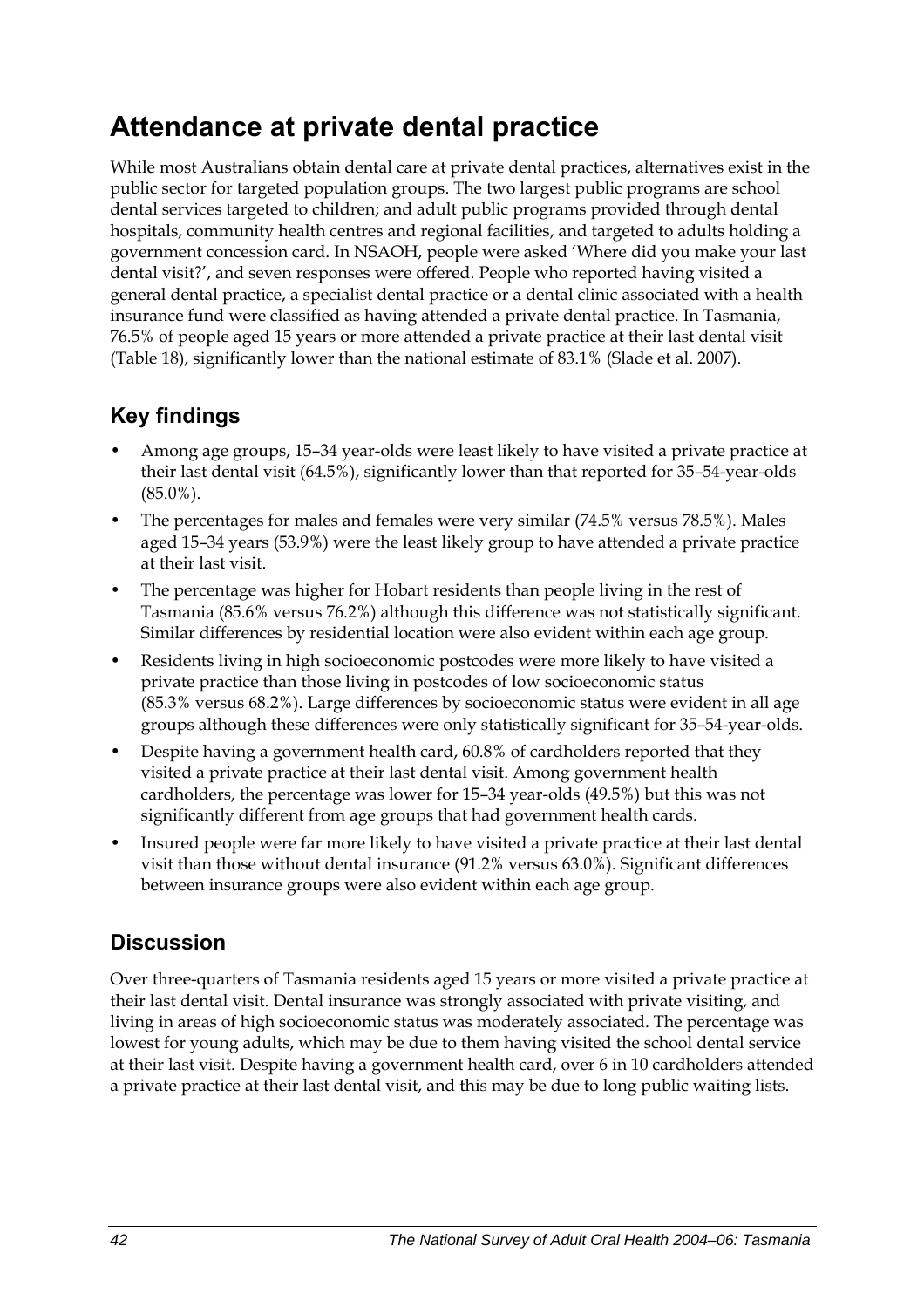# Attendance at private dental practice

While most Australians obtain dental care at private dental practices, alternatives exist in the public sector for targeted population groups. The two largest public programs are school dental services targeted to children; and adult public programs provided through dental hospitals, community health centres and regional facilities, and targeted to adults holding a government concession card. In NSAOH, people were asked 'Where did you make your last dental visit?', and seven responses were offered. People who reported having visited a general dental practice, a specialist dental practice or a dental clinic associated with a health insurance fund were classified as having attended a private dental practice. In Tasmania, 76.5% of people aged 15 years or more attended a private practice at their last dental visit (Table 18), significantly lower than the national estimate of 83.1% (Slade et al. 2007).

## Key findings

- Among age groups, 15–34 year-olds were least likely to have visited a private practice at their last dental visit (64.5%), significantly lower than that reported for 35–54-year-olds (85.0%).
- The percentages for males and females were very similar (74.5% versus 78.5%). Males aged 15–34 years (53.9%) were the least likely group to have attended a private practice at their last visit.
- The percentage was higher for Hobart residents than people living in the rest of Tasmania (85.6% versus 76.2%) although this difference was not statistically significant. Similar differences by residential location were also evident within each age group.
- Residents living in high socioeconomic postcodes were more likely to have visited a private practice than those living in postcodes of low socioeconomic status (85.3% versus 68.2%). Large differences by socioeconomic status were evident in all age groups although these differences were only statistically significant for 35–54-year-olds.
- Despite having a government health card, 60.8% of cardholders reported that they visited a private practice at their last dental visit. Among government health cardholders, the percentage was lower for 15–34 year-olds (49.5%) but this was not significantly different from age groups that had government health cards.
- Insured people were far more likely to have visited a private practice at their last dental visit than those without dental insurance (91.2% versus 63.0%). Significant differences between insurance groups were also evident within each age group.

## Discussion

Over three-quarters of Tasmania residents aged 15 years or more visited a private practice at their last dental visit. Dental insurance was strongly associated with private visiting, and living in areas of high socioeconomic status was moderately associated. The percentage was lowest for young adults, which may be due to them having visited the school dental service at their last visit. Despite having a government health card, over 6 in 10 cardholders attended a private practice at their last dental visit, and this may be due to long public waiting lists.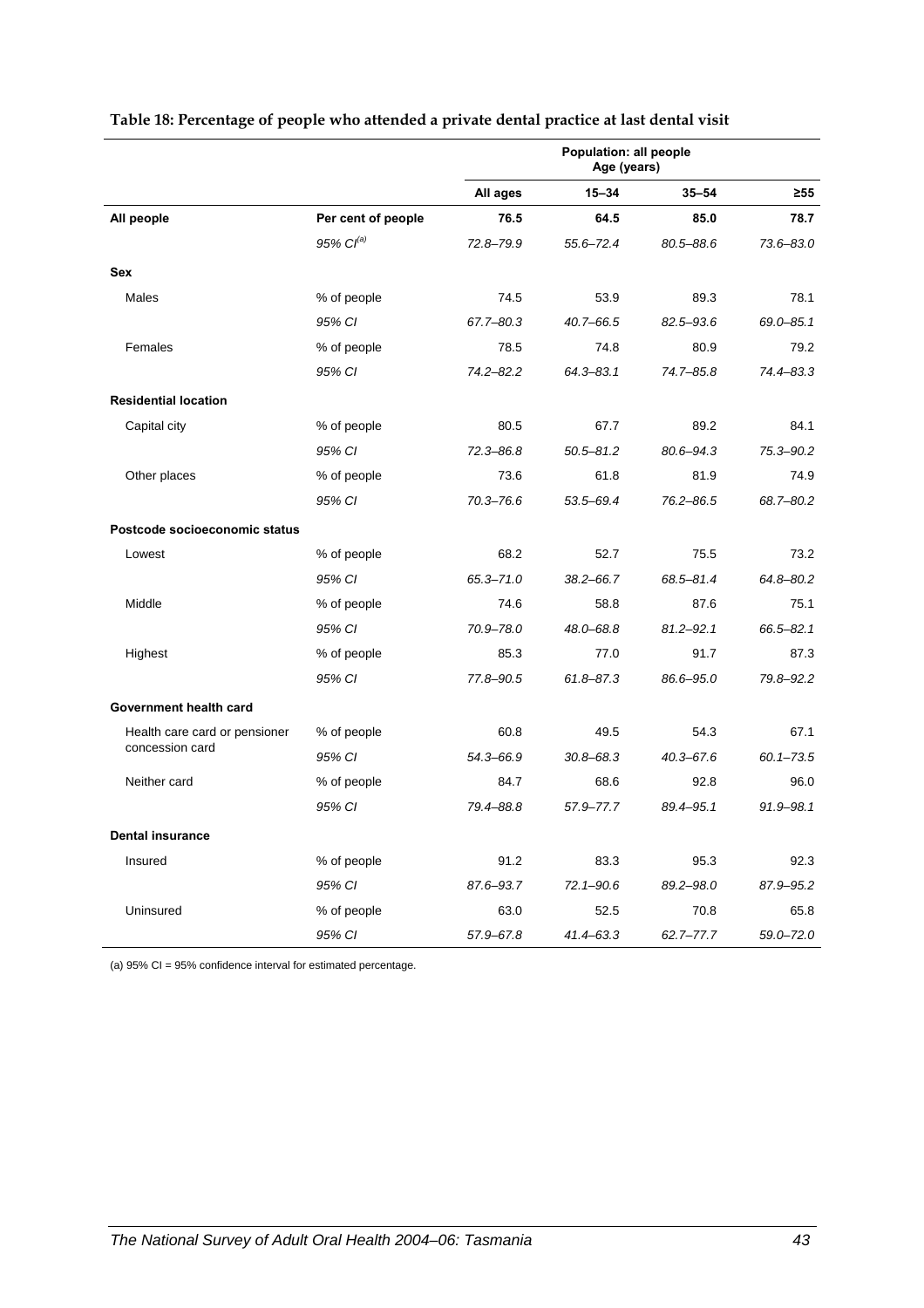**Table 18: Percentage of people who attended a private dental practice at last dental visit**

| | | Population: all people Age (years) | | | |
|---|---|---|---|---|---|
| | | **All ages** | **15–34** | **35–54** | **≥55** |
| **All people** | **Per cent of people** | **76.5** | **64.5** | **85.0** | **78.7** |
| | *95% CI[(a)]* | *72.8–79.9* | *55.6–72.4* | *80.5–88.6* | *73.6–83.0* |
| **Sex** | | | | | |
| Males | % of people | 74.5 | 53.9 | 89.3 | 78.1 |
| | *95% CI* | *67.7–80.3* | *40.7–66.5* | *82.5–93.6* | *69.0–85.1* |
| Females | % of people | 78.5 | 74.8 | 80.9 | 79.2 |
| | *95% CI* | *74.2–82.2* | *64.3–83.1* | *74.7–85.8* | *74.4–83.3* |
| **Residential location** | | | | | |
| Capital city | % of people | 80.5 | 67.7 | 89.2 | 84.1 |
| | *95% CI* | *72.3–86.8* | *50.5–81.2* | *80.6–94.3* | *75.3–90.2* |
| Other places | % of people | 73.6 | 61.8 | 81.9 | 74.9 |
| | *95% CI* | *70.3–76.6* | *53.5–69.4* | *76.2–86.5* | *68.7–80.2* |
| **Postcode socioeconomic status** | | | | | |
| Lowest | % of people | 68.2 | 52.7 | 75.5 | 73.2 |
| | *95% CI* | *65.3–71.0* | *38.2–66.7* | *68.5–81.4* | *64.8–80.2* |
| Middle | % of people | 74.6 | 58.8 | 87.6 | 75.1 |
| | *95% CI* | *70.9–78.0* | *48.0–68.8* | *81.2–92.1* | *66.5–82.1* |
| Highest | % of people | 85.3 | 77.0 | 91.7 | 87.3 |
| | *95% CI* | *77.8–90.5* | *61.8–87.3* | *86.6–95.0* | *79.8–92.2* |
| **Government health card** | | | | | |
| Health care card or pensioner concession card | % of people | 60.8 | 49.5 | 54.3 | 67.1 |
| | *95% CI* | *54.3–66.9* | *30.8–68.3* | *40.3–67.6* | *60.1–73.5* |
| Neither card | % of people | 84.7 | 68.6 | 92.8 | 96.0 |
| | *95% CI* | *79.4–88.8* | *57.9–77.7* | *89.4–95.1* | *91.9–98.1* |
| **Dental insurance** | | | | | |
| Insured | % of people | 91.2 | 83.3 | 95.3 | 92.3 |
| | *95% CI* | *87.6–93.7* | *72.1–90.6* | *89.2–98.0* | *87.9–95.2* |
| Uninsured | % of people | 63.0 | 52.5 | 70.8 | 65.8 |
| | *95% CI* | *57.9–67.8* | *41.4–63.3* | *62.7–77.7* | *59.0–72.0* |

(a) 95% CI = 95% confidence interval for estimated percentage.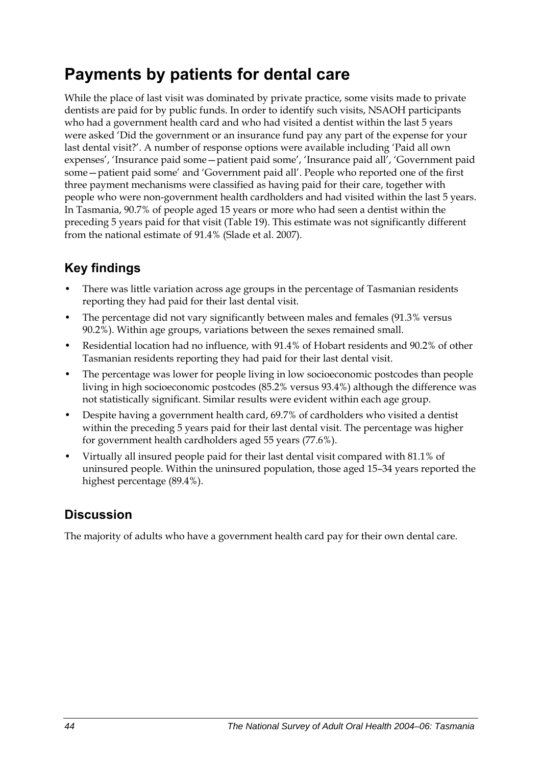# Payments by patients for dental care

While the place of last visit was dominated by private practice, some visits made to private dentists are paid for by public funds. In order to identify such visits, NSAOH participants who had a government health card and who had visited a dentist within the last 5 years were asked 'Did the government or an insurance fund pay any part of the expense for your last dental visit?'. A number of response options were available including 'Paid all own expenses', 'Insurance paid some—patient paid some', 'Insurance paid all', 'Government paid some—patient paid some' and 'Government paid all'. People who reported one of the first three payment mechanisms were classified as having paid for their care, together with people who were non-government health cardholders and had visited within the last 5 years. In Tasmania, 90.7% of people aged 15 years or more who had seen a dentist within the preceding 5 years paid for that visit (Table 19). This estimate was not significantly different from the national estimate of 91.4% (Slade et al. 2007).

## Key findings

- There was little variation across age groups in the percentage of Tasmanian residents reporting they had paid for their last dental visit.
- The percentage did not vary significantly between males and females (91.3% versus 90.2%). Within age groups, variations between the sexes remained small.
- Residential location had no influence, with 91.4% of Hobart residents and 90.2% of other Tasmanian residents reporting they had paid for their last dental visit.
- The percentage was lower for people living in low socioeconomic postcodes than people living in high socioeconomic postcodes (85.2% versus 93.4%) although the difference was not statistically significant. Similar results were evident within each age group.
- Despite having a government health card, 69.7% of cardholders who visited a dentist within the preceding 5 years paid for their last dental visit. The percentage was higher for government health cardholders aged 55 years (77.6%).
- Virtually all insured people paid for their last dental visit compared with 81.1% of uninsured people. Within the uninsured population, those aged 15–34 years reported the highest percentage (89.4%).

## Discussion

The majority of adults who have a government health card pay for their own dental care.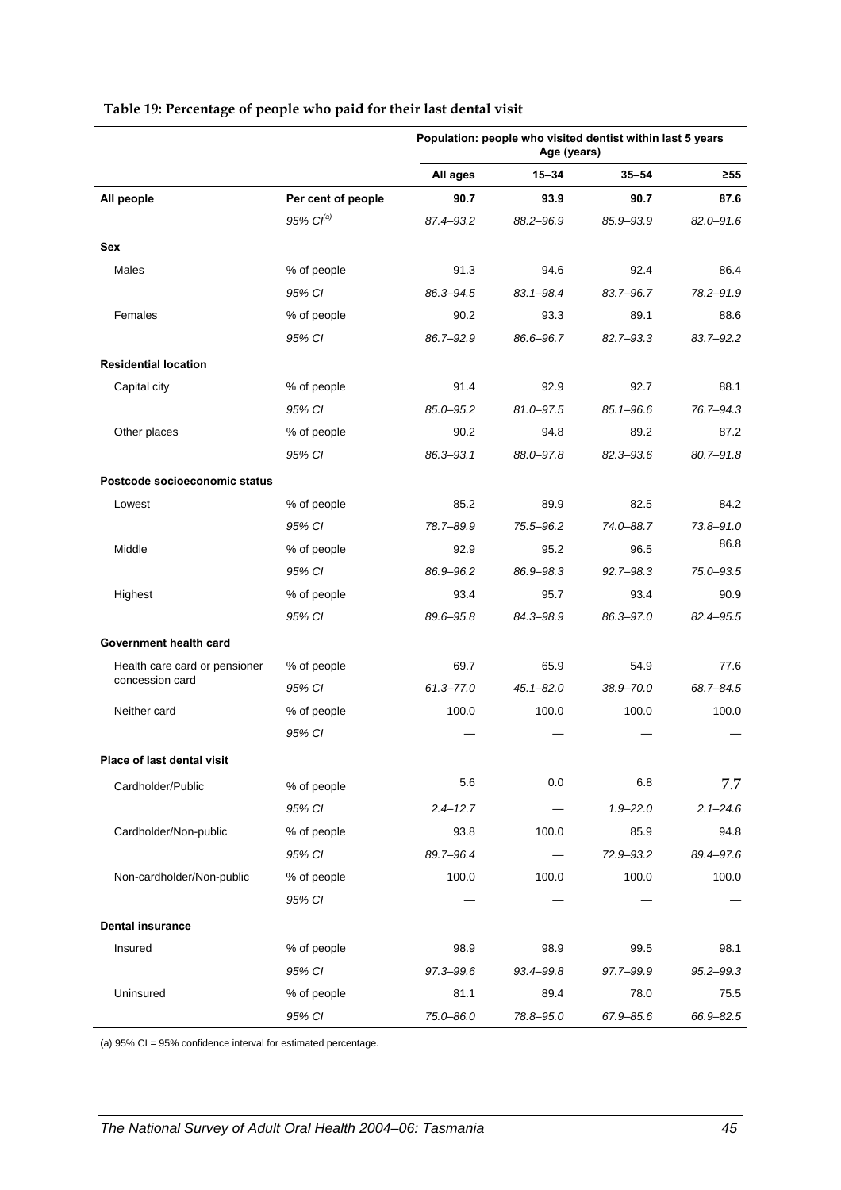**Table 19: Percentage of people who paid for their last dental visit**

| | | Population: people who visited dentist within last 5 years Age (years) | | | |
|---|---|---|---|---|---|
| | | **All ages** | **15–34** | **35–54** | **≥55** |
| **All people** | **Per cent of people** | **90.7** | **93.9** | **90.7** | **87.6** |
| | *95% CI[(a)]* | *87.4–93.2* | *88.2–96.9* | *85.9–93.9* | *82.0–91.6* |
| **Sex** | | | | | |
| Males | % of people | 91.3 | 94.6 | 92.4 | 86.4 |
| | *95% CI* | *86.3–94.5* | *83.1–98.4* | *83.7–96.7* | *78.2–91.9* |
| Females | % of people | 90.2 | 93.3 | 89.1 | 88.6 |
| | *95% CI* | *86.7–92.9* | *86.6–96.7* | *82.7–93.3* | *83.7–92.2* |
| **Residential location** | | | | | |
| Capital city | % of people | 91.4 | 92.9 | 92.7 | 88.1 |
| | *95% CI* | *85.0–95.2* | *81.0–97.5* | *85.1–96.6* | *76.7–94.3* |
| Other places | % of people | 90.2 | 94.8 | 89.2 | 87.2 |
| | *95% CI* | *86.3–93.1* | *88.0–97.8* | *82.3–93.6* | *80.7–91.8* |
| **Postcode socioeconomic status** | | | | | |
| Lowest | % of people | 85.2 | 89.9 | 82.5 | 84.2 |
| | *95% CI* | *78.7–89.9* | *75.5–96.2* | *74.0–88.7* | *73.8–91.0* |
| Middle | % of people | 92.9 | 95.2 | 96.5 | 86.8 |
| | *95% CI* | *86.9–96.2* | *86.9–98.3* | *92.7–98.3* | *75.0–93.5* |
| Highest | % of people | 93.4 | 95.7 | 93.4 | 90.9 |
| | *95% CI* | *89.6–95.8* | *84.3–98.9* | *86.3–97.0* | *82.4–95.5* |
| **Government health card** | | | | | |
| Health care card or pensioner concession card | % of people | 69.7 | 65.9 | 54.9 | 77.6 |
| | *95% CI* | *61.3–77.0* | *45.1–82.0* | *38.9–70.0* | *68.7–84.5* |
| Neither card | % of people | 100.0 | 100.0 | 100.0 | 100.0 |
| | *95% CI* | — | — | — | — |
| **Place of last dental visit** | | | | | |
| Cardholder/Public | % of people | 5.6 | 0.0 | 6.8 | 7.7 |
| | *95% CI* | *2.4–12.7* | — | *1.9–22.0* | *2.1–24.6* |
| Cardholder/Non-public | % of people | 93.8 | 100.0 | 85.9 | 94.8 |
| | *95% CI* | *89.7–96.4* | — | *72.9–93.2* | *89.4–97.6* |
| Non-cardholder/Non-public | % of people | 100.0 | 100.0 | 100.0 | 100.0 |
| | *95% CI* | — | — | — | — |
| **Dental insurance** | | | | | |
| Insured | % of people | 98.9 | 98.9 | 99.5 | 98.1 |
| | *95% CI* | *97.3–99.6* | *93.4–99.8* | *97.7–99.9* | *95.2–99.3* |
| Uninsured | % of people | 81.1 | 89.4 | 78.0 | 75.5 |
| | *95% CI* | *75.0–86.0* | *78.8–95.0* | *67.9–85.6* | *66.9–82.5* |

(a) 95% CI = 95% confidence interval for estimated percentage.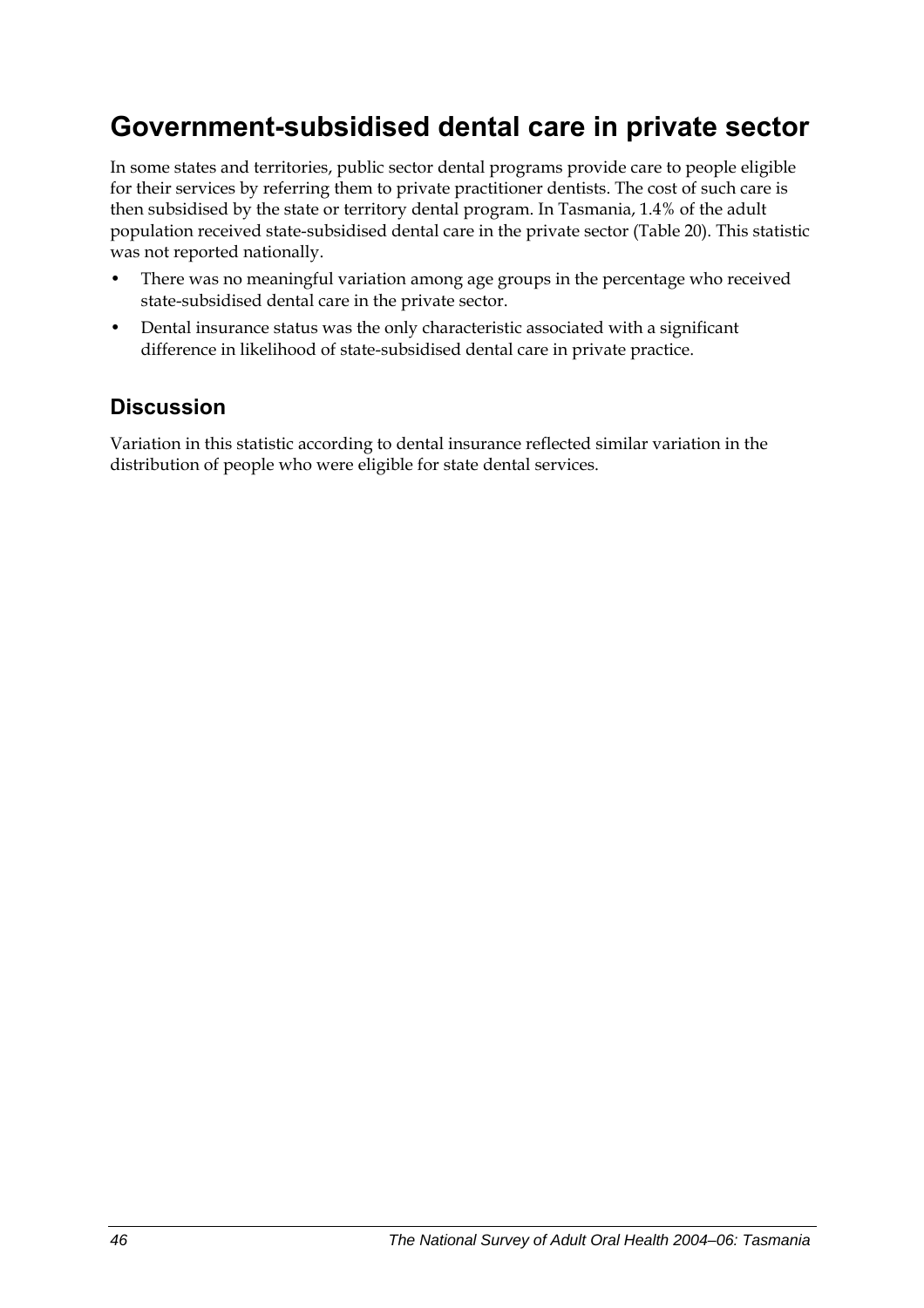# Government-subsidised dental care in private sector

In some states and territories, public sector dental programs provide care to people eligible for their services by referring them to private practitioner dentists. The cost of such care is then subsidised by the state or territory dental program. In Tasmania, 1.4% of the adult population received state-subsidised dental care in the private sector (Table 20). This statistic was not reported nationally.

- There was no meaningful variation among age groups in the percentage who received state-subsidised dental care in the private sector.
- Dental insurance status was the only characteristic associated with a significant difference in likelihood of state-subsidised dental care in private practice.

## Discussion

Variation in this statistic according to dental insurance reflected similar variation in the distribution of people who were eligible for state dental services.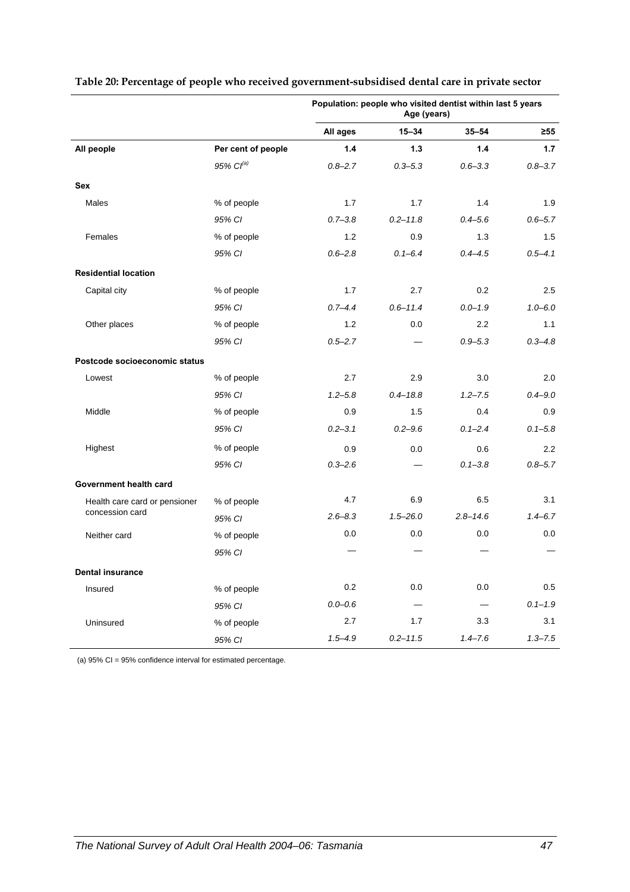**Table 20: Percentage of people who received government-subsidised dental care in private sector**

| | | Population: people who visited dentist within last 5 years Age (years) | | | |
|---|---|---|---|---|---|
| | | **All ages** | **15–34** | **35–54** | **≥55** |
| **All people** | **Per cent of people** | **1.4** | **1.3** | **1.4** | **1.7** |
| | *95% CI[(a)]* | *0.8–2.7* | *0.3–5.3* | *0.6–3.3* | *0.8–3.7* |
| **Sex** | | | | | |
| Males | % of people | 1.7 | 1.7 | 1.4 | 1.9 |
| | *95% CI* | *0.7–3.8* | *0.2–11.8* | *0.4–5.6* | *0.6–5.7* |
| Females | % of people | 1.2 | 0.9 | 1.3 | 1.5 |
| | *95% CI* | *0.6–2.8* | *0.1–6.4* | *0.4–4.5* | *0.5–4.1* |
| **Residential location** | | | | | |
| Capital city | % of people | 1.7 | 2.7 | 0.2 | 2.5 |
| | *95% CI* | *0.7–4.4* | *0.6–11.4* | *0.0–1.9* | *1.0–6.0* |
| Other places | % of people | 1.2 | 0.0 | 2.2 | 1.1 |
| | *95% CI* | *0.5–2.7* | — | *0.9–5.3* | *0.3–4.8* |
| **Postcode socioeconomic status** | | | | | |
| Lowest | % of people | 2.7 | 2.9 | 3.0 | 2.0 |
| | *95% CI* | *1.2–5.8* | *0.4–18.8* | *1.2–7.5* | *0.4–9.0* |
| Middle | % of people | 0.9 | 1.5 | 0.4 | 0.9 |
| | *95% CI* | *0.2–3.1* | *0.2–9.6* | *0.1–2.4* | *0.1–5.8* |
| Highest | % of people | 0.9 | 0.0 | 0.6 | 2.2 |
| | *95% CI* | *0.3–2.6* | — | *0.1–3.8* | *0.8–5.7* |
| **Government health card** | | | | | |
| Health care card or pensioner concession card | % of people | 4.7 | 6.9 | 6.5 | 3.1 |
| | *95% CI* | *2.6–8.3* | *1.5–26.0* | *2.8–14.6* | *1.4–6.7* |
| Neither card | % of people | 0.0 | 0.0 | 0.0 | 0.0 |
| | *95% CI* | — | — | — | — |
| **Dental insurance** | | | | | |
| Insured | % of people | 0.2 | 0.0 | 0.0 | 0.5 |
| | *95% CI* | *0.0–0.6* | — | — | *0.1–1.9* |
| Uninsured | % of people | 2.7 | 1.7 | 3.3 | 3.1 |
| | *95% CI* | *1.5–4.9* | *0.2–11.5* | *1.4–7.6* | *1.3–7.5* |

(a) 95% CI = 95% confidence interval for estimated percentage.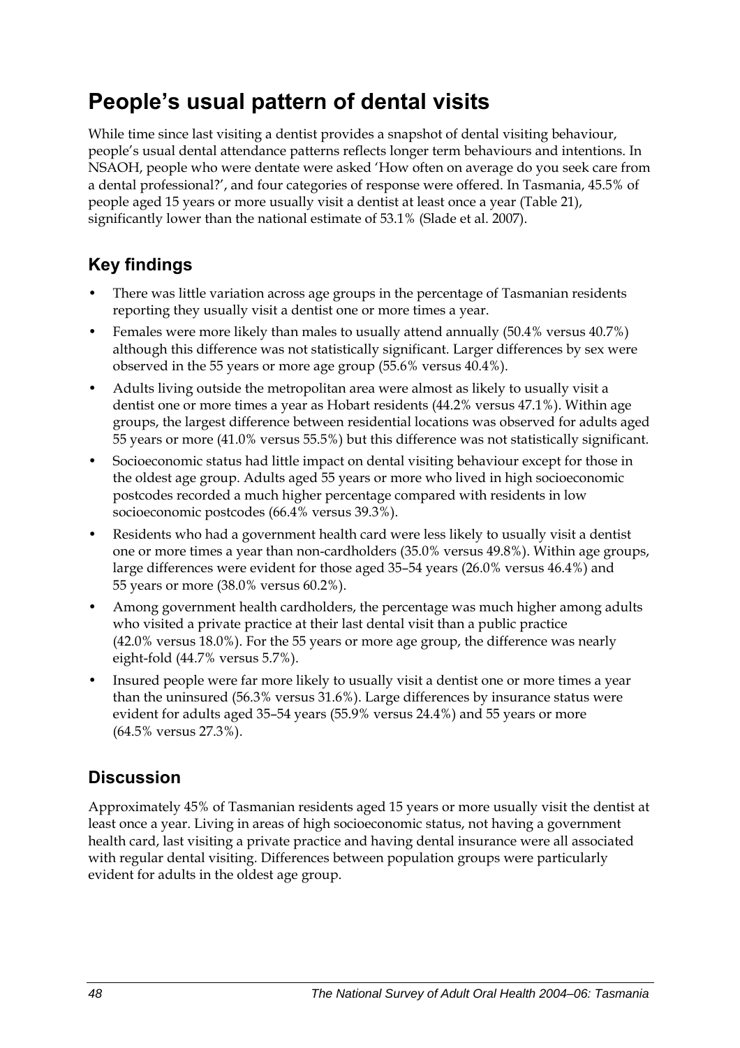# People's usual pattern of dental visits

While time since last visiting a dentist provides a snapshot of dental visiting behaviour, people's usual dental attendance patterns reflects longer term behaviours and intentions. In NSAOH, people who were dentate were asked 'How often on average do you seek care from a dental professional?', and four categories of response were offered. In Tasmania, 45.5% of people aged 15 years or more usually visit a dentist at least once a year (Table 21), significantly lower than the national estimate of 53.1% (Slade et al. 2007).

## Key findings

- There was little variation across age groups in the percentage of Tasmanian residents reporting they usually visit a dentist one or more times a year.
- Females were more likely than males to usually attend annually (50.4% versus 40.7%) although this difference was not statistically significant. Larger differences by sex were observed in the 55 years or more age group (55.6% versus 40.4%).
- Adults living outside the metropolitan area were almost as likely to usually visit a dentist one or more times a year as Hobart residents (44.2% versus 47.1%). Within age groups, the largest difference between residential locations was observed for adults aged 55 years or more (41.0% versus 55.5%) but this difference was not statistically significant.
- Socioeconomic status had little impact on dental visiting behaviour except for those in the oldest age group. Adults aged 55 years or more who lived in high socioeconomic postcodes recorded a much higher percentage compared with residents in low socioeconomic postcodes (66.4% versus 39.3%).
- Residents who had a government health card were less likely to usually visit a dentist one or more times a year than non-cardholders (35.0% versus 49.8%). Within age groups, large differences were evident for those aged 35–54 years (26.0% versus 46.4%) and 55 years or more (38.0% versus 60.2%).
- Among government health cardholders, the percentage was much higher among adults who visited a private practice at their last dental visit than a public practice (42.0% versus 18.0%). For the 55 years or more age group, the difference was nearly eight-fold (44.7% versus 5.7%).
- Insured people were far more likely to usually visit a dentist one or more times a year than the uninsured (56.3% versus 31.6%). Large differences by insurance status were evident for adults aged 35–54 years (55.9% versus 24.4%) and 55 years or more (64.5% versus 27.3%).

## Discussion

Approximately 45% of Tasmanian residents aged 15 years or more usually visit the dentist at least once a year. Living in areas of high socioeconomic status, not having a government health card, last visiting a private practice and having dental insurance were all associated with regular dental visiting. Differences between population groups were particularly evident for adults in the oldest age group.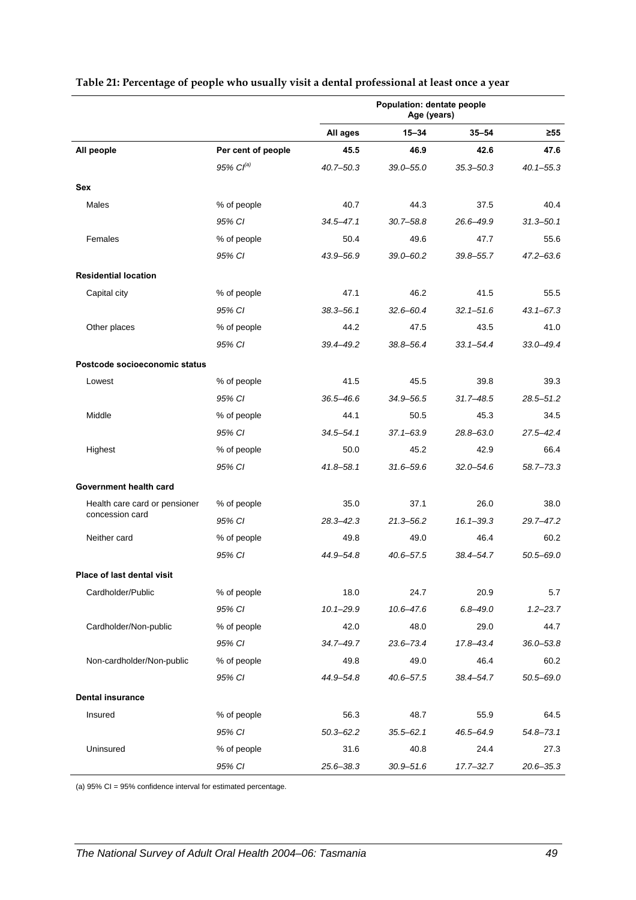**Table 21: Percentage of people who usually visit a dental professional at least once a year**

| | | Population: dentate people Age (years) | | | |
|---|---|---|---|---|---|
| | | **All ages** | **15–34** | **35–54** | **≥55** |
| **All people** | **Per cent of people** | **45.5** | **46.9** | **42.6** | **47.6** |
| | *95% CI[(a)]* | *40.7–50.3* | *39.0–55.0* | *35.3–50.3* | *40.1–55.3* |
| **Sex** | | | | | |
| Males | % of people | 40.7 | 44.3 | 37.5 | 40.4 |
| | *95% CI* | *34.5–47.1* | *30.7–58.8* | *26.6–49.9* | *31.3–50.1* |
| Females | % of people | 50.4 | 49.6 | 47.7 | 55.6 |
| | *95% CI* | *43.9–56.9* | *39.0–60.2* | *39.8–55.7* | *47.2–63.6* |
| **Residential location** | | | | | |
| Capital city | % of people | 47.1 | 46.2 | 41.5 | 55.5 |
| | *95% CI* | *38.3–56.1* | *32.6–60.4* | *32.1–51.6* | *43.1–67.3* |
| Other places | % of people | 44.2 | 47.5 | 43.5 | 41.0 |
| | *95% CI* | *39.4–49.2* | *38.8–56.4* | *33.1–54.4* | *33.0–49.4* |
| **Postcode socioeconomic status** | | | | | |
| Lowest | % of people | 41.5 | 45.5 | 39.8 | 39.3 |
| | *95% CI* | *36.5–46.6* | *34.9–56.5* | *31.7–48.5* | *28.5–51.2* |
| Middle | % of people | 44.1 | 50.5 | 45.3 | 34.5 |
| | *95% CI* | *34.5–54.1* | *37.1–63.9* | *28.8–63.0* | *27.5–42.4* |
| Highest | % of people | 50.0 | 45.2 | 42.9 | 66.4 |
| | *95% CI* | *41.8–58.1* | *31.6–59.6* | *32.0–54.6* | *58.7–73.3* |
| **Government health card** | | | | | |
| Health care card or pensioner concession card | % of people | 35.0 | 37.1 | 26.0 | 38.0 |
| | *95% CI* | *28.3–42.3* | *21.3–56.2* | *16.1–39.3* | *29.7–47.2* |
| Neither card | % of people | 49.8 | 49.0 | 46.4 | 60.2 |
| | *95% CI* | *44.9–54.8* | *40.6–57.5* | *38.4–54.7* | *50.5–69.0* |
| **Place of last dental visit** | | | | | |
| Cardholder/Public | % of people | 18.0 | 24.7 | 20.9 | 5.7 |
| | *95% CI* | *10.1–29.9* | *10.6–47.6* | *6.8–49.0* | *1.2–23.7* |
| Cardholder/Non-public | % of people | 42.0 | 48.0 | 29.0 | 44.7 |
| | *95% CI* | *34.7–49.7* | *23.6–73.4* | *17.8–43.4* | *36.0–53.8* |
| Non-cardholder/Non-public | % of people | 49.8 | 49.0 | 46.4 | 60.2 |
| | *95% CI* | *44.9–54.8* | *40.6–57.5* | *38.4–54.7* | *50.5–69.0* |
| **Dental insurance** | | | | | |
| Insured | % of people | 56.3 | 48.7 | 55.9 | 64.5 |
| | *95% CI* | *50.3–62.2* | *35.5–62.1* | *46.5–64.9* | *54.8–73.1* |
| Uninsured | % of people | 31.6 | 40.8 | 24.4 | 27.3 |
| | *95% CI* | *25.6–38.3* | *30.9–51.6* | *17.7–32.7* | *20.6–35.3* |

(a) 95% CI = 95% confidence interval for estimated percentage.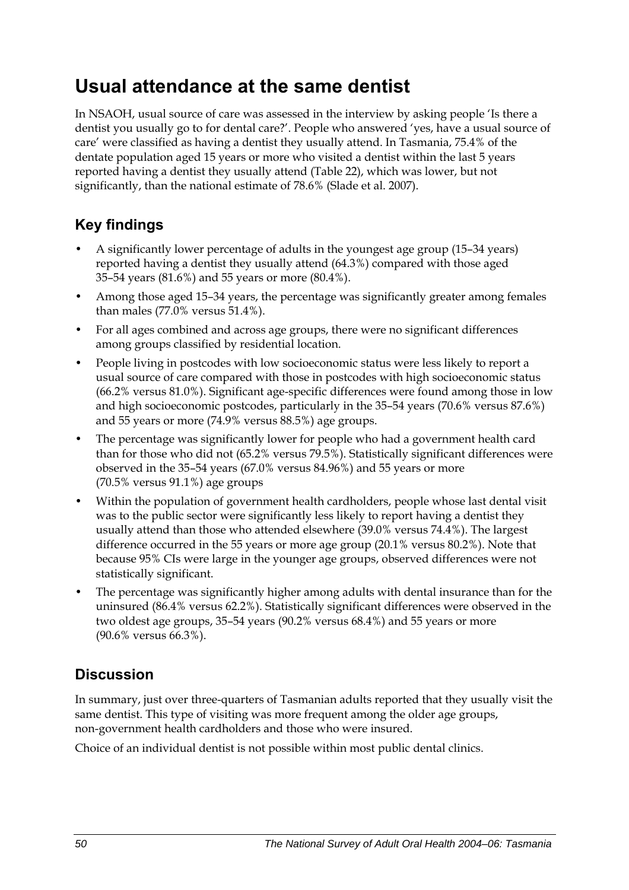# Usual attendance at the same dentist

In NSAOH, usual source of care was assessed in the interview by asking people 'Is there a dentist you usually go to for dental care?'. People who answered 'yes, have a usual source of care' were classified as having a dentist they usually attend. In Tasmania, 75.4% of the dentate population aged 15 years or more who visited a dentist within the last 5 years reported having a dentist they usually attend (Table 22), which was lower, but not significantly, than the national estimate of 78.6% (Slade et al. 2007).

## Key findings

- A significantly lower percentage of adults in the youngest age group (15–34 years) reported having a dentist they usually attend (64.3%) compared with those aged 35–54 years (81.6%) and 55 years or more (80.4%).
- Among those aged 15–34 years, the percentage was significantly greater among females than males (77.0% versus 51.4%).
- For all ages combined and across age groups, there were no significant differences among groups classified by residential location.
- People living in postcodes with low socioeconomic status were less likely to report a usual source of care compared with those in postcodes with high socioeconomic status (66.2% versus 81.0%). Significant age-specific differences were found among those in low and high socioeconomic postcodes, particularly in the 35–54 years (70.6% versus 87.6%) and 55 years or more (74.9% versus 88.5%) age groups.
- The percentage was significantly lower for people who had a government health card than for those who did not (65.2% versus 79.5%). Statistically significant differences were observed in the 35–54 years (67.0% versus 84.96%) and 55 years or more (70.5% versus 91.1%) age groups
- Within the population of government health cardholders, people whose last dental visit was to the public sector were significantly less likely to report having a dentist they usually attend than those who attended elsewhere (39.0% versus 74.4%). The largest difference occurred in the 55 years or more age group (20.1% versus 80.2%). Note that because 95% CIs were large in the younger age groups, observed differences were not statistically significant.
- The percentage was significantly higher among adults with dental insurance than for the uninsured (86.4% versus 62.2%). Statistically significant differences were observed in the two oldest age groups, 35–54 years (90.2% versus 68.4%) and 55 years or more (90.6% versus 66.3%).

## Discussion

In summary, just over three-quarters of Tasmanian adults reported that they usually visit the same dentist. This type of visiting was more frequent among the older age groups, non-government health cardholders and those who were insured.

Choice of an individual dentist is not possible within most public dental clinics.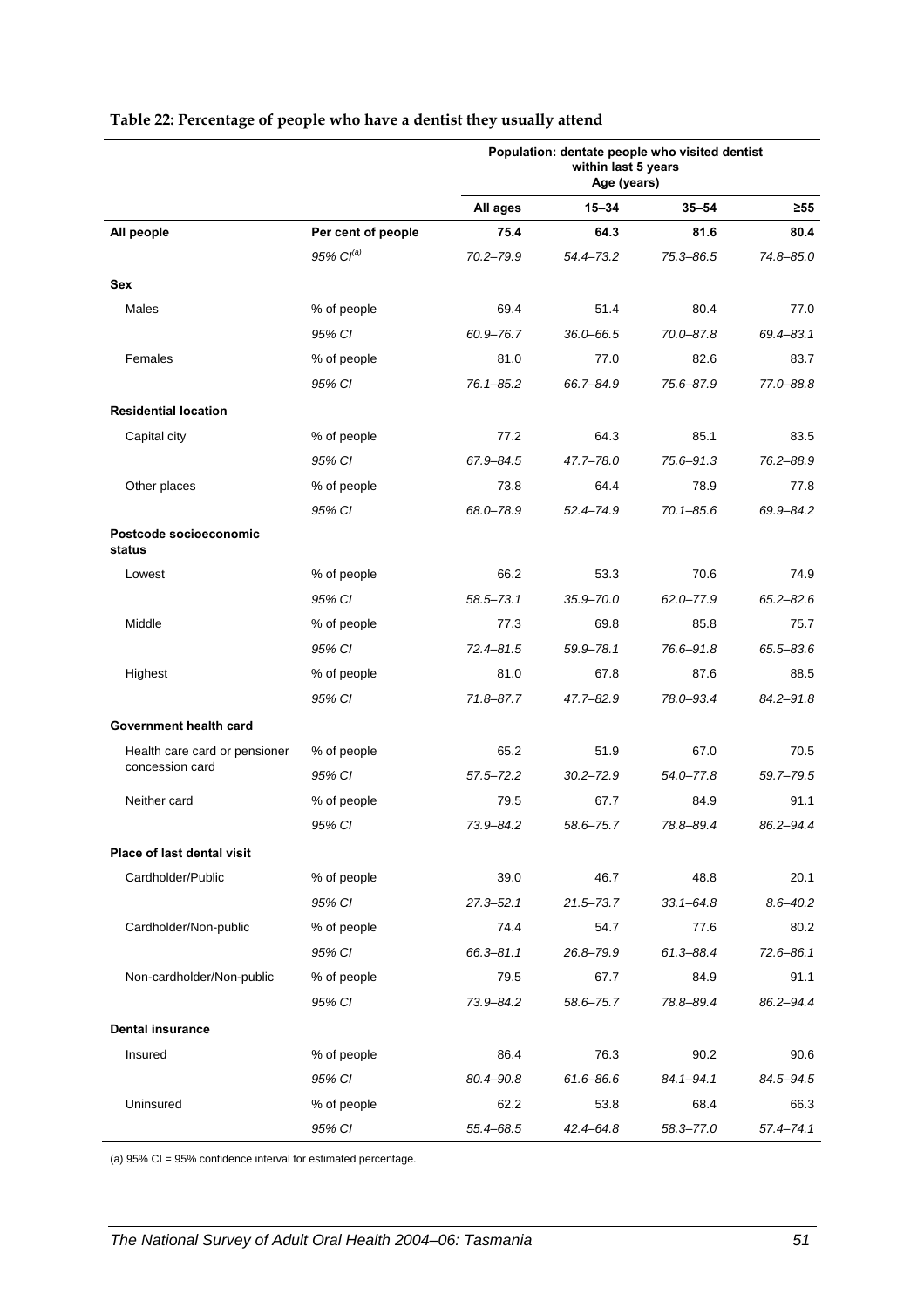**Table 22: Percentage of people who have a dentist they usually attend**

| | | Population: dentate people who visited dentist within last 5 years Age (years) | | | |
|---|---|---|---|---|---|
| | | **All ages** | **15–34** | **35–54** | **≥55** |
| **All people** | **Per cent of people** | **75.4** | **64.3** | **81.6** | **80.4** |
| | *95% CI*[(a)] | *70.2–79.9* | *54.4–73.2* | *75.3–86.5* | *74.8–85.0* |
| **Sex** | | | | | |
| Males | % of people | 69.4 | 51.4 | 80.4 | 77.0 |
| | *95% CI* | *60.9–76.7* | *36.0–66.5* | *70.0–87.8* | *69.4–83.1* |
| Females | % of people | 81.0 | 77.0 | 82.6 | 83.7 |
| | *95% CI* | *76.1–85.2* | *66.7–84.9* | *75.6–87.9* | *77.0–88.8* |
| **Residential location** | | | | | |
| Capital city | % of people | 77.2 | 64.3 | 85.1 | 83.5 |
| | *95% CI* | *67.9–84.5* | *47.7–78.0* | *75.6–91.3* | *76.2–88.9* |
| Other places | % of people | 73.8 | 64.4 | 78.9 | 77.8 |
| | *95% CI* | *68.0–78.9* | *52.4–74.9* | *70.1–85.6* | *69.9–84.2* |
| **Postcode socioeconomic status** | | | | | |
| Lowest | % of people | 66.2 | 53.3 | 70.6 | 74.9 |
| | *95% CI* | *58.5–73.1* | *35.9–70.0* | *62.0–77.9* | *65.2–82.6* |
| Middle | % of people | 77.3 | 69.8 | 85.8 | 75.7 |
| | *95% CI* | *72.4–81.5* | *59.9–78.1* | *76.6–91.8* | *65.5–83.6* |
| Highest | % of people | 81.0 | 67.8 | 87.6 | 88.5 |
| | *95% CI* | *71.8–87.7* | *47.7–82.9* | *78.0–93.4* | *84.2–91.8* |
| **Government health card** | | | | | |
| Health care card or pensioner concession card | % of people | 65.2 | 51.9 | 67.0 | 70.5 |
| | *95% CI* | *57.5–72.2* | *30.2–72.9* | *54.0–77.8* | *59.7–79.5* |
| Neither card | % of people | 79.5 | 67.7 | 84.9 | 91.1 |
| | *95% CI* | *73.9–84.2* | *58.6–75.7* | *78.8–89.4* | *86.2–94.4* |
| **Place of last dental visit** | | | | | |
| Cardholder/Public | % of people | 39.0 | 46.7 | 48.8 | 20.1 |
| | *95% CI* | *27.3–52.1* | *21.5–73.7* | *33.1–64.8* | *8.6–40.2* |
| Cardholder/Non-public | % of people | 74.4 | 54.7 | 77.6 | 80.2 |
| | *95% CI* | *66.3–81.1* | *26.8–79.9* | *61.3–88.4* | *72.6–86.1* |
| Non-cardholder/Non-public | % of people | 79.5 | 67.7 | 84.9 | 91.1 |
| | *95% CI* | *73.9–84.2* | *58.6–75.7* | *78.8–89.4* | *86.2–94.4* |
| **Dental insurance** | | | | | |
| Insured | % of people | 86.4 | 76.3 | 90.2 | 90.6 |
| | *95% CI* | *80.4–90.8* | *61.6–86.6* | *84.1–94.1* | *84.5–94.5* |
| Uninsured | % of people | 62.2 | 53.8 | 68.4 | 66.3 |
| | *95% CI* | *55.4–68.5* | *42.4–64.8* | *58.3–77.0* | *57.4–74.1* |

(a) 95% CI = 95% confidence interval for estimated percentage.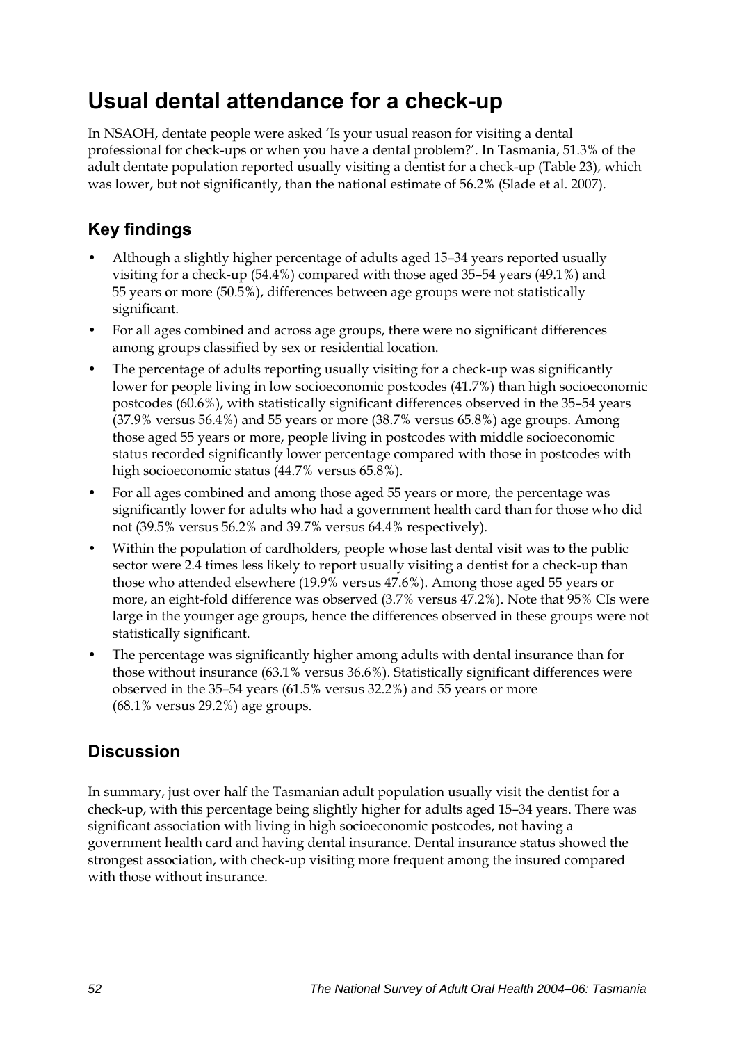# Usual dental attendance for a check-up

In NSAOH, dentate people were asked 'Is your usual reason for visiting a dental professional for check-ups or when you have a dental problem?'. In Tasmania, 51.3% of the adult dentate population reported usually visiting a dentist for a check-up (Table 23), which was lower, but not significantly, than the national estimate of 56.2% (Slade et al. 2007).

## Key findings

- Although a slightly higher percentage of adults aged 15–34 years reported usually visiting for a check-up (54.4%) compared with those aged 35–54 years (49.1%) and 55 years or more (50.5%), differences between age groups were not statistically significant.
- For all ages combined and across age groups, there were no significant differences among groups classified by sex or residential location.
- The percentage of adults reporting usually visiting for a check-up was significantly lower for people living in low socioeconomic postcodes (41.7%) than high socioeconomic postcodes (60.6%), with statistically significant differences observed in the 35–54 years (37.9% versus 56.4%) and 55 years or more (38.7% versus 65.8%) age groups. Among those aged 55 years or more, people living in postcodes with middle socioeconomic status recorded significantly lower percentage compared with those in postcodes with high socioeconomic status (44.7% versus 65.8%).
- For all ages combined and among those aged 55 years or more, the percentage was significantly lower for adults who had a government health card than for those who did not (39.5% versus 56.2% and 39.7% versus 64.4% respectively).
- Within the population of cardholders, people whose last dental visit was to the public sector were 2.4 times less likely to report usually visiting a dentist for a check-up than those who attended elsewhere (19.9% versus 47.6%). Among those aged 55 years or more, an eight-fold difference was observed (3.7% versus 47.2%). Note that 95% CIs were large in the younger age groups, hence the differences observed in these groups were not statistically significant.
- The percentage was significantly higher among adults with dental insurance than for those without insurance (63.1% versus 36.6%). Statistically significant differences were observed in the 35–54 years (61.5% versus 32.2%) and 55 years or more (68.1% versus 29.2%) age groups.

## Discussion

In summary, just over half the Tasmanian adult population usually visit the dentist for a check-up, with this percentage being slightly higher for adults aged 15–34 years. There was significant association with living in high socioeconomic postcodes, not having a government health card and having dental insurance. Dental insurance status showed the strongest association, with check-up visiting more frequent among the insured compared with those without insurance.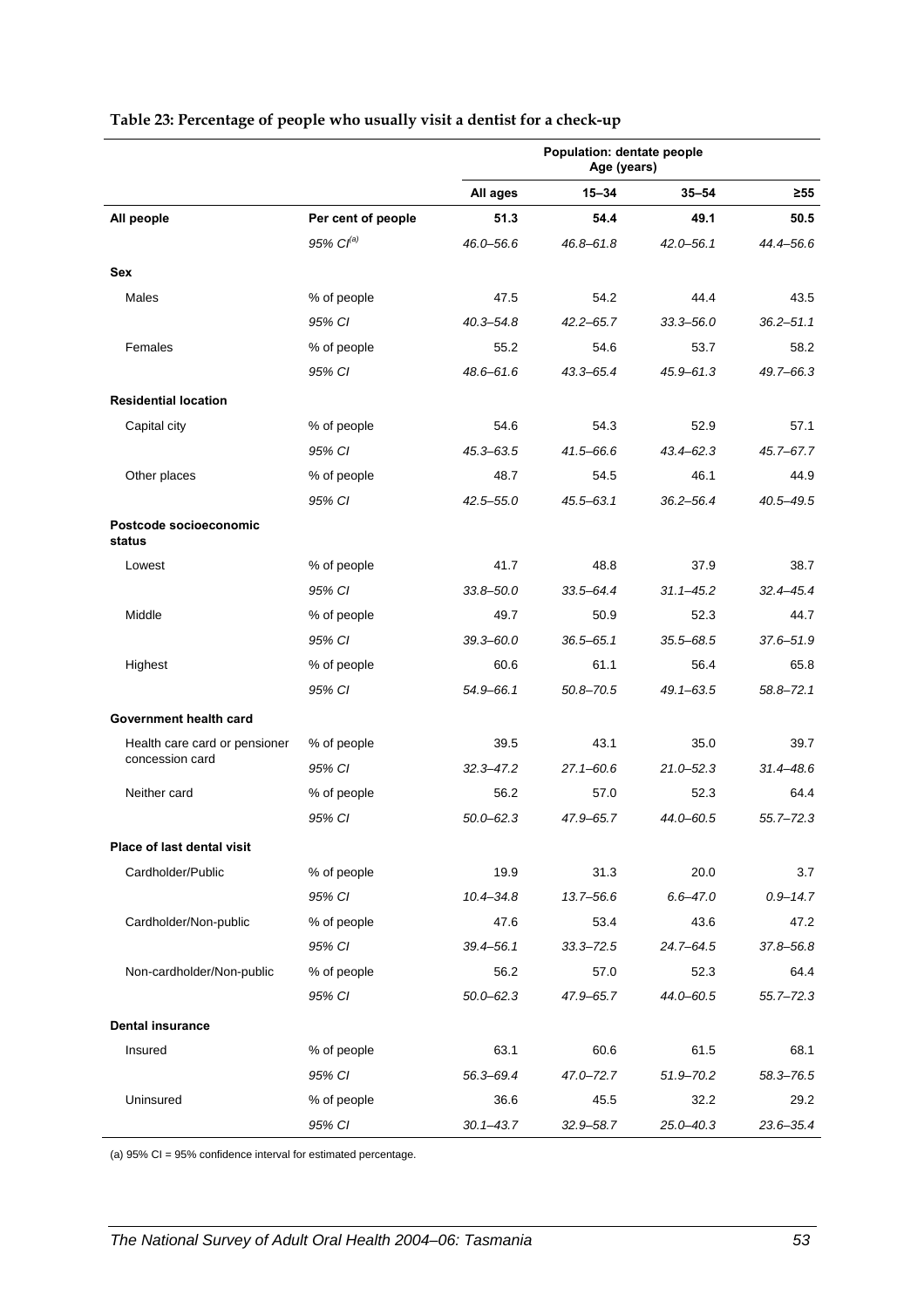**Table 23: Percentage of people who usually visit a dentist for a check-up**

| | | Population: dentate people Age (years) | | | |
|---|---|---|---|---|---|
| | | **All ages** | **15–34** | **35–54** | **≥55** |
| **All people** | **Per cent of people** | **51.3** | **54.4** | **49.1** | **50.5** |
| | *95% CI(a)* | *46.0–56.6* | *46.8–61.8* | *42.0–56.1* | *44.4–56.6* |
| **Sex** | | | | | |
| Males | % of people | 47.5 | 54.2 | 44.4 | 43.5 |
| | *95% CI* | *40.3–54.8* | *42.2–65.7* | *33.3–56.0* | *36.2–51.1* |
| Females | % of people | 55.2 | 54.6 | 53.7 | 58.2 |
| | *95% CI* | *48.6–61.6* | *43.3–65.4* | *45.9–61.3* | *49.7–66.3* |
| **Residential location** | | | | | |
| Capital city | % of people | 54.6 | 54.3 | 52.9 | 57.1 |
| | *95% CI* | *45.3–63.5* | *41.5–66.6* | *43.4–62.3* | *45.7–67.7* |
| Other places | % of people | 48.7 | 54.5 | 46.1 | 44.9 |
| | *95% CI* | *42.5–55.0* | *45.5–63.1* | *36.2–56.4* | *40.5–49.5* |
| **Postcode socioeconomic status** | | | | | |
| Lowest | % of people | 41.7 | 48.8 | 37.9 | 38.7 |
| | *95% CI* | *33.8–50.0* | *33.5–64.4* | *31.1–45.2* | *32.4–45.4* |
| Middle | % of people | 49.7 | 50.9 | 52.3 | 44.7 |
| | *95% CI* | *39.3–60.0* | *36.5–65.1* | *35.5–68.5* | *37.6–51.9* |
| Highest | % of people | 60.6 | 61.1 | 56.4 | 65.8 |
| | *95% CI* | *54.9–66.1* | *50.8–70.5* | *49.1–63.5* | *58.8–72.1* |
| **Government health card** | | | | | |
| Health care card or pensioner concession card | % of people | 39.5 | 43.1 | 35.0 | 39.7 |
| | *95% CI* | *32.3–47.2* | *27.1–60.6* | *21.0–52.3* | *31.4–48.6* |
| Neither card | % of people | 56.2 | 57.0 | 52.3 | 64.4 |
| | *95% CI* | *50.0–62.3* | *47.9–65.7* | *44.0–60.5* | *55.7–72.3* |
| **Place of last dental visit** | | | | | |
| Cardholder/Public | % of people | 19.9 | 31.3 | 20.0 | 3.7 |
| | *95% CI* | *10.4–34.8* | *13.7–56.6* | *6.6–47.0* | *0.9–14.7* |
| Cardholder/Non-public | % of people | 47.6 | 53.4 | 43.6 | 47.2 |
| | *95% CI* | *39.4–56.1* | *33.3–72.5* | *24.7–64.5* | *37.8–56.8* |
| Non-cardholder/Non-public | % of people | 56.2 | 57.0 | 52.3 | 64.4 |
| | *95% CI* | *50.0–62.3* | *47.9–65.7* | *44.0–60.5* | *55.7–72.3* |
| **Dental insurance** | | | | | |
| Insured | % of people | 63.1 | 60.6 | 61.5 | 68.1 |
| | *95% CI* | *56.3–69.4* | *47.0–72.7* | *51.9–70.2* | *58.3–76.5* |
| Uninsured | % of people | 36.6 | 45.5 | 32.2 | 29.2 |
| | *95% CI* | *30.1–43.7* | *32.9–58.7* | *25.0–40.3* | *23.6–35.4* |

(a) 95% CI = 95% confidence interval for estimated percentage.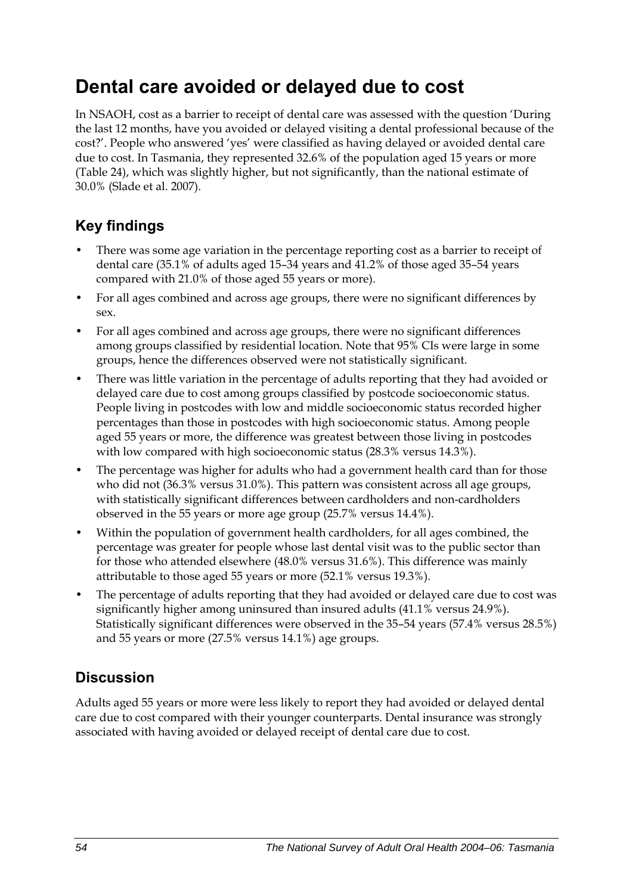# Dental care avoided or delayed due to cost

In NSAOH, cost as a barrier to receipt of dental care was assessed with the question 'During the last 12 months, have you avoided or delayed visiting a dental professional because of the cost?'. People who answered 'yes' were classified as having delayed or avoided dental care due to cost. In Tasmania, they represented 32.6% of the population aged 15 years or more (Table 24), which was slightly higher, but not significantly, than the national estimate of 30.0% (Slade et al. 2007).

## Key findings

- There was some age variation in the percentage reporting cost as a barrier to receipt of dental care (35.1% of adults aged 15–34 years and 41.2% of those aged 35–54 years compared with 21.0% of those aged 55 years or more).
- For all ages combined and across age groups, there were no significant differences by sex.
- For all ages combined and across age groups, there were no significant differences among groups classified by residential location. Note that 95% CIs were large in some groups, hence the differences observed were not statistically significant.
- There was little variation in the percentage of adults reporting that they had avoided or delayed care due to cost among groups classified by postcode socioeconomic status. People living in postcodes with low and middle socioeconomic status recorded higher percentages than those in postcodes with high socioeconomic status. Among people aged 55 years or more, the difference was greatest between those living in postcodes with low compared with high socioeconomic status (28.3% versus 14.3%).
- The percentage was higher for adults who had a government health card than for those who did not (36.3% versus 31.0%). This pattern was consistent across all age groups, with statistically significant differences between cardholders and non-cardholders observed in the 55 years or more age group (25.7% versus 14.4%).
- Within the population of government health cardholders, for all ages combined, the percentage was greater for people whose last dental visit was to the public sector than for those who attended elsewhere (48.0% versus 31.6%). This difference was mainly attributable to those aged 55 years or more (52.1% versus 19.3%).
- The percentage of adults reporting that they had avoided or delayed care due to cost was significantly higher among uninsured than insured adults (41.1% versus 24.9%). Statistically significant differences were observed in the 35–54 years (57.4% versus 28.5%) and 55 years or more (27.5% versus 14.1%) age groups.

## Discussion

Adults aged 55 years or more were less likely to report they had avoided or delayed dental care due to cost compared with their younger counterparts. Dental insurance was strongly associated with having avoided or delayed receipt of dental care due to cost.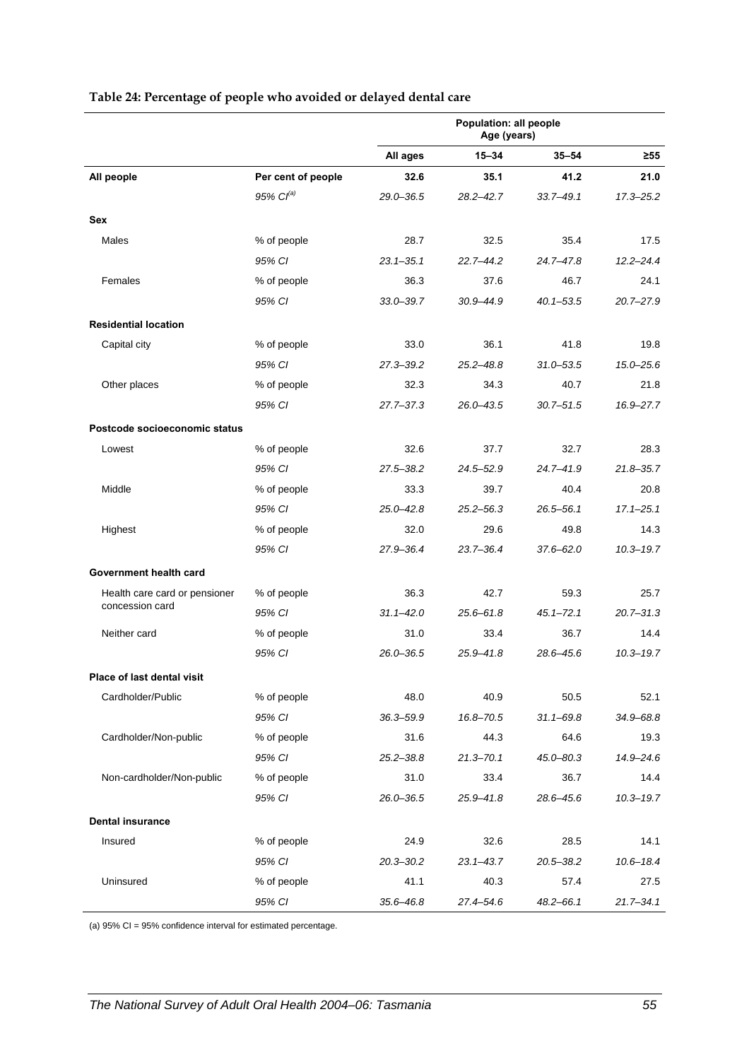**Table 24: Percentage of people who avoided or delayed dental care**

| | | Population: all people Age (years) | | | |
|---|---|---|---|---|---|
| | | All ages | 15–34 | 35–54 | ≥55 |
| **All people** | **Per cent of people** | **32.6** | **35.1** | **41.2** | **21.0** |
| | *95% CI[(a)]* | *29.0–36.5* | *28.2–42.7* | *33.7–49.1* | *17.3–25.2* |
| **Sex** | | | | | |
| Males | % of people | 28.7 | 32.5 | 35.4 | 17.5 |
| | *95% CI* | *23.1–35.1* | *22.7–44.2* | *24.7–47.8* | *12.2–24.4* |
| Females | % of people | 36.3 | 37.6 | 46.7 | 24.1 |
| | *95% CI* | *33.0–39.7* | *30.9–44.9* | *40.1–53.5* | *20.7–27.9* |
| **Residential location** | | | | | |
| Capital city | % of people | 33.0 | 36.1 | 41.8 | 19.8 |
| | *95% CI* | *27.3–39.2* | *25.2–48.8* | *31.0–53.5* | *15.0–25.6* |
| Other places | % of people | 32.3 | 34.3 | 40.7 | 21.8 |
| | *95% CI* | *27.7–37.3* | *26.0–43.5* | *30.7–51.5* | *16.9–27.7* |
| **Postcode socioeconomic status** | | | | | |
| Lowest | % of people | 32.6 | 37.7 | 32.7 | 28.3 |
| | *95% CI* | *27.5–38.2* | *24.5–52.9* | *24.7–41.9* | *21.8–35.7* |
| Middle | % of people | 33.3 | 39.7 | 40.4 | 20.8 |
| | *95% CI* | *25.0–42.8* | *25.2–56.3* | *26.5–56.1* | *17.1–25.1* |
| Highest | % of people | 32.0 | 29.6 | 49.8 | 14.3 |
| | *95% CI* | *27.9–36.4* | *23.7–36.4* | *37.6–62.0* | *10.3–19.7* |
| **Government health card** | | | | | |
| Health care card or pensioner concession card | % of people | 36.3 | 42.7 | 59.3 | 25.7 |
| | *95% CI* | *31.1–42.0* | *25.6–61.8* | *45.1–72.1* | *20.7–31.3* |
| Neither card | % of people | 31.0 | 33.4 | 36.7 | 14.4 |
| | *95% CI* | *26.0–36.5* | *25.9–41.8* | *28.6–45.6* | *10.3–19.7* |
| **Place of last dental visit** | | | | | |
| Cardholder/Public | % of people | 48.0 | 40.9 | 50.5 | 52.1 |
| | *95% CI* | *36.3–59.9* | *16.8–70.5* | *31.1–69.8* | *34.9–68.8* |
| Cardholder/Non-public | % of people | 31.6 | 44.3 | 64.6 | 19.3 |
| | *95% CI* | *25.2–38.8* | *21.3–70.1* | *45.0–80.3* | *14.9–24.6* |
| Non-cardholder/Non-public | % of people | 31.0 | 33.4 | 36.7 | 14.4 |
| | *95% CI* | *26.0–36.5* | *25.9–41.8* | *28.6–45.6* | *10.3–19.7* |
| **Dental insurance** | | | | | |
| Insured | % of people | 24.9 | 32.6 | 28.5 | 14.1 |
| | *95% CI* | *20.3–30.2* | *23.1–43.7* | *20.5–38.2* | *10.6–18.4* |
| Uninsured | % of people | 41.1 | 40.3 | 57.4 | 27.5 |
| | *95% CI* | *35.6–46.8* | *27.4–54.6* | *48.2–66.1* | *21.7–34.1* |

(a) 95% CI = 95% confidence interval for estimated percentage.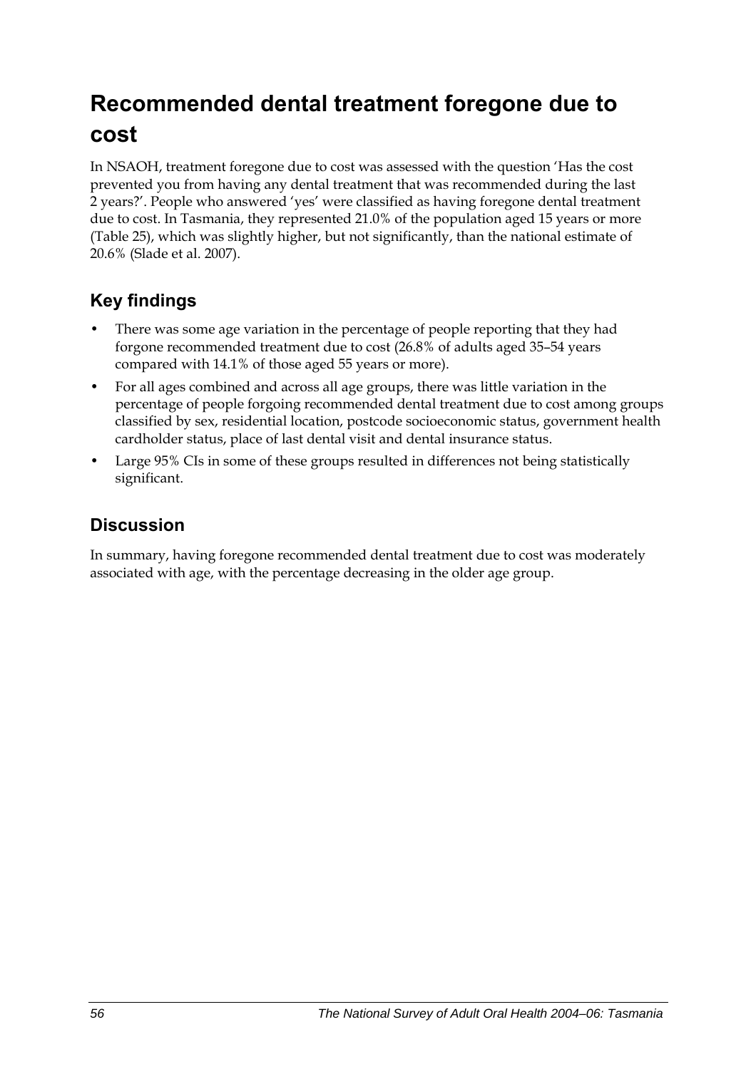# Recommended dental treatment foregone due to cost

In NSAOH, treatment foregone due to cost was assessed with the question 'Has the cost prevented you from having any dental treatment that was recommended during the last 2 years?'. People who answered 'yes' were classified as having foregone dental treatment due to cost. In Tasmania, they represented 21.0% of the population aged 15 years or more (Table 25), which was slightly higher, but not significantly, than the national estimate of 20.6% (Slade et al. 2007).

## Key findings

- There was some age variation in the percentage of people reporting that they had forgone recommended treatment due to cost (26.8% of adults aged 35–54 years compared with 14.1% of those aged 55 years or more).
- For all ages combined and across all age groups, there was little variation in the percentage of people forgoing recommended dental treatment due to cost among groups classified by sex, residential location, postcode socioeconomic status, government health cardholder status, place of last dental visit and dental insurance status.
- Large 95% CIs in some of these groups resulted in differences not being statistically significant.

## Discussion

In summary, having foregone recommended dental treatment due to cost was moderately associated with age, with the percentage decreasing in the older age group.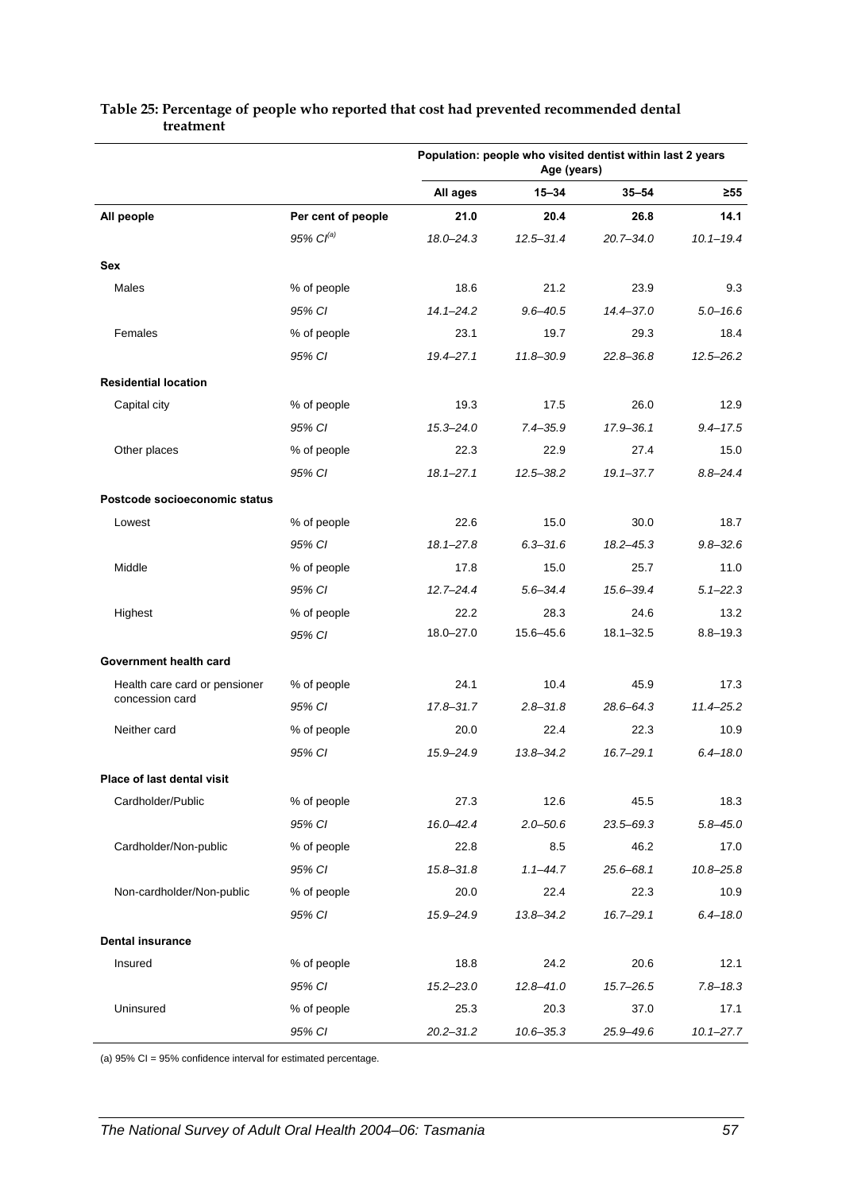**Table 25: Percentage of people who reported that cost had prevented recommended dental treatment**

| | | Population: people who visited dentist within last 2 years Age (years) | | | |
|---|---|---|---|---|---|
| | | All ages | 15–34 | 35–54 | ≥55 |
| **All people** | Per cent of people | **21.0** | **20.4** | **26.8** | **14.1** |
| | *95% CI[(a)]* | *18.0–24.3* | *12.5–31.4* | *20.7–34.0* | *10.1–19.4* |
| **Sex** | | | | | |
| Males | % of people | 18.6 | 21.2 | 23.9 | 9.3 |
| | *95% CI* | *14.1–24.2* | *9.6–40.5* | *14.4–37.0* | *5.0–16.6* |
| Females | % of people | 23.1 | 19.7 | 29.3 | 18.4 |
| | *95% CI* | *19.4–27.1* | *11.8–30.9* | *22.8–36.8* | *12.5–26.2* |
| **Residential location** | | | | | |
| Capital city | % of people | 19.3 | 17.5 | 26.0 | 12.9 |
| | *95% CI* | *15.3–24.0* | *7.4–35.9* | *17.9–36.1* | *9.4–17.5* |
| Other places | % of people | 22.3 | 22.9 | 27.4 | 15.0 |
| | *95% CI* | *18.1–27.1* | *12.5–38.2* | *19.1–37.7* | *8.8–24.4* |
| **Postcode socioeconomic status** | | | | | |
| Lowest | % of people | 22.6 | 15.0 | 30.0 | 18.7 |
| | *95% CI* | *18.1–27.8* | *6.3–31.6* | *18.2–45.3* | *9.8–32.6* |
| Middle | % of people | 17.8 | 15.0 | 25.7 | 11.0 |
| | *95% CI* | *12.7–24.4* | *5.6–34.4* | *15.6–39.4* | *5.1–22.3* |
| Highest | % of people | 22.2 | 28.3 | 24.6 | 13.2 |
| | *95% CI* | 18.0–27.0 | 15.6–45.6 | 18.1–32.5 | 8.8–19.3 |
| **Government health card** | | | | | |
| Health care card or pensioner concession card | % of people | 24.1 | 10.4 | 45.9 | 17.3 |
| | *95% CI* | *17.8–31.7* | *2.8–31.8* | *28.6–64.3* | *11.4–25.2* |
| Neither card | % of people | 20.0 | 22.4 | 22.3 | 10.9 |
| | *95% CI* | *15.9–24.9* | *13.8–34.2* | *16.7–29.1* | *6.4–18.0* |
| **Place of last dental visit** | | | | | |
| Cardholder/Public | % of people | 27.3 | 12.6 | 45.5 | 18.3 |
| | *95% CI* | *16.0–42.4* | *2.0–50.6* | *23.5–69.3* | *5.8–45.0* |
| Cardholder/Non-public | % of people | 22.8 | 8.5 | 46.2 | 17.0 |
| | *95% CI* | *15.8–31.8* | *1.1–44.7* | *25.6–68.1* | *10.8–25.8* |
| Non-cardholder/Non-public | % of people | 20.0 | 22.4 | 22.3 | 10.9 |
| | *95% CI* | *15.9–24.9* | *13.8–34.2* | *16.7–29.1* | *6.4–18.0* |
| **Dental insurance** | | | | | |
| Insured | % of people | 18.8 | 24.2 | 20.6 | 12.1 |
| | *95% CI* | *15.2–23.0* | *12.8–41.0* | *15.7–26.5* | *7.8–18.3* |
| Uninsured | % of people | 25.3 | 20.3 | 37.0 | 17.1 |
| | *95% CI* | *20.2–31.2* | *10.6–35.3* | *25.9–49.6* | *10.1–27.7* |

(a) 95% CI = 95% confidence interval for estimated percentage.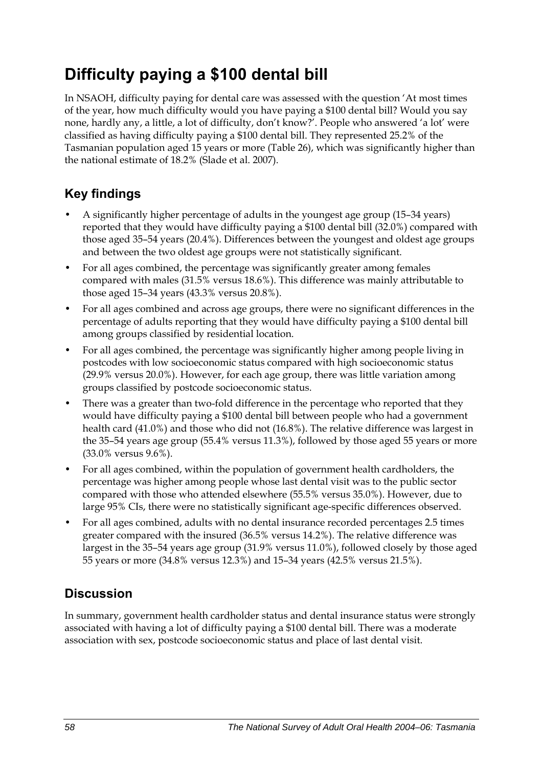# Difficulty paying a $100 dental bill

In NSAOH, difficulty paying for dental care was assessed with the question 'At most times of the year, how much difficulty would you have paying a $100 dental bill? Would you say none, hardly any, a little, a lot of difficulty, don't know?'. People who answered 'a lot' were classified as having difficulty paying a $100 dental bill. They represented 25.2% of the Tasmanian population aged 15 years or more (Table 26), which was significantly higher than the national estimate of 18.2% (Slade et al. 2007).

## Key findings

- A significantly higher percentage of adults in the youngest age group (15–34 years) reported that they would have difficulty paying a $100 dental bill (32.0%) compared with those aged 35–54 years (20.4%). Differences between the youngest and oldest age groups and between the two oldest age groups were not statistically significant.
- For all ages combined, the percentage was significantly greater among females compared with males (31.5% versus 18.6%). This difference was mainly attributable to those aged 15–34 years (43.3% versus 20.8%).
- For all ages combined and across age groups, there were no significant differences in the percentage of adults reporting that they would have difficulty paying a $100 dental bill among groups classified by residential location.
- For all ages combined, the percentage was significantly higher among people living in postcodes with low socioeconomic status compared with high socioeconomic status (29.9% versus 20.0%). However, for each age group, there was little variation among groups classified by postcode socioeconomic status.
- There was a greater than two-fold difference in the percentage who reported that they would have difficulty paying a $100 dental bill between people who had a government health card (41.0%) and those who did not (16.8%). The relative difference was largest in the 35–54 years age group (55.4% versus 11.3%), followed by those aged 55 years or more (33.0% versus 9.6%).
- For all ages combined, within the population of government health cardholders, the percentage was higher among people whose last dental visit was to the public sector compared with those who attended elsewhere (55.5% versus 35.0%). However, due to large 95% CIs, there were no statistically significant age-specific differences observed.
- For all ages combined, adults with no dental insurance recorded percentages 2.5 times greater compared with the insured (36.5% versus 14.2%). The relative difference was largest in the 35–54 years age group (31.9% versus 11.0%), followed closely by those aged 55 years or more (34.8% versus 12.3%) and 15–34 years (42.5% versus 21.5%).

## Discussion

In summary, government health cardholder status and dental insurance status were strongly associated with having a lot of difficulty paying a $100 dental bill. There was a moderate association with sex, postcode socioeconomic status and place of last dental visit.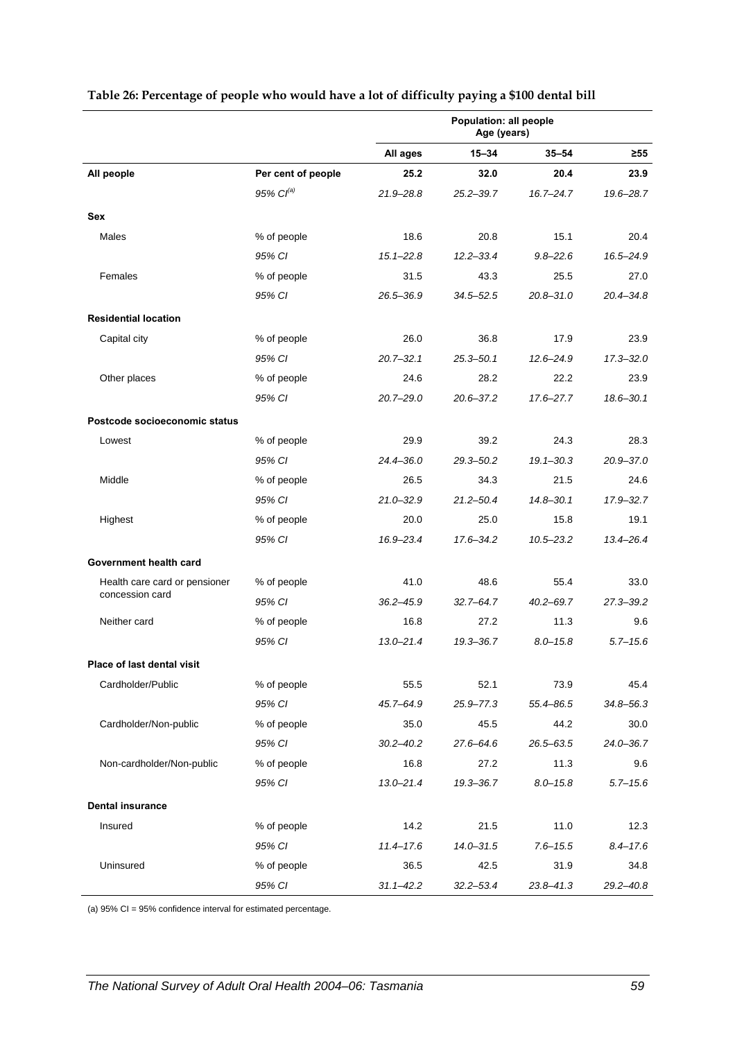**Table 26: Percentage of people who would have a lot of difficulty paying a $100 dental bill**

| | | Population: all people Age (years) | | | |
|---|---|---|---|---|---|
| | | All ages | 15–34 | 35–54 | ≥55 |
| **All people** | **Per cent of people** | **25.2** | **32.0** | **20.4** | **23.9** |
| | *95% CI[(a)]* | *21.9–28.8* | *25.2–39.7* | *16.7–24.7* | *19.6–28.7* |
| **Sex** | | | | | |
| Males | % of people | 18.6 | 20.8 | 15.1 | 20.4 |
| | *95% CI* | *15.1–22.8* | *12.2–33.4* | *9.8–22.6* | *16.5–24.9* |
| Females | % of people | 31.5 | 43.3 | 25.5 | 27.0 |
| | *95% CI* | *26.5–36.9* | *34.5–52.5* | *20.8–31.0* | *20.4–34.8* |
| **Residential location** | | | | | |
| Capital city | % of people | 26.0 | 36.8 | 17.9 | 23.9 |
| | *95% CI* | *20.7–32.1* | *25.3–50.1* | *12.6–24.9* | *17.3–32.0* |
| Other places | % of people | 24.6 | 28.2 | 22.2 | 23.9 |
| | *95% CI* | *20.7–29.0* | *20.6–37.2* | *17.6–27.7* | *18.6–30.1* |
| **Postcode socioeconomic status** | | | | | |
| Lowest | % of people | 29.9 | 39.2 | 24.3 | 28.3 |
| | *95% CI* | *24.4–36.0* | *29.3–50.2* | *19.1–30.3* | *20.9–37.0* |
| Middle | % of people | 26.5 | 34.3 | 21.5 | 24.6 |
| | *95% CI* | *21.0–32.9* | *21.2–50.4* | *14.8–30.1* | *17.9–32.7* |
| Highest | % of people | 20.0 | 25.0 | 15.8 | 19.1 |
| | *95% CI* | *16.9–23.4* | *17.6–34.2* | *10.5–23.2* | *13.4–26.4* |
| **Government health card** | | | | | |
| Health care card or pensioner concession card | % of people | 41.0 | 48.6 | 55.4 | 33.0 |
| | *95% CI* | *36.2–45.9* | *32.7–64.7* | *40.2–69.7* | *27.3–39.2* |
| Neither card | % of people | 16.8 | 27.2 | 11.3 | 9.6 |
| | *95% CI* | *13.0–21.4* | *19.3–36.7* | *8.0–15.8* | *5.7–15.6* |
| **Place of last dental visit** | | | | | |
| Cardholder/Public | % of people | 55.5 | 52.1 | 73.9 | 45.4 |
| | *95% CI* | *45.7–64.9* | *25.9–77.3* | *55.4–86.5* | *34.8–56.3* |
| Cardholder/Non-public | % of people | 35.0 | 45.5 | 44.2 | 30.0 |
| | *95% CI* | *30.2–40.2* | *27.6–64.6* | *26.5–63.5* | *24.0–36.7* |
| Non-cardholder/Non-public | % of people | 16.8 | 27.2 | 11.3 | 9.6 |
| | *95% CI* | *13.0–21.4* | *19.3–36.7* | *8.0–15.8* | *5.7–15.6* |
| **Dental insurance** | | | | | |
| Insured | % of people | 14.2 | 21.5 | 11.0 | 12.3 |
| | *95% CI* | *11.4–17.6* | *14.0–31.5* | *7.6–15.5* | *8.4–17.6* |
| Uninsured | % of people | 36.5 | 42.5 | 31.9 | 34.8 |
| | *95% CI* | *31.1–42.2* | *32.2–53.4* | *23.8–41.3* | *29.2–40.8* |

(a) 95% CI = 95% confidence interval for estimated percentage.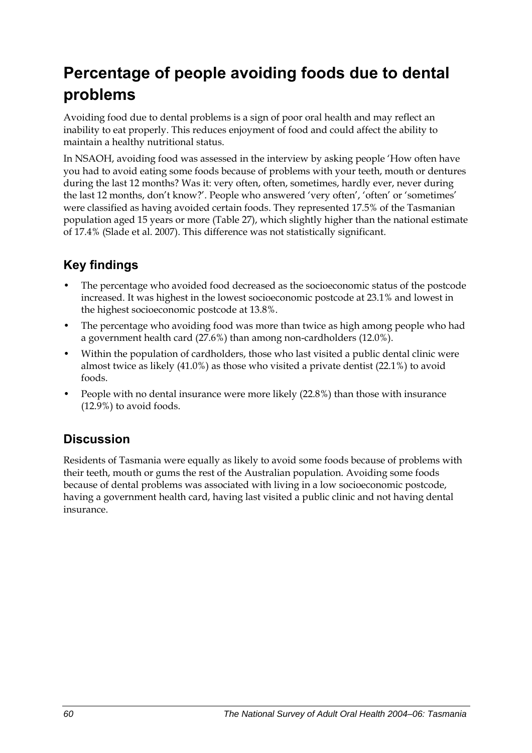# Percentage of people avoiding foods due to dental problems

Avoiding food due to dental problems is a sign of poor oral health and may reflect an inability to eat properly. This reduces enjoyment of food and could affect the ability to maintain a healthy nutritional status.

In NSAOH, avoiding food was assessed in the interview by asking people 'How often have you had to avoid eating some foods because of problems with your teeth, mouth or dentures during the last 12 months? Was it: very often, often, sometimes, hardly ever, never during the last 12 months, don't know?'. People who answered 'very often', 'often' or 'sometimes' were classified as having avoided certain foods. They represented 17.5% of the Tasmanian population aged 15 years or more (Table 27), which slightly higher than the national estimate of 17.4% (Slade et al. 2007). This difference was not statistically significant.

## Key findings

- The percentage who avoided food decreased as the socioeconomic status of the postcode increased. It was highest in the lowest socioeconomic postcode at 23.1% and lowest in the highest socioeconomic postcode at 13.8%.
- The percentage who avoiding food was more than twice as high among people who had a government health card (27.6%) than among non-cardholders (12.0%).
- Within the population of cardholders, those who last visited a public dental clinic were almost twice as likely (41.0%) as those who visited a private dentist (22.1%) to avoid foods.
- People with no dental insurance were more likely (22.8%) than those with insurance (12.9%) to avoid foods.

## Discussion

Residents of Tasmania were equally as likely to avoid some foods because of problems with their teeth, mouth or gums the rest of the Australian population. Avoiding some foods because of dental problems was associated with living in a low socioeconomic postcode, having a government health card, having last visited a public clinic and not having dental insurance.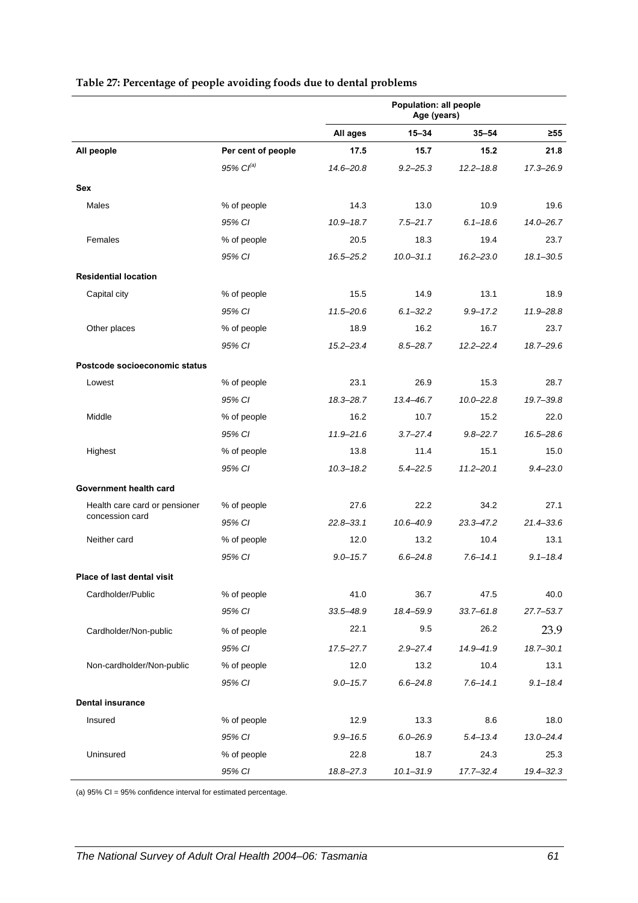**Table 27: Percentage of people avoiding foods due to dental problems**

| | | Population: all people Age (years) | | | |
|---|---|---|---|---|---|
| | | All ages | 15–34 | 35–54 | ≥55 |
| **All people** | **Per cent of people** | **17.5** | **15.7** | **15.2** | **21.8** |
| | *95% CI[(a)]* | *14.6–20.8* | *9.2–25.3* | *12.2–18.8* | *17.3–26.9* |
| **Sex** | | | | | |
| Males | % of people | 14.3 | 13.0 | 10.9 | 19.6 |
| | *95% CI* | *10.9–18.7* | *7.5–21.7* | *6.1–18.6* | *14.0–26.7* |
| Females | % of people | 20.5 | 18.3 | 19.4 | 23.7 |
| | *95% CI* | *16.5–25.2* | *10.0–31.1* | *16.2–23.0* | *18.1–30.5* |
| **Residential location** | | | | | |
| Capital city | % of people | 15.5 | 14.9 | 13.1 | 18.9 |
| | *95% CI* | *11.5–20.6* | *6.1–32.2* | *9.9–17.2* | *11.9–28.8* |
| Other places | % of people | 18.9 | 16.2 | 16.7 | 23.7 |
| | *95% CI* | *15.2–23.4* | *8.5–28.7* | *12.2–22.4* | *18.7–29.6* |
| **Postcode socioeconomic status** | | | | | |
| Lowest | % of people | 23.1 | 26.9 | 15.3 | 28.7 |
| | *95% CI* | *18.3–28.7* | *13.4–46.7* | *10.0–22.8* | *19.7–39.8* |
| Middle | % of people | 16.2 | 10.7 | 15.2 | 22.0 |
| | *95% CI* | *11.9–21.6* | *3.7–27.4* | *9.8–22.7* | *16.5–28.6* |
| Highest | % of people | 13.8 | 11.4 | 15.1 | 15.0 |
| | *95% CI* | *10.3–18.2* | *5.4–22.5* | *11.2–20.1* | *9.4–23.0* |
| **Government health card** | | | | | |
| Health care card or pensioner concession card | % of people | 27.6 | 22.2 | 34.2 | 27.1 |
| | *95% CI* | *22.8–33.1* | *10.6–40.9* | *23.3–47.2* | *21.4–33.6* |
| Neither card | % of people | 12.0 | 13.2 | 10.4 | 13.1 |
| | *95% CI* | *9.0–15.7* | *6.6–24.8* | *7.6–14.1* | *9.1–18.4* |
| **Place of last dental visit** | | | | | |
| Cardholder/Public | % of people | 41.0 | 36.7 | 47.5 | 40.0 |
| | *95% CI* | *33.5–48.9* | *18.4–59.9* | *33.7–61.8* | *27.7–53.7* |
| Cardholder/Non-public | % of people | 22.1 | 9.5 | 26.2 | 23.9 |
| | *95% CI* | *17.5–27.7* | *2.9–27.4* | *14.9–41.9* | *18.7–30.1* |
| Non-cardholder/Non-public | % of people | 12.0 | 13.2 | 10.4 | 13.1 |
| | *95% CI* | *9.0–15.7* | *6.6–24.8* | *7.6–14.1* | *9.1–18.4* |
| **Dental insurance** | | | | | |
| Insured | % of people | 12.9 | 13.3 | 8.6 | 18.0 |
| | *95% CI* | *9.9–16.5* | *6.0–26.9* | *5.4–13.4* | *13.0–24.4* |
| Uninsured | % of people | 22.8 | 18.7 | 24.3 | 25.3 |
| | *95% CI* | *18.8–27.3* | *10.1–31.9* | *17.7–32.4* | *19.4–32.3* |

(a) 95% CI = 95% confidence interval for estimated percentage.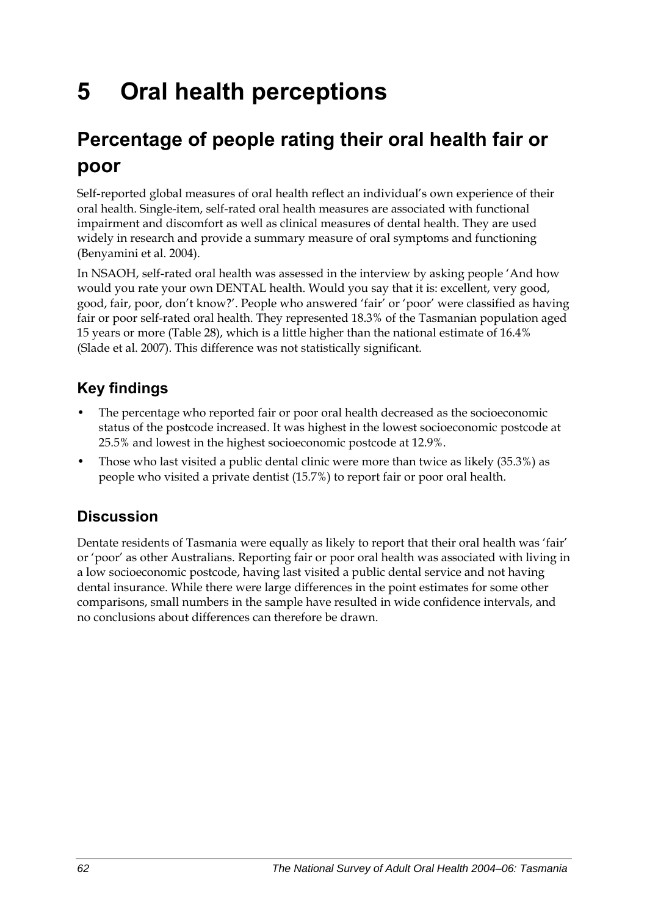# 5 Oral health perceptions

## Percentage of people rating their oral health fair or poor

Self-reported global measures of oral health reflect an individual's own experience of their oral health. Single-item, self-rated oral health measures are associated with functional impairment and discomfort as well as clinical measures of dental health. They are used widely in research and provide a summary measure of oral symptoms and functioning (Benyamini et al. 2004).

In NSAOH, self-rated oral health was assessed in the interview by asking people 'And how would you rate your own DENTAL health. Would you say that it is: excellent, very good, good, fair, poor, don't know?'. People who answered 'fair' or 'poor' were classified as having fair or poor self-rated oral health. They represented 18.3% of the Tasmanian population aged 15 years or more (Table 28), which is a little higher than the national estimate of 16.4% (Slade et al. 2007). This difference was not statistically significant.

### Key findings

- The percentage who reported fair or poor oral health decreased as the socioeconomic status of the postcode increased. It was highest in the lowest socioeconomic postcode at 25.5% and lowest in the highest socioeconomic postcode at 12.9%.
- Those who last visited a public dental clinic were more than twice as likely (35.3%) as people who visited a private dentist (15.7%) to report fair or poor oral health.

### Discussion

Dentate residents of Tasmania were equally as likely to report that their oral health was 'fair' or 'poor' as other Australians. Reporting fair or poor oral health was associated with living in a low socioeconomic postcode, having last visited a public dental service and not having dental insurance. While there were large differences in the point estimates for some other comparisons, small numbers in the sample have resulted in wide confidence intervals, and no conclusions about differences can therefore be drawn.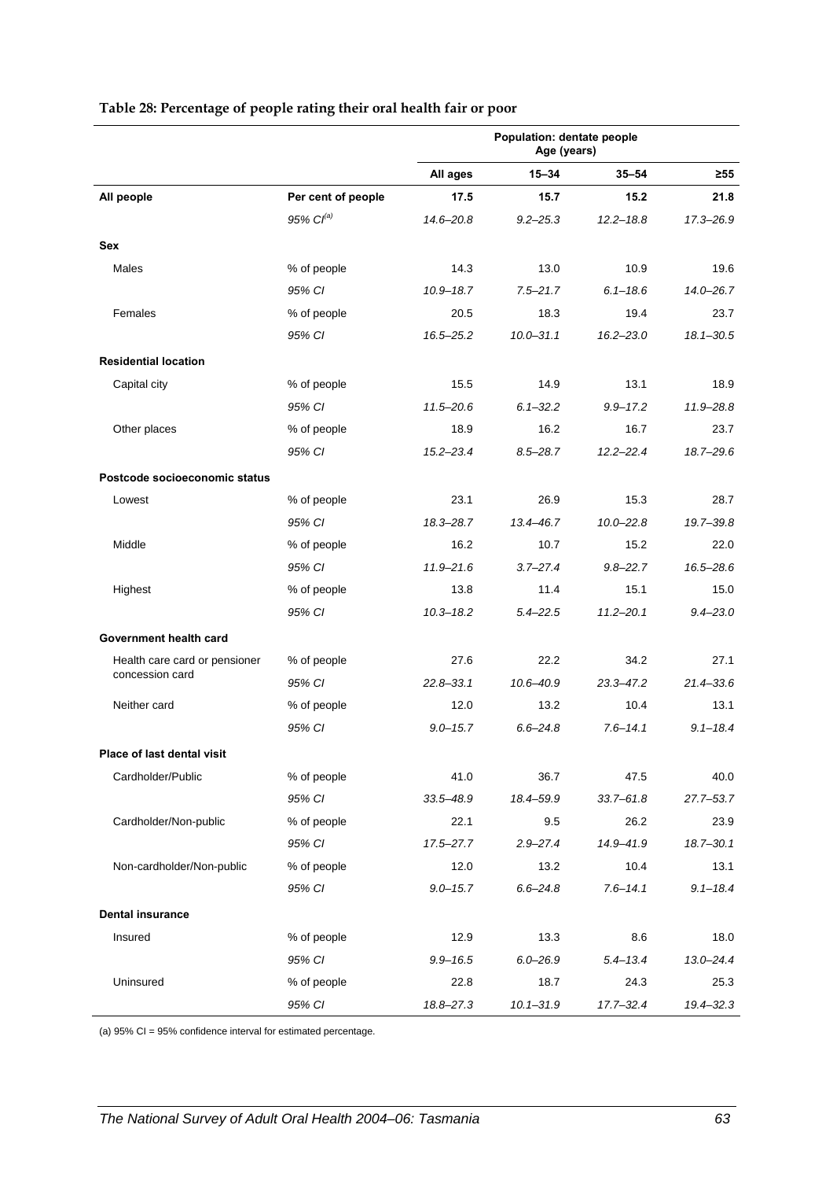**Table 28: Percentage of people rating their oral health fair or poor**

| | | Population: dentate people Age (years) | | | |
|---|---|---|---|---|---|
| | | **All ages** | **15–34** | **35–54** | **≥55** |
| **All people** | **Per cent of people** | **17.5** | **15.7** | **15.2** | **21.8** |
| | *95% CI*[(a)] | *14.6–20.8* | *9.2–25.3* | *12.2–18.8* | *17.3–26.9* |
| **Sex** | | | | | |
| Males | % of people | 14.3 | 13.0 | 10.9 | 19.6 |
| | *95% CI* | *10.9–18.7* | *7.5–21.7* | *6.1–18.6* | *14.0–26.7* |
| Females | % of people | 20.5 | 18.3 | 19.4 | 23.7 |
| | *95% CI* | *16.5–25.2* | *10.0–31.1* | *16.2–23.0* | *18.1–30.5* |
| **Residential location** | | | | | |
| Capital city | % of people | 15.5 | 14.9 | 13.1 | 18.9 |
| | *95% CI* | *11.5–20.6* | *6.1–32.2* | *9.9–17.2* | *11.9–28.8* |
| Other places | % of people | 18.9 | 16.2 | 16.7 | 23.7 |
| | *95% CI* | *15.2–23.4* | *8.5–28.7* | *12.2–22.4* | *18.7–29.6* |
| **Postcode socioeconomic status** | | | | | |
| Lowest | % of people | 23.1 | 26.9 | 15.3 | 28.7 |
| | *95% CI* | *18.3–28.7* | *13.4–46.7* | *10.0–22.8* | *19.7–39.8* |
| Middle | % of people | 16.2 | 10.7 | 15.2 | 22.0 |
| | *95% CI* | *11.9–21.6* | *3.7–27.4* | *9.8–22.7* | *16.5–28.6* |
| Highest | % of people | 13.8 | 11.4 | 15.1 | 15.0 |
| | *95% CI* | *10.3–18.2* | *5.4–22.5* | *11.2–20.1* | *9.4–23.0* |
| **Government health card** | | | | | |
| Health care card or pensioner concession card | % of people | 27.6 | 22.2 | 34.2 | 27.1 |
| | *95% CI* | *22.8–33.1* | *10.6–40.9* | *23.3–47.2* | *21.4–33.6* |
| Neither card | % of people | 12.0 | 13.2 | 10.4 | 13.1 |
| | *95% CI* | *9.0–15.7* | *6.6–24.8* | *7.6–14.1* | *9.1–18.4* |
| **Place of last dental visit** | | | | | |
| Cardholder/Public | % of people | 41.0 | 36.7 | 47.5 | 40.0 |
| | *95% CI* | *33.5–48.9* | *18.4–59.9* | *33.7–61.8* | *27.7–53.7* |
| Cardholder/Non-public | % of people | 22.1 | 9.5 | 26.2 | 23.9 |
| | *95% CI* | *17.5–27.7* | *2.9–27.4* | *14.9–41.9* | *18.7–30.1* |
| Non-cardholder/Non-public | % of people | 12.0 | 13.2 | 10.4 | 13.1 |
| | *95% CI* | *9.0–15.7* | *6.6–24.8* | *7.6–14.1* | *9.1–18.4* |
| **Dental insurance** | | | | | |
| Insured | % of people | 12.9 | 13.3 | 8.6 | 18.0 |
| | *95% CI* | *9.9–16.5* | *6.0–26.9* | *5.4–13.4* | *13.0–24.4* |
| Uninsured | % of people | 22.8 | 18.7 | 24.3 | 25.3 |
| | *95% CI* | *18.8–27.3* | *10.1–31.9* | *17.7–32.4* | *19.4–32.3* |

(a) 95% CI = 95% confidence interval for estimated percentage.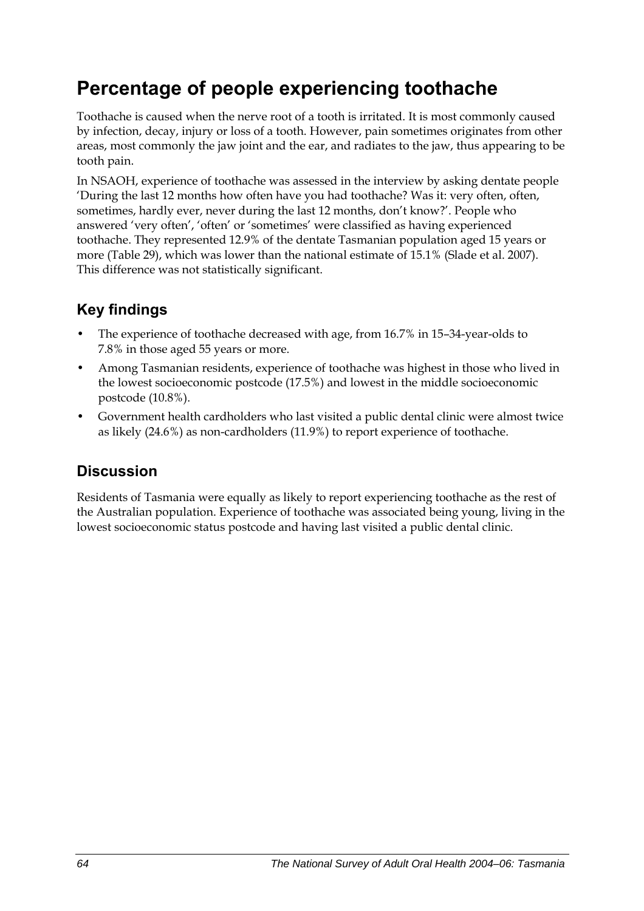# Percentage of people experiencing toothache

Toothache is caused when the nerve root of a tooth is irritated. It is most commonly caused by infection, decay, injury or loss of a tooth. However, pain sometimes originates from other areas, most commonly the jaw joint and the ear, and radiates to the jaw, thus appearing to be tooth pain.

In NSAOH, experience of toothache was assessed in the interview by asking dentate people 'During the last 12 months how often have you had toothache? Was it: very often, often, sometimes, hardly ever, never during the last 12 months, don't know?'. People who answered 'very often', 'often' or 'sometimes' were classified as having experienced toothache. They represented 12.9% of the dentate Tasmanian population aged 15 years or more (Table 29), which was lower than the national estimate of 15.1% (Slade et al. 2007). This difference was not statistically significant.

## Key findings

- The experience of toothache decreased with age, from 16.7% in 15–34-year-olds to 7.8% in those aged 55 years or more.
- Among Tasmanian residents, experience of toothache was highest in those who lived in the lowest socioeconomic postcode (17.5%) and lowest in the middle socioeconomic postcode (10.8%).
- Government health cardholders who last visited a public dental clinic were almost twice as likely (24.6%) as non-cardholders (11.9%) to report experience of toothache.

## Discussion

Residents of Tasmania were equally as likely to report experiencing toothache as the rest of the Australian population. Experience of toothache was associated being young, living in the lowest socioeconomic status postcode and having last visited a public dental clinic.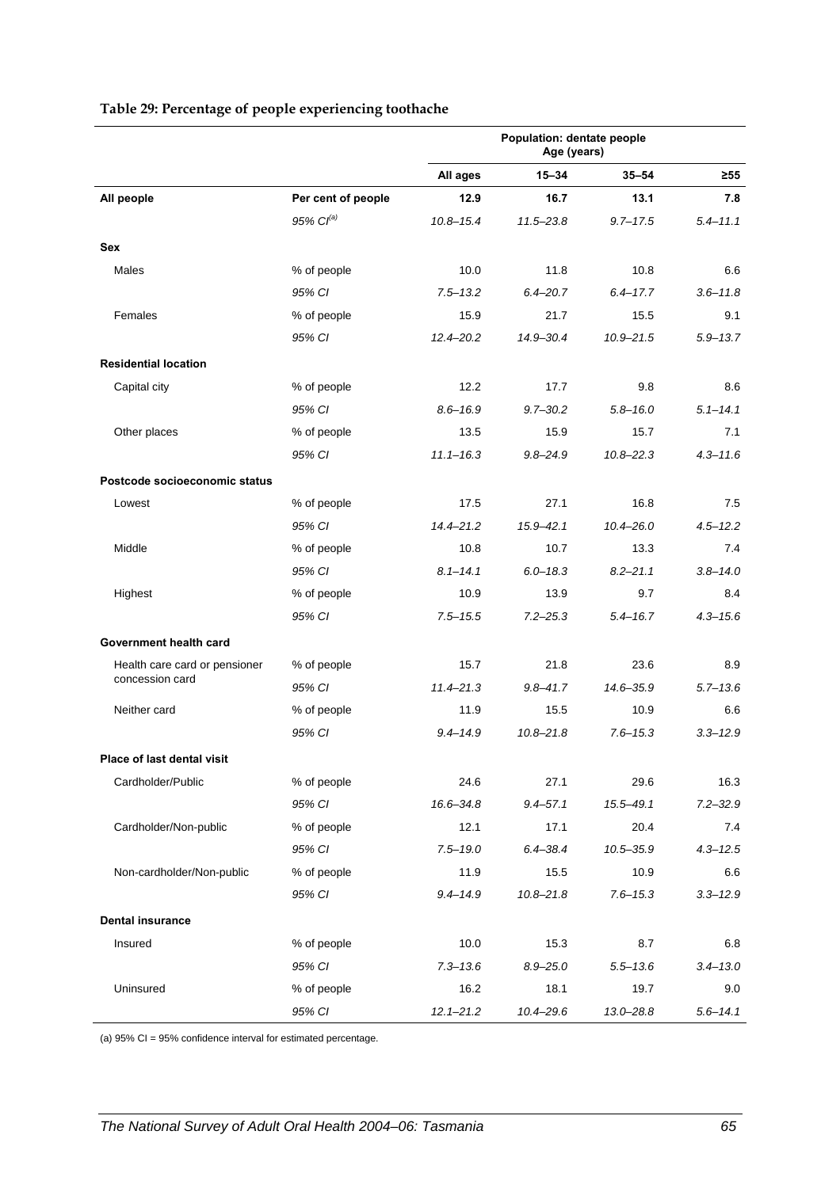**Table 29: Percentage of people experiencing toothache**

| | | Population: dentate people Age (years) | | | |
|---|---|---|---|---|---|
| | | **All ages** | **15–34** | **35–54** | **≥55** |
| **All people** | **Per cent of people** | **12.9** | **16.7** | **13.1** | **7.8** |
| | *95% CI*[(a)] | *10.8–15.4* | *11.5–23.8* | *9.7–17.5* | *5.4–11.1* |
| **Sex** | | | | | |
| Males | % of people | 10.0 | 11.8 | 10.8 | 6.6 |
| | *95% CI* | *7.5–13.2* | *6.4–20.7* | *6.4–17.7* | *3.6–11.8* |
| Females | % of people | 15.9 | 21.7 | 15.5 | 9.1 |
| | *95% CI* | *12.4–20.2* | *14.9–30.4* | *10.9–21.5* | *5.9–13.7* |
| **Residential location** | | | | | |
| Capital city | % of people | 12.2 | 17.7 | 9.8 | 8.6 |
| | *95% CI* | *8.6–16.9* | *9.7–30.2* | *5.8–16.0* | *5.1–14.1* |
| Other places | % of people | 13.5 | 15.9 | 15.7 | 7.1 |
| | *95% CI* | *11.1–16.3* | *9.8–24.9* | *10.8–22.3* | *4.3–11.6* |
| **Postcode socioeconomic status** | | | | | |
| Lowest | % of people | 17.5 | 27.1 | 16.8 | 7.5 |
| | *95% CI* | *14.4–21.2* | *15.9–42.1* | *10.4–26.0* | *4.5–12.2* |
| Middle | % of people | 10.8 | 10.7 | 13.3 | 7.4 |
| | *95% CI* | *8.1–14.1* | *6.0–18.3* | *8.2–21.1* | *3.8–14.0* |
| Highest | % of people | 10.9 | 13.9 | 9.7 | 8.4 |
| | *95% CI* | *7.5–15.5* | *7.2–25.3* | *5.4–16.7* | *4.3–15.6* |
| **Government health card** | | | | | |
| Health care card or pensioner concession card | % of people | 15.7 | 21.8 | 23.6 | 8.9 |
| | *95% CI* | *11.4–21.3* | *9.8–41.7* | *14.6–35.9* | *5.7–13.6* |
| Neither card | % of people | 11.9 | 15.5 | 10.9 | 6.6 |
| | *95% CI* | *9.4–14.9* | *10.8–21.8* | *7.6–15.3* | *3.3–12.9* |
| **Place of last dental visit** | | | | | |
| Cardholder/Public | % of people | 24.6 | 27.1 | 29.6 | 16.3 |
| | *95% CI* | *16.6–34.8* | *9.4–57.1* | *15.5–49.1* | *7.2–32.9* |
| Cardholder/Non-public | % of people | 12.1 | 17.1 | 20.4 | 7.4 |
| | *95% CI* | *7.5–19.0* | *6.4–38.4* | *10.5–35.9* | *4.3–12.5* |
| Non-cardholder/Non-public | % of people | 11.9 | 15.5 | 10.9 | 6.6 |
| | *95% CI* | *9.4–14.9* | *10.8–21.8* | *7.6–15.3* | *3.3–12.9* |
| **Dental insurance** | | | | | |
| Insured | % of people | 10.0 | 15.3 | 8.7 | 6.8 |
| | *95% CI* | *7.3–13.6* | *8.9–25.0* | *5.5–13.6* | *3.4–13.0* |
| Uninsured | % of people | 16.2 | 18.1 | 19.7 | 9.0 |
| | *95% CI* | *12.1–21.2* | *10.4–29.6* | *13.0–28.8* | *5.6–14.1* |

(a) 95% CI = 95% confidence interval for estimated percentage.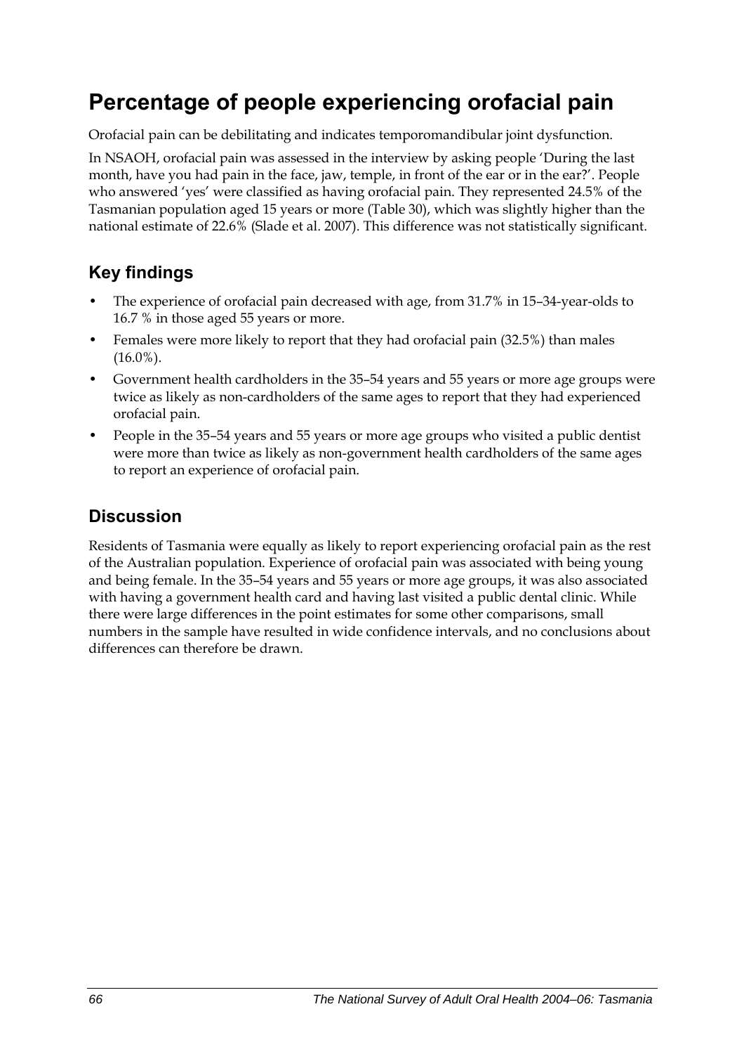# Percentage of people experiencing orofacial pain

Orofacial pain can be debilitating and indicates temporomandibular joint dysfunction.

In NSAOH, orofacial pain was assessed in the interview by asking people 'During the last month, have you had pain in the face, jaw, temple, in front of the ear or in the ear?'. People who answered 'yes' were classified as having orofacial pain. They represented 24.5% of the Tasmanian population aged 15 years or more (Table 30), which was slightly higher than the national estimate of 22.6% (Slade et al. 2007). This difference was not statistically significant.

## Key findings

- The experience of orofacial pain decreased with age, from 31.7% in 15–34-year-olds to 16.7 % in those aged 55 years or more.
- Females were more likely to report that they had orofacial pain (32.5%) than males (16.0%).
- Government health cardholders in the 35–54 years and 55 years or more age groups were twice as likely as non-cardholders of the same ages to report that they had experienced orofacial pain.
- People in the 35–54 years and 55 years or more age groups who visited a public dentist were more than twice as likely as non-government health cardholders of the same ages to report an experience of orofacial pain.

## Discussion

Residents of Tasmania were equally as likely to report experiencing orofacial pain as the rest of the Australian population. Experience of orofacial pain was associated with being young and being female. In the 35–54 years and 55 years or more age groups, it was also associated with having a government health card and having last visited a public dental clinic. While there were large differences in the point estimates for some other comparisons, small numbers in the sample have resulted in wide confidence intervals, and no conclusions about differences can therefore be drawn.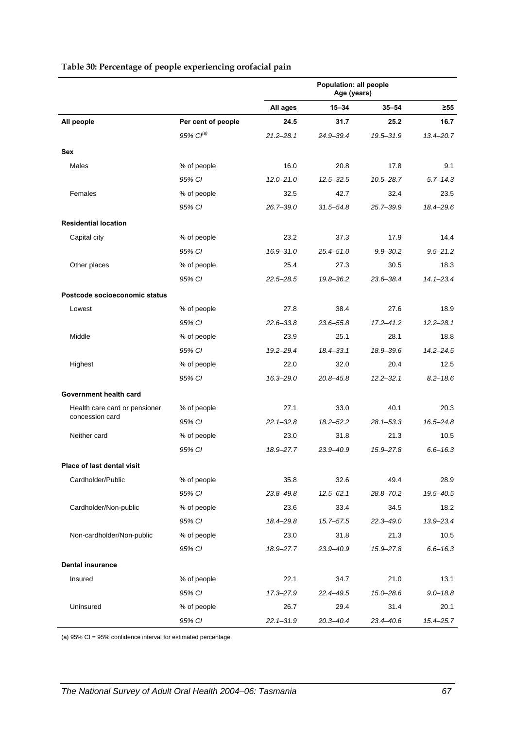**Table 30: Percentage of people experiencing orofacial pain**

| | | Population: all people Age (years) | | | |
|---|---|---|---|---|---|
| | | **All ages** | **15–34** | **35–54** | **≥55** |
| **All people** | **Per cent of people** | **24.5** | **31.7** | **25.2** | **16.7** |
| | *95% CI[(a)]* | *21.2–28.1* | *24.9–39.4* | *19.5–31.9* | *13.4–20.7* |
| **Sex** | | | | | |
| Males | % of people | 16.0 | 20.8 | 17.8 | 9.1 |
| | *95% CI* | *12.0–21.0* | *12.5–32.5* | *10.5–28.7* | *5.7–14.3* |
| Females | % of people | 32.5 | 42.7 | 32.4 | 23.5 |
| | *95% CI* | *26.7–39.0* | *31.5–54.8* | *25.7–39.9* | *18.4–29.6* |
| **Residential location** | | | | | |
| Capital city | % of people | 23.2 | 37.3 | 17.9 | 14.4 |
| | *95% CI* | *16.9–31.0* | *25.4–51.0* | *9.9–30.2* | *9.5–21.2* |
| Other places | % of people | 25.4 | 27.3 | 30.5 | 18.3 |
| | *95% CI* | *22.5–28.5* | *19.8–36.2* | *23.6–38.4* | *14.1–23.4* |
| **Postcode socioeconomic status** | | | | | |
| Lowest | % of people | 27.8 | 38.4 | 27.6 | 18.9 |
| | *95% CI* | *22.6–33.8* | *23.6–55.8* | *17.2–41.2* | *12.2–28.1* |
| Middle | % of people | 23.9 | 25.1 | 28.1 | 18.8 |
| | *95% CI* | *19.2–29.4* | *18.4–33.1* | *18.9–39.6* | *14.2–24.5* |
| Highest | % of people | 22.0 | 32.0 | 20.4 | 12.5 |
| | *95% CI* | *16.3–29.0* | *20.8–45.8* | *12.2–32.1* | *8.2–18.6* |
| **Government health card** | | | | | |
| Health care card or pensioner concession card | % of people | 27.1 | 33.0 | 40.1 | 20.3 |
| | *95% CI* | *22.1–32.8* | *18.2–52.2* | *28.1–53.3* | *16.5–24.8* |
| Neither card | % of people | 23.0 | 31.8 | 21.3 | 10.5 |
| | *95% CI* | *18.9–27.7* | *23.9–40.9* | *15.9–27.8* | *6.6–16.3* |
| **Place of last dental visit** | | | | | |
| Cardholder/Public | % of people | 35.8 | 32.6 | 49.4 | 28.9 |
| | *95% CI* | *23.8–49.8* | *12.5–62.1* | *28.8–70.2* | *19.5–40.5* |
| Cardholder/Non-public | % of people | 23.6 | 33.4 | 34.5 | 18.2 |
| | *95% CI* | *18.4–29.8* | *15.7–57.5* | *22.3–49.0* | *13.9–23.4* |
| Non-cardholder/Non-public | % of people | 23.0 | 31.8 | 21.3 | 10.5 |
| | *95% CI* | *18.9–27.7* | *23.9–40.9* | *15.9–27.8* | *6.6–16.3* |
| **Dental insurance** | | | | | |
| Insured | % of people | 22.1 | 34.7 | 21.0 | 13.1 |
| | *95% CI* | *17.3–27.9* | *22.4–49.5* | *15.0–28.6* | *9.0–18.8* |
| Uninsured | % of people | 26.7 | 29.4 | 31.4 | 20.1 |
| | *95% CI* | *22.1–31.9* | *20.3–40.4* | *23.4–40.6* | *15.4–25.7* |

(a) 95% CI = 95% confidence interval for estimated percentage.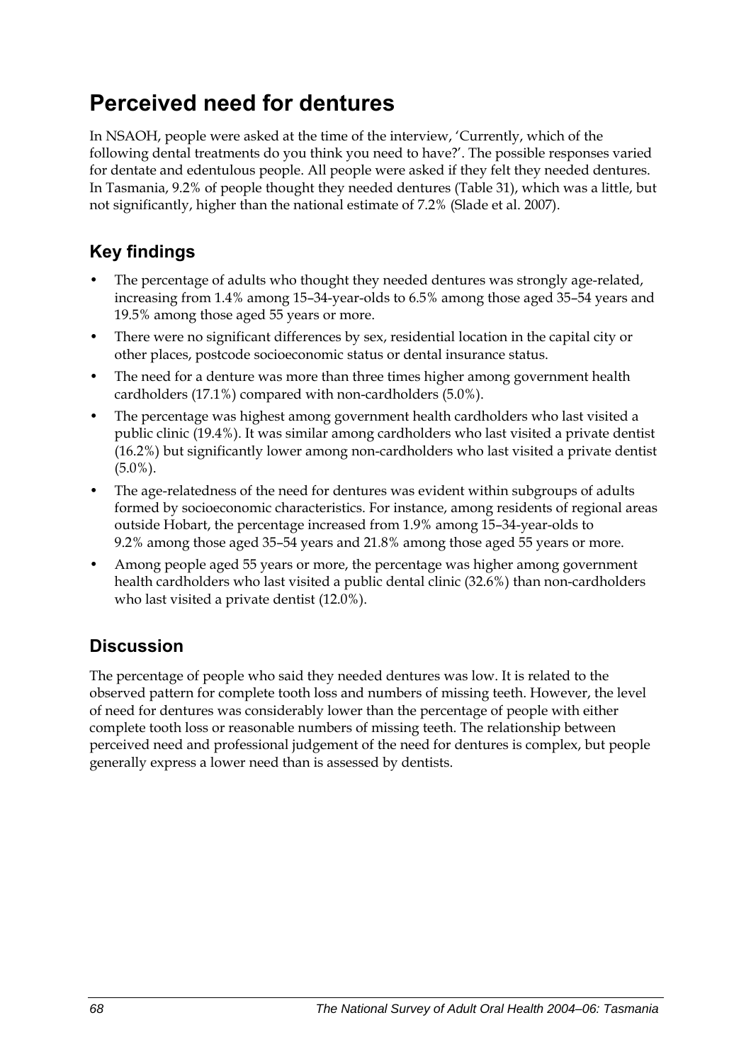# Perceived need for dentures

In NSAOH, people were asked at the time of the interview, 'Currently, which of the following dental treatments do you think you need to have?'. The possible responses varied for dentate and edentulous people. All people were asked if they felt they needed dentures. In Tasmania, 9.2% of people thought they needed dentures (Table 31), which was a little, but not significantly, higher than the national estimate of 7.2% (Slade et al. 2007).

## Key findings

- The percentage of adults who thought they needed dentures was strongly age-related, increasing from 1.4% among 15–34-year-olds to 6.5% among those aged 35–54 years and 19.5% among those aged 55 years or more.
- There were no significant differences by sex, residential location in the capital city or other places, postcode socioeconomic status or dental insurance status.
- The need for a denture was more than three times higher among government health cardholders (17.1%) compared with non-cardholders (5.0%).
- The percentage was highest among government health cardholders who last visited a public clinic (19.4%). It was similar among cardholders who last visited a private dentist (16.2%) but significantly lower among non-cardholders who last visited a private dentist (5.0%).
- The age-relatedness of the need for dentures was evident within subgroups of adults formed by socioeconomic characteristics. For instance, among residents of regional areas outside Hobart, the percentage increased from 1.9% among 15–34-year-olds to 9.2% among those aged 35–54 years and 21.8% among those aged 55 years or more.
- Among people aged 55 years or more, the percentage was higher among government health cardholders who last visited a public dental clinic (32.6%) than non-cardholders who last visited a private dentist (12.0%).

## Discussion

The percentage of people who said they needed dentures was low. It is related to the observed pattern for complete tooth loss and numbers of missing teeth. However, the level of need for dentures was considerably lower than the percentage of people with either complete tooth loss or reasonable numbers of missing teeth. The relationship between perceived need and professional judgement of the need for dentures is complex, but people generally express a lower need than is assessed by dentists.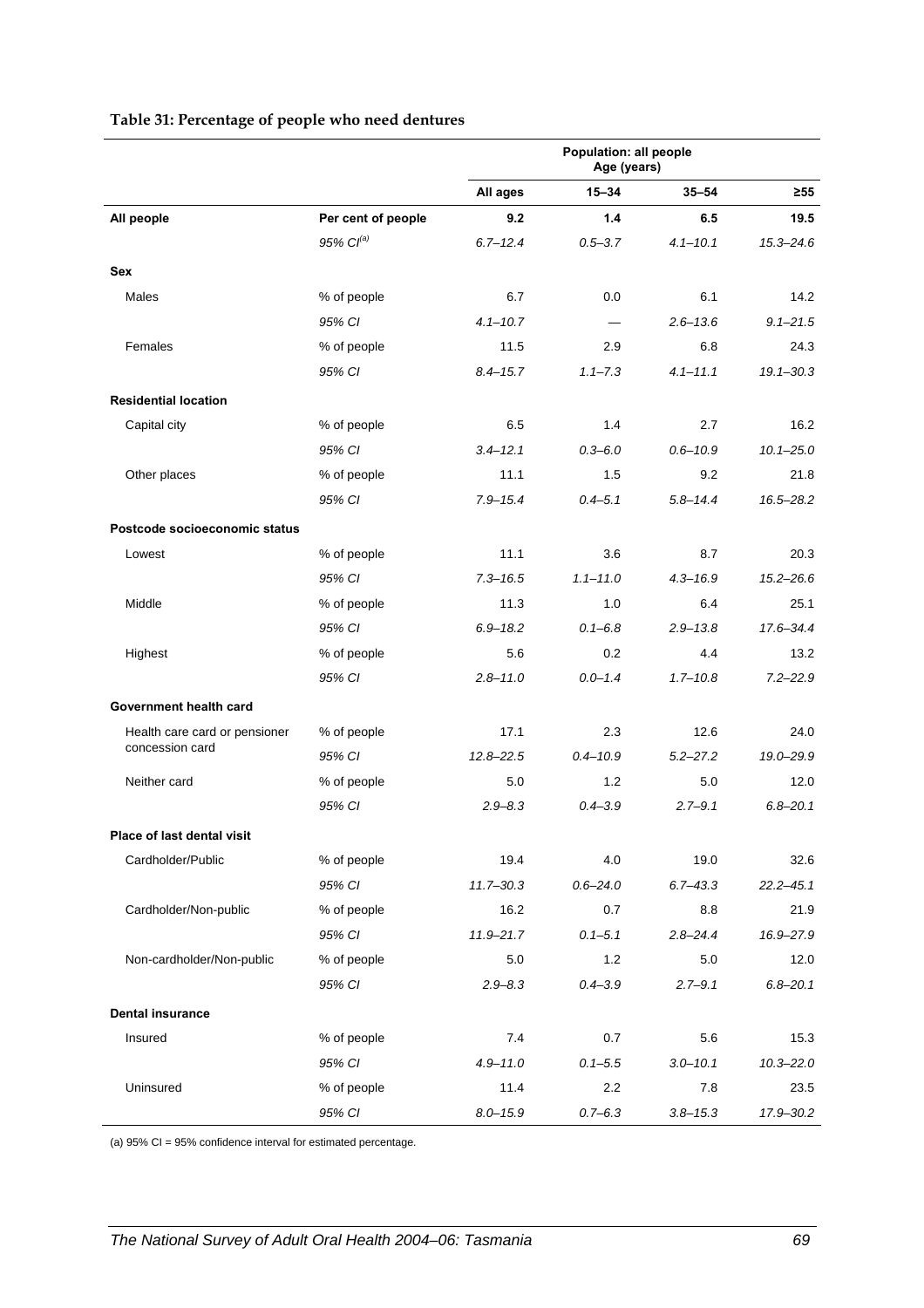**Table 31: Percentage of people who need dentures**

| | | Population: all people Age (years) | | | |
|---|---|---|---|---|---|
| | | All ages | 15–34 | 35–54 | ≥55 |
| **All people** | **Per cent of people** | **9.2** | **1.4** | **6.5** | **19.5** |
| | *95% CI[(a)]* | *6.7–12.4* | *0.5–3.7* | *4.1–10.1* | *15.3–24.6* |
| **Sex** | | | | | |
| Males | % of people | 6.7 | 0.0 | 6.1 | 14.2 |
| | *95% CI* | *4.1–10.7* | — | *2.6–13.6* | *9.1–21.5* |
| Females | % of people | 11.5 | 2.9 | 6.8 | 24.3 |
| | *95% CI* | *8.4–15.7* | *1.1–7.3* | *4.1–11.1* | *19.1–30.3* |
| **Residential location** | | | | | |
| Capital city | % of people | 6.5 | 1.4 | 2.7 | 16.2 |
| | *95% CI* | *3.4–12.1* | *0.3–6.0* | *0.6–10.9* | *10.1–25.0* |
| Other places | % of people | 11.1 | 1.5 | 9.2 | 21.8 |
| | *95% CI* | *7.9–15.4* | *0.4–5.1* | *5.8–14.4* | *16.5–28.2* |
| **Postcode socioeconomic status** | | | | | |
| Lowest | % of people | 11.1 | 3.6 | 8.7 | 20.3 |
| | *95% CI* | *7.3–16.5* | *1.1–11.0* | *4.3–16.9* | *15.2–26.6* |
| Middle | % of people | 11.3 | 1.0 | 6.4 | 25.1 |
| | *95% CI* | *6.9–18.2* | *0.1–6.8* | *2.9–13.8* | *17.6–34.4* |
| Highest | % of people | 5.6 | 0.2 | 4.4 | 13.2 |
| | *95% CI* | *2.8–11.0* | *0.0–1.4* | *1.7–10.8* | *7.2–22.9* |
| **Government health card** | | | | | |
| Health care card or pensioner concession card | % of people | 17.1 | 2.3 | 12.6 | 24.0 |
| | *95% CI* | *12.8–22.5* | *0.4–10.9* | *5.2–27.2* | *19.0–29.9* |
| Neither card | % of people | 5.0 | 1.2 | 5.0 | 12.0 |
| | *95% CI* | *2.9–8.3* | *0.4–3.9* | *2.7–9.1* | *6.8–20.1* |
| **Place of last dental visit** | | | | | |
| Cardholder/Public | % of people | 19.4 | 4.0 | 19.0 | 32.6 |
| | *95% CI* | *11.7–30.3* | *0.6–24.0* | *6.7–43.3* | *22.2–45.1* |
| Cardholder/Non-public | % of people | 16.2 | 0.7 | 8.8 | 21.9 |
| | *95% CI* | *11.9–21.7* | *0.1–5.1* | *2.8–24.4* | *16.9–27.9* |
| Non-cardholder/Non-public | % of people | 5.0 | 1.2 | 5.0 | 12.0 |
| | *95% CI* | *2.9–8.3* | *0.4–3.9* | *2.7–9.1* | *6.8–20.1* |
| **Dental insurance** | | | | | |
| Insured | % of people | 7.4 | 0.7 | 5.6 | 15.3 |
| | *95% CI* | *4.9–11.0* | *0.1–5.5* | *3.0–10.1* | *10.3–22.0* |
| Uninsured | % of people | 11.4 | 2.2 | 7.8 | 23.5 |
| | *95% CI* | *8.0–15.9* | *0.7–6.3* | *3.8–15.3* | *17.9–30.2* |

(a) 95% CI = 95% confidence interval for estimated percentage.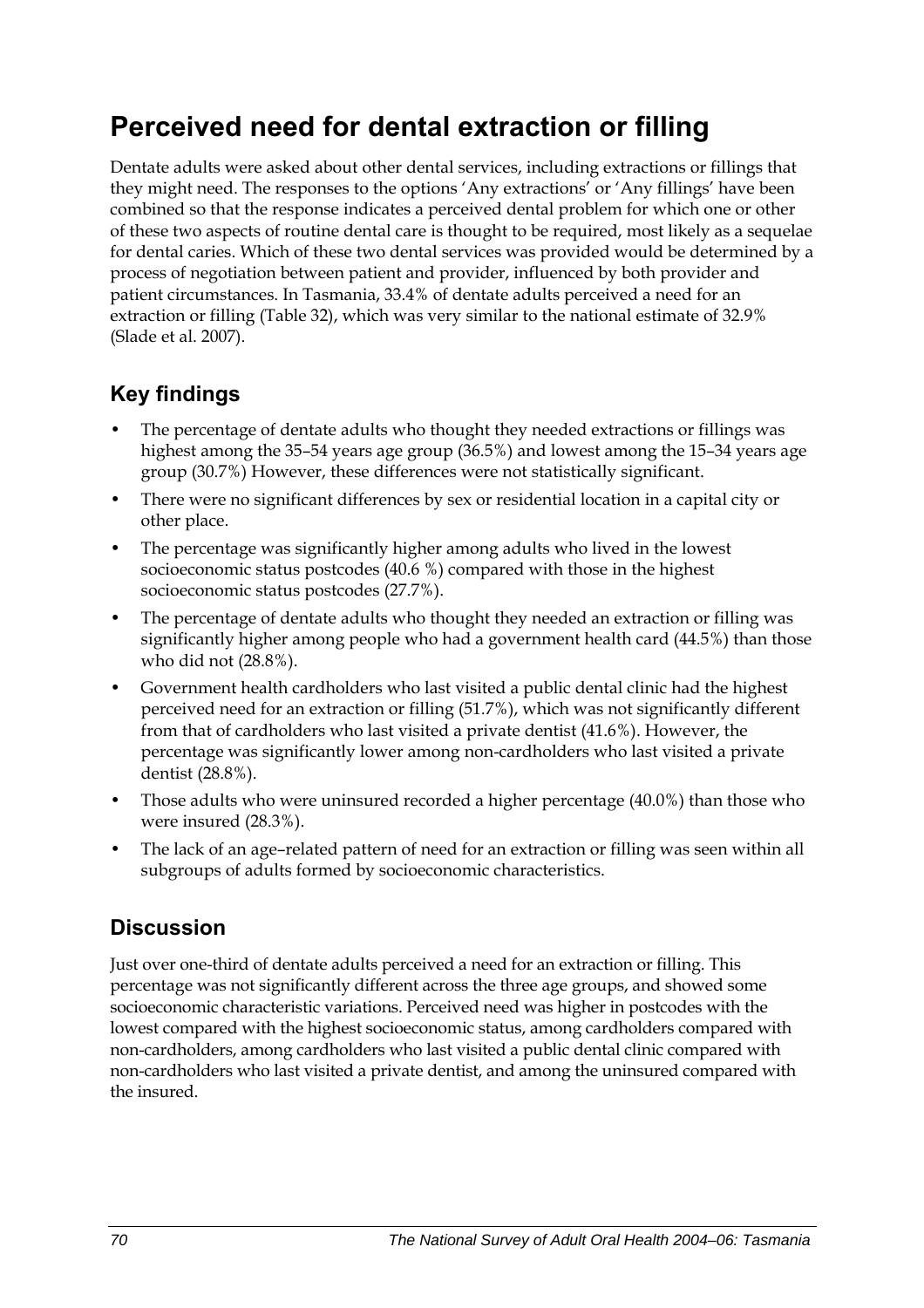# Perceived need for dental extraction or filling

Dentate adults were asked about other dental services, including extractions or fillings that they might need. The responses to the options 'Any extractions' or 'Any fillings' have been combined so that the response indicates a perceived dental problem for which one or other of these two aspects of routine dental care is thought to be required, most likely as a sequelae for dental caries. Which of these two dental services was provided would be determined by a process of negotiation between patient and provider, influenced by both provider and patient circumstances. In Tasmania, 33.4% of dentate adults perceived a need for an extraction or filling (Table 32), which was very similar to the national estimate of 32.9% (Slade et al. 2007).

## Key findings

- The percentage of dentate adults who thought they needed extractions or fillings was highest among the 35–54 years age group (36.5%) and lowest among the 15–34 years age group (30.7%) However, these differences were not statistically significant.
- There were no significant differences by sex or residential location in a capital city or other place.
- The percentage was significantly higher among adults who lived in the lowest socioeconomic status postcodes (40.6 %) compared with those in the highest socioeconomic status postcodes (27.7%).
- The percentage of dentate adults who thought they needed an extraction or filling was significantly higher among people who had a government health card (44.5%) than those who did not (28.8%).
- Government health cardholders who last visited a public dental clinic had the highest perceived need for an extraction or filling (51.7%), which was not significantly different from that of cardholders who last visited a private dentist (41.6%). However, the percentage was significantly lower among non-cardholders who last visited a private dentist (28.8%).
- Those adults who were uninsured recorded a higher percentage (40.0%) than those who were insured (28.3%).
- The lack of an age–related pattern of need for an extraction or filling was seen within all subgroups of adults formed by socioeconomic characteristics.

## Discussion

Just over one-third of dentate adults perceived a need for an extraction or filling. This percentage was not significantly different across the three age groups, and showed some socioeconomic characteristic variations. Perceived need was higher in postcodes with the lowest compared with the highest socioeconomic status, among cardholders compared with non-cardholders, among cardholders who last visited a public dental clinic compared with non-cardholders who last visited a private dentist, and among the uninsured compared with the insured.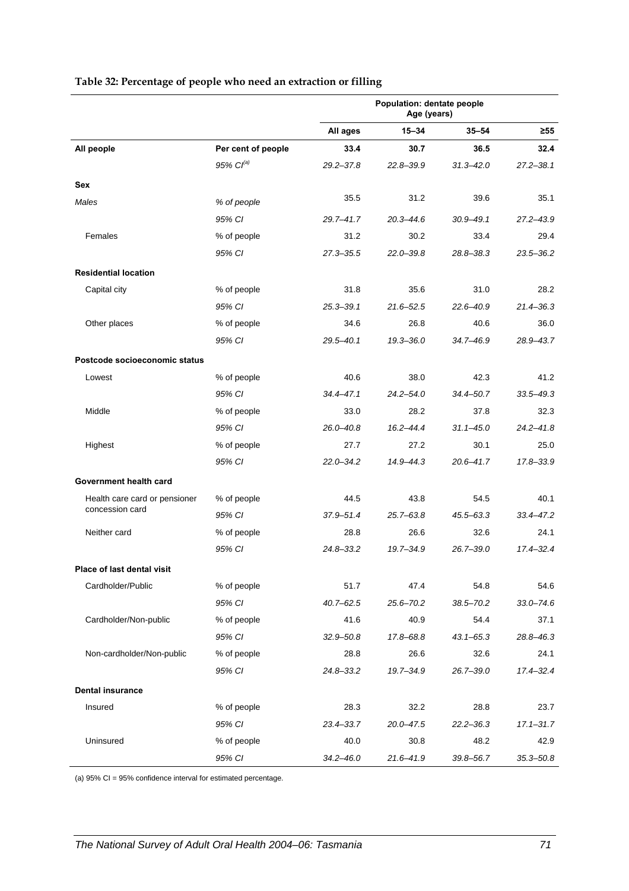**Table 32: Percentage of people who need an extraction or filling**

| | | Population: dentate people Age (years) | | | |
|---|---|---|---|---|---|
| | | All ages | 15–34 | 35–54 | ≥55 |
| **All people** | **Per cent of people** | **33.4** | **30.7** | **36.5** | **32.4** |
| | *95% CI[(a)]* | *29.2–37.8* | *22.8–39.9* | *31.3–42.0* | *27.2–38.1* |
| **Sex** | | | | | |
| *Males* | *% of people* | 35.5 | 31.2 | 39.6 | 35.1 |
| | *95% CI* | *29.7–41.7* | *20.3–44.6* | *30.9–49.1* | *27.2–43.9* |
| Females | % of people | 31.2 | 30.2 | 33.4 | 29.4 |
| | *95% CI* | *27.3–35.5* | *22.0–39.8* | *28.8–38.3* | *23.5–36.2* |
| **Residential location** | | | | | |
| Capital city | % of people | 31.8 | 35.6 | 31.0 | 28.2 |
| | *95% CI* | *25.3–39.1* | *21.6–52.5* | *22.6–40.9* | *21.4–36.3* |
| Other places | % of people | 34.6 | 26.8 | 40.6 | 36.0 |
| | *95% CI* | *29.5–40.1* | *19.3–36.0* | *34.7–46.9* | *28.9–43.7* |
| **Postcode socioeconomic status** | | | | | |
| Lowest | % of people | 40.6 | 38.0 | 42.3 | 41.2 |
| | *95% CI* | *34.4–47.1* | *24.2–54.0* | *34.4–50.7* | *33.5–49.3* |
| Middle | % of people | 33.0 | 28.2 | 37.8 | 32.3 |
| | *95% CI* | *26.0–40.8* | *16.2–44.4* | *31.1–45.0* | *24.2–41.8* |
| Highest | % of people | 27.7 | 27.2 | 30.1 | 25.0 |
| | *95% CI* | *22.0–34.2* | *14.9–44.3* | *20.6–41.7* | *17.8–33.9* |
| **Government health card** | | | | | |
| Health care card or pensioner concession card | % of people | 44.5 | 43.8 | 54.5 | 40.1 |
| | *95% CI* | *37.9–51.4* | *25.7–63.8* | *45.5–63.3* | *33.4–47.2* |
| Neither card | % of people | 28.8 | 26.6 | 32.6 | 24.1 |
| | *95% CI* | *24.8–33.2* | *19.7–34.9* | *26.7–39.0* | *17.4–32.4* |
| **Place of last dental visit** | | | | | |
| Cardholder/Public | % of people | 51.7 | 47.4 | 54.8 | 54.6 |
| | *95% CI* | *40.7–62.5* | *25.6–70.2* | *38.5–70.2* | *33.0–74.6* |
| Cardholder/Non-public | % of people | 41.6 | 40.9 | 54.4 | 37.1 |
| | *95% CI* | *32.9–50.8* | *17.8–68.8* | *43.1–65.3* | *28.8–46.3* |
| Non-cardholder/Non-public | % of people | 28.8 | 26.6 | 32.6 | 24.1 |
| | *95% CI* | *24.8–33.2* | *19.7–34.9* | *26.7–39.0* | *17.4–32.4* |
| **Dental insurance** | | | | | |
| Insured | % of people | 28.3 | 32.2 | 28.8 | 23.7 |
| | *95% CI* | *23.4–33.7* | *20.0–47.5* | *22.2–36.3* | *17.1–31.7* |
| Uninsured | % of people | 40.0 | 30.8 | 48.2 | 42.9 |
| | *95% CI* | *34.2–46.0* | *21.6–41.9* | *39.8–56.7* | *35.3–50.8* |

(a) 95% CI = 95% confidence interval for estimated percentage.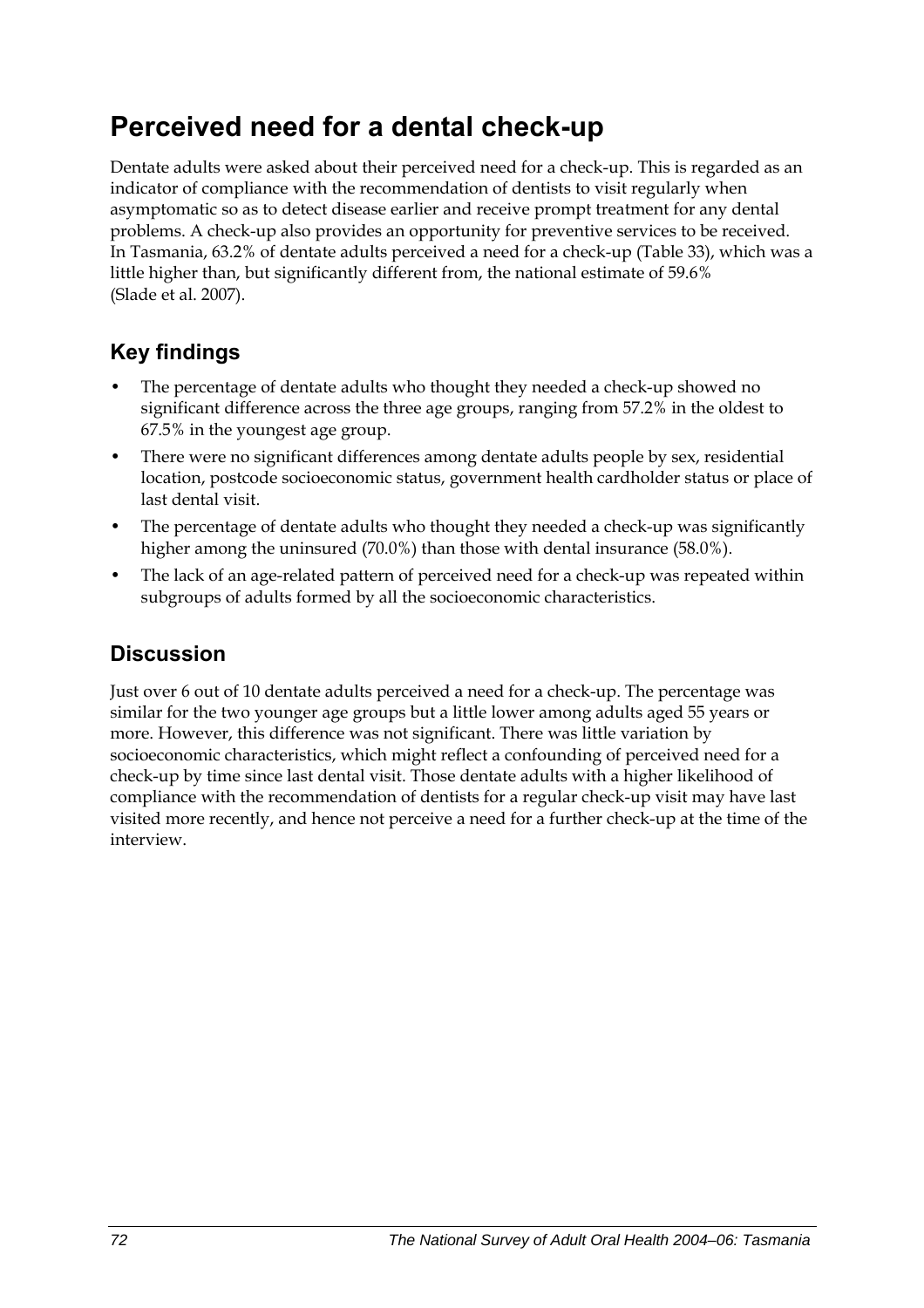# Perceived need for a dental check-up

Dentate adults were asked about their perceived need for a check-up. This is regarded as an indicator of compliance with the recommendation of dentists to visit regularly when asymptomatic so as to detect disease earlier and receive prompt treatment for any dental problems. A check-up also provides an opportunity for preventive services to be received. In Tasmania, 63.2% of dentate adults perceived a need for a check-up (Table 33), which was a little higher than, but significantly different from, the national estimate of 59.6% (Slade et al. 2007).

## Key findings

- The percentage of dentate adults who thought they needed a check-up showed no significant difference across the three age groups, ranging from 57.2% in the oldest to 67.5% in the youngest age group.
- There were no significant differences among dentate adults people by sex, residential location, postcode socioeconomic status, government health cardholder status or place of last dental visit.
- The percentage of dentate adults who thought they needed a check-up was significantly higher among the uninsured (70.0%) than those with dental insurance (58.0%).
- The lack of an age-related pattern of perceived need for a check-up was repeated within subgroups of adults formed by all the socioeconomic characteristics.

## Discussion

Just over 6 out of 10 dentate adults perceived a need for a check-up. The percentage was similar for the two younger age groups but a little lower among adults aged 55 years or more. However, this difference was not significant. There was little variation by socioeconomic characteristics, which might reflect a confounding of perceived need for a check-up by time since last dental visit. Those dentate adults with a higher likelihood of compliance with the recommendation of dentists for a regular check-up visit may have last visited more recently, and hence not perceive a need for a further check-up at the time of the interview.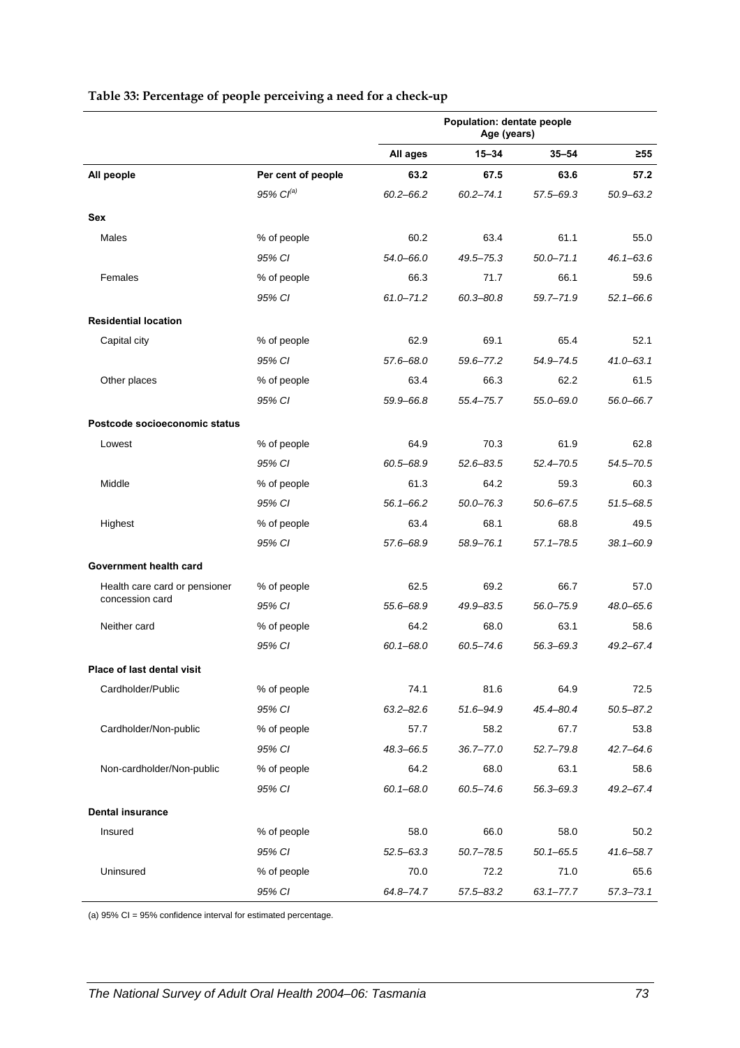**Table 33: Percentage of people perceiving a need for a check-up**

| | | Population: dentate people Age (years) | | | |
|---|---|---|---|---|---|
| | | All ages | 15–34 | 35–54 | ≥55 |
| **All people** | **Per cent of people** | **63.2** | **67.5** | **63.6** | **57.2** |
| | *95% CI[(a)]* | *60.2–66.2* | *60.2–74.1* | *57.5–69.3* | *50.9–63.2* |
| **Sex** | | | | | |
| Males | % of people | 60.2 | 63.4 | 61.1 | 55.0 |
| | *95% CI* | *54.0–66.0* | *49.5–75.3* | *50.0–71.1* | *46.1–63.6* |
| Females | % of people | 66.3 | 71.7 | 66.1 | 59.6 |
| | *95% CI* | *61.0–71.2* | *60.3–80.8* | *59.7–71.9* | *52.1–66.6* |
| **Residential location** | | | | | |
| Capital city | % of people | 62.9 | 69.1 | 65.4 | 52.1 |
| | *95% CI* | *57.6–68.0* | *59.6–77.2* | *54.9–74.5* | *41.0–63.1* |
| Other places | % of people | 63.4 | 66.3 | 62.2 | 61.5 |
| | *95% CI* | *59.9–66.8* | *55.4–75.7* | *55.0–69.0* | *56.0–66.7* |
| **Postcode socioeconomic status** | | | | | |
| Lowest | % of people | 64.9 | 70.3 | 61.9 | 62.8 |
| | *95% CI* | *60.5–68.9* | *52.6–83.5* | *52.4–70.5* | *54.5–70.5* |
| Middle | % of people | 61.3 | 64.2 | 59.3 | 60.3 |
| | *95% CI* | *56.1–66.2* | *50.0–76.3* | *50.6–67.5* | *51.5–68.5* |
| Highest | % of people | 63.4 | 68.1 | 68.8 | 49.5 |
| | *95% CI* | *57.6–68.9* | *58.9–76.1* | *57.1–78.5* | *38.1–60.9* |
| **Government health card** | | | | | |
| Health care card or pensioner concession card | % of people | 62.5 | 69.2 | 66.7 | 57.0 |
| | *95% CI* | *55.6–68.9* | *49.9–83.5* | *56.0–75.9* | *48.0–65.6* |
| Neither card | % of people | 64.2 | 68.0 | 63.1 | 58.6 |
| | *95% CI* | *60.1–68.0* | *60.5–74.6* | *56.3–69.3* | *49.2–67.4* |
| **Place of last dental visit** | | | | | |
| Cardholder/Public | % of people | 74.1 | 81.6 | 64.9 | 72.5 |
| | *95% CI* | *63.2–82.6* | *51.6–94.9* | *45.4–80.4* | *50.5–87.2* |
| Cardholder/Non-public | % of people | 57.7 | 58.2 | 67.7 | 53.8 |
| | *95% CI* | *48.3–66.5* | *36.7–77.0* | *52.7–79.8* | *42.7–64.6* |
| Non-cardholder/Non-public | % of people | 64.2 | 68.0 | 63.1 | 58.6 |
| | *95% CI* | *60.1–68.0* | *60.5–74.6* | *56.3–69.3* | *49.2–67.4* |
| **Dental insurance** | | | | | |
| Insured | % of people | 58.0 | 66.0 | 58.0 | 50.2 |
| | *95% CI* | *52.5–63.3* | *50.7–78.5* | *50.1–65.5* | *41.6–58.7* |
| Uninsured | % of people | 70.0 | 72.2 | 71.0 | 65.6 |
| | *95% CI* | *64.8–74.7* | *57.5–83.2* | *63.1–77.7* | *57.3–73.1* |

(a) 95% CI = 95% confidence interval for estimated percentage.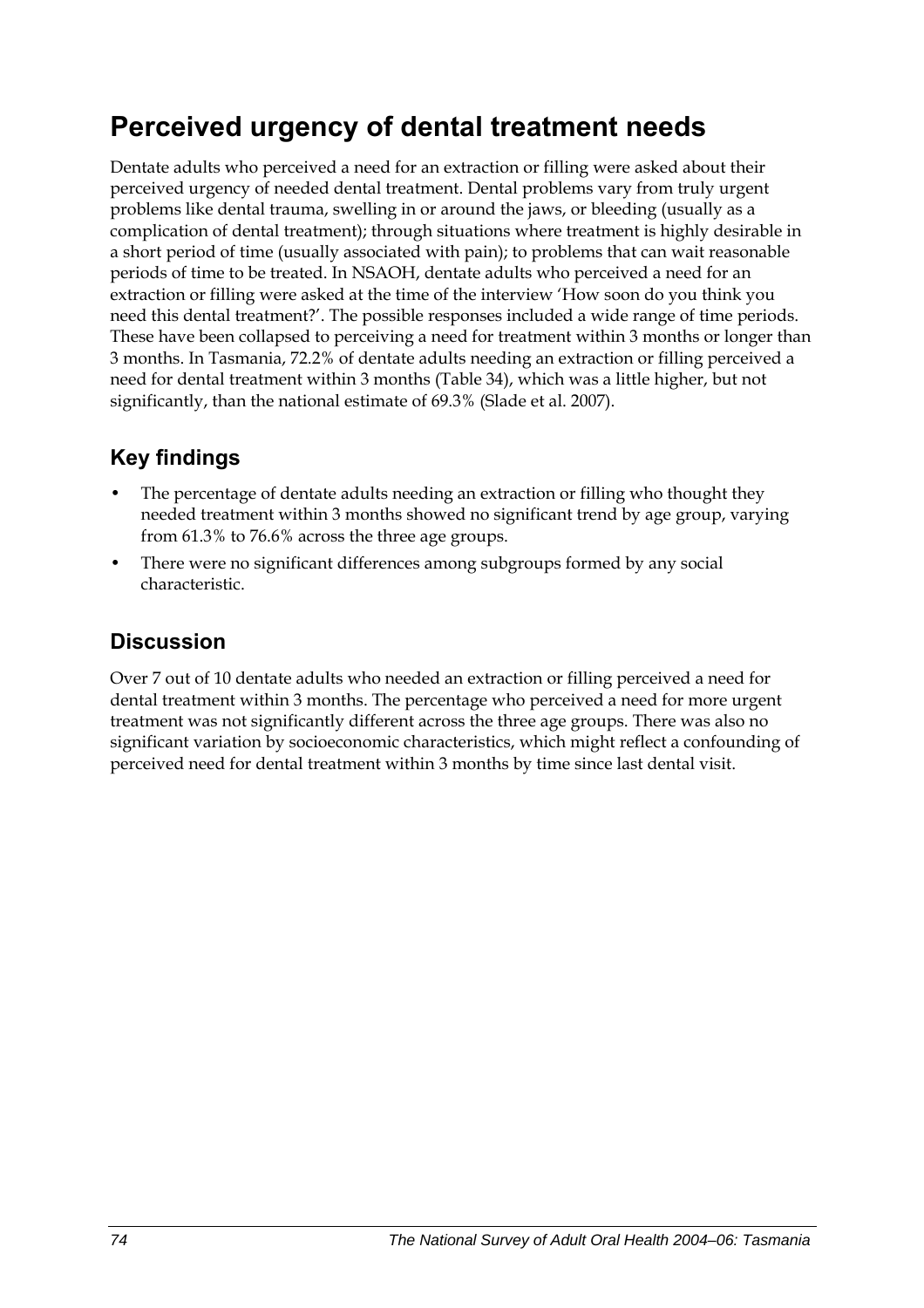# Perceived urgency of dental treatment needs

Dentate adults who perceived a need for an extraction or filling were asked about their perceived urgency of needed dental treatment. Dental problems vary from truly urgent problems like dental trauma, swelling in or around the jaws, or bleeding (usually as a complication of dental treatment); through situations where treatment is highly desirable in a short period of time (usually associated with pain); to problems that can wait reasonable periods of time to be treated. In NSAOH, dentate adults who perceived a need for an extraction or filling were asked at the time of the interview 'How soon do you think you need this dental treatment?'. The possible responses included a wide range of time periods. These have been collapsed to perceiving a need for treatment within 3 months or longer than 3 months. In Tasmania, 72.2% of dentate adults needing an extraction or filling perceived a need for dental treatment within 3 months (Table 34), which was a little higher, but not significantly, than the national estimate of 69.3% (Slade et al. 2007).

## Key findings

- The percentage of dentate adults needing an extraction or filling who thought they needed treatment within 3 months showed no significant trend by age group, varying from 61.3% to 76.6% across the three age groups.
- There were no significant differences among subgroups formed by any social characteristic.

## Discussion

Over 7 out of 10 dentate adults who needed an extraction or filling perceived a need for dental treatment within 3 months. The percentage who perceived a need for more urgent treatment was not significantly different across the three age groups. There was also no significant variation by socioeconomic characteristics, which might reflect a confounding of perceived need for dental treatment within 3 months by time since last dental visit.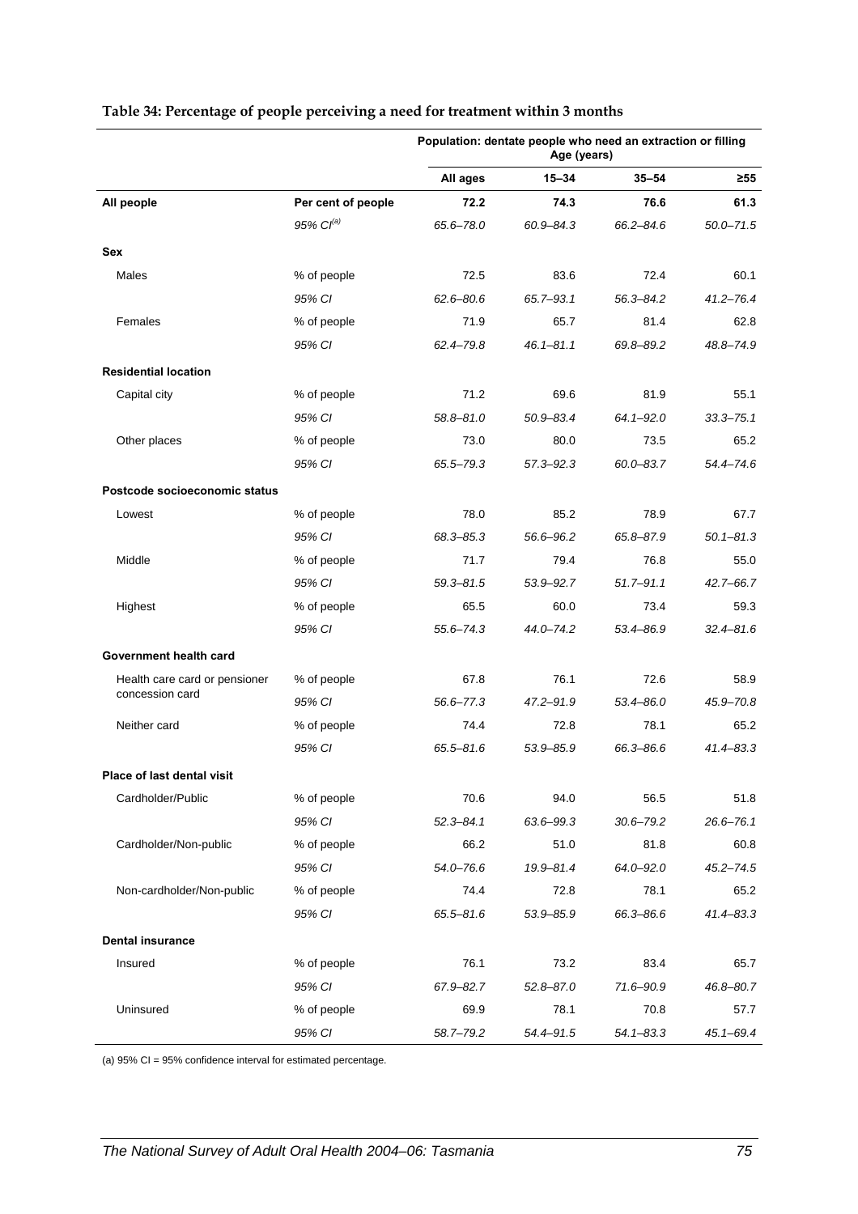**Table 34: Percentage of people perceiving a need for treatment within 3 months**

| | | Population: dentate people who need an extraction or filling Age (years) | | | |
|---|---|---|---|---|---|
| | | All ages | 15–34 | 35–54 | ≥55 |
| **All people** | **Per cent of people** | **72.2** | **74.3** | **76.6** | **61.3** |
| | *95% CI[(a)]* | *65.6–78.0* | *60.9–84.3* | *66.2–84.6* | *50.0–71.5* |
| **Sex** | | | | | |
| Males | % of people | 72.5 | 83.6 | 72.4 | 60.1 |
| | *95% CI* | *62.6–80.6* | *65.7–93.1* | *56.3–84.2* | *41.2–76.4* |
| Females | % of people | 71.9 | 65.7 | 81.4 | 62.8 |
| | *95% CI* | *62.4–79.8* | *46.1–81.1* | *69.8–89.2* | *48.8–74.9* |
| **Residential location** | | | | | |
| Capital city | % of people | 71.2 | 69.6 | 81.9 | 55.1 |
| | *95% CI* | *58.8–81.0* | *50.9–83.4* | *64.1–92.0* | *33.3–75.1* |
| Other places | % of people | 73.0 | 80.0 | 73.5 | 65.2 |
| | *95% CI* | *65.5–79.3* | *57.3–92.3* | *60.0–83.7* | *54.4–74.6* |
| **Postcode socioeconomic status** | | | | | |
| Lowest | % of people | 78.0 | 85.2 | 78.9 | 67.7 |
| | *95% CI* | *68.3–85.3* | *56.6–96.2* | *65.8–87.9* | *50.1–81.3* |
| Middle | % of people | 71.7 | 79.4 | 76.8 | 55.0 |
| | *95% CI* | *59.3–81.5* | *53.9–92.7* | *51.7–91.1* | *42.7–66.7* |
| Highest | % of people | 65.5 | 60.0 | 73.4 | 59.3 |
| | *95% CI* | *55.6–74.3* | *44.0–74.2* | *53.4–86.9* | *32.4–81.6* |
| **Government health card** | | | | | |
| Health care card or pensioner concession card | % of people | 67.8 | 76.1 | 72.6 | 58.9 |
| | *95% CI* | *56.6–77.3* | *47.2–91.9* | *53.4–86.0* | *45.9–70.8* |
| Neither card | % of people | 74.4 | 72.8 | 78.1 | 65.2 |
| | *95% CI* | *65.5–81.6* | *53.9–85.9* | *66.3–86.6* | *41.4–83.3* |
| **Place of last dental visit** | | | | | |
| Cardholder/Public | % of people | 70.6 | 94.0 | 56.5 | 51.8 |
| | *95% CI* | *52.3–84.1* | *63.6–99.3* | *30.6–79.2* | *26.6–76.1* |
| Cardholder/Non-public | % of people | 66.2 | 51.0 | 81.8 | 60.8 |
| | *95% CI* | *54.0–76.6* | *19.9–81.4* | *64.0–92.0* | *45.2–74.5* |
| Non-cardholder/Non-public | % of people | 74.4 | 72.8 | 78.1 | 65.2 |
| | *95% CI* | *65.5–81.6* | *53.9–85.9* | *66.3–86.6* | *41.4–83.3* |
| **Dental insurance** | | | | | |
| Insured | % of people | 76.1 | 73.2 | 83.4 | 65.7 |
| | *95% CI* | *67.9–82.7* | *52.8–87.0* | *71.6–90.9* | *46.8–80.7* |
| Uninsured | % of people | 69.9 | 78.1 | 70.8 | 57.7 |
| | *95% CI* | *58.7–79.2* | *54.4–91.5* | *54.1–83.3* | *45.1–69.4* |

(a) 95% CI = 95% confidence interval for estimated percentage.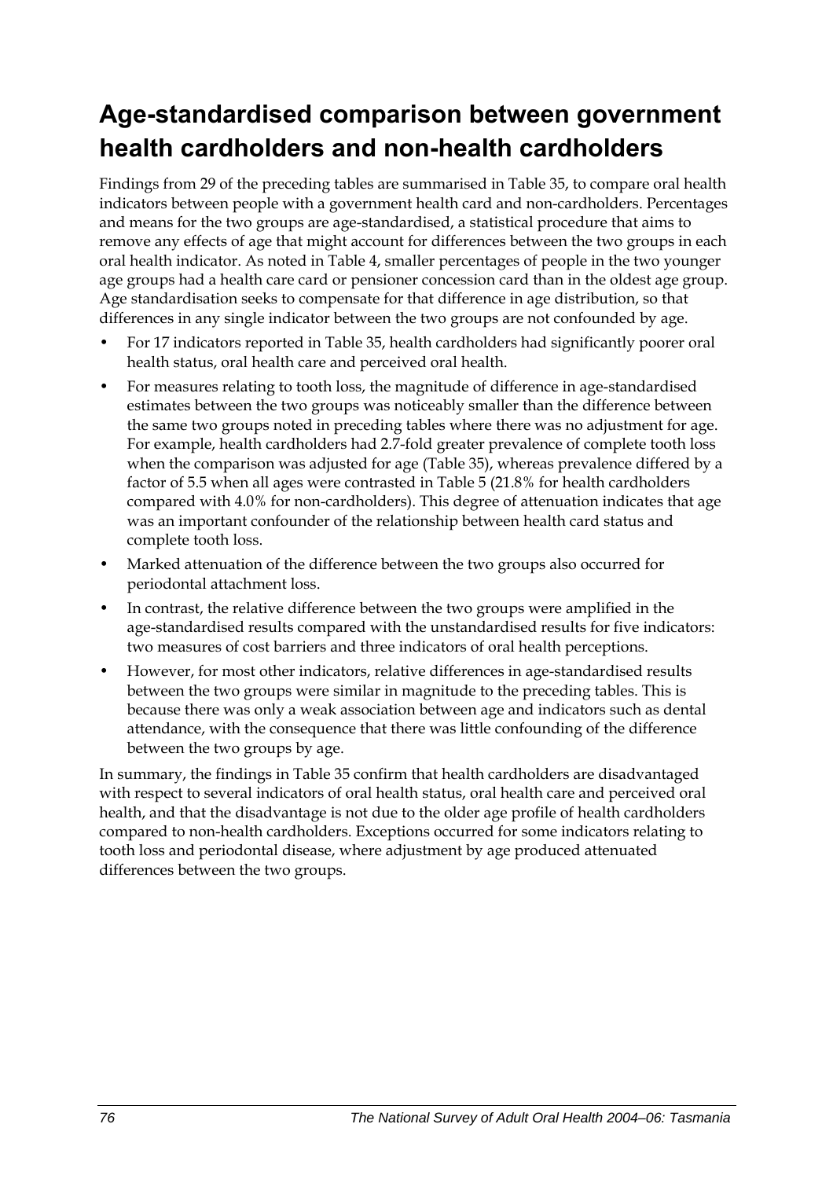# Age-standardised comparison between government health cardholders and non-health cardholders

Findings from 29 of the preceding tables are summarised in Table 35, to compare oral health indicators between people with a government health card and non-cardholders. Percentages and means for the two groups are age-standardised, a statistical procedure that aims to remove any effects of age that might account for differences between the two groups in each oral health indicator. As noted in Table 4, smaller percentages of people in the two younger age groups had a health care card or pensioner concession card than in the oldest age group. Age standardisation seeks to compensate for that difference in age distribution, so that differences in any single indicator between the two groups are not confounded by age.

- For 17 indicators reported in Table 35, health cardholders had significantly poorer oral health status, oral health care and perceived oral health.
- For measures relating to tooth loss, the magnitude of difference in age-standardised estimates between the two groups was noticeably smaller than the difference between the same two groups noted in preceding tables where there was no adjustment for age. For example, health cardholders had 2.7-fold greater prevalence of complete tooth loss when the comparison was adjusted for age (Table 35), whereas prevalence differed by a factor of 5.5 when all ages were contrasted in Table 5 (21.8% for health cardholders compared with 4.0% for non-cardholders). This degree of attenuation indicates that age was an important confounder of the relationship between health card status and complete tooth loss.
- Marked attenuation of the difference between the two groups also occurred for periodontal attachment loss.
- In contrast, the relative difference between the two groups were amplified in the age-standardised results compared with the unstandardised results for five indicators: two measures of cost barriers and three indicators of oral health perceptions.
- However, for most other indicators, relative differences in age-standardised results between the two groups were similar in magnitude to the preceding tables. This is because there was only a weak association between age and indicators such as dental attendance, with the consequence that there was little confounding of the difference between the two groups by age.

In summary, the findings in Table 35 confirm that health cardholders are disadvantaged with respect to several indicators of oral health status, oral health care and perceived oral health, and that the disadvantage is not due to the older age profile of health cardholders compared to non-health cardholders. Exceptions occurred for some indicators relating to tooth loss and periodontal disease, where adjustment by age produced attenuated differences between the two groups.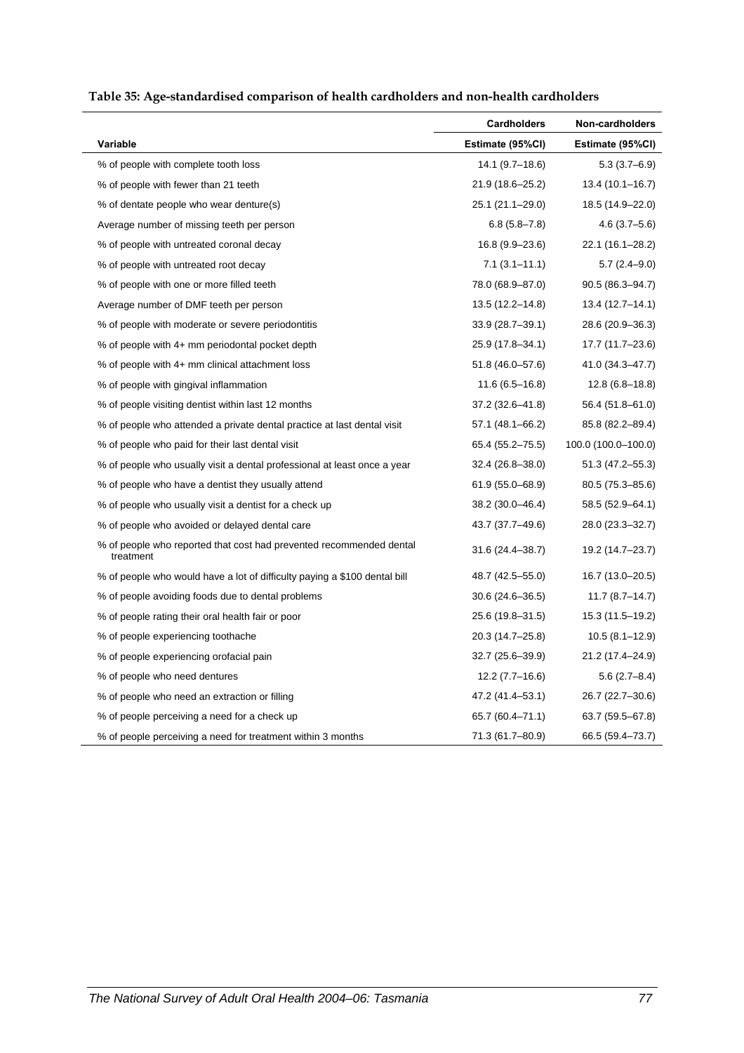**Table 35: Age-standardised comparison of health cardholders and non-health cardholders**

| Variable | Cardholders Estimate (95%CI) | Non-cardholders Estimate (95%CI) |
|---|---|---|
| % of people with complete tooth loss | 14.1 (9.7–18.6) | 5.3 (3.7–6.9) |
| % of people with fewer than 21 teeth | 21.9 (18.6–25.2) | 13.4 (10.1–16.7) |
| % of dentate people who wear denture(s) | 25.1 (21.1–29.0) | 18.5 (14.9–22.0) |
| Average number of missing teeth per person | 6.8 (5.8–7.8) | 4.6 (3.7–5.6) |
| % of people with untreated coronal decay | 16.8 (9.9–23.6) | 22.1 (16.1–28.2) |
| % of people with untreated root decay | 7.1 (3.1–11.1) | 5.7 (2.4–9.0) |
| % of people with one or more filled teeth | 78.0 (68.9–87.0) | 90.5 (86.3–94.7) |
| Average number of DMF teeth per person | 13.5 (12.2–14.8) | 13.4 (12.7–14.1) |
| % of people with moderate or severe periodontitis | 33.9 (28.7–39.1) | 28.6 (20.9–36.3) |
| % of people with 4+ mm periodontal pocket depth | 25.9 (17.8–34.1) | 17.7 (11.7–23.6) |
| % of people with 4+ mm clinical attachment loss | 51.8 (46.0–57.6) | 41.0 (34.3–47.7) |
| % of people with gingival inflammation | 11.6 (6.5–16.8) | 12.8 (6.8–18.8) |
| % of people visiting dentist within last 12 months | 37.2 (32.6–41.8) | 56.4 (51.8–61.0) |
| % of people who attended a private dental practice at last dental visit | 57.1 (48.1–66.2) | 85.8 (82.2–89.4) |
| % of people who paid for their last dental visit | 65.4 (55.2–75.5) | 100.0 (100.0–100.0) |
| % of people who usually visit a dental professional at least once a year | 32.4 (26.8–38.0) | 51.3 (47.2–55.3) |
| % of people who have a dentist they usually attend | 61.9 (55.0–68.9) | 80.5 (75.3–85.6) |
| % of people who usually visit a dentist for a check up | 38.2 (30.0–46.4) | 58.5 (52.9–64.1) |
| % of people who avoided or delayed dental care | 43.7 (37.7–49.6) | 28.0 (23.3–32.7) |
| % of people who reported that cost had prevented recommended dental treatment | 31.6 (24.4–38.7) | 19.2 (14.7–23.7) |
| % of people who would have a lot of difficulty paying a $100 dental bill | 48.7 (42.5–55.0) | 16.7 (13.0–20.5) |
| % of people avoiding foods due to dental problems | 30.6 (24.6–36.5) | 11.7 (8.7–14.7) |
| % of people rating their oral health fair or poor | 25.6 (19.8–31.5) | 15.3 (11.5–19.2) |
| % of people experiencing toothache | 20.3 (14.7–25.8) | 10.5 (8.1–12.9) |
| % of people experiencing orofacial pain | 32.7 (25.6–39.9) | 21.2 (17.4–24.9) |
| % of people who need dentures | 12.2 (7.7–16.6) | 5.6 (2.7–8.4) |
| % of people who need an extraction or filling | 47.2 (41.4–53.1) | 26.7 (22.7–30.6) |
| % of people perceiving a need for a check up | 65.7 (60.4–71.1) | 63.7 (59.5–67.8) |
| % of people perceiving a need for treatment within 3 months | 71.3 (61.7–80.9) | 66.5 (59.4–73.7) |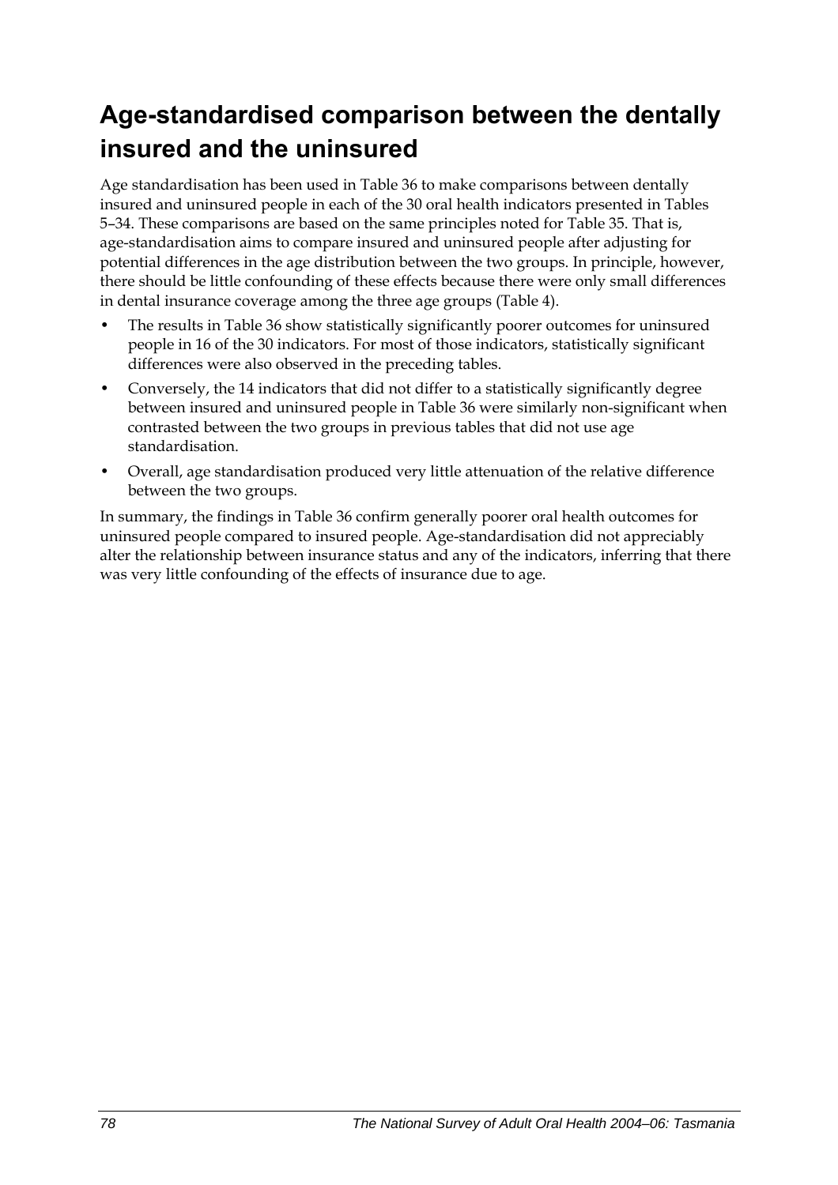# Age-standardised comparison between the dentally insured and the uninsured

Age standardisation has been used in Table 36 to make comparisons between dentally insured and uninsured people in each of the 30 oral health indicators presented in Tables 5–34. These comparisons are based on the same principles noted for Table 35. That is, age-standardisation aims to compare insured and uninsured people after adjusting for potential differences in the age distribution between the two groups. In principle, however, there should be little confounding of these effects because there were only small differences in dental insurance coverage among the three age groups (Table 4).

- The results in Table 36 show statistically significantly poorer outcomes for uninsured people in 16 of the 30 indicators. For most of those indicators, statistically significant differences were also observed in the preceding tables.
- Conversely, the 14 indicators that did not differ to a statistically significantly degree between insured and uninsured people in Table 36 were similarly non-significant when contrasted between the two groups in previous tables that did not use age standardisation.
- Overall, age standardisation produced very little attenuation of the relative difference between the two groups.

In summary, the findings in Table 36 confirm generally poorer oral health outcomes for uninsured people compared to insured people. Age-standardisation did not appreciably alter the relationship between insurance status and any of the indicators, inferring that there was very little confounding of the effects of insurance due to age.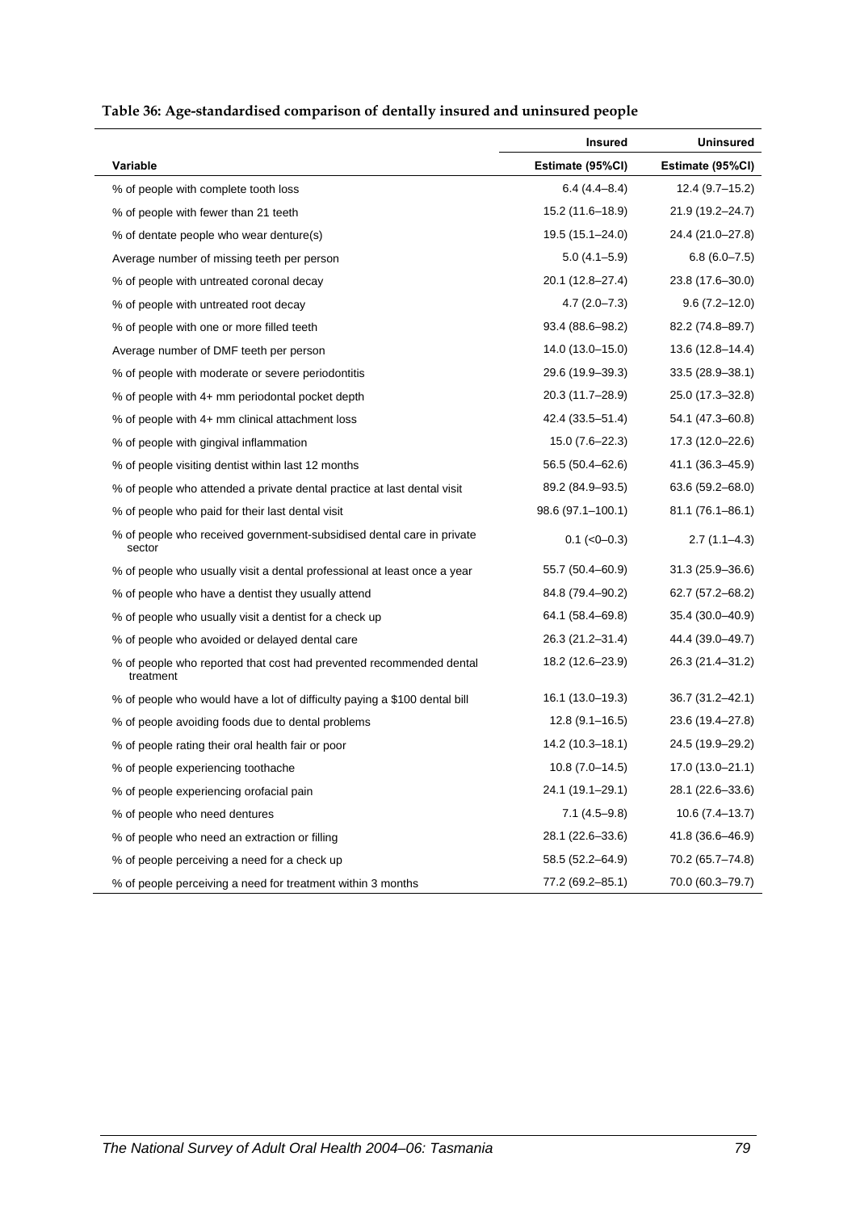**Table 36: Age-standardised comparison of dentally insured and uninsured people**

| | Insured | Uninsured |
|---|---|---|
| Variable | Estimate (95%CI) | Estimate (95%CI) |
| % of people with complete tooth loss | 6.4 (4.4–8.4) | 12.4 (9.7–15.2) |
| % of people with fewer than 21 teeth | 15.2 (11.6–18.9) | 21.9 (19.2–24.7) |
| % of dentate people who wear denture(s) | 19.5 (15.1–24.0) | 24.4 (21.0–27.8) |
| Average number of missing teeth per person | 5.0 (4.1–5.9) | 6.8 (6.0–7.5) |
| % of people with untreated coronal decay | 20.1 (12.8–27.4) | 23.8 (17.6–30.0) |
| % of people with untreated root decay | 4.7 (2.0–7.3) | 9.6 (7.2–12.0) |
| % of people with one or more filled teeth | 93.4 (88.6–98.2) | 82.2 (74.8–89.7) |
| Average number of DMF teeth per person | 14.0 (13.0–15.0) | 13.6 (12.8–14.4) |
| % of people with moderate or severe periodontitis | 29.6 (19.9–39.3) | 33.5 (28.9–38.1) |
| % of people with 4+ mm periodontal pocket depth | 20.3 (11.7–28.9) | 25.0 (17.3–32.8) |
| % of people with 4+ mm clinical attachment loss | 42.4 (33.5–51.4) | 54.1 (47.3–60.8) |
| % of people with gingival inflammation | 15.0 (7.6–22.3) | 17.3 (12.0–22.6) |
| % of people visiting dentist within last 12 months | 56.5 (50.4–62.6) | 41.1 (36.3–45.9) |
| % of people who attended a private dental practice at last dental visit | 89.2 (84.9–93.5) | 63.6 (59.2–68.0) |
| % of people who paid for their last dental visit | 98.6 (97.1–100.1) | 81.1 (76.1–86.1) |
| % of people who received government-subsidised dental care in private sector | 0.1 (<0–0.3) | 2.7 (1.1–4.3) |
| % of people who usually visit a dental professional at least once a year | 55.7 (50.4–60.9) | 31.3 (25.9–36.6) |
| % of people who have a dentist they usually attend | 84.8 (79.4–90.2) | 62.7 (57.2–68.2) |
| % of people who usually visit a dentist for a check up | 64.1 (58.4–69.8) | 35.4 (30.0–40.9) |
| % of people who avoided or delayed dental care | 26.3 (21.2–31.4) | 44.4 (39.0–49.7) |
| % of people who reported that cost had prevented recommended dental treatment | 18.2 (12.6–23.9) | 26.3 (21.4–31.2) |
| % of people who would have a lot of difficulty paying a $100 dental bill | 16.1 (13.0–19.3) | 36.7 (31.2–42.1) |
| % of people avoiding foods due to dental problems | 12.8 (9.1–16.5) | 23.6 (19.4–27.8) |
| % of people rating their oral health fair or poor | 14.2 (10.3–18.1) | 24.5 (19.9–29.2) |
| % of people experiencing toothache | 10.8 (7.0–14.5) | 17.0 (13.0–21.1) |
| % of people experiencing orofacial pain | 24.1 (19.1–29.1) | 28.1 (22.6–33.6) |
| % of people who need dentures | 7.1 (4.5–9.8) | 10.6 (7.4–13.7) |
| % of people who need an extraction or filling | 28.1 (22.6–33.6) | 41.8 (36.6–46.9) |
| % of people perceiving a need for a check up | 58.5 (52.2–64.9) | 70.2 (65.7–74.8) |
| % of people perceiving a need for treatment within 3 months | 77.2 (69.2–85.1) | 70.0 (60.3–79.7) |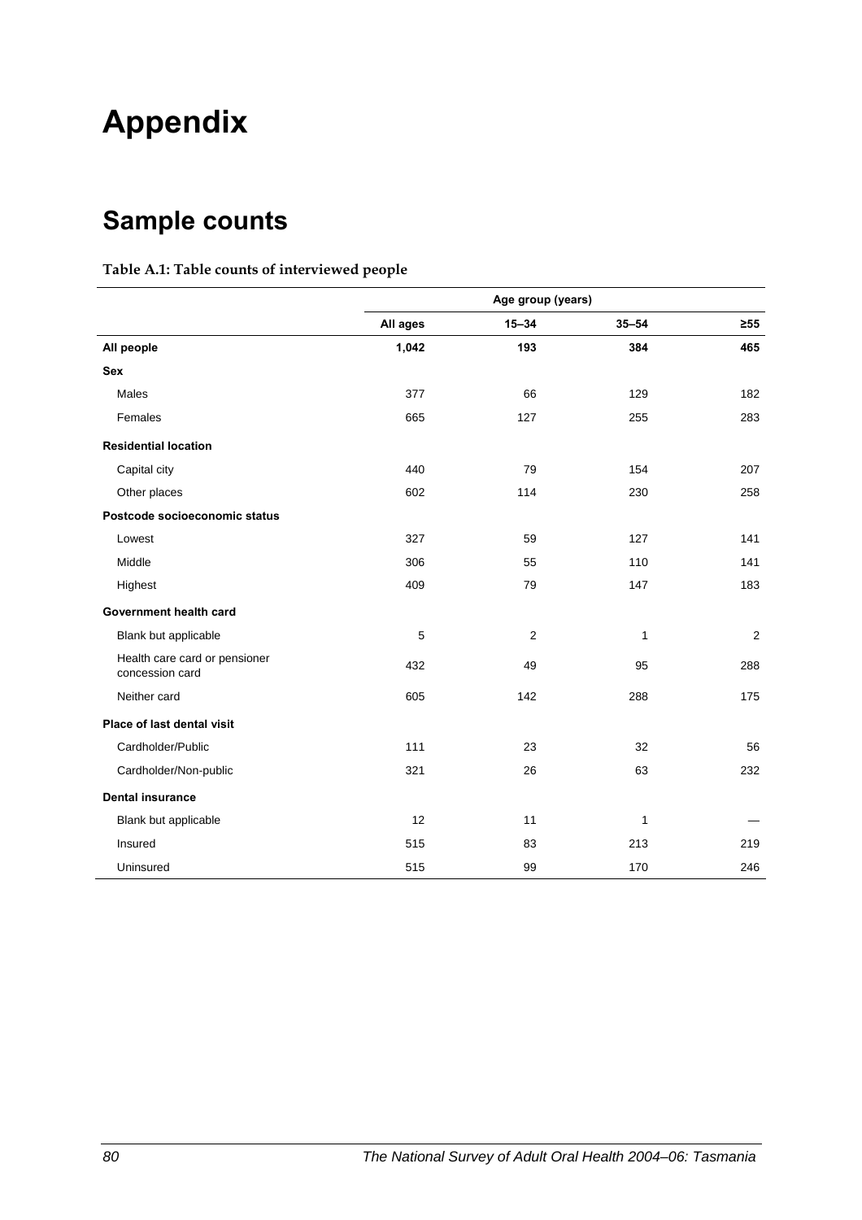# Appendix

## Sample counts

**Table A.1: Table counts of interviewed people**

| | Age group (years) | | | |
|---|---|---|---|---|
| | All ages | 15–34 | 35–54 | ≥55 |
| **All people** | **1,042** | **193** | **384** | **465** |
| **Sex** | | | | |
| Males | 377 | 66 | 129 | 182 |
| Females | 665 | 127 | 255 | 283 |
| **Residential location** | | | | |
| Capital city | 440 | 79 | 154 | 207 |
| Other places | 602 | 114 | 230 | 258 |
| **Postcode socioeconomic status** | | | | |
| Lowest | 327 | 59 | 127 | 141 |
| Middle | 306 | 55 | 110 | 141 |
| Highest | 409 | 79 | 147 | 183 |
| **Government health card** | | | | |
| Blank but applicable | 5 | 2 | 1 | 2 |
| Health care card or pensioner concession card | 432 | 49 | 95 | 288 |
| Neither card | 605 | 142 | 288 | 175 |
| **Place of last dental visit** | | | | |
| Cardholder/Public | 111 | 23 | 32 | 56 |
| Cardholder/Non-public | 321 | 26 | 63 | 232 |
| **Dental insurance** | | | | |
| Blank but applicable | 12 | 11 | 1 | — |
| Insured | 515 | 83 | 213 | 219 |
| Uninsured | 515 | 99 | 170 | 246 |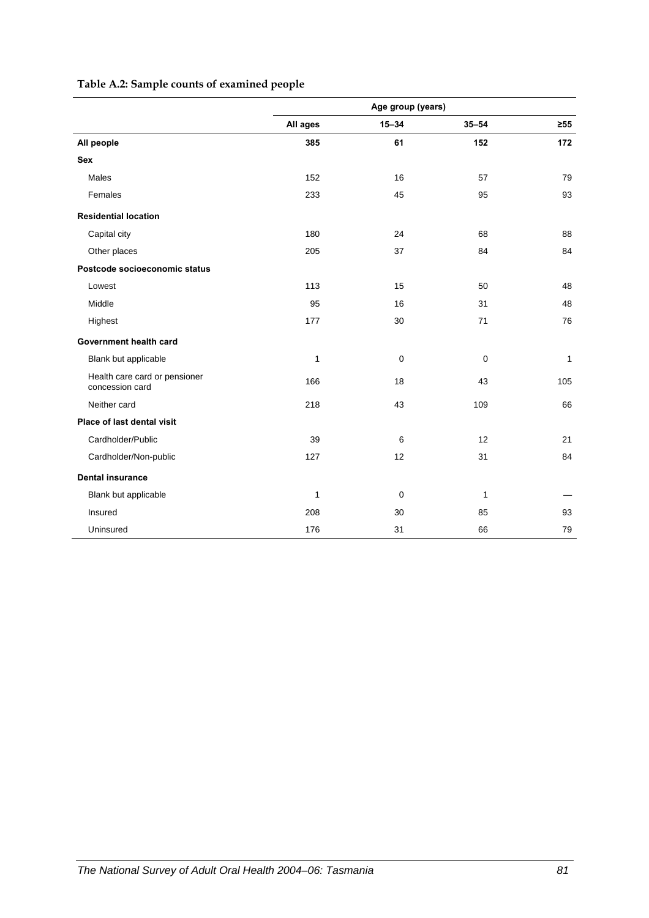**Table A.2: Sample counts of examined people**

| | Age group (years) | | | |
|---|---|---|---|---|
| | All ages | 15–34 | 35–54 | ≥55 |
| **All people** | **385** | **61** | **152** | **172** |
| **Sex** | | | | |
| Males | 152 | 16 | 57 | 79 |
| Females | 233 | 45 | 95 | 93 |
| **Residential location** | | | | |
| Capital city | 180 | 24 | 68 | 88 |
| Other places | 205 | 37 | 84 | 84 |
| **Postcode socioeconomic status** | | | | |
| Lowest | 113 | 15 | 50 | 48 |
| Middle | 95 | 16 | 31 | 48 |
| Highest | 177 | 30 | 71 | 76 |
| **Government health card** | | | | |
| Blank but applicable | 1 | 0 | 0 | 1 |
| Health care card or pensioner concession card | 166 | 18 | 43 | 105 |
| Neither card | 218 | 43 | 109 | 66 |
| **Place of last dental visit** | | | | |
| Cardholder/Public | 39 | 6 | 12 | 21 |
| Cardholder/Non-public | 127 | 12 | 31 | 84 |
| **Dental insurance** | | | | |
| Blank but applicable | 1 | 0 | 1 | — |
| Insured | 208 | 30 | 85 | 93 |
| Uninsured | 176 | 31 | 66 | 79 |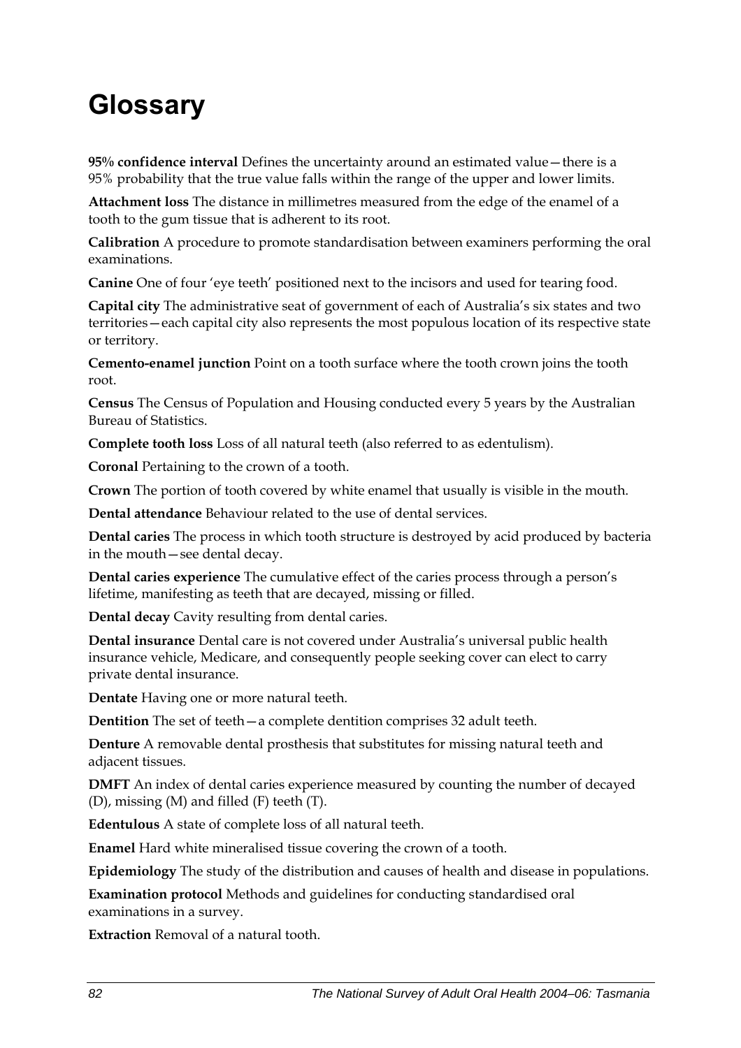# Glossary

**95% confidence interval** Defines the uncertainty around an estimated value—there is a 95% probability that the true value falls within the range of the upper and lower limits.

**Attachment loss** The distance in millimetres measured from the edge of the enamel of a tooth to the gum tissue that is adherent to its root.

**Calibration** A procedure to promote standardisation between examiners performing the oral examinations.

**Canine** One of four 'eye teeth' positioned next to the incisors and used for tearing food.

**Capital city** The administrative seat of government of each of Australia's six states and two territories—each capital city also represents the most populous location of its respective state or territory.

**Cemento-enamel junction** Point on a tooth surface where the tooth crown joins the tooth root.

**Census** The Census of Population and Housing conducted every 5 years by the Australian Bureau of Statistics.

**Complete tooth loss** Loss of all natural teeth (also referred to as edentulism).

**Coronal** Pertaining to the crown of a tooth.

**Crown** The portion of tooth covered by white enamel that usually is visible in the mouth.

**Dental attendance** Behaviour related to the use of dental services.

**Dental caries** The process in which tooth structure is destroyed by acid produced by bacteria in the mouth—see dental decay.

**Dental caries experience** The cumulative effect of the caries process through a person's lifetime, manifesting as teeth that are decayed, missing or filled.

**Dental decay** Cavity resulting from dental caries.

**Dental insurance** Dental care is not covered under Australia's universal public health insurance vehicle, Medicare, and consequently people seeking cover can elect to carry private dental insurance.

**Dentate** Having one or more natural teeth.

**Dentition** The set of teeth—a complete dentition comprises 32 adult teeth.

**Denture** A removable dental prosthesis that substitutes for missing natural teeth and adjacent tissues.

**DMFT** An index of dental caries experience measured by counting the number of decayed (D), missing (M) and filled (F) teeth (T).

**Edentulous** A state of complete loss of all natural teeth.

**Enamel** Hard white mineralised tissue covering the crown of a tooth.

**Epidemiology** The study of the distribution and causes of health and disease in populations.

**Examination protocol** Methods and guidelines for conducting standardised oral examinations in a survey.

**Extraction** Removal of a natural tooth.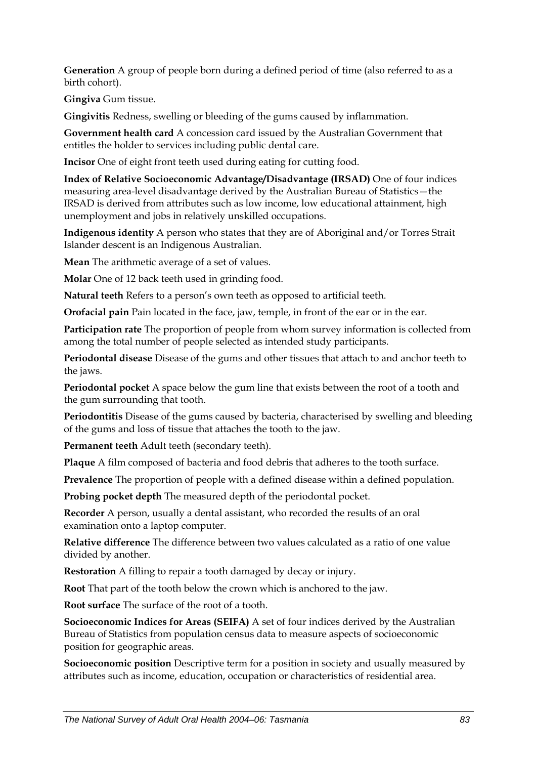**Generation** A group of people born during a defined period of time (also referred to as a birth cohort).

**Gingiva** Gum tissue.

**Gingivitis** Redness, swelling or bleeding of the gums caused by inflammation.

**Government health card** A concession card issued by the Australian Government that entitles the holder to services including public dental care.

**Incisor** One of eight front teeth used during eating for cutting food.

**Index of Relative Socioeconomic Advantage/Disadvantage (IRSAD)** One of four indices measuring area-level disadvantage derived by the Australian Bureau of Statistics—the IRSAD is derived from attributes such as low income, low educational attainment, high unemployment and jobs in relatively unskilled occupations.

**Indigenous identity** A person who states that they are of Aboriginal and/or Torres Strait Islander descent is an Indigenous Australian.

**Mean** The arithmetic average of a set of values.

**Molar** One of 12 back teeth used in grinding food.

**Natural teeth** Refers to a person's own teeth as opposed to artificial teeth.

**Orofacial pain** Pain located in the face, jaw, temple, in front of the ear or in the ear.

**Participation rate** The proportion of people from whom survey information is collected from among the total number of people selected as intended study participants.

**Periodontal disease** Disease of the gums and other tissues that attach to and anchor teeth to the jaws.

**Periodontal pocket** A space below the gum line that exists between the root of a tooth and the gum surrounding that tooth.

**Periodontitis** Disease of the gums caused by bacteria, characterised by swelling and bleeding of the gums and loss of tissue that attaches the tooth to the jaw.

**Permanent teeth** Adult teeth (secondary teeth).

**Plaque** A film composed of bacteria and food debris that adheres to the tooth surface.

**Prevalence** The proportion of people with a defined disease within a defined population.

**Probing pocket depth** The measured depth of the periodontal pocket.

**Recorder** A person, usually a dental assistant, who recorded the results of an oral examination onto a laptop computer.

**Relative difference** The difference between two values calculated as a ratio of one value divided by another.

**Restoration** A filling to repair a tooth damaged by decay or injury.

**Root** That part of the tooth below the crown which is anchored to the jaw.

**Root surface** The surface of the root of a tooth.

**Socioeconomic Indices for Areas (SEIFA)** A set of four indices derived by the Australian Bureau of Statistics from population census data to measure aspects of socioeconomic position for geographic areas.

**Socioeconomic position** Descriptive term for a position in society and usually measured by attributes such as income, education, occupation or characteristics of residential area.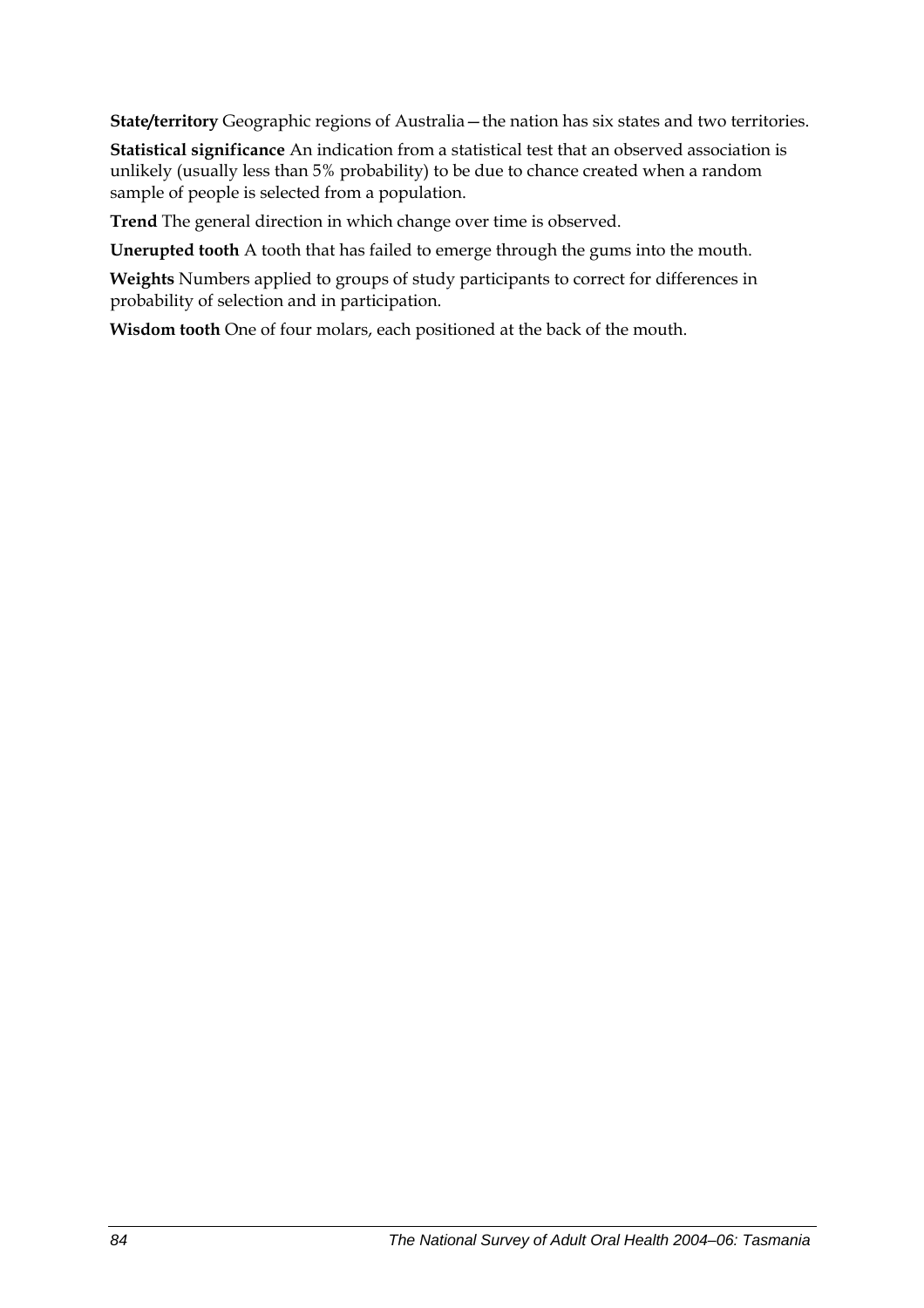**State/territory** Geographic regions of Australia—the nation has six states and two territories.

**Statistical significance** An indication from a statistical test that an observed association is unlikely (usually less than 5% probability) to be due to chance created when a random sample of people is selected from a population.

**Trend** The general direction in which change over time is observed.

**Unerupted tooth** A tooth that has failed to emerge through the gums into the mouth.

**Weights** Numbers applied to groups of study participants to correct for differences in probability of selection and in participation.

**Wisdom tooth** One of four molars, each positioned at the back of the mouth.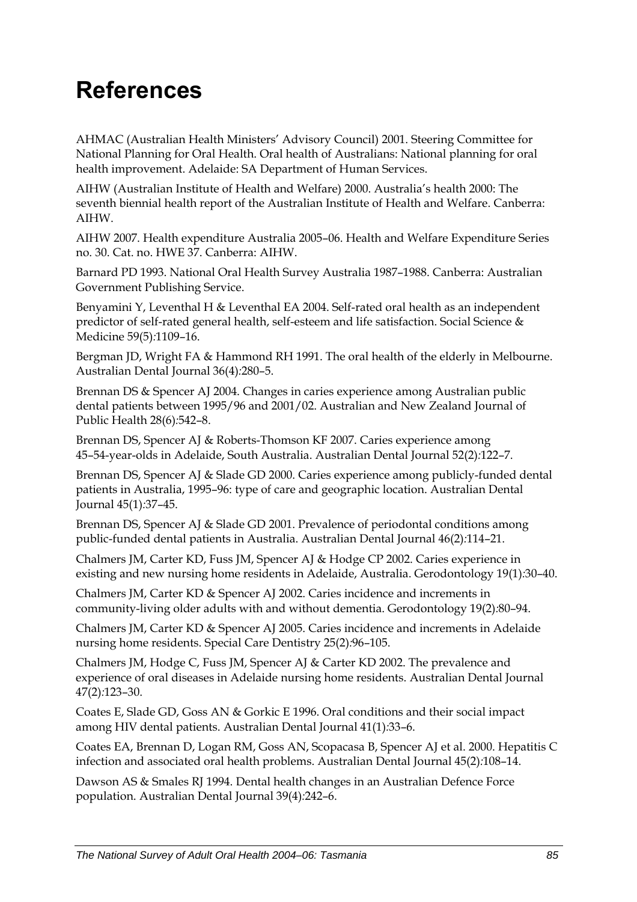# References

AHMAC (Australian Health Ministers' Advisory Council) 2001. Steering Committee for National Planning for Oral Health. Oral health of Australians: National planning for oral health improvement. Adelaide: SA Department of Human Services.

AIHW (Australian Institute of Health and Welfare) 2000. Australia's health 2000: The seventh biennial health report of the Australian Institute of Health and Welfare. Canberra: AIHW.

AIHW 2007. Health expenditure Australia 2005–06. Health and Welfare Expenditure Series no. 30. Cat. no. HWE 37. Canberra: AIHW.

Barnard PD 1993. National Oral Health Survey Australia 1987–1988. Canberra: Australian Government Publishing Service.

Benyamini Y, Leventhal H & Leventhal EA 2004. Self-rated oral health as an independent predictor of self-rated general health, self-esteem and life satisfaction. Social Science & Medicine 59(5):1109–16.

Bergman JD, Wright FA & Hammond RH 1991. The oral health of the elderly in Melbourne. Australian Dental Journal 36(4):280–5.

Brennan DS & Spencer AJ 2004. Changes in caries experience among Australian public dental patients between 1995/96 and 2001/02. Australian and New Zealand Journal of Public Health 28(6):542–8.

Brennan DS, Spencer AJ & Roberts-Thomson KF 2007. Caries experience among 45–54-year-olds in Adelaide, South Australia. Australian Dental Journal 52(2):122–7.

Brennan DS, Spencer AJ & Slade GD 2000. Caries experience among publicly-funded dental patients in Australia, 1995–96: type of care and geographic location. Australian Dental Journal 45(1):37–45.

Brennan DS, Spencer AJ & Slade GD 2001. Prevalence of periodontal conditions among public-funded dental patients in Australia. Australian Dental Journal 46(2):114–21.

Chalmers JM, Carter KD, Fuss JM, Spencer AJ & Hodge CP 2002. Caries experience in existing and new nursing home residents in Adelaide, Australia. Gerodontology 19(1):30–40.

Chalmers JM, Carter KD & Spencer AJ 2002. Caries incidence and increments in community-living older adults with and without dementia. Gerodontology 19(2):80–94.

Chalmers JM, Carter KD & Spencer AJ 2005. Caries incidence and increments in Adelaide nursing home residents. Special Care Dentistry 25(2):96–105.

Chalmers JM, Hodge C, Fuss JM, Spencer AJ & Carter KD 2002. The prevalence and experience of oral diseases in Adelaide nursing home residents. Australian Dental Journal 47(2):123–30.

Coates E, Slade GD, Goss AN & Gorkic E 1996. Oral conditions and their social impact among HIV dental patients. Australian Dental Journal 41(1):33–6.

Coates EA, Brennan D, Logan RM, Goss AN, Scopacasa B, Spencer AJ et al. 2000. Hepatitis C infection and associated oral health problems. Australian Dental Journal 45(2):108–14.

Dawson AS & Smales RJ 1994. Dental health changes in an Australian Defence Force population. Australian Dental Journal 39(4):242–6.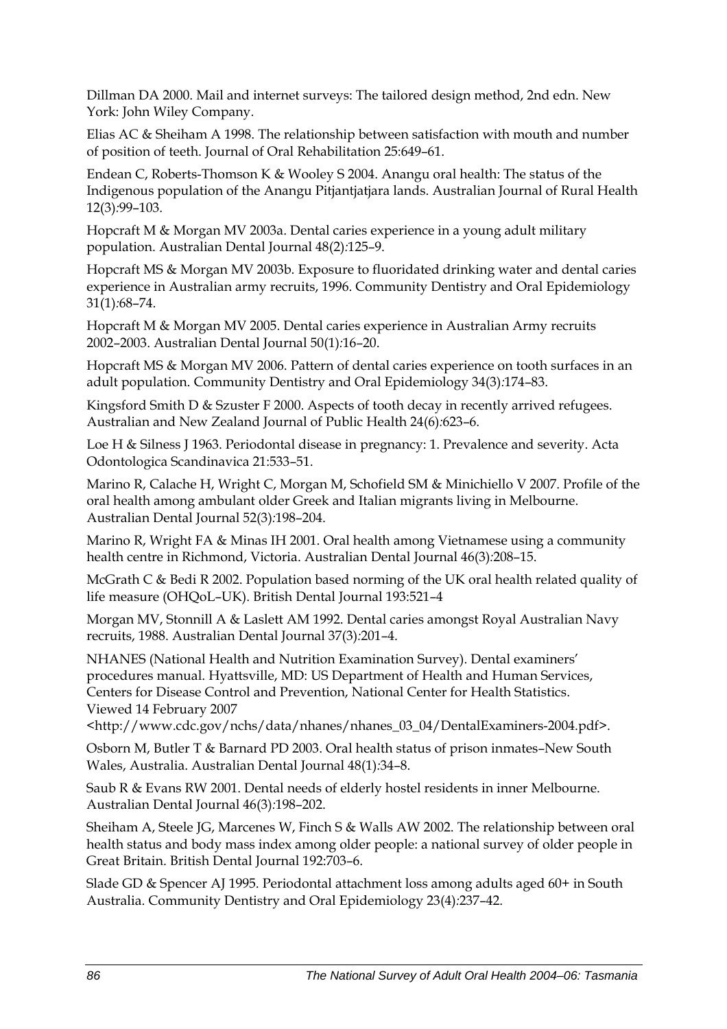Dillman DA 2000. Mail and internet surveys: The tailored design method, 2nd edn. New York: John Wiley Company.

Elias AC & Sheiham A 1998. The relationship between satisfaction with mouth and number of position of teeth. Journal of Oral Rehabilitation 25:649–61.

Endean C, Roberts-Thomson K & Wooley S 2004. Anangu oral health: The status of the Indigenous population of the Anangu Pitjantjatjara lands. Australian Journal of Rural Health 12(3):99–103.

Hopcraft M & Morgan MV 2003a. Dental caries experience in a young adult military population. Australian Dental Journal 48(2):125–9.

Hopcraft MS & Morgan MV 2003b. Exposure to fluoridated drinking water and dental caries experience in Australian army recruits, 1996. Community Dentistry and Oral Epidemiology 31(1):68–74.

Hopcraft M & Morgan MV 2005. Dental caries experience in Australian Army recruits 2002–2003. Australian Dental Journal 50(1):16–20.

Hopcraft MS & Morgan MV 2006. Pattern of dental caries experience on tooth surfaces in an adult population. Community Dentistry and Oral Epidemiology 34(3):174–83.

Kingsford Smith D & Szuster F 2000. Aspects of tooth decay in recently arrived refugees. Australian and New Zealand Journal of Public Health 24(6):623–6.

Loe H & Silness J 1963. Periodontal disease in pregnancy: 1. Prevalence and severity. Acta Odontologica Scandinavica 21:533–51.

Marino R, Calache H, Wright C, Morgan M, Schofield SM & Minichiello V 2007. Profile of the oral health among ambulant older Greek and Italian migrants living in Melbourne. Australian Dental Journal 52(3):198–204.

Marino R, Wright FA & Minas IH 2001. Oral health among Vietnamese using a community health centre in Richmond, Victoria. Australian Dental Journal 46(3):208–15.

McGrath C & Bedi R 2002. Population based norming of the UK oral health related quality of life measure (OHQoL–UK). British Dental Journal 193:521–4

Morgan MV, Stonnill A & Laslett AM 1992. Dental caries amongst Royal Australian Navy recruits, 1988. Australian Dental Journal 37(3):201–4.

NHANES (National Health and Nutrition Examination Survey). Dental examiners' procedures manual. Hyattsville, MD: US Department of Health and Human Services, Centers for Disease Control and Prevention, National Center for Health Statistics. Viewed 14 February 2007 <http://www.cdc.gov/nchs/data/nhanes/nhanes_03_04/DentalExaminers-2004.pdf>.

Osborn M, Butler T & Barnard PD 2003. Oral health status of prison inmates–New South Wales, Australia. Australian Dental Journal 48(1):34–8.

Saub R & Evans RW 2001. Dental needs of elderly hostel residents in inner Melbourne. Australian Dental Journal 46(3):198–202.

Sheiham A, Steele JG, Marcenes W, Finch S & Walls AW 2002. The relationship between oral health status and body mass index among older people: a national survey of older people in Great Britain. British Dental Journal 192:703–6.

Slade GD & Spencer AJ 1995. Periodontal attachment loss among adults aged 60+ in South Australia. Community Dentistry and Oral Epidemiology 23(4):237–42.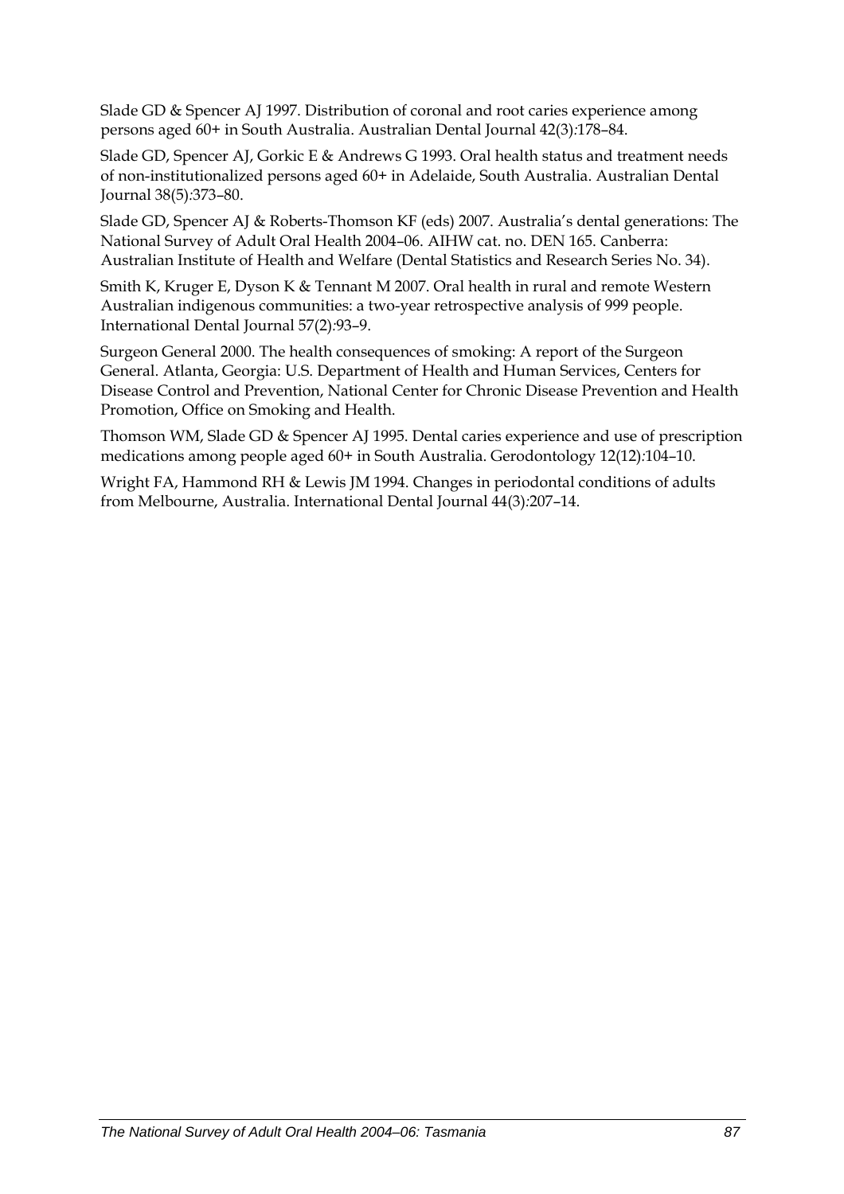Slade GD & Spencer AJ 1997. Distribution of coronal and root caries experience among persons aged 60+ in South Australia. Australian Dental Journal 42(3):178–84.

Slade GD, Spencer AJ, Gorkic E & Andrews G 1993. Oral health status and treatment needs of non-institutionalized persons aged 60+ in Adelaide, South Australia. Australian Dental Journal 38(5):373–80.

Slade GD, Spencer AJ & Roberts-Thomson KF (eds) 2007. Australia's dental generations: The National Survey of Adult Oral Health 2004–06. AIHW cat. no. DEN 165. Canberra: Australian Institute of Health and Welfare (Dental Statistics and Research Series No. 34).

Smith K, Kruger E, Dyson K & Tennant M 2007. Oral health in rural and remote Western Australian indigenous communities: a two-year retrospective analysis of 999 people. International Dental Journal 57(2):93–9.

Surgeon General 2000. The health consequences of smoking: A report of the Surgeon General. Atlanta, Georgia: U.S. Department of Health and Human Services, Centers for Disease Control and Prevention, National Center for Chronic Disease Prevention and Health Promotion, Office on Smoking and Health.

Thomson WM, Slade GD & Spencer AJ 1995. Dental caries experience and use of prescription medications among people aged 60+ in South Australia. Gerodontology 12(12):104–10.

Wright FA, Hammond RH & Lewis JM 1994. Changes in periodontal conditions of adults from Melbourne, Australia. International Dental Journal 44(3):207–14.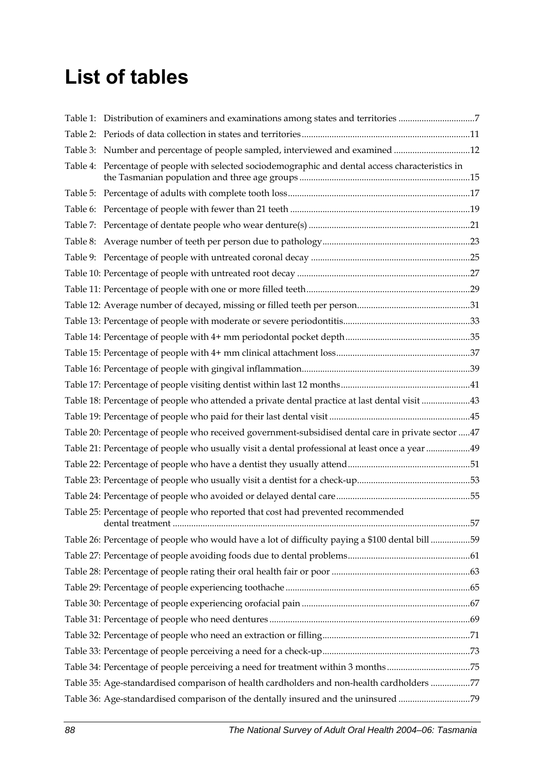# List of tables

Table 1: Distribution of examiners and examinations among states and territories ................................7

Table 2: Periods of data collection in states and territories.........................................................................11

Table 3: Number and percentage of people sampled, interviewed and examined ................................12

Table 4: Percentage of people with selected sociodemographic and dental access characteristics in the Tasmanian population and three age groups .........................................................................15

Table 5: Percentage of adults with complete tooth loss..............................................................................17

Table 6: Percentage of people with fewer than 21 teeth .............................................................................19

Table 7: Percentage of dentate people who wear denture(s) .....................................................................21

Table 8: Average number of teeth per person due to pathology................................................................23

Table 9: Percentage of people with untreated coronal decay ....................................................................25

Table 10: Percentage of people with untreated root decay ..........................................................................27

Table 11: Percentage of people with one or more filled teeth......................................................................29

Table 12: Average number of decayed, missing or filled teeth per person................................................31

Table 13: Percentage of people with moderate or severe periodontitis......................................................33

Table 14: Percentage of people with 4+ mm periodontal pocket depth......................................................35

Table 15: Percentage of people with 4+ mm clinical attachment loss..........................................................37

Table 16: Percentage of people with gingival inflammation........................................................................39

Table 17: Percentage of people visiting dentist within last 12 months.......................................................41

Table 18: Percentage of people who attended a private dental practice at last dental visit .....................43

Table 19: Percentage of people who paid for their last dental visit ............................................................45

Table 20: Percentage of people who received government-subsidised dental care in private sector .....47

Table 21: Percentage of people who usually visit a dental professional at least once a year ...................49

Table 22: Percentage of people who have a dentist they usually attend....................................................51

Table 23: Percentage of people who usually visit a dentist for a check-up................................................53

Table 24: Percentage of people who avoided or delayed dental care..........................................................55

Table 25: Percentage of people who reported that cost had prevented recommended dental treatment ................................................................................................................................57

Table 26: Percentage of people who would have a lot of difficulty paying a $100 dental bill .................59

Table 27: Percentage of people avoiding foods due to dental problems....................................................61

Table 28: Percentage of people rating their oral health fair or poor ...........................................................63

Table 29: Percentage of people experiencing toothache ...............................................................................65

Table 30: Percentage of people experiencing orofacial pain ........................................................................67

Table 31: Percentage of people who need dentures......................................................................................69

Table 32: Percentage of people who need an extraction or filling...............................................................71

Table 33: Percentage of people perceiving a need for a check-up...............................................................73

Table 34: Percentage of people perceiving a need for treatment within 3 months...................................75

Table 35: Age-standardised comparison of health cardholders and non-health cardholders .................77

Table 36: Age-standardised comparison of the dentally insured and the uninsured ...............................79